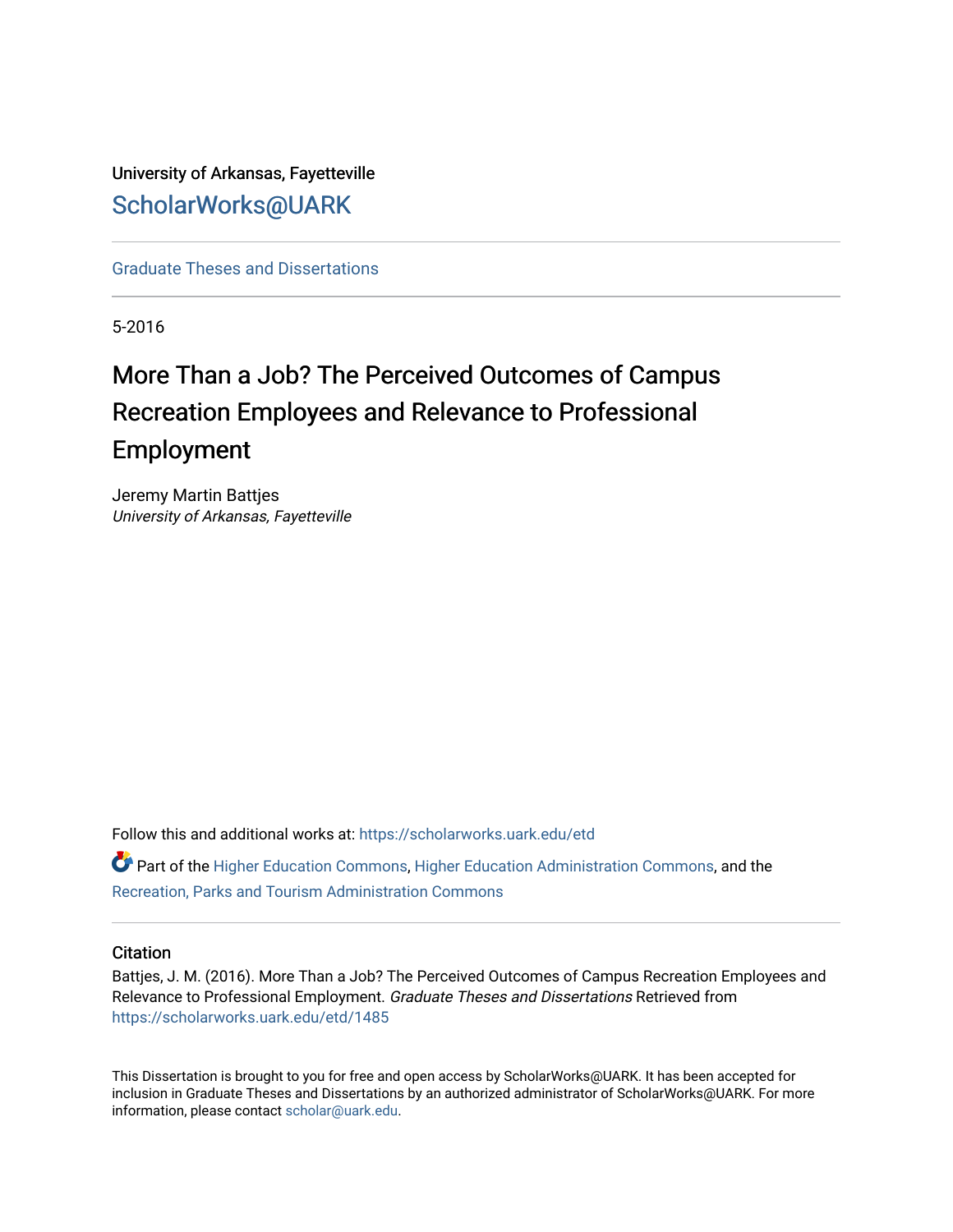University of Arkansas, Fayetteville

ScholarWorks@UARK

Graduate Theses and Dissertations

5-2016

# More Than a Job? The Perceived Outcomes of Campus Recreation Employees and Relevance to Professional Employment

Jeremy Martin Battjes
*University of Arkansas, Fayetteville*

Follow this and additional works at: https://scholarworks.uark.edu/etd

Part of the Higher Education Commons, Higher Education Administration Commons, and the Recreation, Parks and Tourism Administration Commons

## Citation

Battjes, J. M. (2016). More Than a Job? The Perceived Outcomes of Campus Recreation Employees and Relevance to Professional Employment. *Graduate Theses and Dissertations* Retrieved from https://scholarworks.uark.edu/etd/1485

This Dissertation is brought to you for free and open access by ScholarWorks@UARK. It has been accepted for inclusion in Graduate Theses and Dissertations by an authorized administrator of ScholarWorks@UARK. For more information, please contact scholar@uark.edu.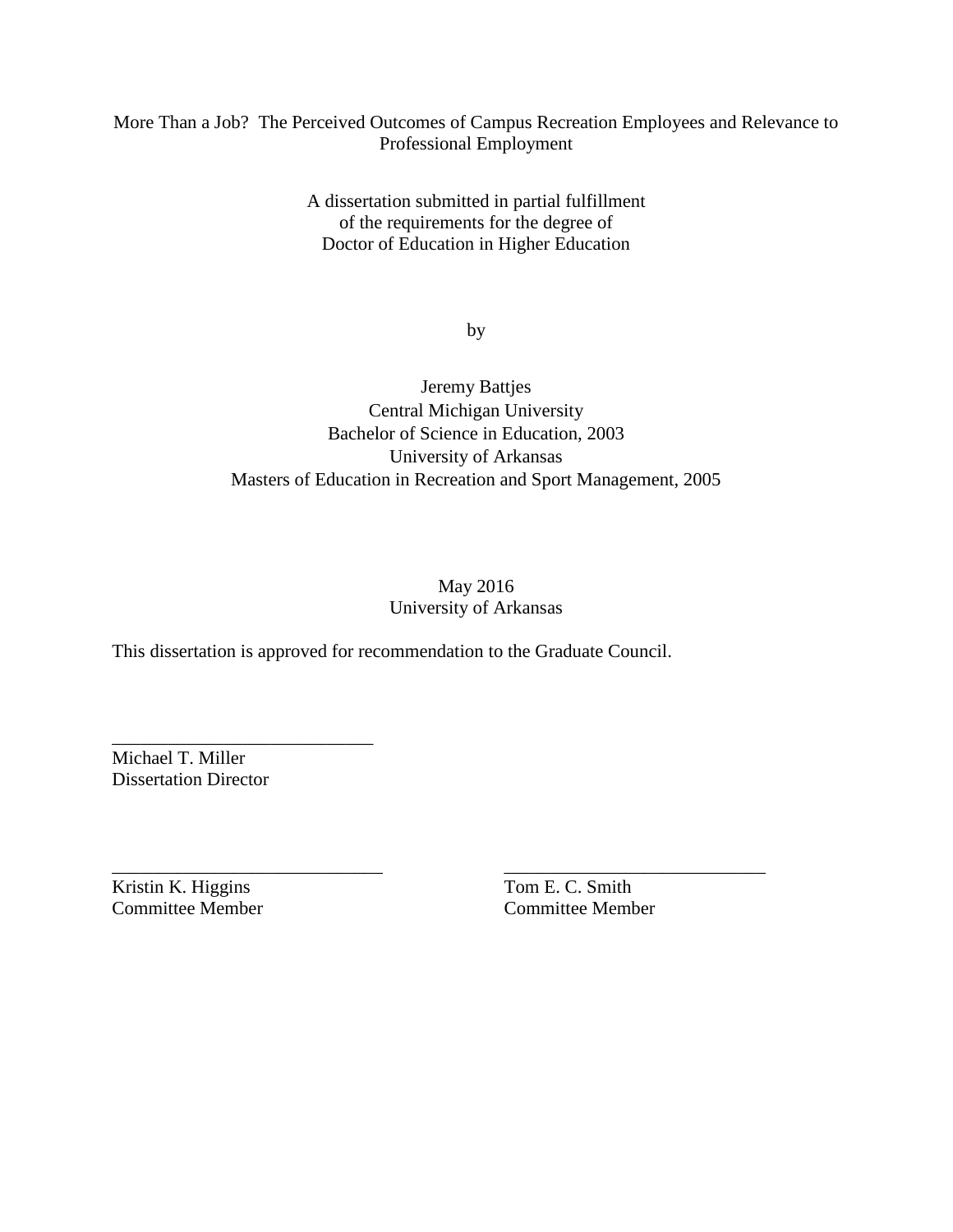More Than a Job? The Perceived Outcomes of Campus Recreation Employees and Relevance to Professional Employment

A dissertation submitted in partial fulfillment
of the requirements for the degree of
Doctor of Education in Higher Education

by

Jeremy Battjes
Central Michigan University
Bachelor of Science in Education, 2003
University of Arkansas
Masters of Education in Recreation and Sport Management, 2005

May 2016
University of Arkansas

This dissertation is approved for recommendation to the Graduate Council.

____________________________
Michael T. Miller
Dissertation Director

____________________________
Kristin K. Higgins
Committee Member

____________________________
Tom E. C. Smith
Committee Member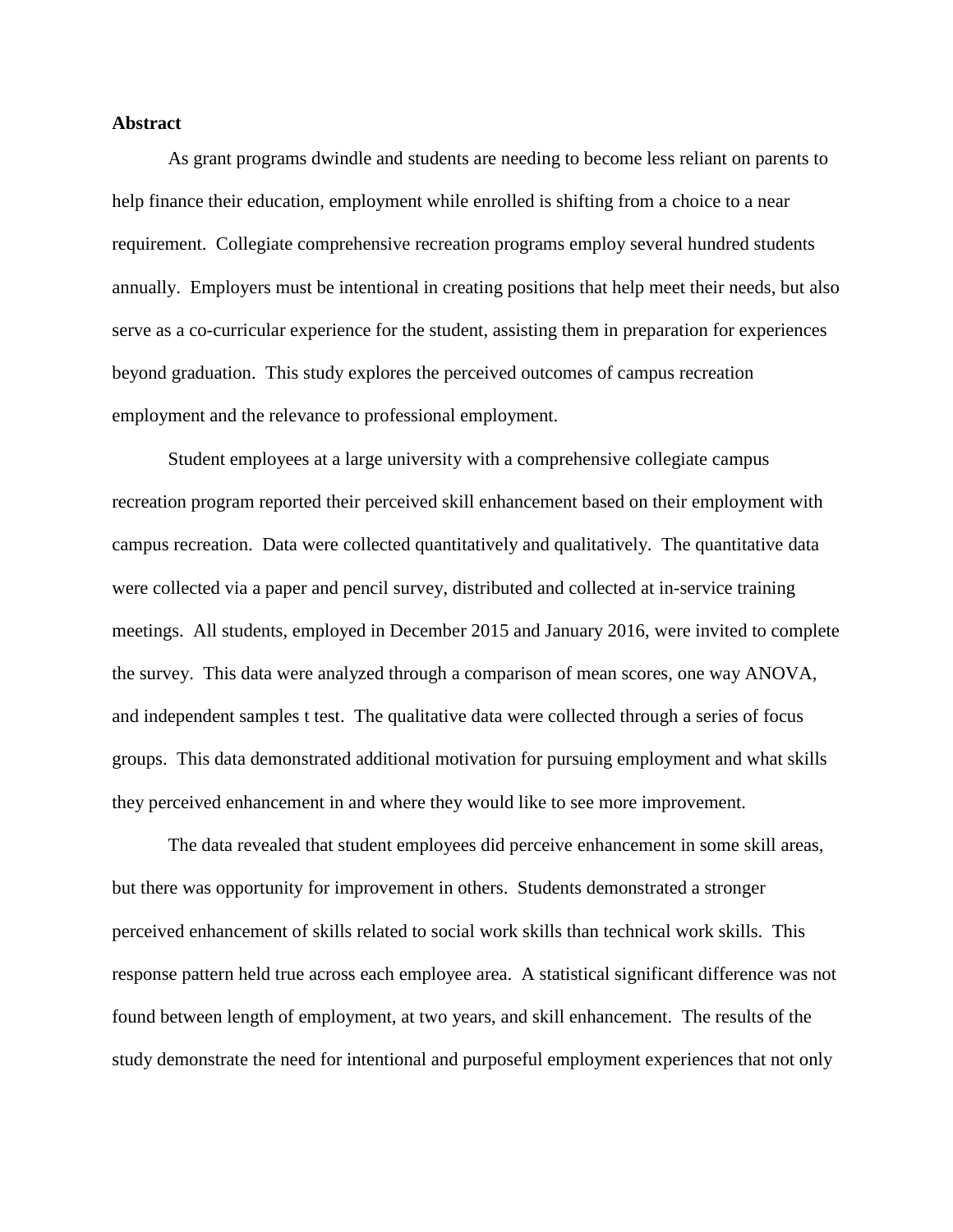**Abstract**

As grant programs dwindle and students are needing to become less reliant on parents to help finance their education, employment while enrolled is shifting from a choice to a near requirement. Collegiate comprehensive recreation programs employ several hundred students annually. Employers must be intentional in creating positions that help meet their needs, but also serve as a co-curricular experience for the student, assisting them in preparation for experiences beyond graduation. This study explores the perceived outcomes of campus recreation employment and the relevance to professional employment.

Student employees at a large university with a comprehensive collegiate campus recreation program reported their perceived skill enhancement based on their employment with campus recreation. Data were collected quantitatively and qualitatively. The quantitative data were collected via a paper and pencil survey, distributed and collected at in-service training meetings. All students, employed in December 2015 and January 2016, were invited to complete the survey. This data were analyzed through a comparison of mean scores, one way ANOVA, and independent samples t test. The qualitative data were collected through a series of focus groups. This data demonstrated additional motivation for pursuing employment and what skills they perceived enhancement in and where they would like to see more improvement.

The data revealed that student employees did perceive enhancement in some skill areas, but there was opportunity for improvement in others. Students demonstrated a stronger perceived enhancement of skills related to social work skills than technical work skills. This response pattern held true across each employee area. A statistical significant difference was not found between length of employment, at two years, and skill enhancement. The results of the study demonstrate the need for intentional and purposeful employment experiences that not only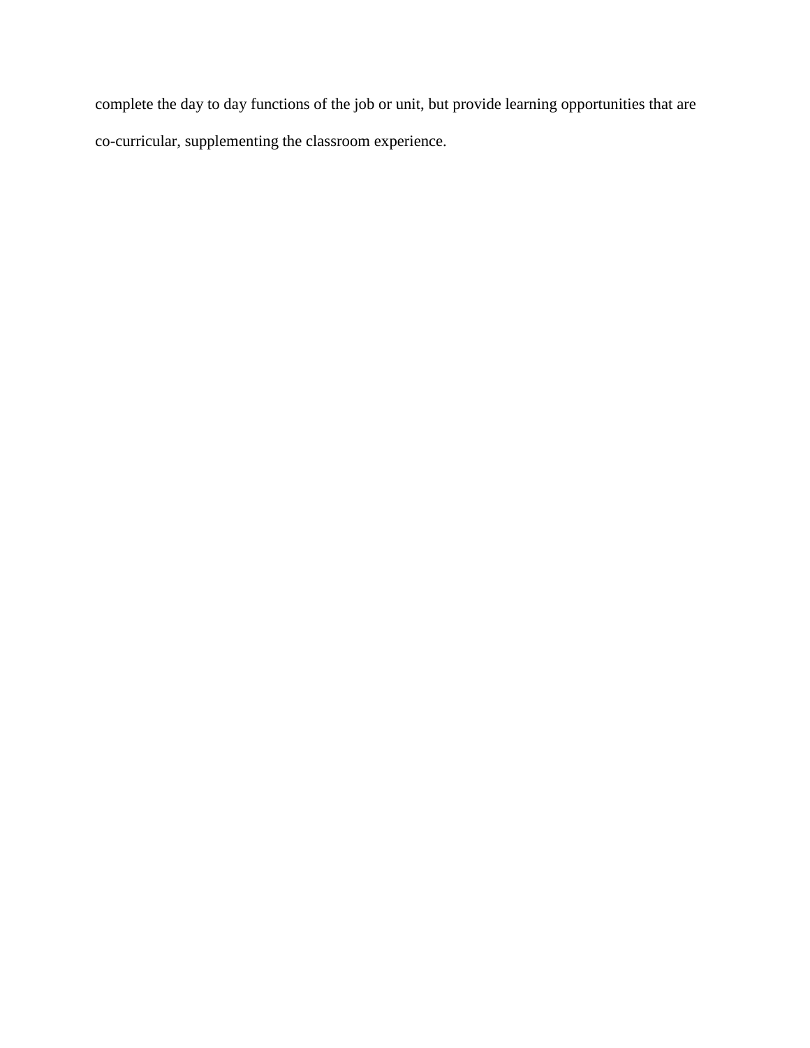complete the day to day functions of the job or unit, but provide learning opportunities that are co-curricular, supplementing the classroom experience.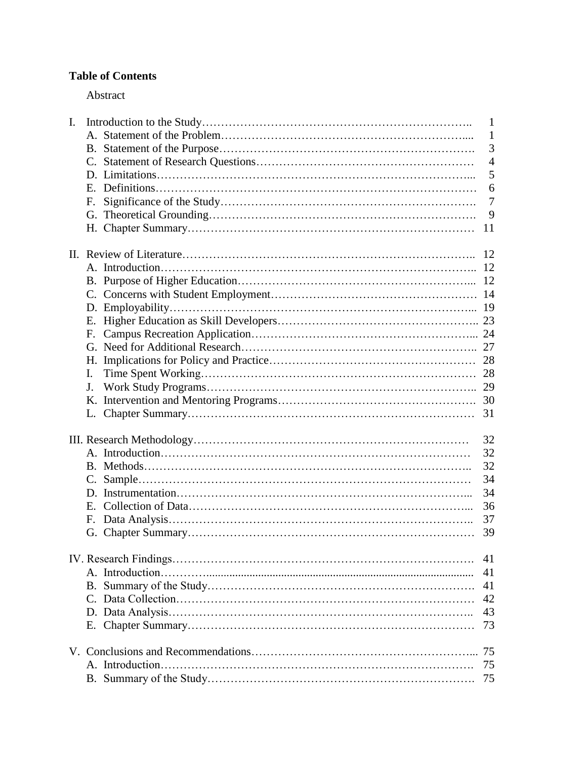**Table of Contents**

Abstract

| | | |
|---|---|---|
| I. | Introduction to the Study | 1 |
| | A. Statement of the Problem | 1 |
| | B. Statement of the Purpose | 3 |
| | C. Statement of Research Questions | 4 |
| | D. Limitations | 5 |
| | E. Definitions | 6 |
| | F. Significance of the Study | 7 |
| | G. Theoretical Grounding | 9 |
| | H. Chapter Summary | 11 |
| II. | Review of Literature | 12 |
| | A. Introduction | 12 |
| | B. Purpose of Higher Education | 12 |
| | C. Concerns with Student Employment | 14 |
| | D. Employability | 19 |
| | E. Higher Education as Skill Developers | 23 |
| | F. Campus Recreation Application | 24 |
| | G. Need for Additional Research | 27 |
| | H. Implications for Policy and Practice | 28 |
| | I. Time Spent Working | 28 |
| | J. Work Study Programs | 29 |
| | K. Intervention and Mentoring Programs | 30 |
| | L. Chapter Summary | 31 |
| III. | Research Methodology | 32 |
| | A. Introduction | 32 |
| | B. Methods | 32 |
| | C. Sample | 34 |
| | D. Instrumentation | 34 |
| | E. Collection of Data | 36 |
| | F. Data Analysis | 37 |
| | G. Chapter Summary | 39 |
| IV. | Research Findings | 41 |
| | A. Introduction | 41 |
| | B. Summary of the Study | 41 |
| | C. Data Collection | 42 |
| | D. Data Analysis | 43 |
| | E. Chapter Summary | 73 |
| V. | Conclusions and Recommendations | 75 |
| | A. Introduction | 75 |
| | B. Summary of the Study | 75 |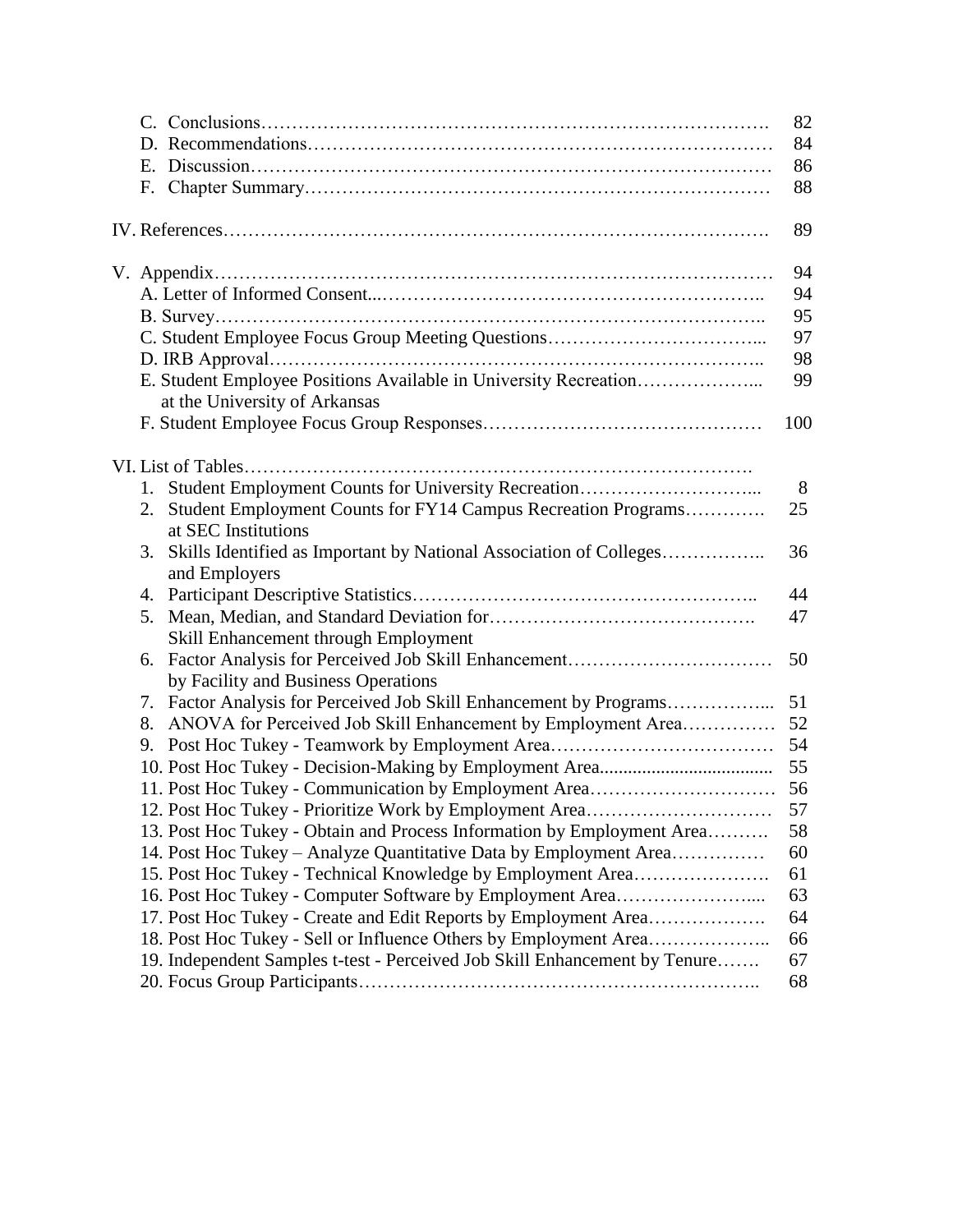C. Conclusions……………………………………………………………………… 82
D. Recommendations………………………………………………………………… 84
E. Discussion………………………………………………………………………… 86
F. Chapter Summary………………………………………………………………… 88

IV. References……………………………………………………………………………. 89

V. Appendix……………………………………………………………………………… 94
A. Letter of Informed Consent...……………………………………………………….. 94
B. Survey……………………………………………………………………………….. 95
C. Student Employee Focus Group Meeting Questions……………………………... 97
D. IRB Approval……………………………………………………………………….. 98
E. Student Employee Positions Available in University Recreation………………... at the University of Arkansas 99
F. Student Employee Focus Group Responses……………………………………… 100

VI. List of Tables………………………………………………………………………….
1. Student Employment Counts for University Recreation………………………... 8
2. Student Employment Counts for FY14 Campus Recreation Programs…………. at SEC Institutions 25
3. Skills Identified as Important by National Association of Colleges…………….. and Employers 36
4. Participant Descriptive Statistics……………………………………………….. 44
5. Mean, Median, and Standard Deviation for……………………………………. Skill Enhancement through Employment 47
6. Factor Analysis for Perceived Job Skill Enhancement…………………………… by Facility and Business Operations 50
7. Factor Analysis for Perceived Job Skill Enhancement by Programs…………….... 51
8. ANOVA for Perceived Job Skill Enhancement by Employment Area…………… 52
9. Post Hoc Tukey - Teamwork by Employment Area……………………………… 54
10. Post Hoc Tukey - Decision-Making by Employment Area.................................... 55
11. Post Hoc Tukey - Communication by Employment Area………………………… 56
12. Post Hoc Tukey - Prioritize Work by Employment Area………………………… 57
13. Post Hoc Tukey - Obtain and Process Information by Employment Area………. 58
14. Post Hoc Tukey – Analyze Quantitative Data by Employment Area…………… 60
15. Post Hoc Tukey - Technical Knowledge by Employment Area…………………. 61
16. Post Hoc Tukey - Computer Software by Employment Area………………….... 63
17. Post Hoc Tukey - Create and Edit Reports by Employment Area………………. 64
18. Post Hoc Tukey - Sell or Influence Others by Employment Area……………….. 66
19. Independent Samples t-test - Perceived Job Skill Enhancement by Tenure……. 67
20. Focus Group Participants……………………………………………………….. 68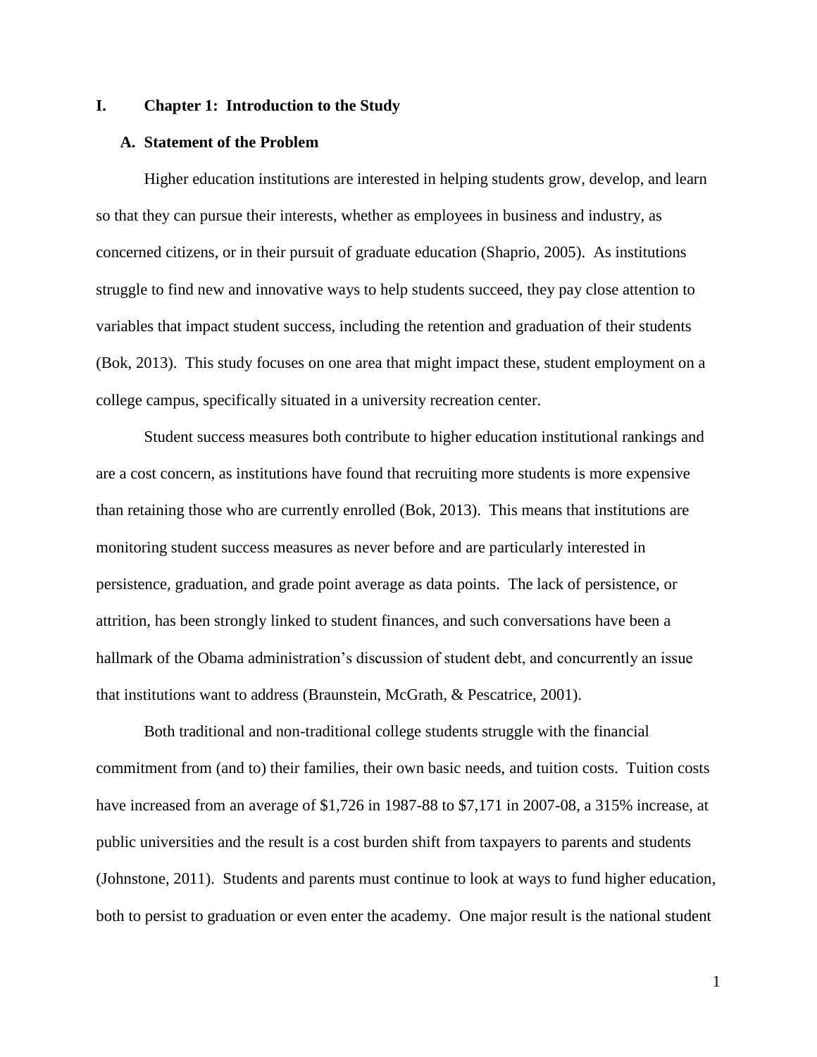# I. Chapter 1: Introduction to the Study

## A. Statement of the Problem

Higher education institutions are interested in helping students grow, develop, and learn so that they can pursue their interests, whether as employees in business and industry, as concerned citizens, or in their pursuit of graduate education (Shaprio, 2005). As institutions struggle to find new and innovative ways to help students succeed, they pay close attention to variables that impact student success, including the retention and graduation of their students (Bok, 2013). This study focuses on one area that might impact these, student employment on a college campus, specifically situated in a university recreation center.

Student success measures both contribute to higher education institutional rankings and are a cost concern, as institutions have found that recruiting more students is more expensive than retaining those who are currently enrolled (Bok, 2013). This means that institutions are monitoring student success measures as never before and are particularly interested in persistence, graduation, and grade point average as data points. The lack of persistence, or attrition, has been strongly linked to student finances, and such conversations have been a hallmark of the Obama administration's discussion of student debt, and concurrently an issue that institutions want to address (Braunstein, McGrath, & Pescatrice, 2001).

Both traditional and non-traditional college students struggle with the financial commitment from (and to) their families, their own basic needs, and tuition costs. Tuition costs have increased from an average of $1,726 in 1987-88 to $7,171 in 2007-08, a 315% increase, at public universities and the result is a cost burden shift from taxpayers to parents and students (Johnstone, 2011). Students and parents must continue to look at ways to fund higher education, both to persist to graduation or even enter the academy. One major result is the national student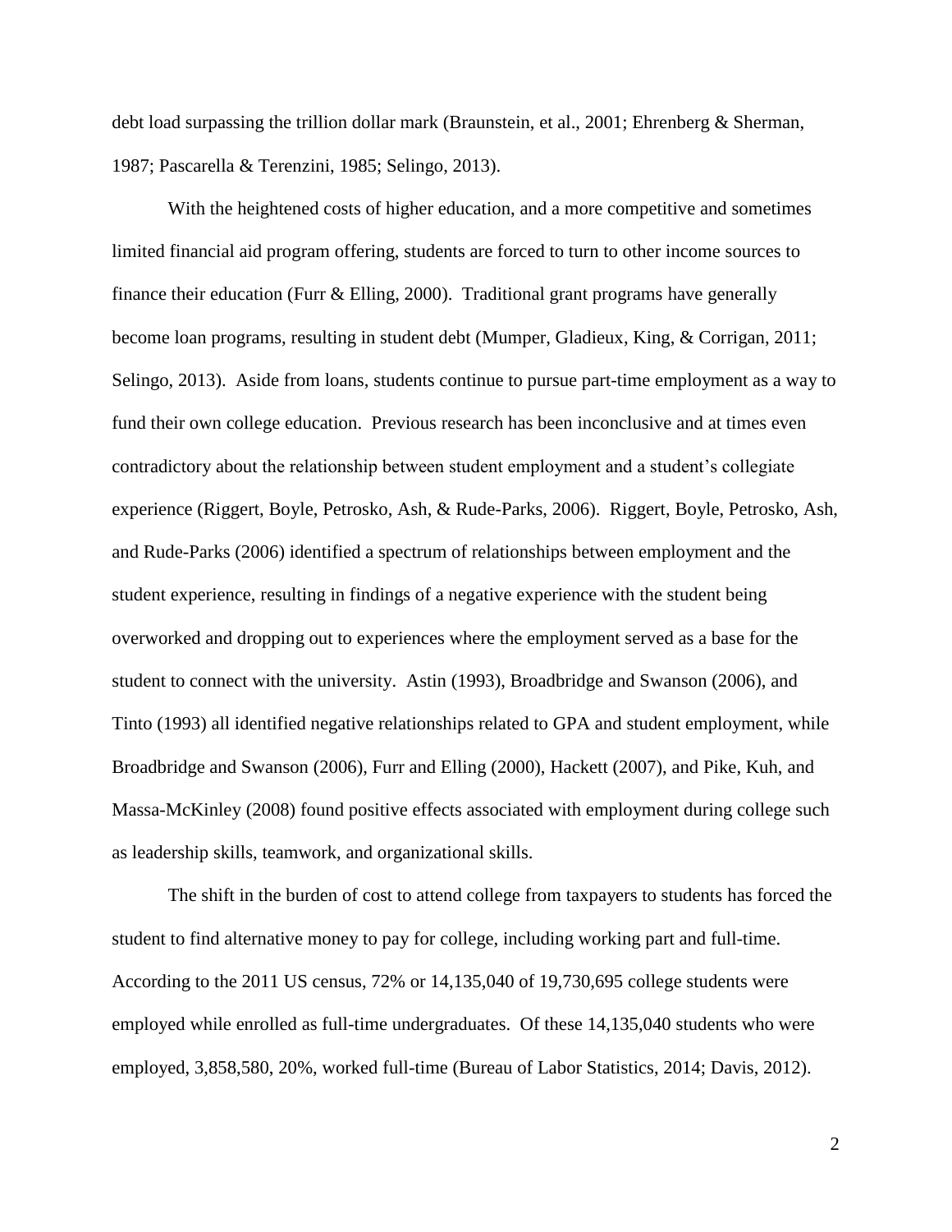debt load surpassing the trillion dollar mark (Braunstein, et al., 2001; Ehrenberg & Sherman, 1987; Pascarella & Terenzini, 1985; Selingo, 2013).

With the heightened costs of higher education, and a more competitive and sometimes limited financial aid program offering, students are forced to turn to other income sources to finance their education (Furr & Elling, 2000). Traditional grant programs have generally become loan programs, resulting in student debt (Mumper, Gladieux, King, & Corrigan, 2011; Selingo, 2013). Aside from loans, students continue to pursue part-time employment as a way to fund their own college education. Previous research has been inconclusive and at times even contradictory about the relationship between student employment and a student's collegiate experience (Riggert, Boyle, Petrosko, Ash, & Rude-Parks, 2006). Riggert, Boyle, Petrosko, Ash, and Rude-Parks (2006) identified a spectrum of relationships between employment and the student experience, resulting in findings of a negative experience with the student being overworked and dropping out to experiences where the employment served as a base for the student to connect with the university. Astin (1993), Broadbridge and Swanson (2006), and Tinto (1993) all identified negative relationships related to GPA and student employment, while Broadbridge and Swanson (2006), Furr and Elling (2000), Hackett (2007), and Pike, Kuh, and Massa-McKinley (2008) found positive effects associated with employment during college such as leadership skills, teamwork, and organizational skills.

The shift in the burden of cost to attend college from taxpayers to students has forced the student to find alternative money to pay for college, including working part and full-time. According to the 2011 US census, 72% or 14,135,040 of 19,730,695 college students were employed while enrolled as full-time undergraduates. Of these 14,135,040 students who were employed, 3,858,580, 20%, worked full-time (Bureau of Labor Statistics, 2014; Davis, 2012).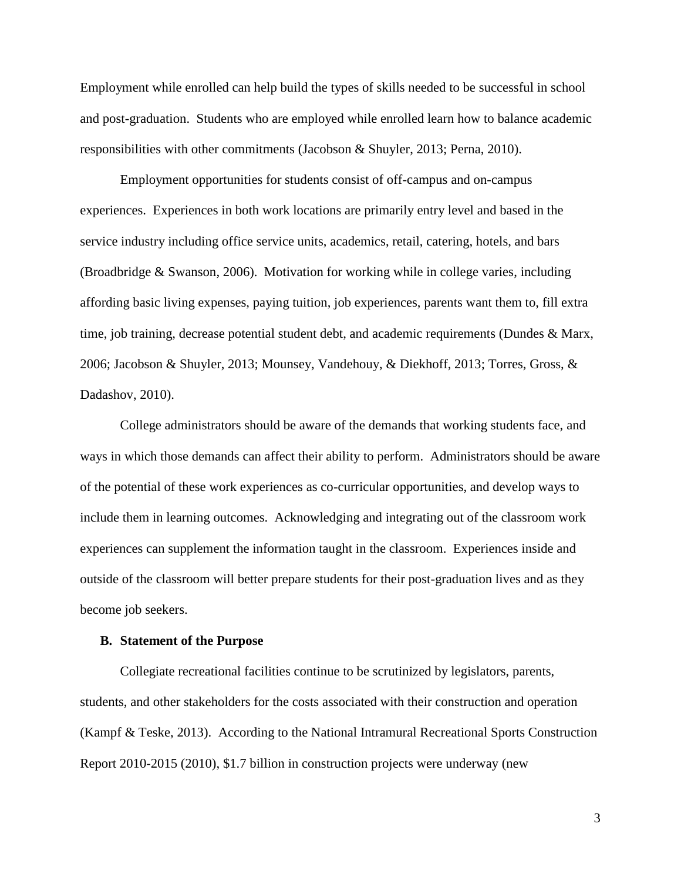Employment while enrolled can help build the types of skills needed to be successful in school and post-graduation. Students who are employed while enrolled learn how to balance academic responsibilities with other commitments (Jacobson & Shuyler, 2013; Perna, 2010).

Employment opportunities for students consist of off-campus and on-campus experiences. Experiences in both work locations are primarily entry level and based in the service industry including office service units, academics, retail, catering, hotels, and bars (Broadbridge & Swanson, 2006). Motivation for working while in college varies, including affording basic living expenses, paying tuition, job experiences, parents want them to, fill extra time, job training, decrease potential student debt, and academic requirements (Dundes & Marx, 2006; Jacobson & Shuyler, 2013; Mounsey, Vandehouy, & Diekhoff, 2013; Torres, Gross, & Dadashov, 2010).

College administrators should be aware of the demands that working students face, and ways in which those demands can affect their ability to perform. Administrators should be aware of the potential of these work experiences as co-curricular opportunities, and develop ways to include them in learning outcomes. Acknowledging and integrating out of the classroom work experiences can supplement the information taught in the classroom. Experiences inside and outside of the classroom will better prepare students for their post-graduation lives and as they become job seekers.

### B. Statement of the Purpose

Collegiate recreational facilities continue to be scrutinized by legislators, parents, students, and other stakeholders for the costs associated with their construction and operation (Kampf & Teske, 2013). According to the National Intramural Recreational Sports Construction Report 2010-2015 (2010), $1.7 billion in construction projects were underway (new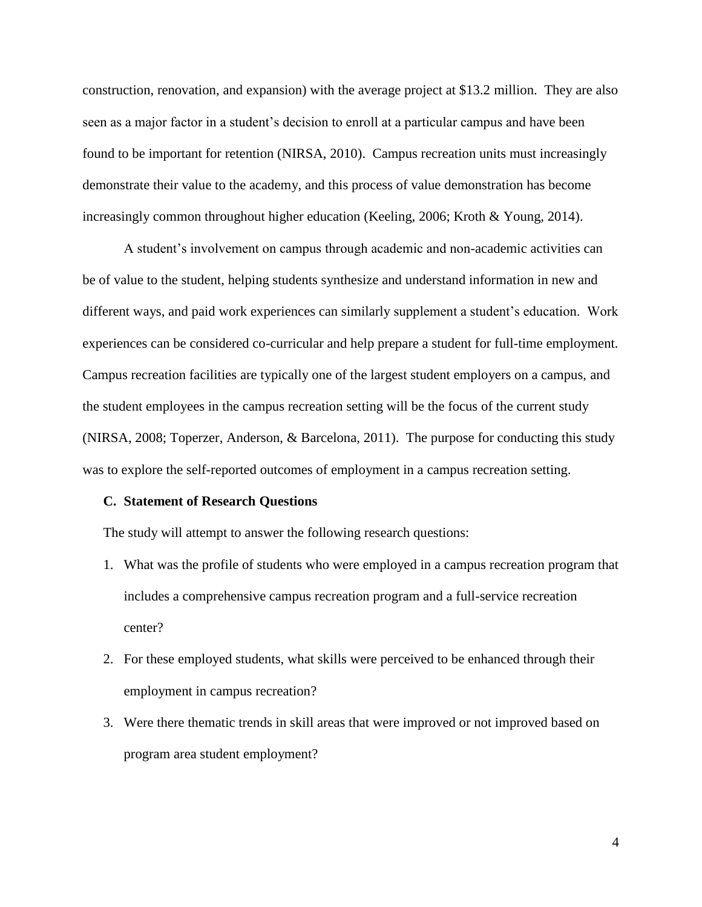construction, renovation, and expansion) with the average project at $13.2 million. They are also seen as a major factor in a student's decision to enroll at a particular campus and have been found to be important for retention (NIRSA, 2010). Campus recreation units must increasingly demonstrate their value to the academy, and this process of value demonstration has become increasingly common throughout higher education (Keeling, 2006; Kroth & Young, 2014).

A student's involvement on campus through academic and non-academic activities can be of value to the student, helping students synthesize and understand information in new and different ways, and paid work experiences can similarly supplement a student's education. Work experiences can be considered co-curricular and help prepare a student for full-time employment. Campus recreation facilities are typically one of the largest student employers on a campus, and the student employees in the campus recreation setting will be the focus of the current study (NIRSA, 2008; Toperzer, Anderson, & Barcelona, 2011). The purpose for conducting this study was to explore the self-reported outcomes of employment in a campus recreation setting.

**C. Statement of Research Questions**

The study will attempt to answer the following research questions:

1. What was the profile of students who were employed in a campus recreation program that includes a comprehensive campus recreation program and a full-service recreation center?
2. For these employed students, what skills were perceived to be enhanced through their employment in campus recreation?
3. Were there thematic trends in skill areas that were improved or not improved based on program area student employment?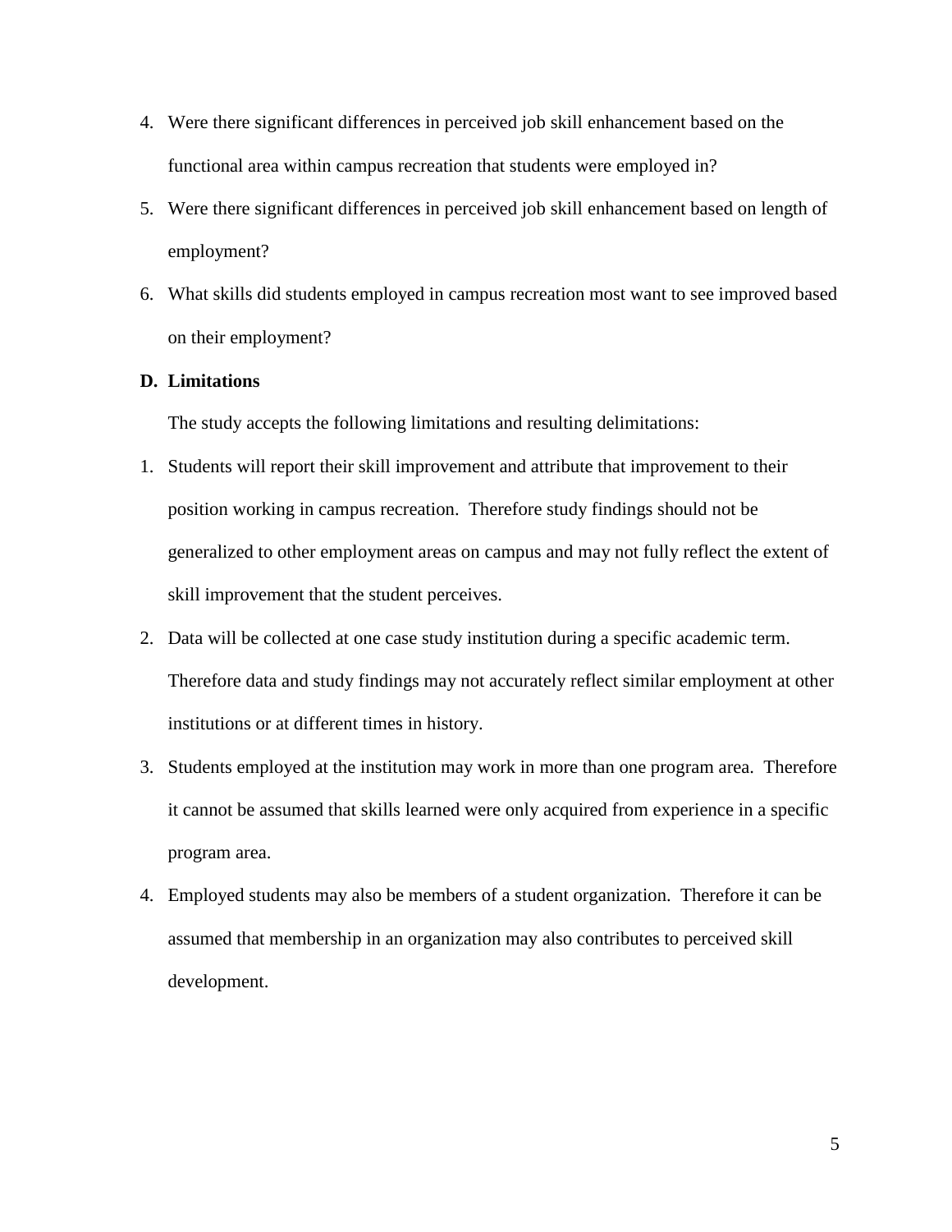4. Were there significant differences in perceived job skill enhancement based on the functional area within campus recreation that students were employed in?
5. Were there significant differences in perceived job skill enhancement based on length of employment?
6. What skills did students employed in campus recreation most want to see improved based on their employment?

### D. Limitations

The study accepts the following limitations and resulting delimitations:

1. Students will report their skill improvement and attribute that improvement to their position working in campus recreation. Therefore study findings should not be generalized to other employment areas on campus and may not fully reflect the extent of skill improvement that the student perceives.
2. Data will be collected at one case study institution during a specific academic term. Therefore data and study findings may not accurately reflect similar employment at other institutions or at different times in history.
3. Students employed at the institution may work in more than one program area. Therefore it cannot be assumed that skills learned were only acquired from experience in a specific program area.
4. Employed students may also be members of a student organization. Therefore it can be assumed that membership in an organization may also contributes to perceived skill development.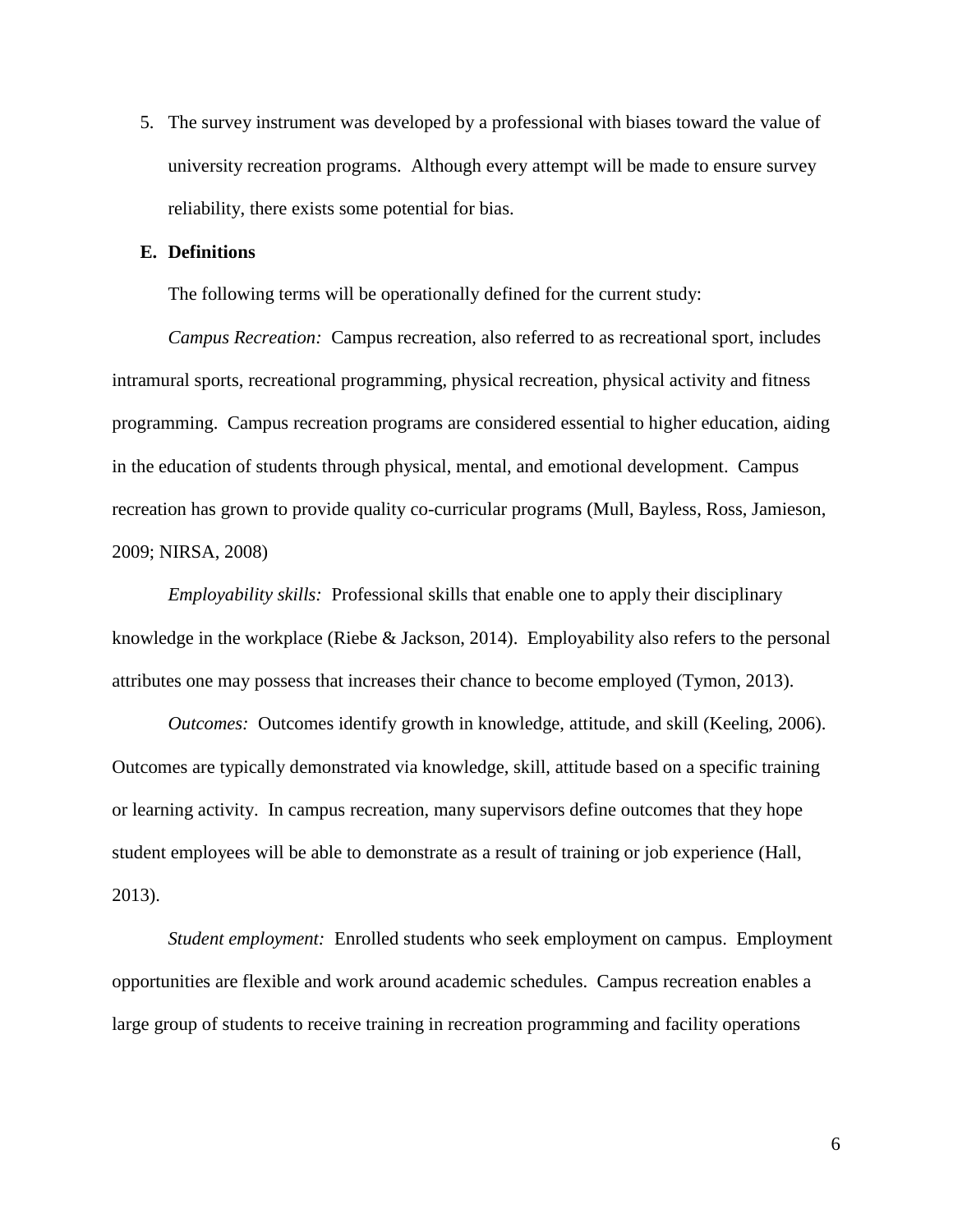5. The survey instrument was developed by a professional with biases toward the value of university recreation programs. Although every attempt will be made to ensure survey reliability, there exists some potential for bias.

### E. Definitions

The following terms will be operationally defined for the current study:

*Campus Recreation:* Campus recreation, also referred to as recreational sport, includes intramural sports, recreational programming, physical recreation, physical activity and fitness programming. Campus recreation programs are considered essential to higher education, aiding in the education of students through physical, mental, and emotional development. Campus recreation has grown to provide quality co-curricular programs (Mull, Bayless, Ross, Jamieson, 2009; NIRSA, 2008)

*Employability skills:* Professional skills that enable one to apply their disciplinary knowledge in the workplace (Riebe & Jackson, 2014). Employability also refers to the personal attributes one may possess that increases their chance to become employed (Tymon, 2013).

*Outcomes:* Outcomes identify growth in knowledge, attitude, and skill (Keeling, 2006). Outcomes are typically demonstrated via knowledge, skill, attitude based on a specific training or learning activity. In campus recreation, many supervisors define outcomes that they hope student employees will be able to demonstrate as a result of training or job experience (Hall, 2013).

*Student employment:* Enrolled students who seek employment on campus. Employment opportunities are flexible and work around academic schedules. Campus recreation enables a large group of students to receive training in recreation programming and facility operations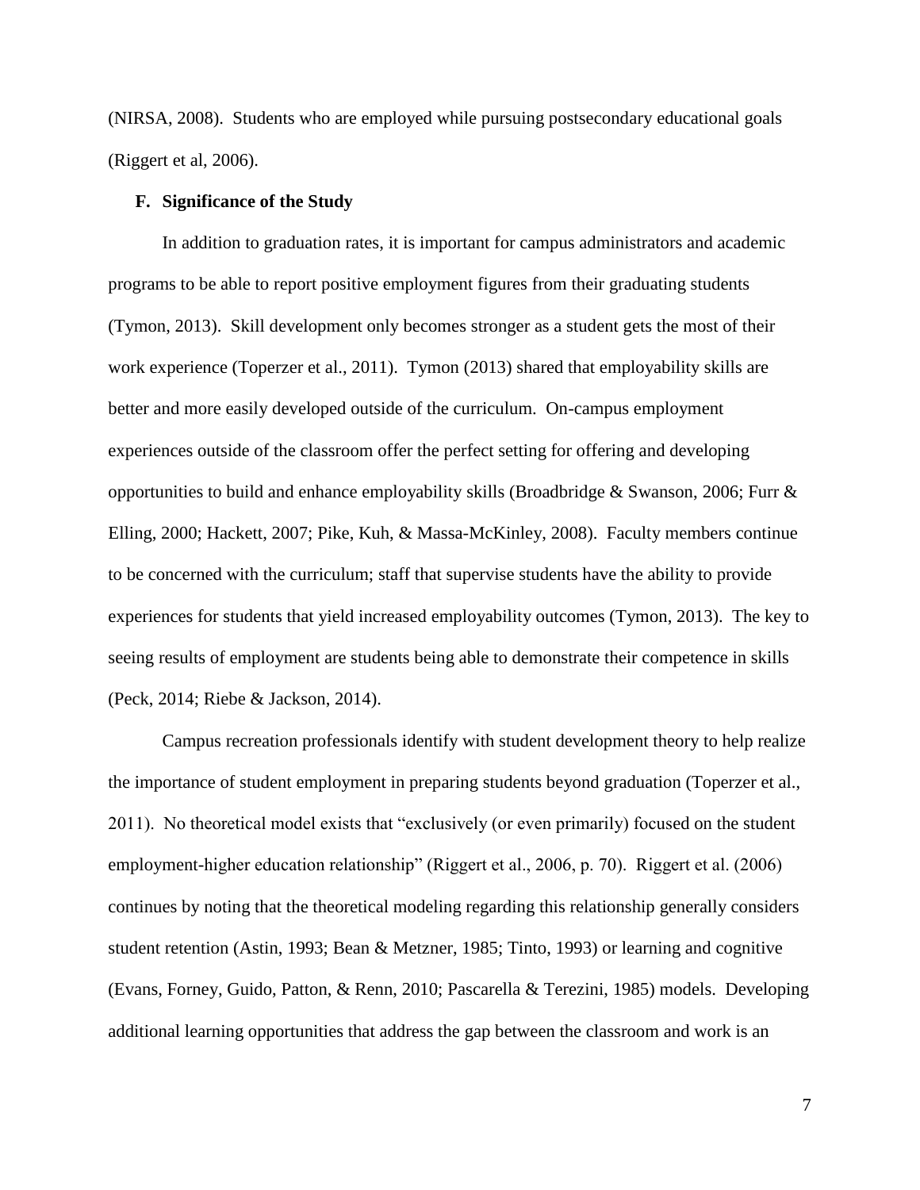(NIRSA, 2008). Students who are employed while pursuing postsecondary educational goals (Riggert et al, 2006).

### F. Significance of the Study

In addition to graduation rates, it is important for campus administrators and academic programs to be able to report positive employment figures from their graduating students (Tymon, 2013). Skill development only becomes stronger as a student gets the most of their work experience (Toperzer et al., 2011). Tymon (2013) shared that employability skills are better and more easily developed outside of the curriculum. On-campus employment experiences outside of the classroom offer the perfect setting for offering and developing opportunities to build and enhance employability skills (Broadbridge & Swanson, 2006; Furr & Elling, 2000; Hackett, 2007; Pike, Kuh, & Massa-McKinley, 2008). Faculty members continue to be concerned with the curriculum; staff that supervise students have the ability to provide experiences for students that yield increased employability outcomes (Tymon, 2013). The key to seeing results of employment are students being able to demonstrate their competence in skills (Peck, 2014; Riebe & Jackson, 2014).

Campus recreation professionals identify with student development theory to help realize the importance of student employment in preparing students beyond graduation (Toperzer et al., 2011). No theoretical model exists that "exclusively (or even primarily) focused on the student employment-higher education relationship" (Riggert et al., 2006, p. 70). Riggert et al. (2006) continues by noting that the theoretical modeling regarding this relationship generally considers student retention (Astin, 1993; Bean & Metzner, 1985; Tinto, 1993) or learning and cognitive (Evans, Forney, Guido, Patton, & Renn, 2010; Pascarella & Terezini, 1985) models. Developing additional learning opportunities that address the gap between the classroom and work is an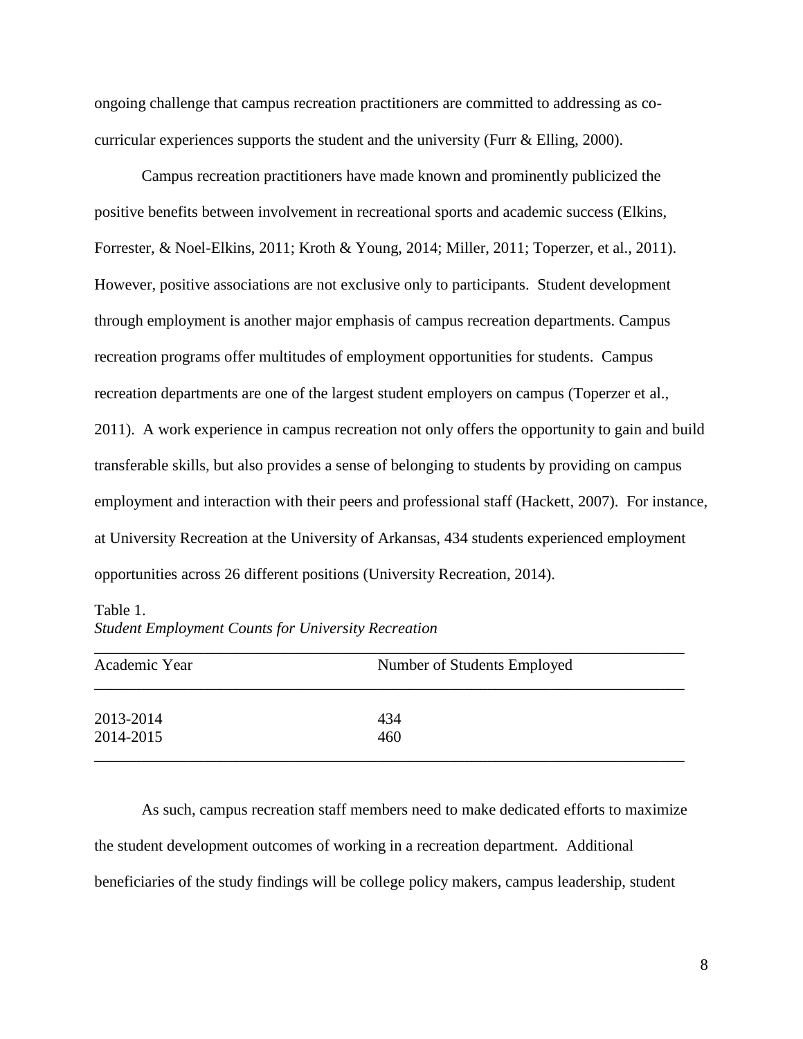ongoing challenge that campus recreation practitioners are committed to addressing as co-curricular experiences supports the student and the university (Furr & Elling, 2000).

Campus recreation practitioners have made known and prominently publicized the positive benefits between involvement in recreational sports and academic success (Elkins, Forrester, & Noel-Elkins, 2011; Kroth & Young, 2014; Miller, 2011; Toperzer, et al., 2011). However, positive associations are not exclusive only to participants. Student development through employment is another major emphasis of campus recreation departments. Campus recreation programs offer multitudes of employment opportunities for students. Campus recreation departments are one of the largest student employers on campus (Toperzer et al., 2011). A work experience in campus recreation not only offers the opportunity to gain and build transferable skills, but also provides a sense of belonging to students by providing on campus employment and interaction with their peers and professional staff (Hackett, 2007). For instance, at University Recreation at the University of Arkansas, 434 students experienced employment opportunities across 26 different positions (University Recreation, 2014).

Table 1.
*Student Employment Counts for University Recreation*

| Academic Year | Number of Students Employed |
|---|---|
| 2013-2014 | 434 |
| 2014-2015 | 460 |

As such, campus recreation staff members need to make dedicated efforts to maximize the student development outcomes of working in a recreation department. Additional beneficiaries of the study findings will be college policy makers, campus leadership, student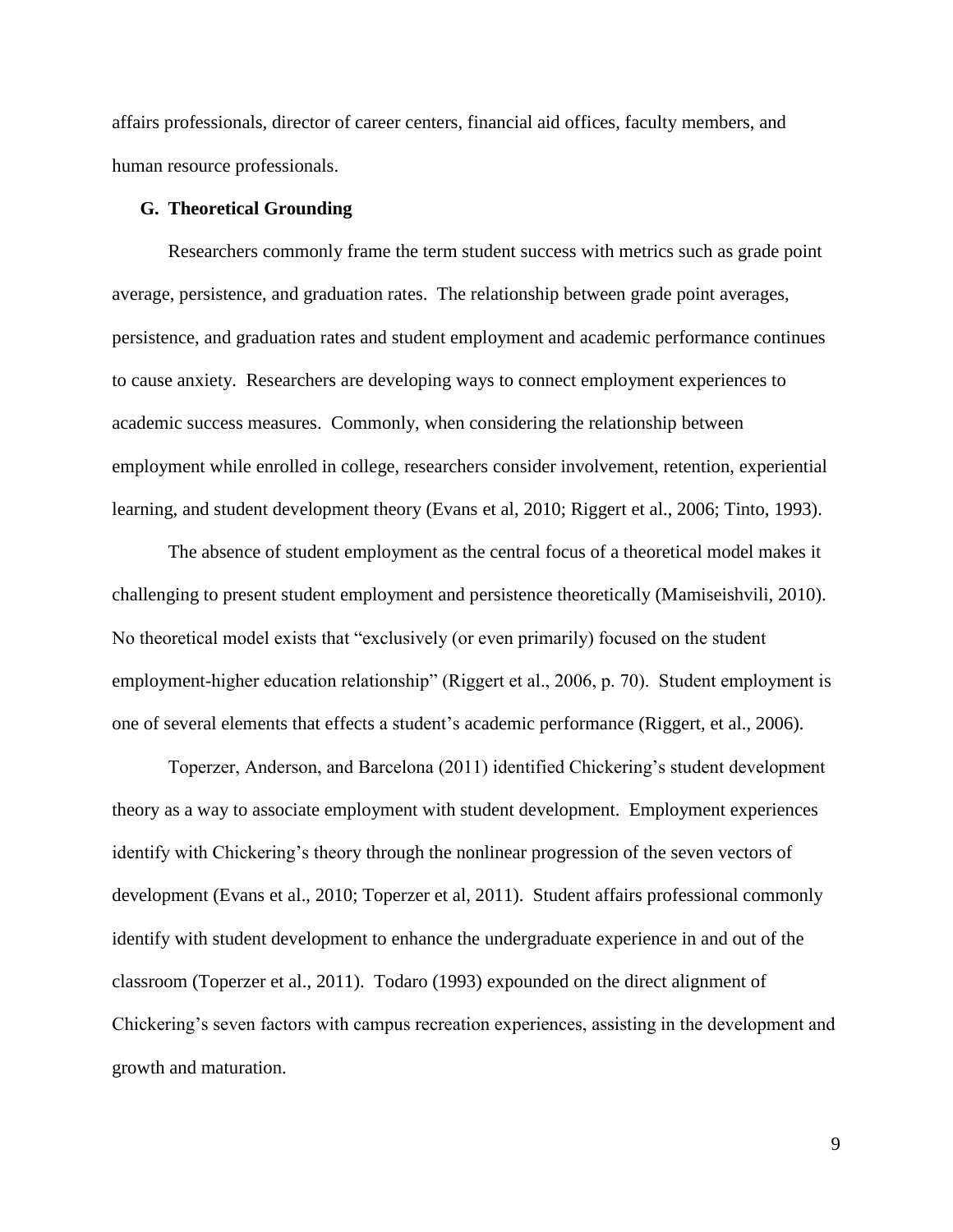affairs professionals, director of career centers, financial aid offices, faculty members, and human resource professionals.

### G. Theoretical Grounding

Researchers commonly frame the term student success with metrics such as grade point average, persistence, and graduation rates. The relationship between grade point averages, persistence, and graduation rates and student employment and academic performance continues to cause anxiety. Researchers are developing ways to connect employment experiences to academic success measures. Commonly, when considering the relationship between employment while enrolled in college, researchers consider involvement, retention, experiential learning, and student development theory (Evans et al, 2010; Riggert et al., 2006; Tinto, 1993).

The absence of student employment as the central focus of a theoretical model makes it challenging to present student employment and persistence theoretically (Mamiseishvili, 2010). No theoretical model exists that "exclusively (or even primarily) focused on the student employment-higher education relationship" (Riggert et al., 2006, p. 70). Student employment is one of several elements that effects a student's academic performance (Riggert, et al., 2006).

Toperzer, Anderson, and Barcelona (2011) identified Chickering's student development theory as a way to associate employment with student development. Employment experiences identify with Chickering's theory through the nonlinear progression of the seven vectors of development (Evans et al., 2010; Toperzer et al, 2011). Student affairs professional commonly identify with student development to enhance the undergraduate experience in and out of the classroom (Toperzer et al., 2011). Todaro (1993) expounded on the direct alignment of Chickering's seven factors with campus recreation experiences, assisting in the development and growth and maturation.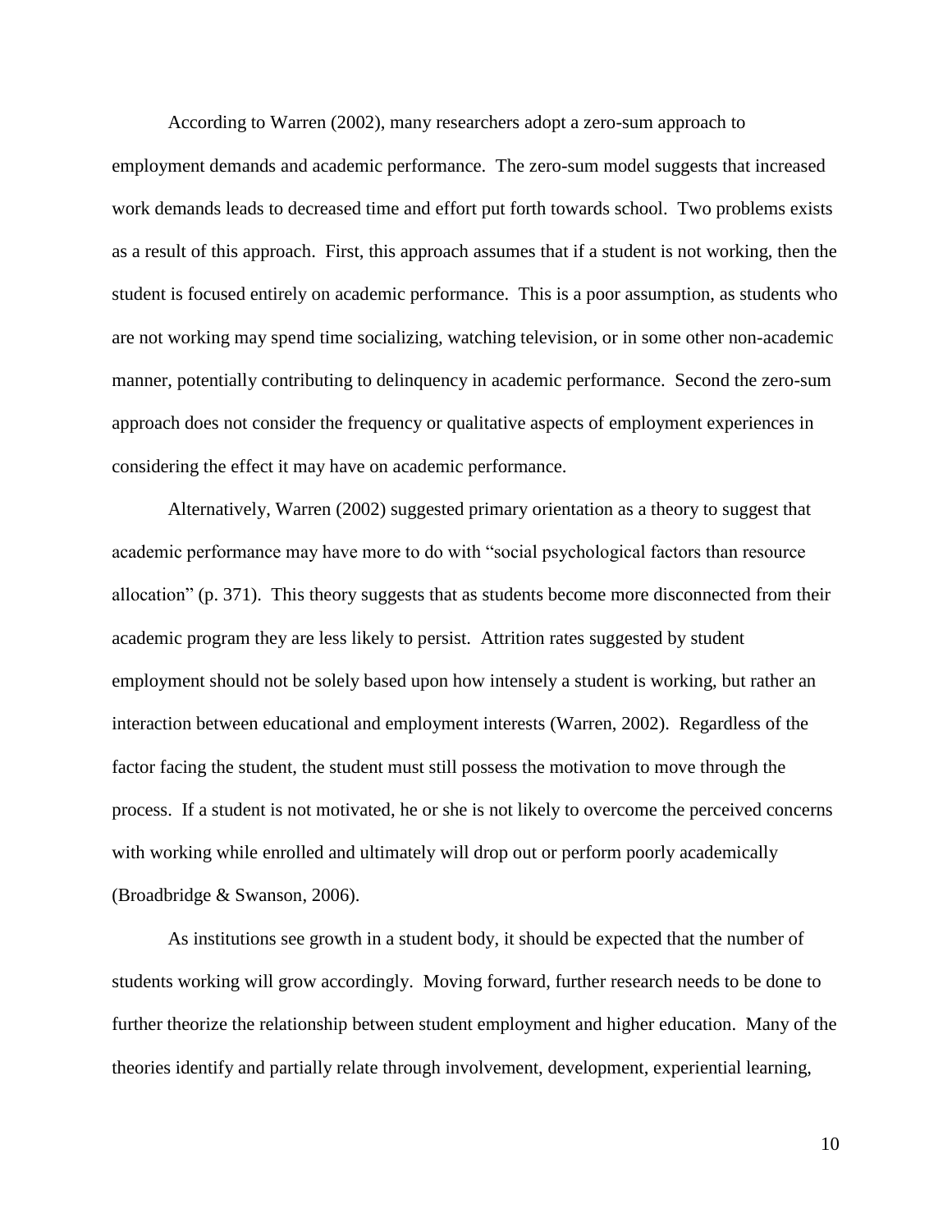According to Warren (2002), many researchers adopt a zero-sum approach to employment demands and academic performance. The zero-sum model suggests that increased work demands leads to decreased time and effort put forth towards school. Two problems exists as a result of this approach. First, this approach assumes that if a student is not working, then the student is focused entirely on academic performance. This is a poor assumption, as students who are not working may spend time socializing, watching television, or in some other non-academic manner, potentially contributing to delinquency in academic performance. Second the zero-sum approach does not consider the frequency or qualitative aspects of employment experiences in considering the effect it may have on academic performance.

Alternatively, Warren (2002) suggested primary orientation as a theory to suggest that academic performance may have more to do with "social psychological factors than resource allocation" (p. 371). This theory suggests that as students become more disconnected from their academic program they are less likely to persist. Attrition rates suggested by student employment should not be solely based upon how intensely a student is working, but rather an interaction between educational and employment interests (Warren, 2002). Regardless of the factor facing the student, the student must still possess the motivation to move through the process. If a student is not motivated, he or she is not likely to overcome the perceived concerns with working while enrolled and ultimately will drop out or perform poorly academically (Broadbridge & Swanson, 2006).

As institutions see growth in a student body, it should be expected that the number of students working will grow accordingly. Moving forward, further research needs to be done to further theorize the relationship between student employment and higher education. Many of the theories identify and partially relate through involvement, development, experiential learning,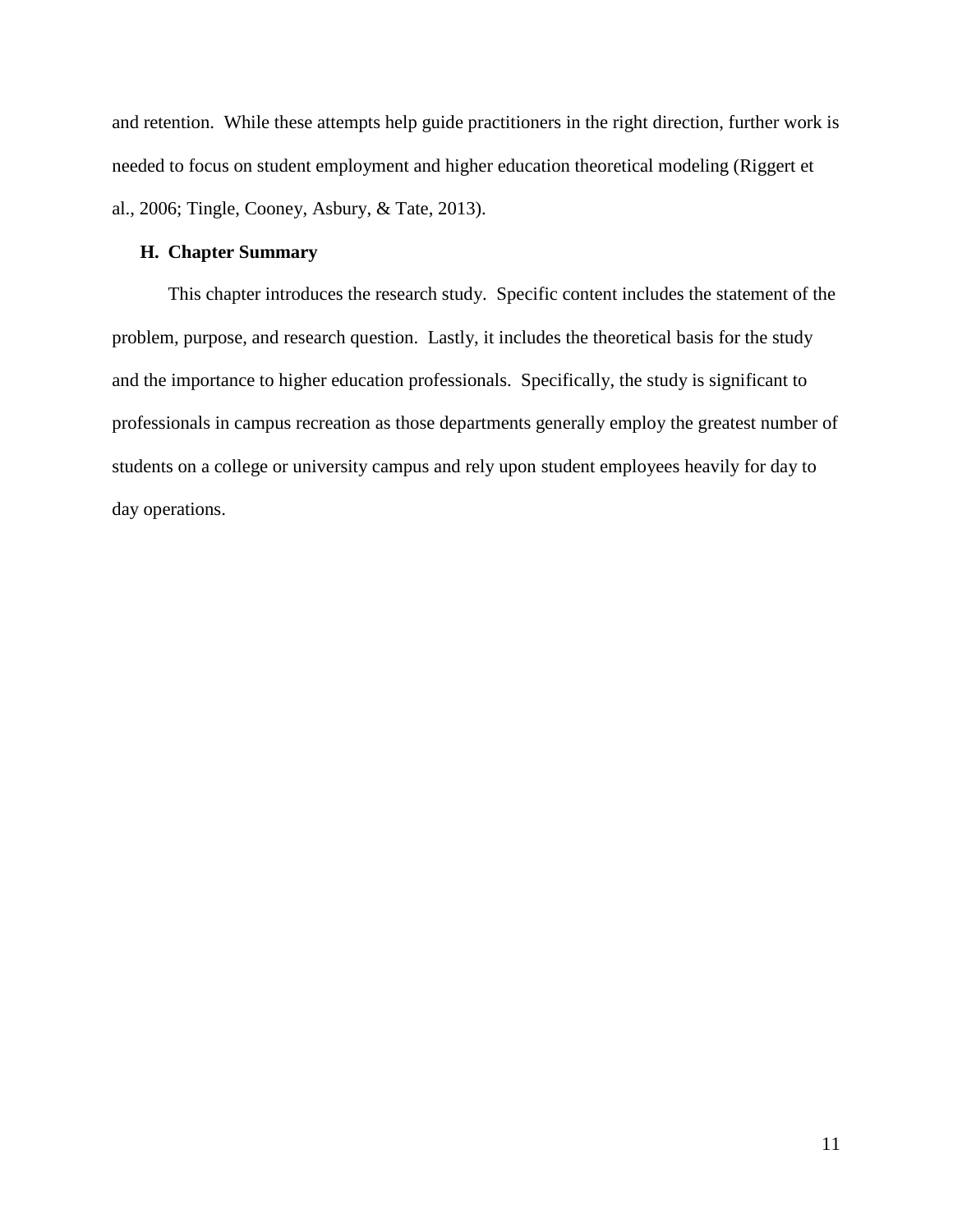and retention. While these attempts help guide practitioners in the right direction, further work is needed to focus on student employment and higher education theoretical modeling (Riggert et al., 2006; Tingle, Cooney, Asbury, & Tate, 2013).

### H. Chapter Summary

This chapter introduces the research study. Specific content includes the statement of the problem, purpose, and research question. Lastly, it includes the theoretical basis for the study and the importance to higher education professionals. Specifically, the study is significant to professionals in campus recreation as those departments generally employ the greatest number of students on a college or university campus and rely upon student employees heavily for day to day operations.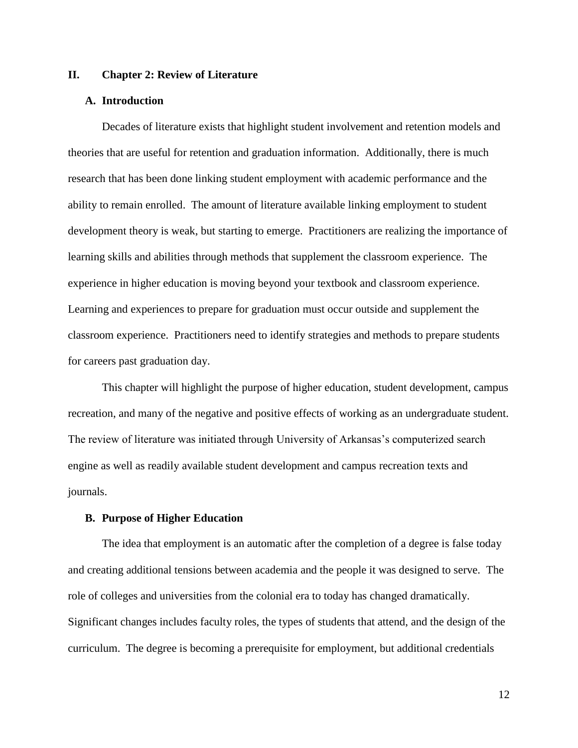# II. Chapter 2: Review of Literature

## A. Introduction

Decades of literature exists that highlight student involvement and retention models and theories that are useful for retention and graduation information. Additionally, there is much research that has been done linking student employment with academic performance and the ability to remain enrolled. The amount of literature available linking employment to student development theory is weak, but starting to emerge. Practitioners are realizing the importance of learning skills and abilities through methods that supplement the classroom experience. The experience in higher education is moving beyond your textbook and classroom experience. Learning and experiences to prepare for graduation must occur outside and supplement the classroom experience. Practitioners need to identify strategies and methods to prepare students for careers past graduation day.

This chapter will highlight the purpose of higher education, student development, campus recreation, and many of the negative and positive effects of working as an undergraduate student. The review of literature was initiated through University of Arkansas's computerized search engine as well as readily available student development and campus recreation texts and journals.

## B. Purpose of Higher Education

The idea that employment is an automatic after the completion of a degree is false today and creating additional tensions between academia and the people it was designed to serve. The role of colleges and universities from the colonial era to today has changed dramatically. Significant changes includes faculty roles, the types of students that attend, and the design of the curriculum. The degree is becoming a prerequisite for employment, but additional credentials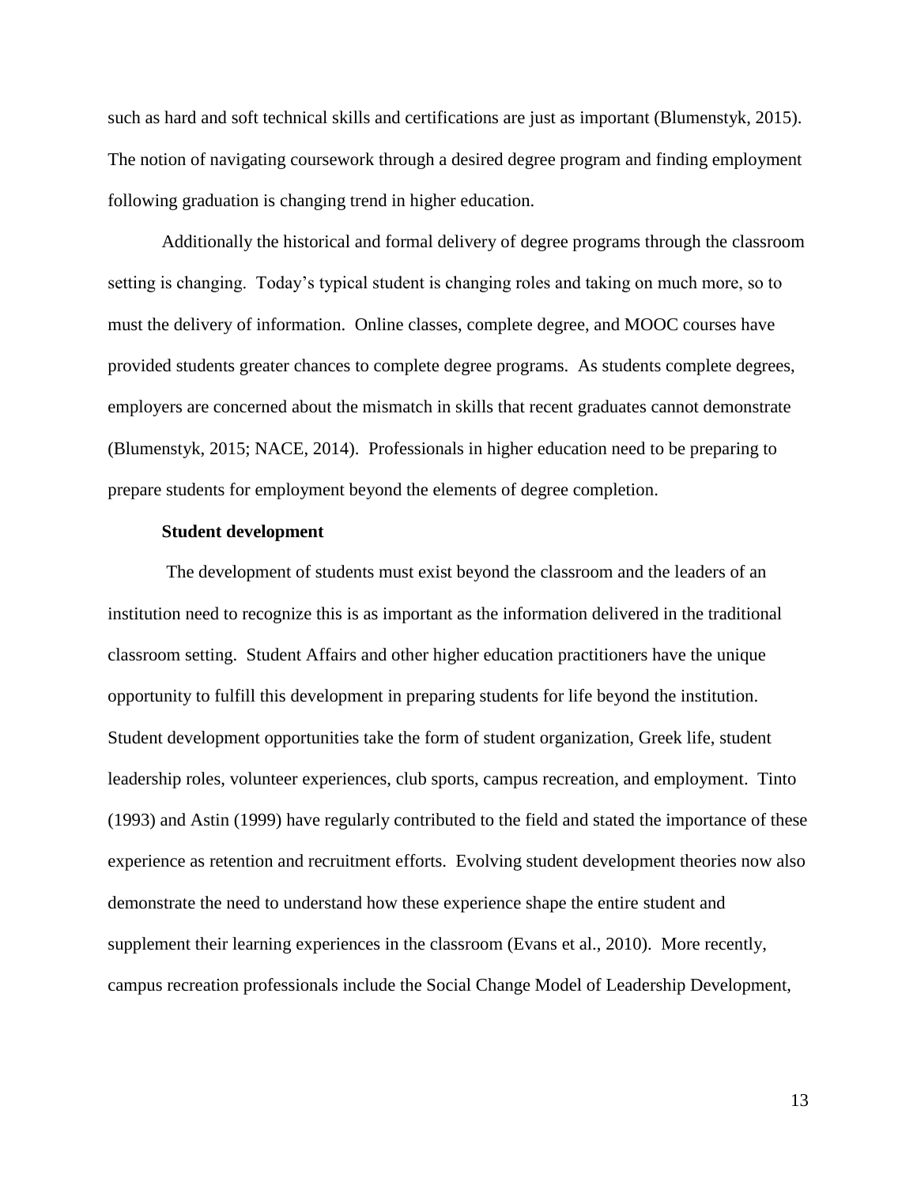such as hard and soft technical skills and certifications are just as important (Blumenstyk, 2015). The notion of navigating coursework through a desired degree program and finding employment following graduation is changing trend in higher education.

Additionally the historical and formal delivery of degree programs through the classroom setting is changing. Today's typical student is changing roles and taking on much more, so to must the delivery of information. Online classes, complete degree, and MOOC courses have provided students greater chances to complete degree programs. As students complete degrees, employers are concerned about the mismatch in skills that recent graduates cannot demonstrate (Blumenstyk, 2015; NACE, 2014). Professionals in higher education need to be preparing to prepare students for employment beyond the elements of degree completion.

### Student development

The development of students must exist beyond the classroom and the leaders of an institution need to recognize this is as important as the information delivered in the traditional classroom setting. Student Affairs and other higher education practitioners have the unique opportunity to fulfill this development in preparing students for life beyond the institution. Student development opportunities take the form of student organization, Greek life, student leadership roles, volunteer experiences, club sports, campus recreation, and employment. Tinto (1993) and Astin (1999) have regularly contributed to the field and stated the importance of these experience as retention and recruitment efforts. Evolving student development theories now also demonstrate the need to understand how these experience shape the entire student and supplement their learning experiences in the classroom (Evans et al., 2010). More recently, campus recreation professionals include the Social Change Model of Leadership Development,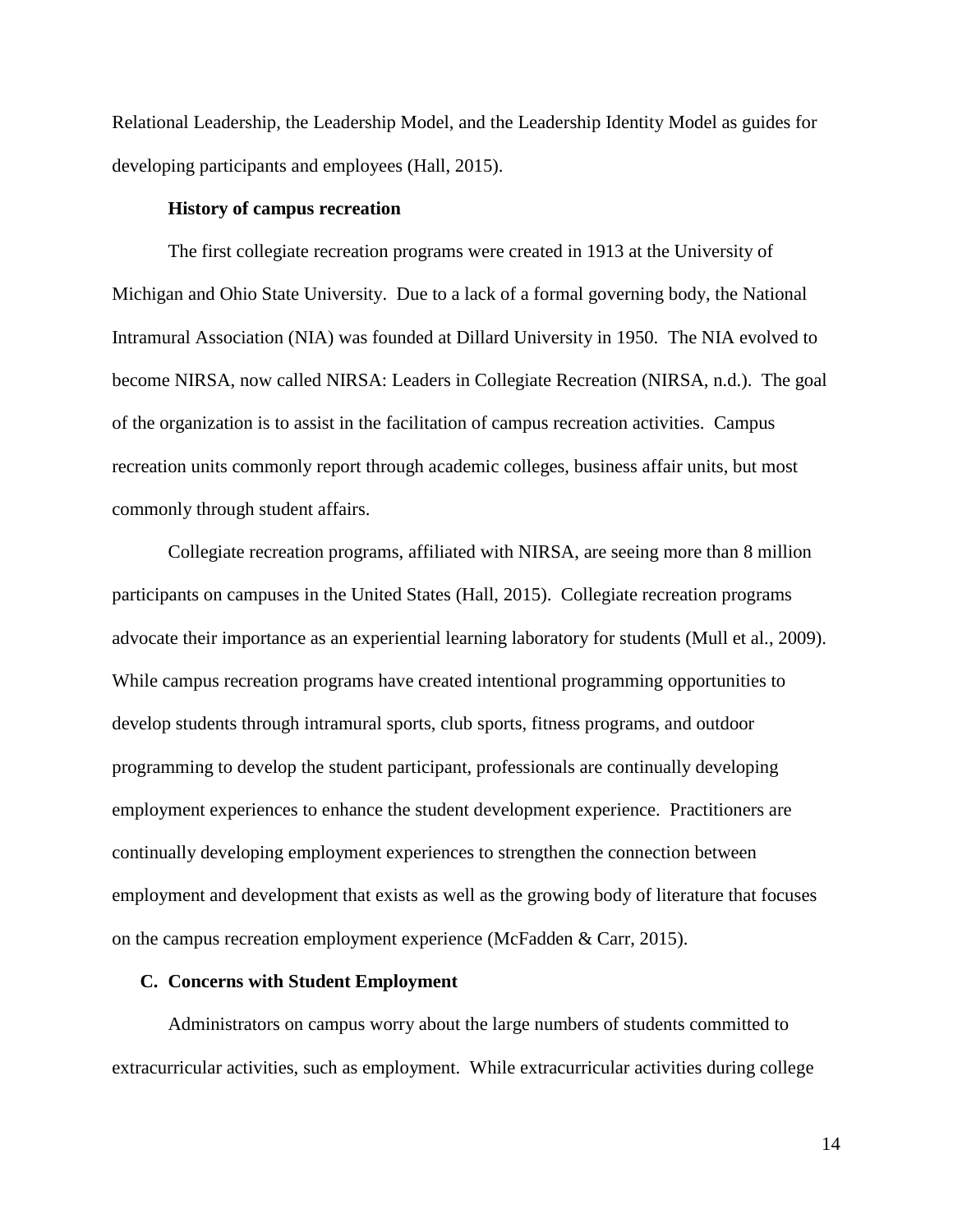Relational Leadership, the Leadership Model, and the Leadership Identity Model as guides for developing participants and employees (Hall, 2015).

#### History of campus recreation

The first collegiate recreation programs were created in 1913 at the University of Michigan and Ohio State University. Due to a lack of a formal governing body, the National Intramural Association (NIA) was founded at Dillard University in 1950. The NIA evolved to become NIRSA, now called NIRSA: Leaders in Collegiate Recreation (NIRSA, n.d.). The goal of the organization is to assist in the facilitation of campus recreation activities. Campus recreation units commonly report through academic colleges, business affair units, but most commonly through student affairs.

Collegiate recreation programs, affiliated with NIRSA, are seeing more than 8 million participants on campuses in the United States (Hall, 2015). Collegiate recreation programs advocate their importance as an experiential learning laboratory for students (Mull et al., 2009). While campus recreation programs have created intentional programming opportunities to develop students through intramural sports, club sports, fitness programs, and outdoor programming to develop the student participant, professionals are continually developing employment experiences to enhance the student development experience. Practitioners are continually developing employment experiences to strengthen the connection between employment and development that exists as well as the growing body of literature that focuses on the campus recreation employment experience (McFadden & Carr, 2015).

### C. Concerns with Student Employment

Administrators on campus worry about the large numbers of students committed to extracurricular activities, such as employment. While extracurricular activities during college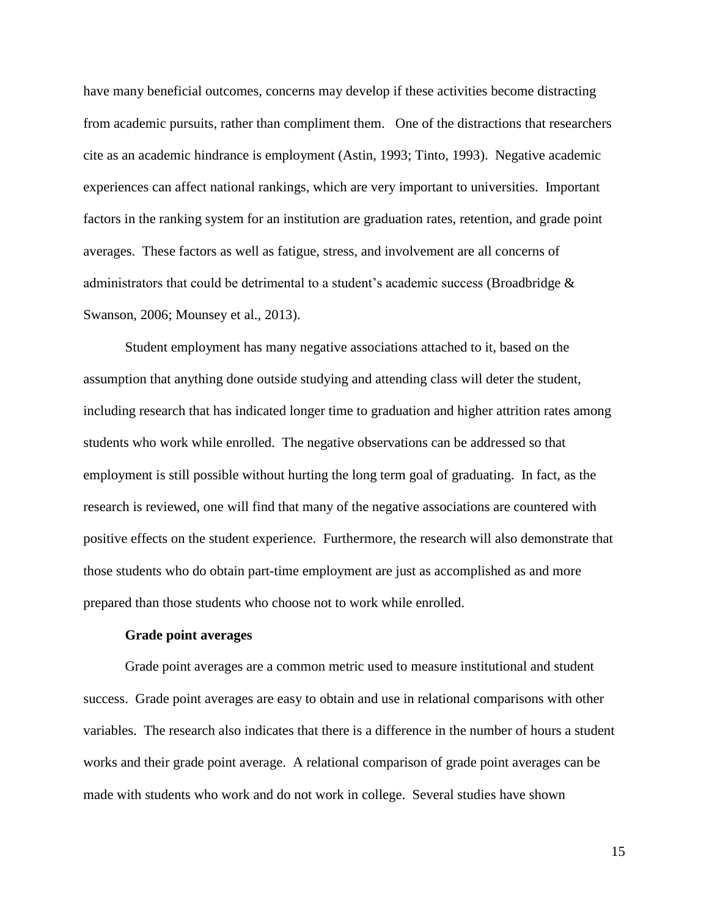have many beneficial outcomes, concerns may develop if these activities become distracting from academic pursuits, rather than compliment them. One of the distractions that researchers cite as an academic hindrance is employment (Astin, 1993; Tinto, 1993). Negative academic experiences can affect national rankings, which are very important to universities. Important factors in the ranking system for an institution are graduation rates, retention, and grade point averages. These factors as well as fatigue, stress, and involvement are all concerns of administrators that could be detrimental to a student's academic success (Broadbridge & Swanson, 2006; Mounsey et al., 2013).

Student employment has many negative associations attached to it, based on the assumption that anything done outside studying and attending class will deter the student, including research that has indicated longer time to graduation and higher attrition rates among students who work while enrolled. The negative observations can be addressed so that employment is still possible without hurting the long term goal of graduating. In fact, as the research is reviewed, one will find that many of the negative associations are countered with positive effects on the student experience. Furthermore, the research will also demonstrate that those students who do obtain part-time employment are just as accomplished as and more prepared than those students who choose not to work while enrolled.

**Grade point averages**

Grade point averages are a common metric used to measure institutional and student success. Grade point averages are easy to obtain and use in relational comparisons with other variables. The research also indicates that there is a difference in the number of hours a student works and their grade point average. A relational comparison of grade point averages can be made with students who work and do not work in college. Several studies have shown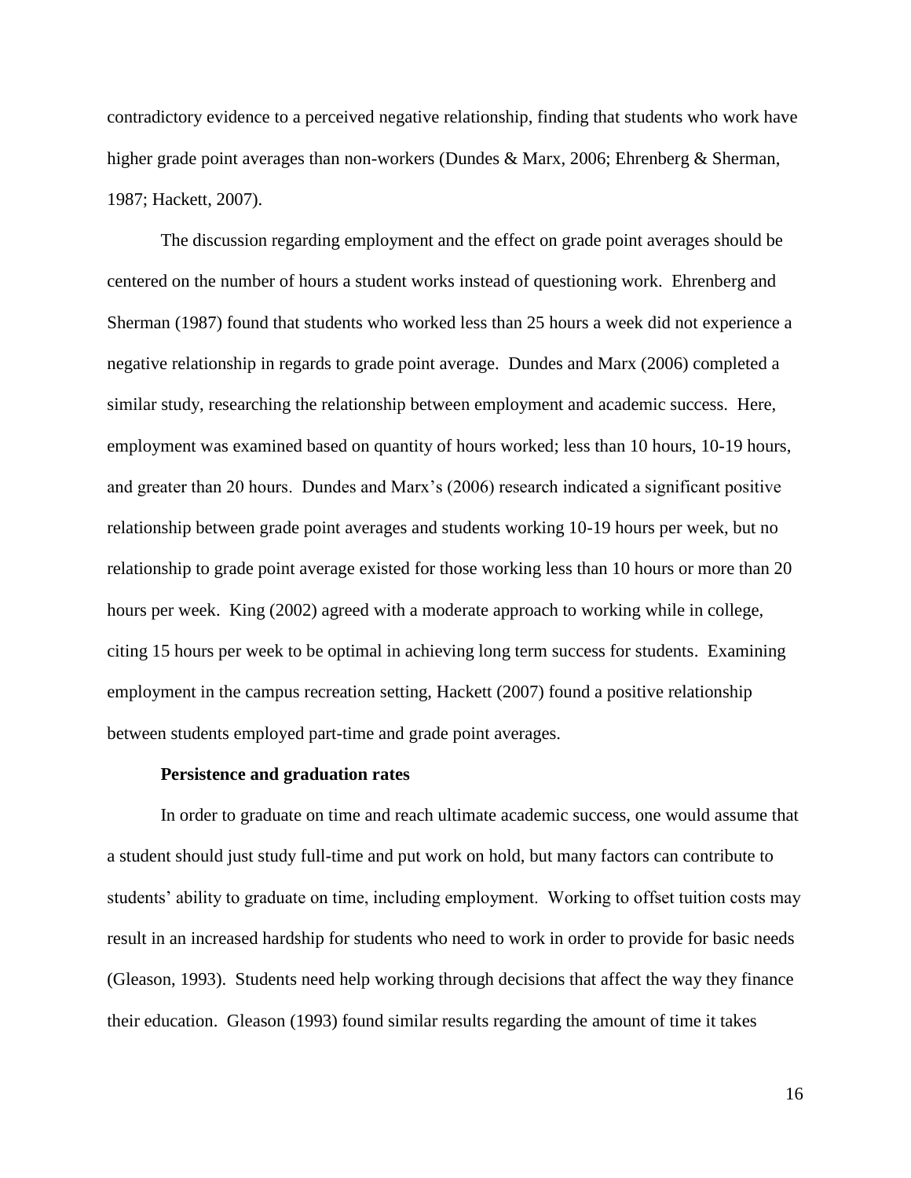contradictory evidence to a perceived negative relationship, finding that students who work have higher grade point averages than non-workers (Dundes & Marx, 2006; Ehrenberg & Sherman, 1987; Hackett, 2007).

The discussion regarding employment and the effect on grade point averages should be centered on the number of hours a student works instead of questioning work. Ehrenberg and Sherman (1987) found that students who worked less than 25 hours a week did not experience a negative relationship in regards to grade point average. Dundes and Marx (2006) completed a similar study, researching the relationship between employment and academic success. Here, employment was examined based on quantity of hours worked; less than 10 hours, 10-19 hours, and greater than 20 hours. Dundes and Marx's (2006) research indicated a significant positive relationship between grade point averages and students working 10-19 hours per week, but no relationship to grade point average existed for those working less than 10 hours or more than 20 hours per week. King (2002) agreed with a moderate approach to working while in college, citing 15 hours per week to be optimal in achieving long term success for students. Examining employment in the campus recreation setting, Hackett (2007) found a positive relationship between students employed part-time and grade point averages.

### Persistence and graduation rates

In order to graduate on time and reach ultimate academic success, one would assume that a student should just study full-time and put work on hold, but many factors can contribute to students' ability to graduate on time, including employment. Working to offset tuition costs may result in an increased hardship for students who need to work in order to provide for basic needs (Gleason, 1993). Students need help working through decisions that affect the way they finance their education. Gleason (1993) found similar results regarding the amount of time it takes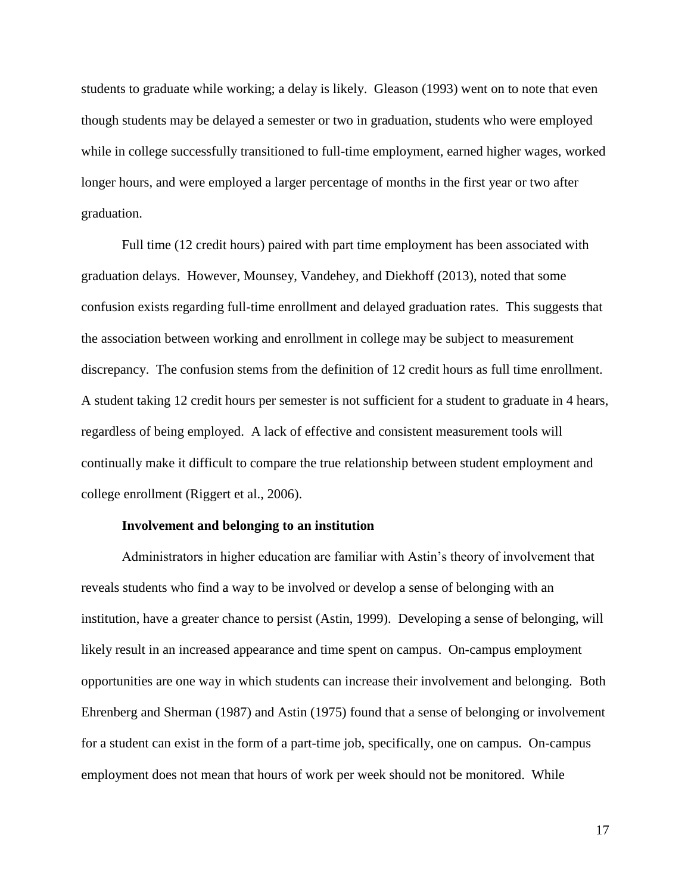students to graduate while working; a delay is likely. Gleason (1993) went on to note that even though students may be delayed a semester or two in graduation, students who were employed while in college successfully transitioned to full-time employment, earned higher wages, worked longer hours, and were employed a larger percentage of months in the first year or two after graduation.

Full time (12 credit hours) paired with part time employment has been associated with graduation delays. However, Mounsey, Vandehey, and Diekhoff (2013), noted that some confusion exists regarding full-time enrollment and delayed graduation rates. This suggests that the association between working and enrollment in college may be subject to measurement discrepancy. The confusion stems from the definition of 12 credit hours as full time enrollment. A student taking 12 credit hours per semester is not sufficient for a student to graduate in 4 hears, regardless of being employed. A lack of effective and consistent measurement tools will continually make it difficult to compare the true relationship between student employment and college enrollment (Riggert et al., 2006).

### Involvement and belonging to an institution

Administrators in higher education are familiar with Astin's theory of involvement that reveals students who find a way to be involved or develop a sense of belonging with an institution, have a greater chance to persist (Astin, 1999). Developing a sense of belonging, will likely result in an increased appearance and time spent on campus. On-campus employment opportunities are one way in which students can increase their involvement and belonging. Both Ehrenberg and Sherman (1987) and Astin (1975) found that a sense of belonging or involvement for a student can exist in the form of a part-time job, specifically, one on campus. On-campus employment does not mean that hours of work per week should not be monitored. While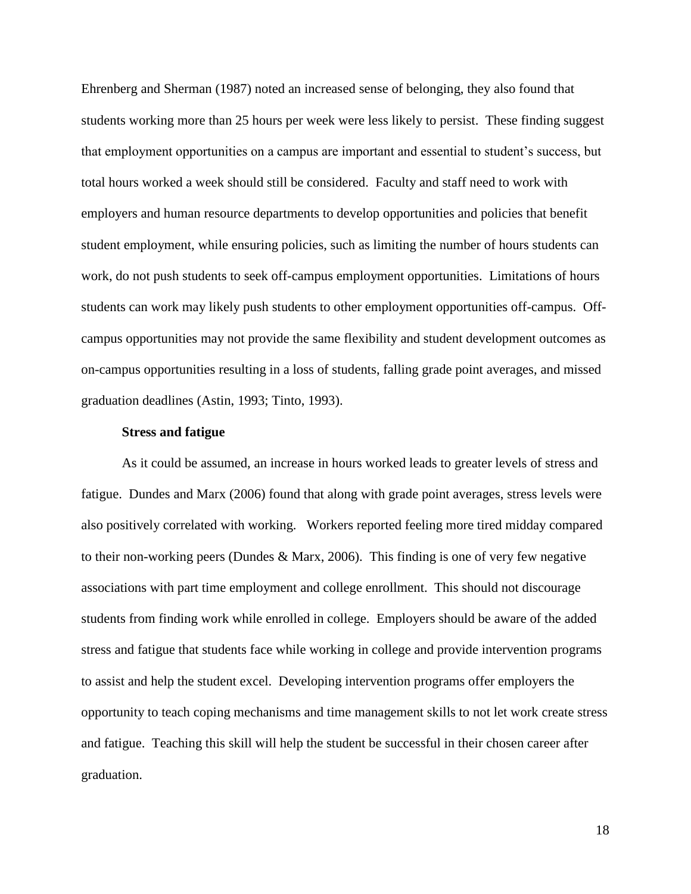Ehrenberg and Sherman (1987) noted an increased sense of belonging, they also found that students working more than 25 hours per week were less likely to persist. These finding suggest that employment opportunities on a campus are important and essential to student's success, but total hours worked a week should still be considered. Faculty and staff need to work with employers and human resource departments to develop opportunities and policies that benefit student employment, while ensuring policies, such as limiting the number of hours students can work, do not push students to seek off-campus employment opportunities. Limitations of hours students can work may likely push students to other employment opportunities off-campus. Off-campus opportunities may not provide the same flexibility and student development outcomes as on-campus opportunities resulting in a loss of students, falling grade point averages, and missed graduation deadlines (Astin, 1993; Tinto, 1993).

### Stress and fatigue

As it could be assumed, an increase in hours worked leads to greater levels of stress and fatigue. Dundes and Marx (2006) found that along with grade point averages, stress levels were also positively correlated with working. Workers reported feeling more tired midday compared to their non-working peers (Dundes & Marx, 2006). This finding is one of very few negative associations with part time employment and college enrollment. This should not discourage students from finding work while enrolled in college. Employers should be aware of the added stress and fatigue that students face while working in college and provide intervention programs to assist and help the student excel. Developing intervention programs offer employers the opportunity to teach coping mechanisms and time management skills to not let work create stress and fatigue. Teaching this skill will help the student be successful in their chosen career after graduation.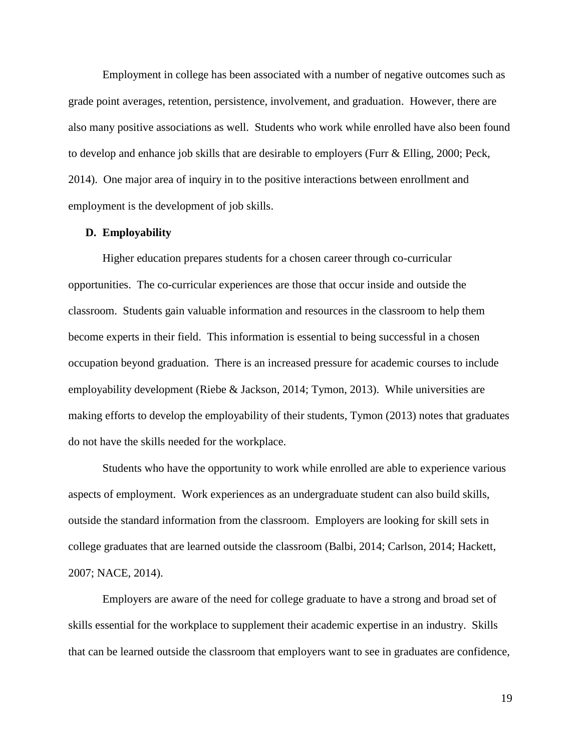Employment in college has been associated with a number of negative outcomes such as grade point averages, retention, persistence, involvement, and graduation. However, there are also many positive associations as well. Students who work while enrolled have also been found to develop and enhance job skills that are desirable to employers (Furr & Elling, 2000; Peck, 2014). One major area of inquiry in to the positive interactions between enrollment and employment is the development of job skills.

### D. Employability

Higher education prepares students for a chosen career through co-curricular opportunities. The co-curricular experiences are those that occur inside and outside the classroom. Students gain valuable information and resources in the classroom to help them become experts in their field. This information is essential to being successful in a chosen occupation beyond graduation. There is an increased pressure for academic courses to include employability development (Riebe & Jackson, 2014; Tymon, 2013). While universities are making efforts to develop the employability of their students, Tymon (2013) notes that graduates do not have the skills needed for the workplace.

Students who have the opportunity to work while enrolled are able to experience various aspects of employment. Work experiences as an undergraduate student can also build skills, outside the standard information from the classroom. Employers are looking for skill sets in college graduates that are learned outside the classroom (Balbi, 2014; Carlson, 2014; Hackett, 2007; NACE, 2014).

Employers are aware of the need for college graduate to have a strong and broad set of skills essential for the workplace to supplement their academic expertise in an industry. Skills that can be learned outside the classroom that employers want to see in graduates are confidence,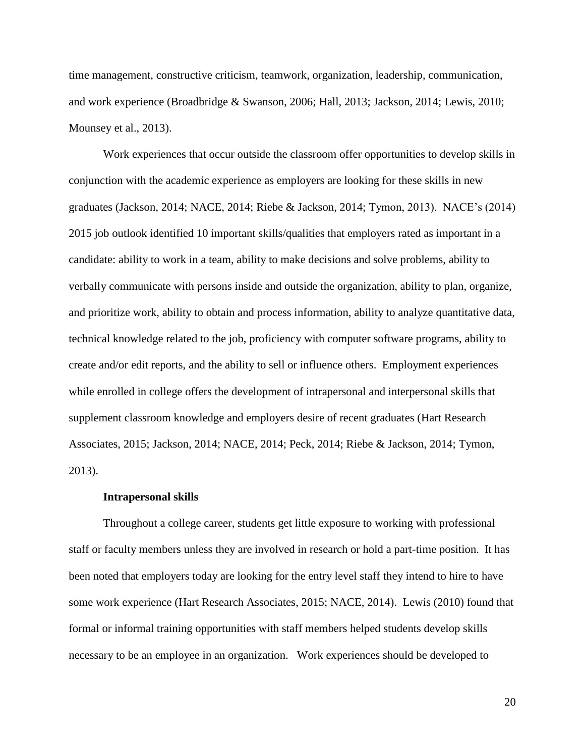time management, constructive criticism, teamwork, organization, leadership, communication, and work experience (Broadbridge & Swanson, 2006; Hall, 2013; Jackson, 2014; Lewis, 2010; Mounsey et al., 2013).

Work experiences that occur outside the classroom offer opportunities to develop skills in conjunction with the academic experience as employers are looking for these skills in new graduates (Jackson, 2014; NACE, 2014; Riebe & Jackson, 2014; Tymon, 2013). NACE's (2014) 2015 job outlook identified 10 important skills/qualities that employers rated as important in a candidate: ability to work in a team, ability to make decisions and solve problems, ability to verbally communicate with persons inside and outside the organization, ability to plan, organize, and prioritize work, ability to obtain and process information, ability to analyze quantitative data, technical knowledge related to the job, proficiency with computer software programs, ability to create and/or edit reports, and the ability to sell or influence others. Employment experiences while enrolled in college offers the development of intrapersonal and interpersonal skills that supplement classroom knowledge and employers desire of recent graduates (Hart Research Associates, 2015; Jackson, 2014; NACE, 2014; Peck, 2014; Riebe & Jackson, 2014; Tymon, 2013).

### Intrapersonal skills

Throughout a college career, students get little exposure to working with professional staff or faculty members unless they are involved in research or hold a part-time position. It has been noted that employers today are looking for the entry level staff they intend to hire to have some work experience (Hart Research Associates, 2015; NACE, 2014). Lewis (2010) found that formal or informal training opportunities with staff members helped students develop skills necessary to be an employee in an organization. Work experiences should be developed to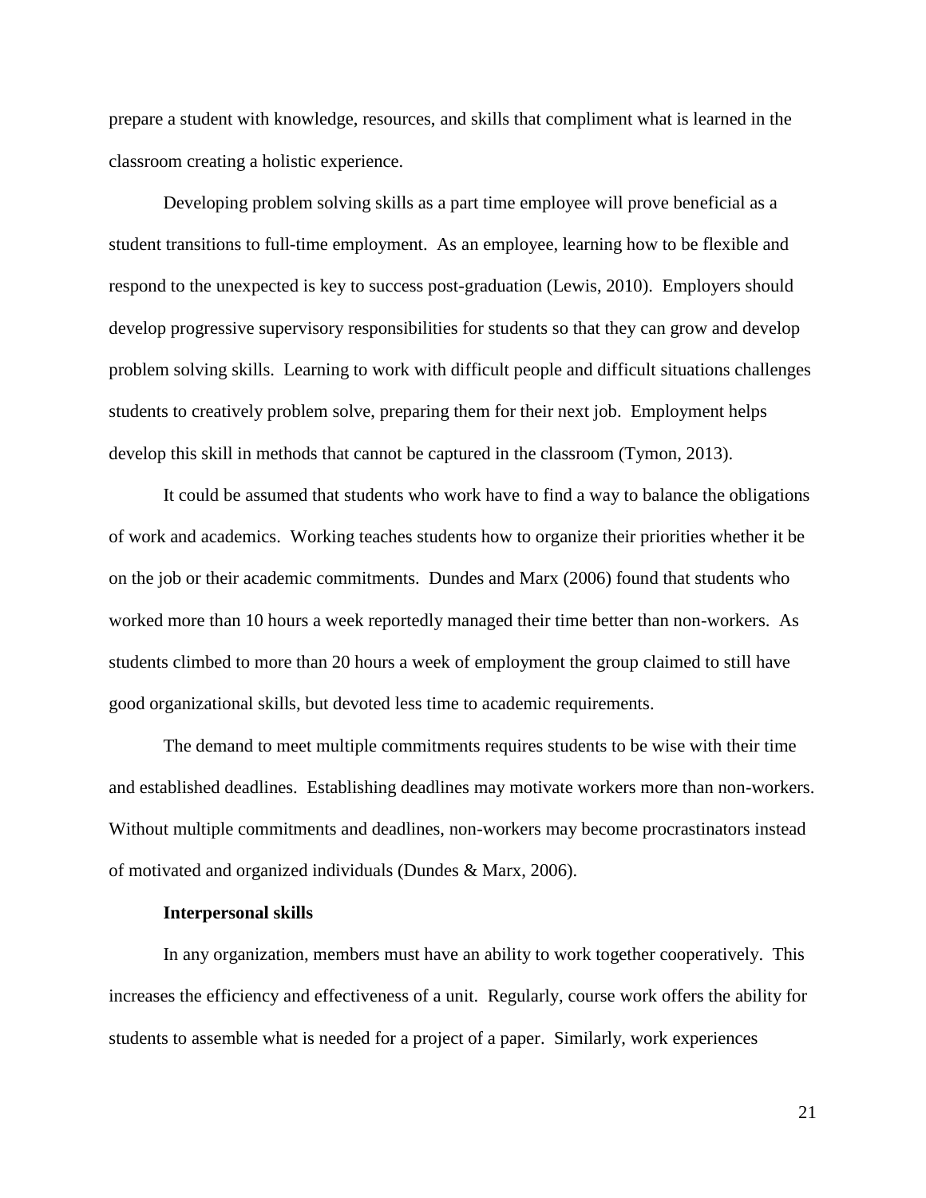prepare a student with knowledge, resources, and skills that compliment what is learned in the classroom creating a holistic experience.

Developing problem solving skills as a part time employee will prove beneficial as a student transitions to full-time employment. As an employee, learning how to be flexible and respond to the unexpected is key to success post-graduation (Lewis, 2010). Employers should develop progressive supervisory responsibilities for students so that they can grow and develop problem solving skills. Learning to work with difficult people and difficult situations challenges students to creatively problem solve, preparing them for their next job. Employment helps develop this skill in methods that cannot be captured in the classroom (Tymon, 2013).

It could be assumed that students who work have to find a way to balance the obligations of work and academics. Working teaches students how to organize their priorities whether it be on the job or their academic commitments. Dundes and Marx (2006) found that students who worked more than 10 hours a week reportedly managed their time better than non-workers. As students climbed to more than 20 hours a week of employment the group claimed to still have good organizational skills, but devoted less time to academic requirements.

The demand to meet multiple commitments requires students to be wise with their time and established deadlines. Establishing deadlines may motivate workers more than non-workers. Without multiple commitments and deadlines, non-workers may become procrastinators instead of motivated and organized individuals (Dundes & Marx, 2006).

**Interpersonal skills**

In any organization, members must have an ability to work together cooperatively. This increases the efficiency and effectiveness of a unit. Regularly, course work offers the ability for students to assemble what is needed for a project of a paper. Similarly, work experiences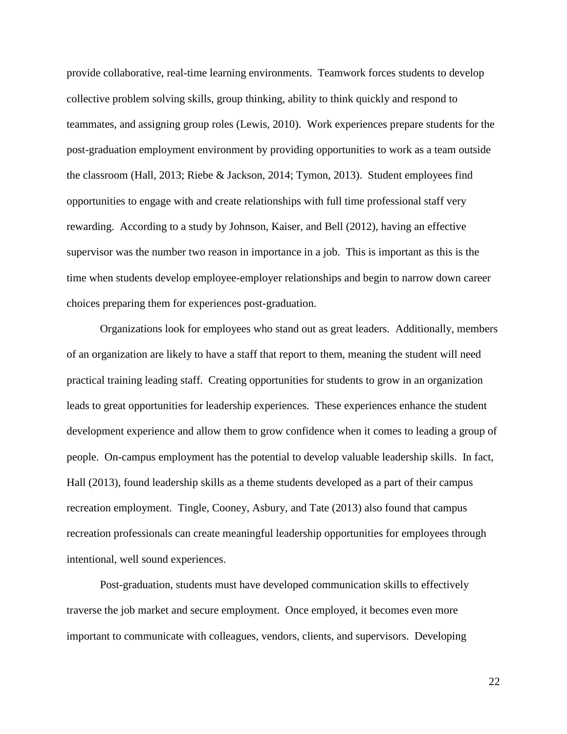provide collaborative, real-time learning environments. Teamwork forces students to develop collective problem solving skills, group thinking, ability to think quickly and respond to teammates, and assigning group roles (Lewis, 2010). Work experiences prepare students for the post-graduation employment environment by providing opportunities to work as a team outside the classroom (Hall, 2013; Riebe & Jackson, 2014; Tymon, 2013). Student employees find opportunities to engage with and create relationships with full time professional staff very rewarding. According to a study by Johnson, Kaiser, and Bell (2012), having an effective supervisor was the number two reason in importance in a job. This is important as this is the time when students develop employee-employer relationships and begin to narrow down career choices preparing them for experiences post-graduation.

Organizations look for employees who stand out as great leaders. Additionally, members of an organization are likely to have a staff that report to them, meaning the student will need practical training leading staff. Creating opportunities for students to grow in an organization leads to great opportunities for leadership experiences. These experiences enhance the student development experience and allow them to grow confidence when it comes to leading a group of people. On-campus employment has the potential to develop valuable leadership skills. In fact, Hall (2013), found leadership skills as a theme students developed as a part of their campus recreation employment. Tingle, Cooney, Asbury, and Tate (2013) also found that campus recreation professionals can create meaningful leadership opportunities for employees through intentional, well sound experiences.

Post-graduation, students must have developed communication skills to effectively traverse the job market and secure employment. Once employed, it becomes even more important to communicate with colleagues, vendors, clients, and supervisors. Developing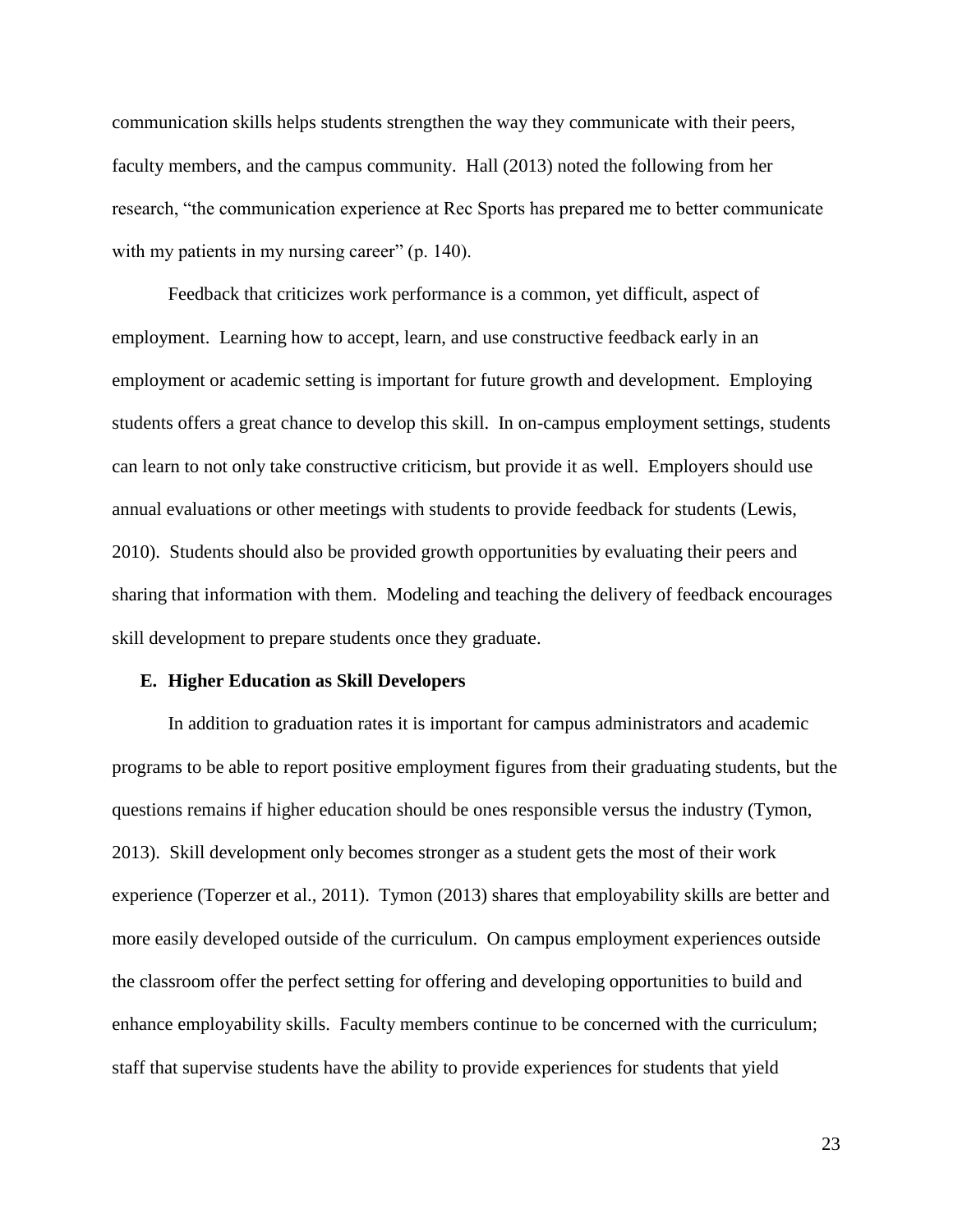communication skills helps students strengthen the way they communicate with their peers, faculty members, and the campus community. Hall (2013) noted the following from her research, "the communication experience at Rec Sports has prepared me to better communicate with my patients in my nursing career" (p. 140).

Feedback that criticizes work performance is a common, yet difficult, aspect of employment. Learning how to accept, learn, and use constructive feedback early in an employment or academic setting is important for future growth and development. Employing students offers a great chance to develop this skill. In on-campus employment settings, students can learn to not only take constructive criticism, but provide it as well. Employers should use annual evaluations or other meetings with students to provide feedback for students (Lewis, 2010). Students should also be provided growth opportunities by evaluating their peers and sharing that information with them. Modeling and teaching the delivery of feedback encourages skill development to prepare students once they graduate.

### E. Higher Education as Skill Developers

In addition to graduation rates it is important for campus administrators and academic programs to be able to report positive employment figures from their graduating students, but the questions remains if higher education should be ones responsible versus the industry (Tymon, 2013). Skill development only becomes stronger as a student gets the most of their work experience (Toperzer et al., 2011). Tymon (2013) shares that employability skills are better and more easily developed outside of the curriculum. On campus employment experiences outside the classroom offer the perfect setting for offering and developing opportunities to build and enhance employability skills. Faculty members continue to be concerned with the curriculum; staff that supervise students have the ability to provide experiences for students that yield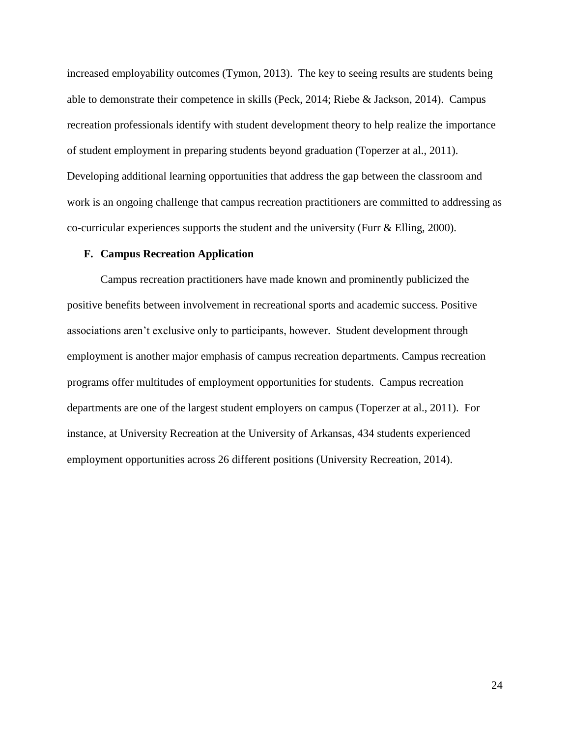increased employability outcomes (Tymon, 2013). The key to seeing results are students being able to demonstrate their competence in skills (Peck, 2014; Riebe & Jackson, 2014). Campus recreation professionals identify with student development theory to help realize the importance of student employment in preparing students beyond graduation (Toperzer at al., 2011). Developing additional learning opportunities that address the gap between the classroom and work is an ongoing challenge that campus recreation practitioners are committed to addressing as co-curricular experiences supports the student and the university (Furr & Elling, 2000).

### F. Campus Recreation Application

Campus recreation practitioners have made known and prominently publicized the positive benefits between involvement in recreational sports and academic success. Positive associations aren't exclusive only to participants, however. Student development through employment is another major emphasis of campus recreation departments. Campus recreation programs offer multitudes of employment opportunities for students. Campus recreation departments are one of the largest student employers on campus (Toperzer at al., 2011). For instance, at University Recreation at the University of Arkansas, 434 students experienced employment opportunities across 26 different positions (University Recreation, 2014).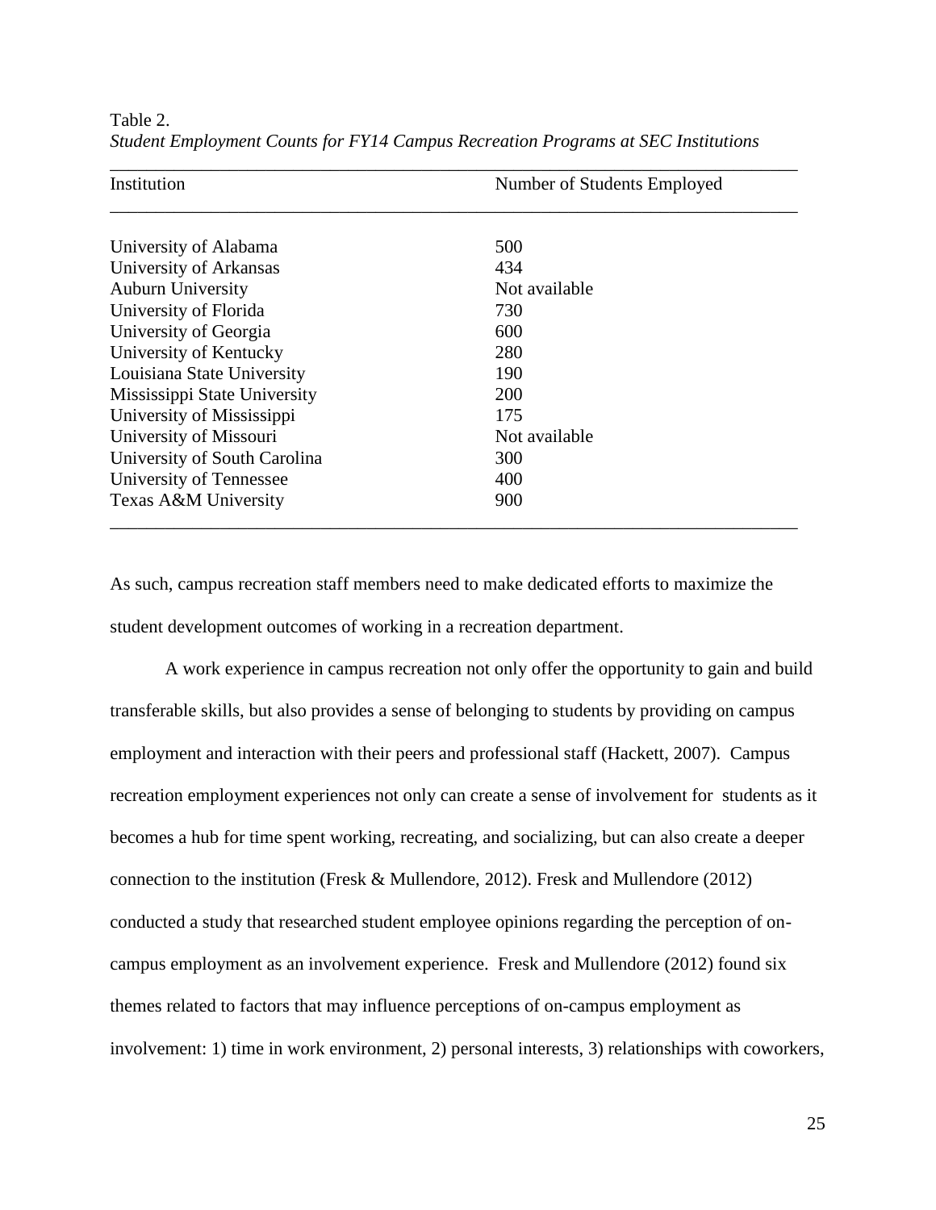Table 2.
*Student Employment Counts for FY14 Campus Recreation Programs at SEC Institutions*

| Institution | Number of Students Employed |
|---|---|
| University of Alabama | 500 |
| University of Arkansas | 434 |
| Auburn University | Not available |
| University of Florida | 730 |
| University of Georgia | 600 |
| University of Kentucky | 280 |
| Louisiana State University | 190 |
| Mississippi State University | 200 |
| University of Mississippi | 175 |
| University of Missouri | Not available |
| University of South Carolina | 300 |
| University of Tennessee | 400 |
| Texas A&M University | 900 |

As such, campus recreation staff members need to make dedicated efforts to maximize the student development outcomes of working in a recreation department.

A work experience in campus recreation not only offer the opportunity to gain and build transferable skills, but also provides a sense of belonging to students by providing on campus employment and interaction with their peers and professional staff (Hackett, 2007). Campus recreation employment experiences not only can create a sense of involvement for students as it becomes a hub for time spent working, recreating, and socializing, but can also create a deeper connection to the institution (Fresk & Mullendore, 2012). Fresk and Mullendore (2012) conducted a study that researched student employee opinions regarding the perception of on-campus employment as an involvement experience. Fresk and Mullendore (2012) found six themes related to factors that may influence perceptions of on-campus employment as involvement: 1) time in work environment, 2) personal interests, 3) relationships with coworkers,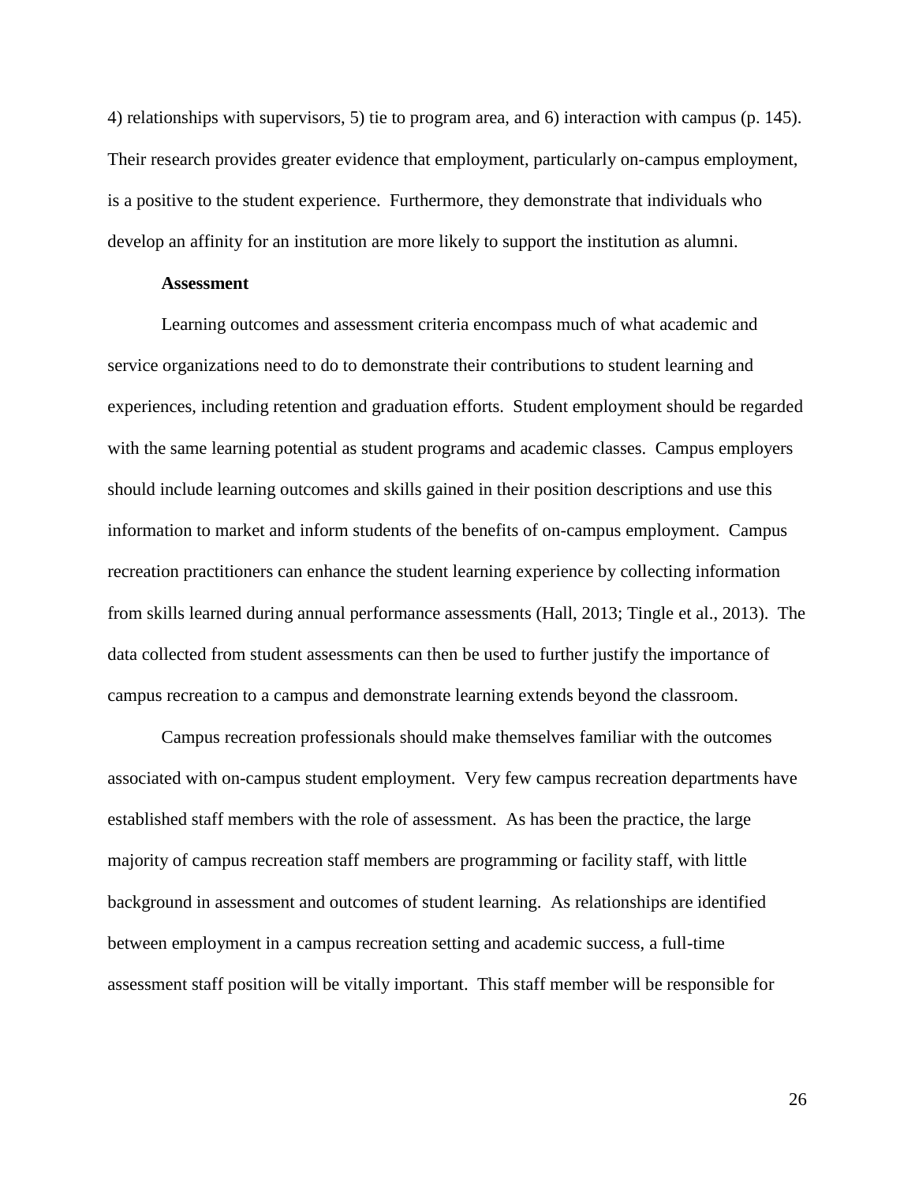4) relationships with supervisors, 5) tie to program area, and 6) interaction with campus (p. 145). Their research provides greater evidence that employment, particularly on-campus employment, is a positive to the student experience. Furthermore, they demonstrate that individuals who develop an affinity for an institution are more likely to support the institution as alumni.

### Assessment

Learning outcomes and assessment criteria encompass much of what academic and service organizations need to do to demonstrate their contributions to student learning and experiences, including retention and graduation efforts. Student employment should be regarded with the same learning potential as student programs and academic classes. Campus employers should include learning outcomes and skills gained in their position descriptions and use this information to market and inform students of the benefits of on-campus employment. Campus recreation practitioners can enhance the student learning experience by collecting information from skills learned during annual performance assessments (Hall, 2013; Tingle et al., 2013). The data collected from student assessments can then be used to further justify the importance of campus recreation to a campus and demonstrate learning extends beyond the classroom.

Campus recreation professionals should make themselves familiar with the outcomes associated with on-campus student employment. Very few campus recreation departments have established staff members with the role of assessment. As has been the practice, the large majority of campus recreation staff members are programming or facility staff, with little background in assessment and outcomes of student learning. As relationships are identified between employment in a campus recreation setting and academic success, a full-time assessment staff position will be vitally important. This staff member will be responsible for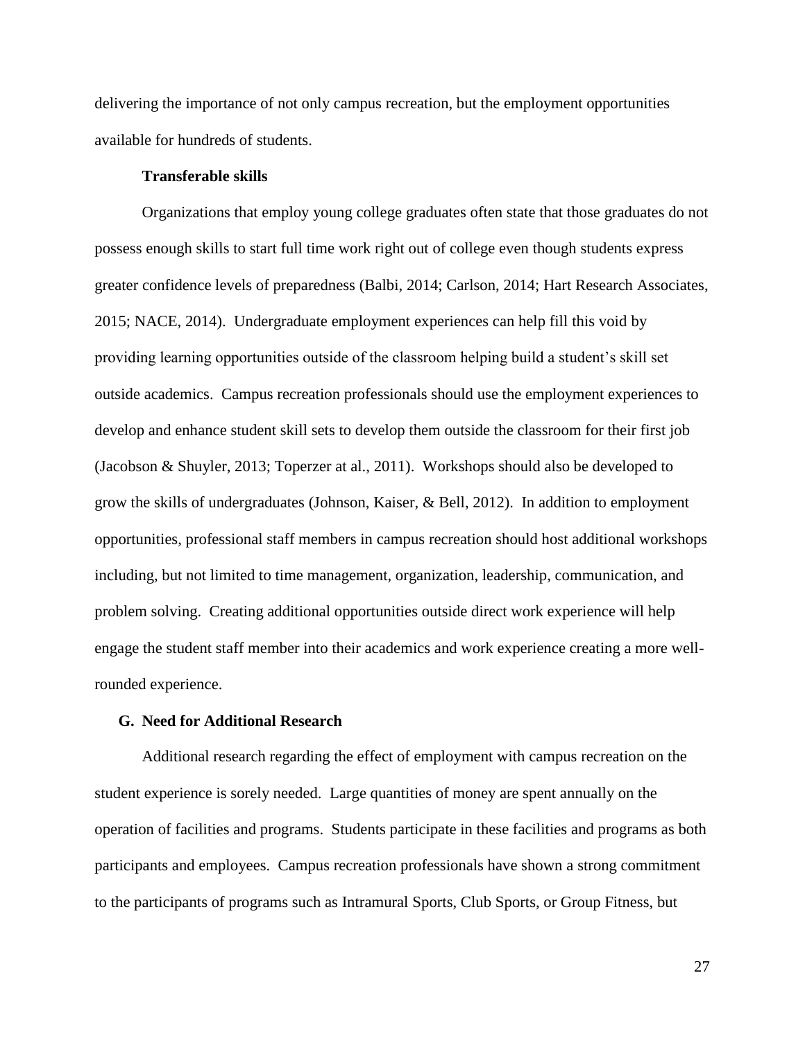delivering the importance of not only campus recreation, but the employment opportunities available for hundreds of students.

#### Transferable skills

Organizations that employ young college graduates often state that those graduates do not possess enough skills to start full time work right out of college even though students express greater confidence levels of preparedness (Balbi, 2014; Carlson, 2014; Hart Research Associates, 2015; NACE, 2014). Undergraduate employment experiences can help fill this void by providing learning opportunities outside of the classroom helping build a student's skill set outside academics. Campus recreation professionals should use the employment experiences to develop and enhance student skill sets to develop them outside the classroom for their first job (Jacobson & Shuyler, 2013; Toperzer at al., 2011). Workshops should also be developed to grow the skills of undergraduates (Johnson, Kaiser, & Bell, 2012). In addition to employment opportunities, professional staff members in campus recreation should host additional workshops including, but not limited to time management, organization, leadership, communication, and problem solving. Creating additional opportunities outside direct work experience will help engage the student staff member into their academics and work experience creating a more well-rounded experience.

### G. Need for Additional Research

Additional research regarding the effect of employment with campus recreation on the student experience is sorely needed. Large quantities of money are spent annually on the operation of facilities and programs. Students participate in these facilities and programs as both participants and employees. Campus recreation professionals have shown a strong commitment to the participants of programs such as Intramural Sports, Club Sports, or Group Fitness, but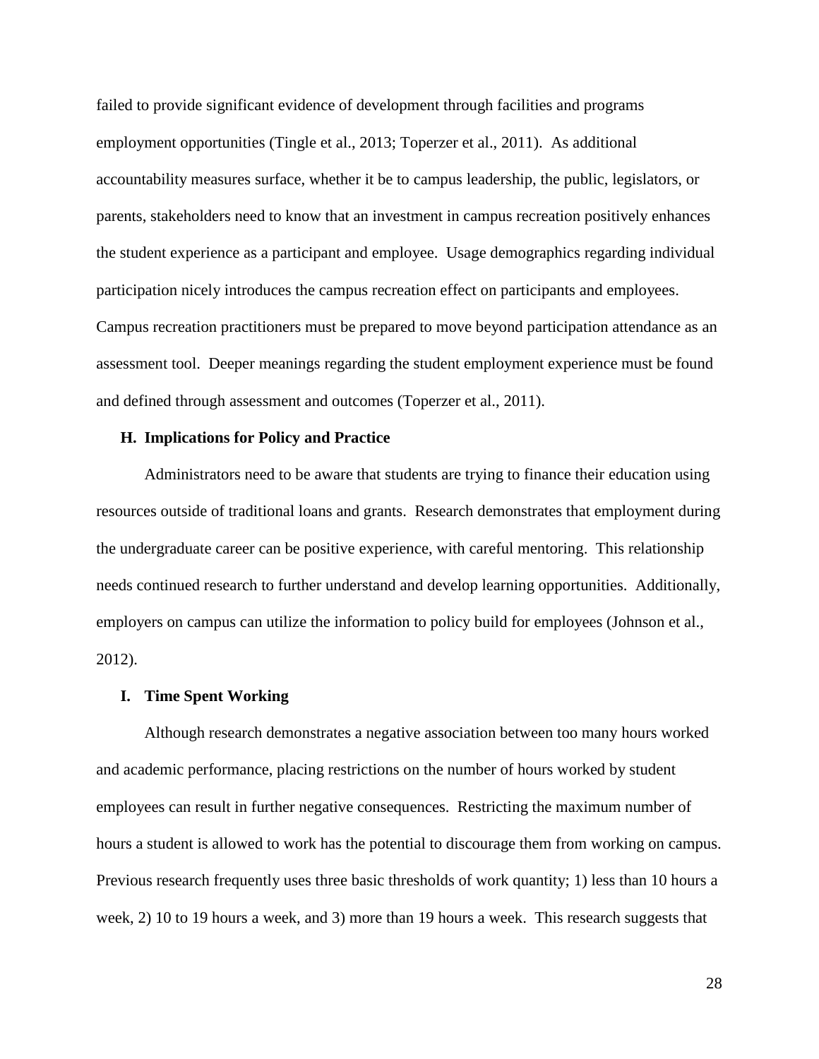failed to provide significant evidence of development through facilities and programs employment opportunities (Tingle et al., 2013; Toperzer et al., 2011). As additional accountability measures surface, whether it be to campus leadership, the public, legislators, or parents, stakeholders need to know that an investment in campus recreation positively enhances the student experience as a participant and employee. Usage demographics regarding individual participation nicely introduces the campus recreation effect on participants and employees. Campus recreation practitioners must be prepared to move beyond participation attendance as an assessment tool. Deeper meanings regarding the student employment experience must be found and defined through assessment and outcomes (Toperzer et al., 2011).

### H. Implications for Policy and Practice

Administrators need to be aware that students are trying to finance their education using resources outside of traditional loans and grants. Research demonstrates that employment during the undergraduate career can be positive experience, with careful mentoring. This relationship needs continued research to further understand and develop learning opportunities. Additionally, employers on campus can utilize the information to policy build for employees (Johnson et al., 2012).

### I. Time Spent Working

Although research demonstrates a negative association between too many hours worked and academic performance, placing restrictions on the number of hours worked by student employees can result in further negative consequences. Restricting the maximum number of hours a student is allowed to work has the potential to discourage them from working on campus. Previous research frequently uses three basic thresholds of work quantity; 1) less than 10 hours a week, 2) 10 to 19 hours a week, and 3) more than 19 hours a week. This research suggests that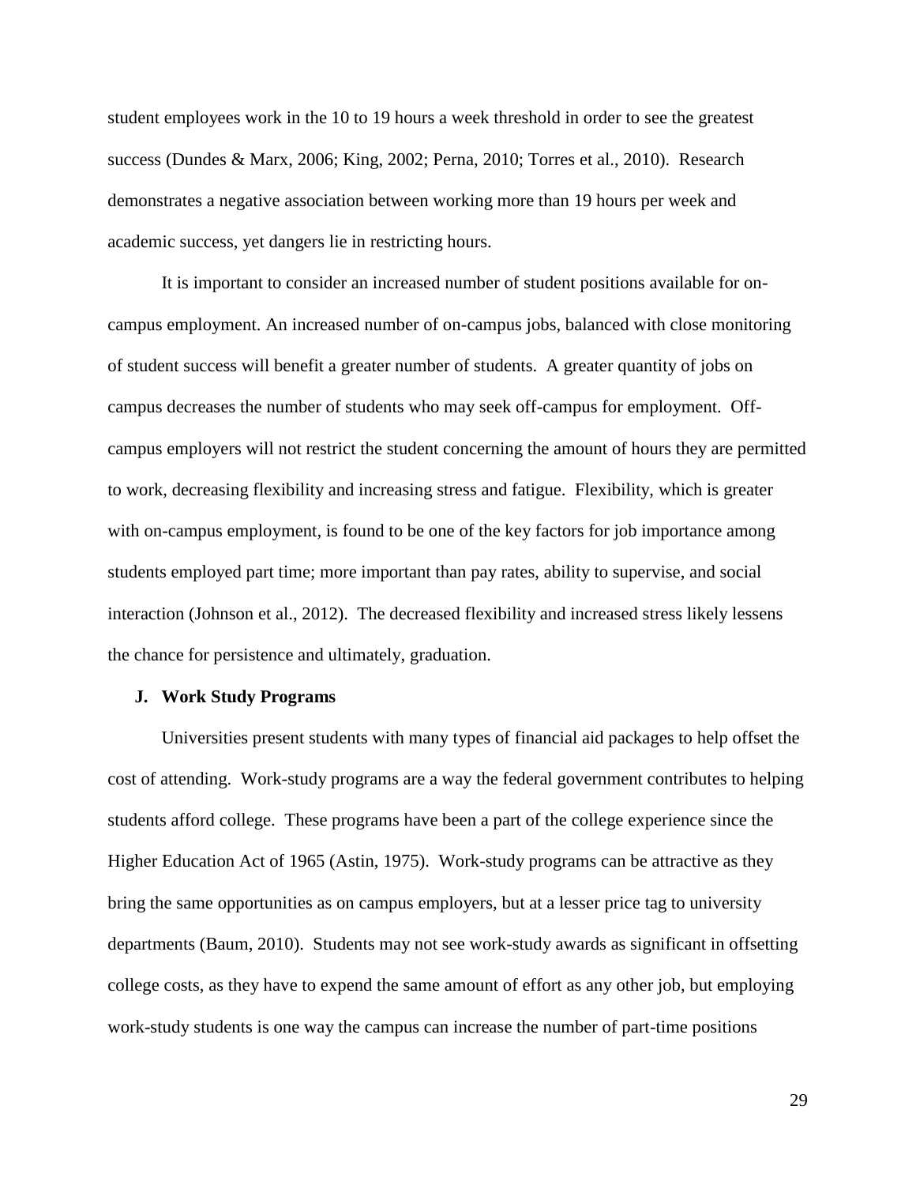student employees work in the 10 to 19 hours a week threshold in order to see the greatest success (Dundes & Marx, 2006; King, 2002; Perna, 2010; Torres et al., 2010). Research demonstrates a negative association between working more than 19 hours per week and academic success, yet dangers lie in restricting hours.

It is important to consider an increased number of student positions available for on-campus employment. An increased number of on-campus jobs, balanced with close monitoring of student success will benefit a greater number of students. A greater quantity of jobs on campus decreases the number of students who may seek off-campus for employment. Off-campus employers will not restrict the student concerning the amount of hours they are permitted to work, decreasing flexibility and increasing stress and fatigue. Flexibility, which is greater with on-campus employment, is found to be one of the key factors for job importance among students employed part time; more important than pay rates, ability to supervise, and social interaction (Johnson et al., 2012). The decreased flexibility and increased stress likely lessens the chance for persistence and ultimately, graduation.

### J. Work Study Programs

Universities present students with many types of financial aid packages to help offset the cost of attending. Work-study programs are a way the federal government contributes to helping students afford college. These programs have been a part of the college experience since the Higher Education Act of 1965 (Astin, 1975). Work-study programs can be attractive as they bring the same opportunities as on campus employers, but at a lesser price tag to university departments (Baum, 2010). Students may not see work-study awards as significant in offsetting college costs, as they have to expend the same amount of effort as any other job, but employing work-study students is one way the campus can increase the number of part-time positions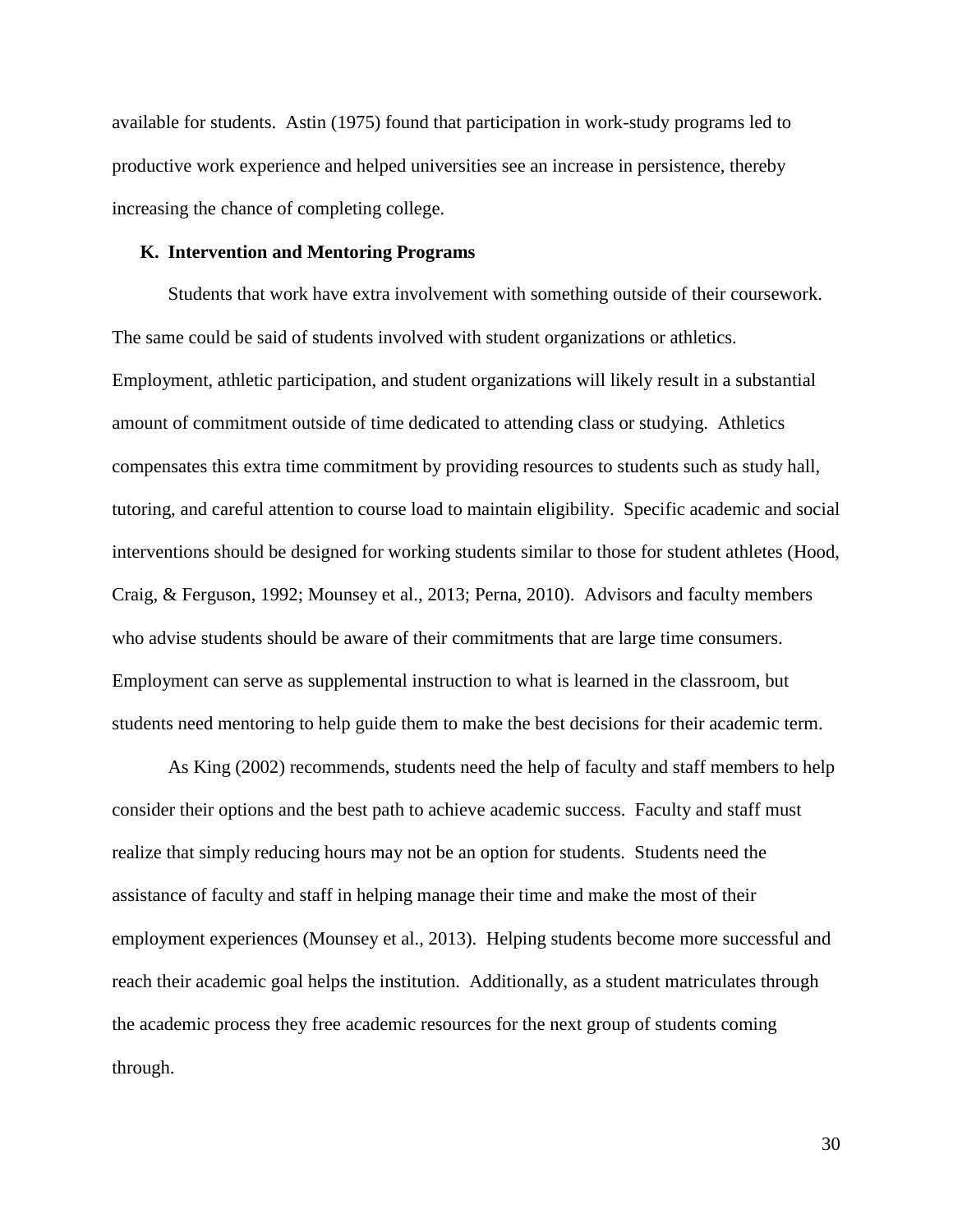available for students. Astin (1975) found that participation in work-study programs led to productive work experience and helped universities see an increase in persistence, thereby increasing the chance of completing college.

### K. Intervention and Mentoring Programs

Students that work have extra involvement with something outside of their coursework. The same could be said of students involved with student organizations or athletics. Employment, athletic participation, and student organizations will likely result in a substantial amount of commitment outside of time dedicated to attending class or studying. Athletics compensates this extra time commitment by providing resources to students such as study hall, tutoring, and careful attention to course load to maintain eligibility. Specific academic and social interventions should be designed for working students similar to those for student athletes (Hood, Craig, & Ferguson, 1992; Mounsey et al., 2013; Perna, 2010). Advisors and faculty members who advise students should be aware of their commitments that are large time consumers. Employment can serve as supplemental instruction to what is learned in the classroom, but students need mentoring to help guide them to make the best decisions for their academic term.

As King (2002) recommends, students need the help of faculty and staff members to help consider their options and the best path to achieve academic success. Faculty and staff must realize that simply reducing hours may not be an option for students. Students need the assistance of faculty and staff in helping manage their time and make the most of their employment experiences (Mounsey et al., 2013). Helping students become more successful and reach their academic goal helps the institution. Additionally, as a student matriculates through the academic process they free academic resources for the next group of students coming through.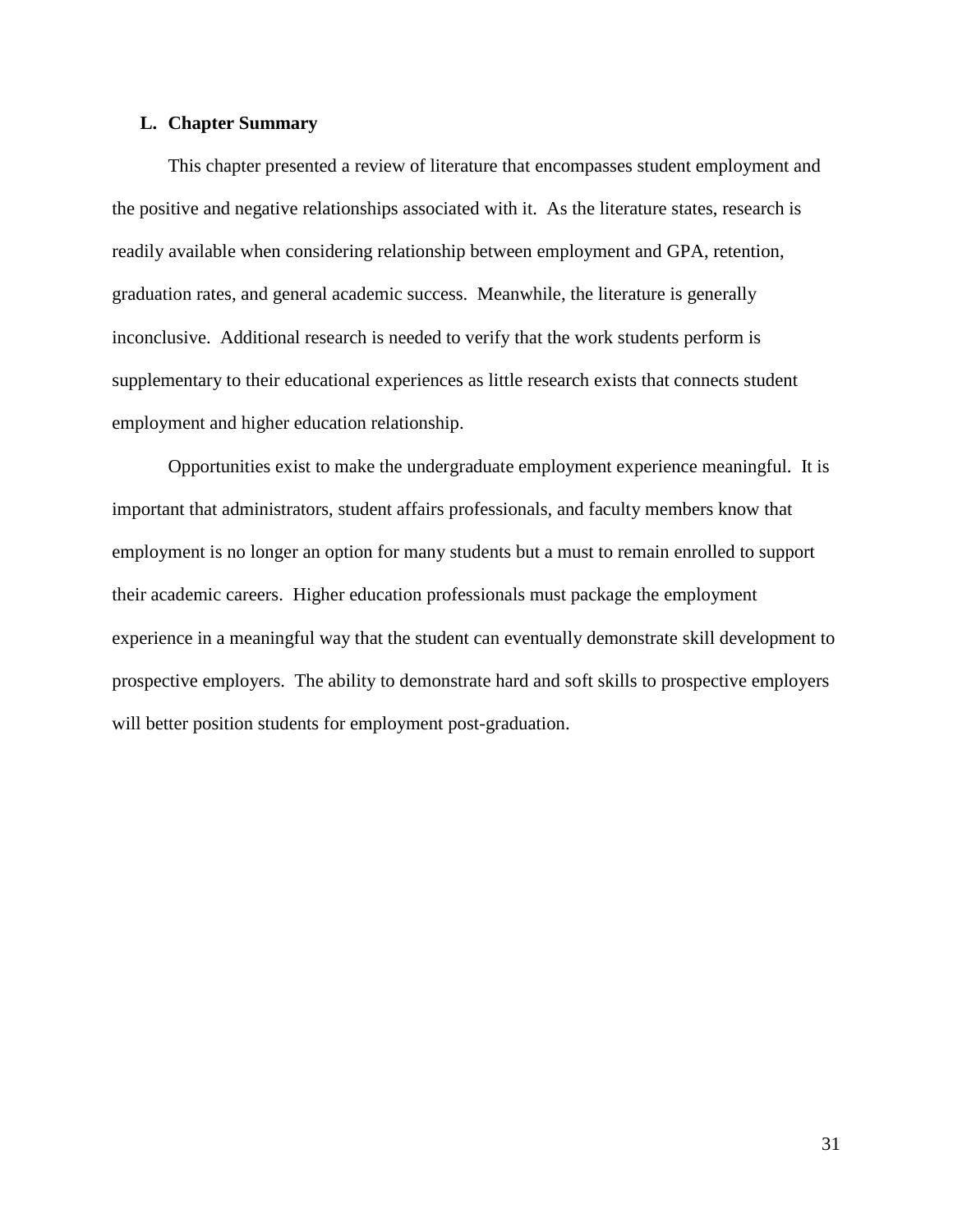### L. Chapter Summary

This chapter presented a review of literature that encompasses student employment and the positive and negative relationships associated with it. As the literature states, research is readily available when considering relationship between employment and GPA, retention, graduation rates, and general academic success. Meanwhile, the literature is generally inconclusive. Additional research is needed to verify that the work students perform is supplementary to their educational experiences as little research exists that connects student employment and higher education relationship.

Opportunities exist to make the undergraduate employment experience meaningful. It is important that administrators, student affairs professionals, and faculty members know that employment is no longer an option for many students but a must to remain enrolled to support their academic careers. Higher education professionals must package the employment experience in a meaningful way that the student can eventually demonstrate skill development to prospective employers. The ability to demonstrate hard and soft skills to prospective employers will better position students for employment post-graduation.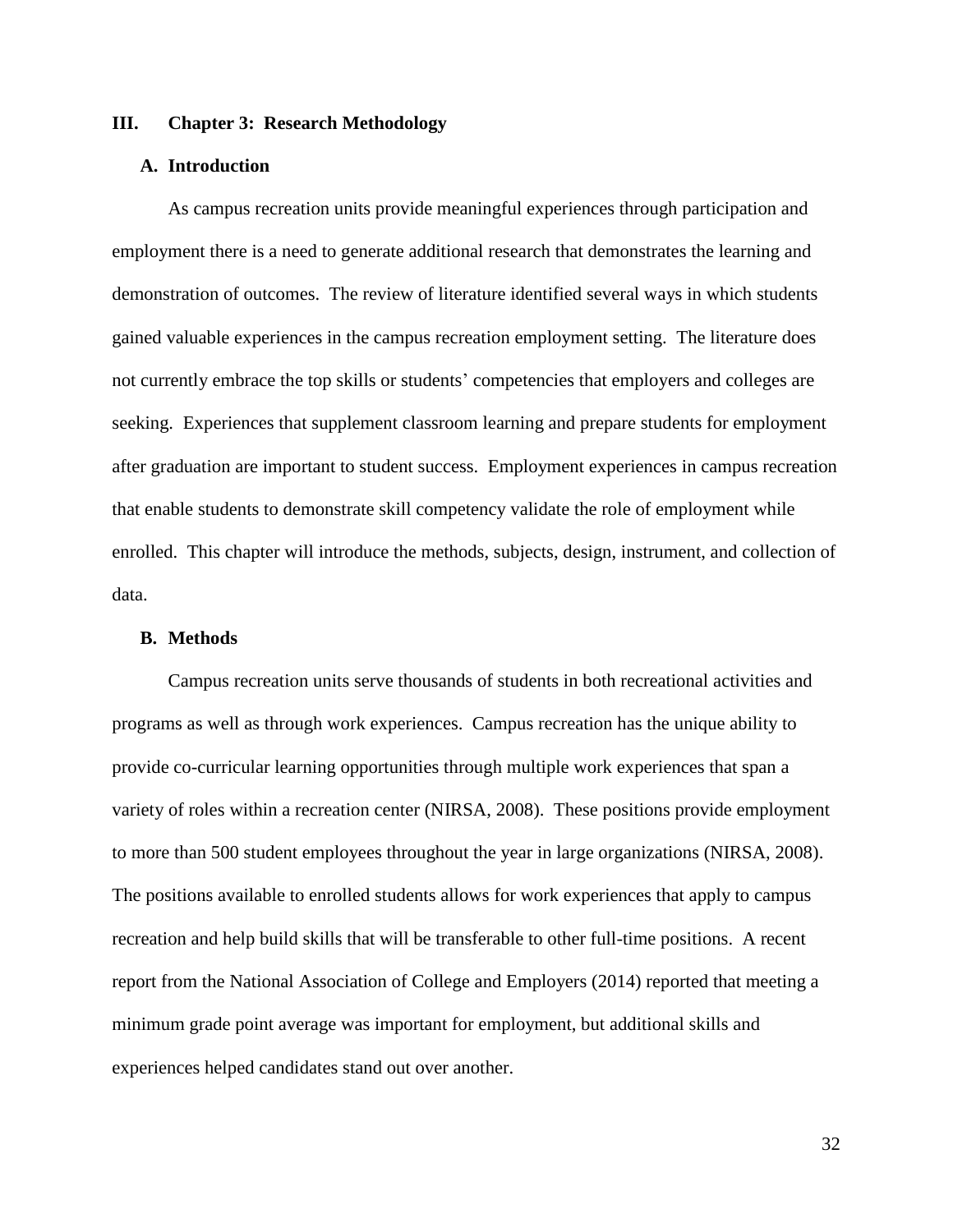# III. Chapter 3: Research Methodology

## A. Introduction

As campus recreation units provide meaningful experiences through participation and employment there is a need to generate additional research that demonstrates the learning and demonstration of outcomes. The review of literature identified several ways in which students gained valuable experiences in the campus recreation employment setting. The literature does not currently embrace the top skills or students' competencies that employers and colleges are seeking. Experiences that supplement classroom learning and prepare students for employment after graduation are important to student success. Employment experiences in campus recreation that enable students to demonstrate skill competency validate the role of employment while enrolled. This chapter will introduce the methods, subjects, design, instrument, and collection of data.

## B. Methods

Campus recreation units serve thousands of students in both recreational activities and programs as well as through work experiences. Campus recreation has the unique ability to provide co-curricular learning opportunities through multiple work experiences that span a variety of roles within a recreation center (NIRSA, 2008). These positions provide employment to more than 500 student employees throughout the year in large organizations (NIRSA, 2008). The positions available to enrolled students allows for work experiences that apply to campus recreation and help build skills that will be transferable to other full-time positions. A recent report from the National Association of College and Employers (2014) reported that meeting a minimum grade point average was important for employment, but additional skills and experiences helped candidates stand out over another.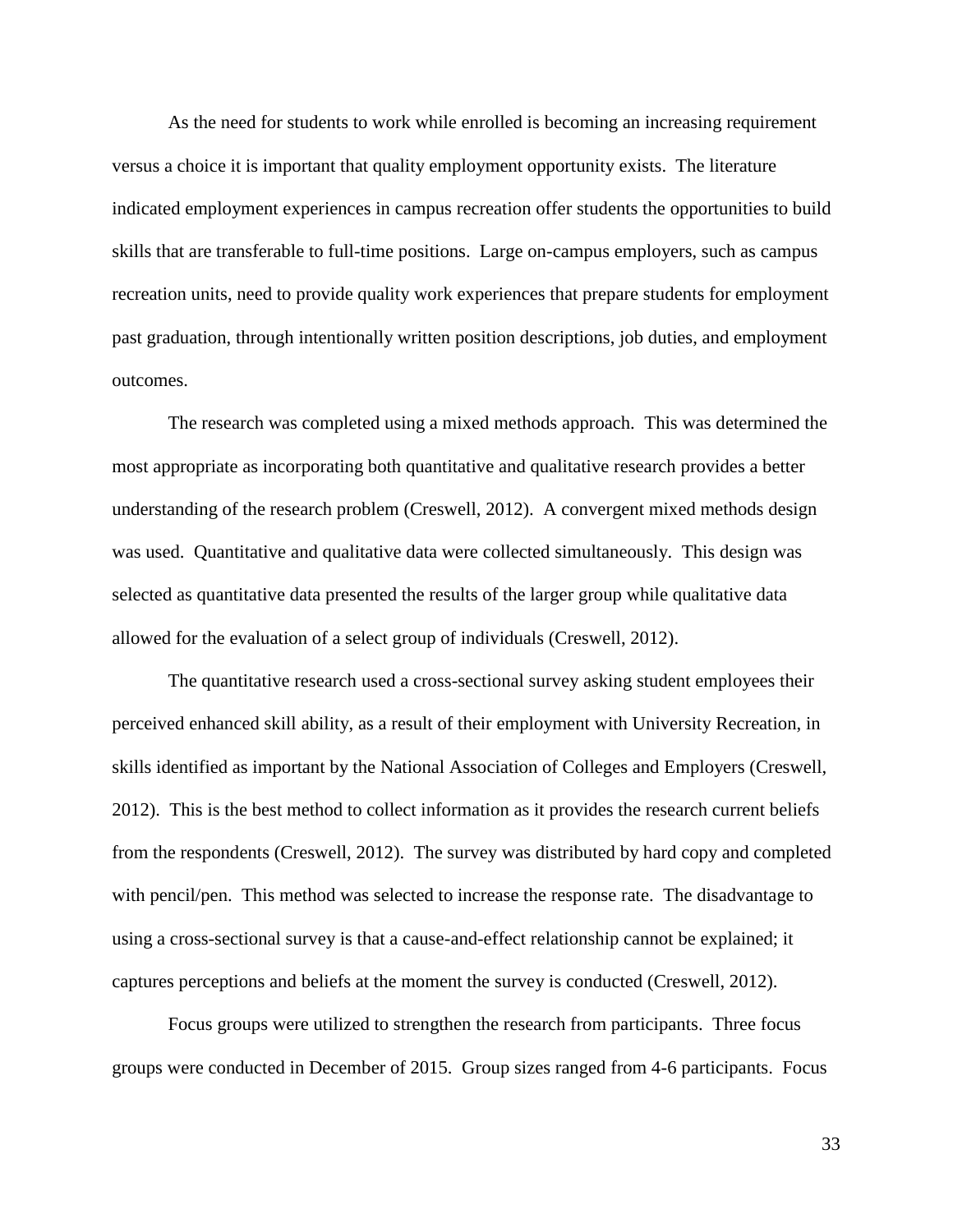As the need for students to work while enrolled is becoming an increasing requirement versus a choice it is important that quality employment opportunity exists. The literature indicated employment experiences in campus recreation offer students the opportunities to build skills that are transferable to full-time positions. Large on-campus employers, such as campus recreation units, need to provide quality work experiences that prepare students for employment past graduation, through intentionally written position descriptions, job duties, and employment outcomes.

The research was completed using a mixed methods approach. This was determined the most appropriate as incorporating both quantitative and qualitative research provides a better understanding of the research problem (Creswell, 2012). A convergent mixed methods design was used. Quantitative and qualitative data were collected simultaneously. This design was selected as quantitative data presented the results of the larger group while qualitative data allowed for the evaluation of a select group of individuals (Creswell, 2012).

The quantitative research used a cross-sectional survey asking student employees their perceived enhanced skill ability, as a result of their employment with University Recreation, in skills identified as important by the National Association of Colleges and Employers (Creswell, 2012). This is the best method to collect information as it provides the research current beliefs from the respondents (Creswell, 2012). The survey was distributed by hard copy and completed with pencil/pen. This method was selected to increase the response rate. The disadvantage to using a cross-sectional survey is that a cause-and-effect relationship cannot be explained; it captures perceptions and beliefs at the moment the survey is conducted (Creswell, 2012).

Focus groups were utilized to strengthen the research from participants. Three focus groups were conducted in December of 2015. Group sizes ranged from 4-6 participants. Focus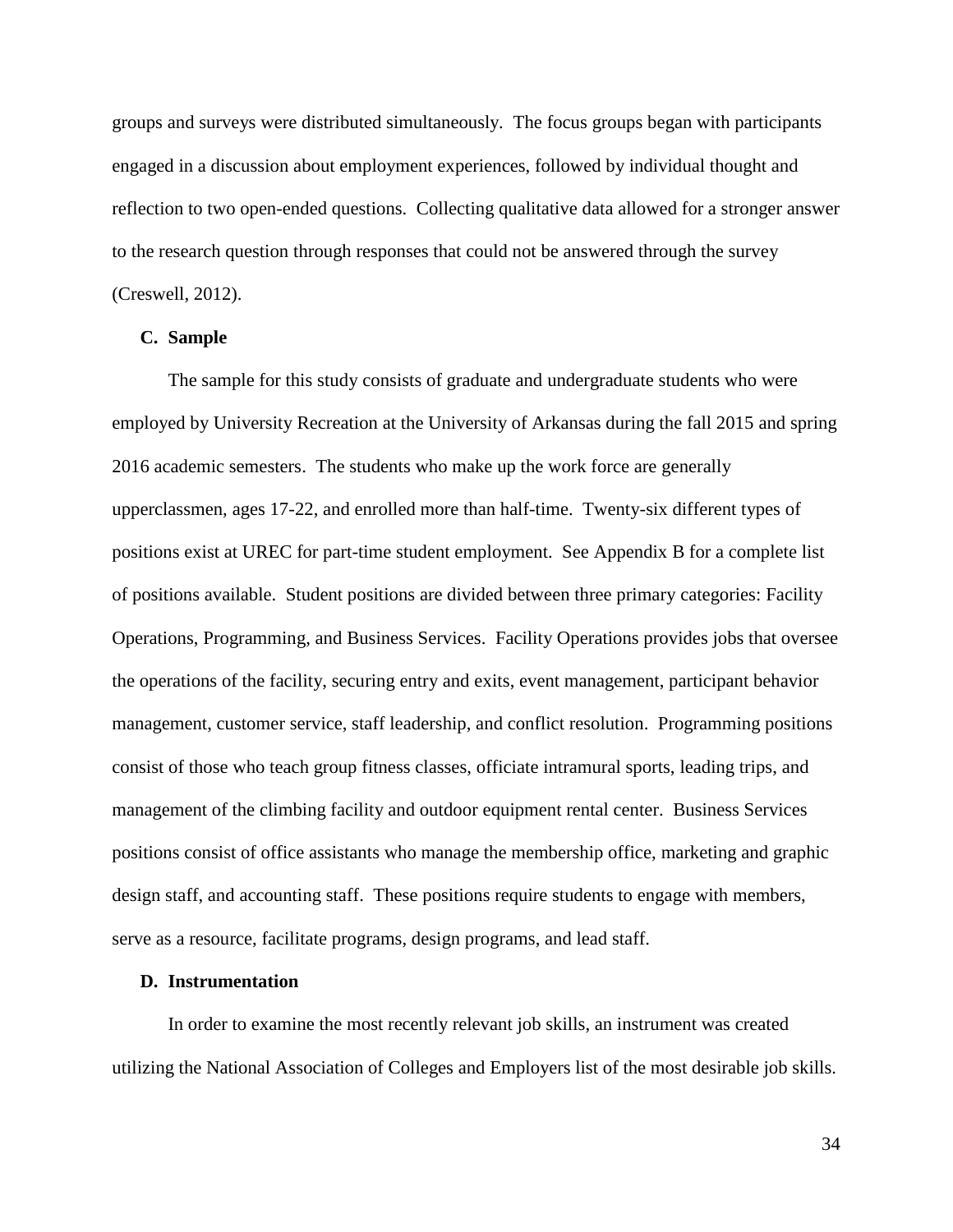groups and surveys were distributed simultaneously. The focus groups began with participants engaged in a discussion about employment experiences, followed by individual thought and reflection to two open-ended questions. Collecting qualitative data allowed for a stronger answer to the research question through responses that could not be answered through the survey (Creswell, 2012).

### C. Sample

The sample for this study consists of graduate and undergraduate students who were employed by University Recreation at the University of Arkansas during the fall 2015 and spring 2016 academic semesters. The students who make up the work force are generally upperclassmen, ages 17-22, and enrolled more than half-time. Twenty-six different types of positions exist at UREC for part-time student employment. See Appendix B for a complete list of positions available. Student positions are divided between three primary categories: Facility Operations, Programming, and Business Services. Facility Operations provides jobs that oversee the operations of the facility, securing entry and exits, event management, participant behavior management, customer service, staff leadership, and conflict resolution. Programming positions consist of those who teach group fitness classes, officiate intramural sports, leading trips, and management of the climbing facility and outdoor equipment rental center. Business Services positions consist of office assistants who manage the membership office, marketing and graphic design staff, and accounting staff. These positions require students to engage with members, serve as a resource, facilitate programs, design programs, and lead staff.

### D. Instrumentation

In order to examine the most recently relevant job skills, an instrument was created utilizing the National Association of Colleges and Employers list of the most desirable job skills.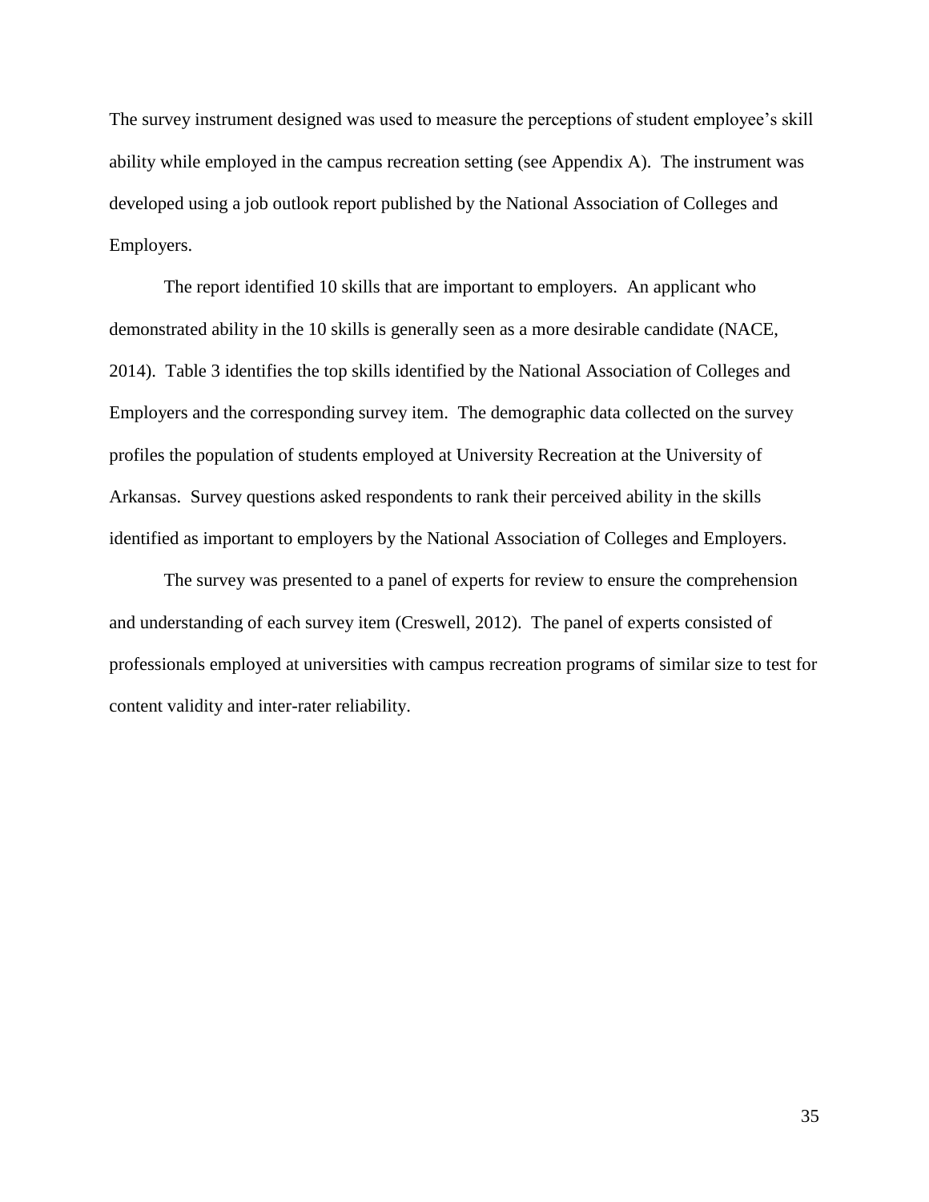The survey instrument designed was used to measure the perceptions of student employee's skill ability while employed in the campus recreation setting (see Appendix A). The instrument was developed using a job outlook report published by the National Association of Colleges and Employers.

The report identified 10 skills that are important to employers. An applicant who demonstrated ability in the 10 skills is generally seen as a more desirable candidate (NACE, 2014). Table 3 identifies the top skills identified by the National Association of Colleges and Employers and the corresponding survey item. The demographic data collected on the survey profiles the population of students employed at University Recreation at the University of Arkansas. Survey questions asked respondents to rank their perceived ability in the skills identified as important to employers by the National Association of Colleges and Employers.

The survey was presented to a panel of experts for review to ensure the comprehension and understanding of each survey item (Creswell, 2012). The panel of experts consisted of professionals employed at universities with campus recreation programs of similar size to test for content validity and inter-rater reliability.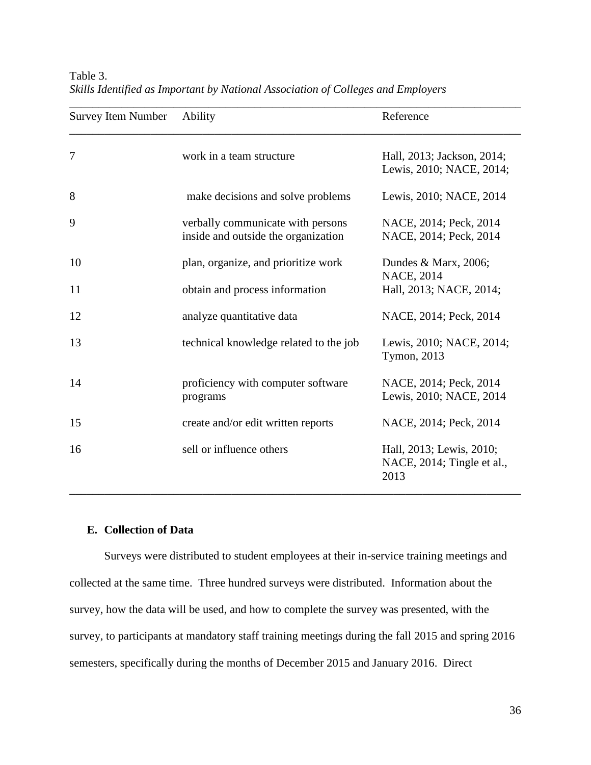Table 3.
*Skills Identified as Important by National Association of Colleges and Employers*

| Survey Item Number | Ability | Reference |
|---|---|---|
| 7 | work in a team structure | Hall, 2013; Jackson, 2014; Lewis, 2010; NACE, 2014; |
| 8 | make decisions and solve problems | Lewis, 2010; NACE, 2014 |
| 9 | verbally communicate with persons inside and outside the organization | NACE, 2014; Peck, 2014 NACE, 2014; Peck, 2014 |
| 10 | plan, organize, and prioritize work | Dundes & Marx, 2006; NACE, 2014 |
| 11 | obtain and process information | Hall, 2013; NACE, 2014; |
| 12 | analyze quantitative data | NACE, 2014; Peck, 2014 |
| 13 | technical knowledge related to the job | Lewis, 2010; NACE, 2014; Tymon, 2013 |
| 14 | proficiency with computer software programs | NACE, 2014; Peck, 2014 Lewis, 2010; NACE, 2014 |
| 15 | create and/or edit written reports | NACE, 2014; Peck, 2014 |
| 16 | sell or influence others | Hall, 2013; Lewis, 2010; NACE, 2014; Tingle et al., 2013 |

**E. Collection of Data**

Surveys were distributed to student employees at their in-service training meetings and collected at the same time. Three hundred surveys were distributed. Information about the survey, how the data will be used, and how to complete the survey was presented, with the survey, to participants at mandatory staff training meetings during the fall 2015 and spring 2016 semesters, specifically during the months of December 2015 and January 2016. Direct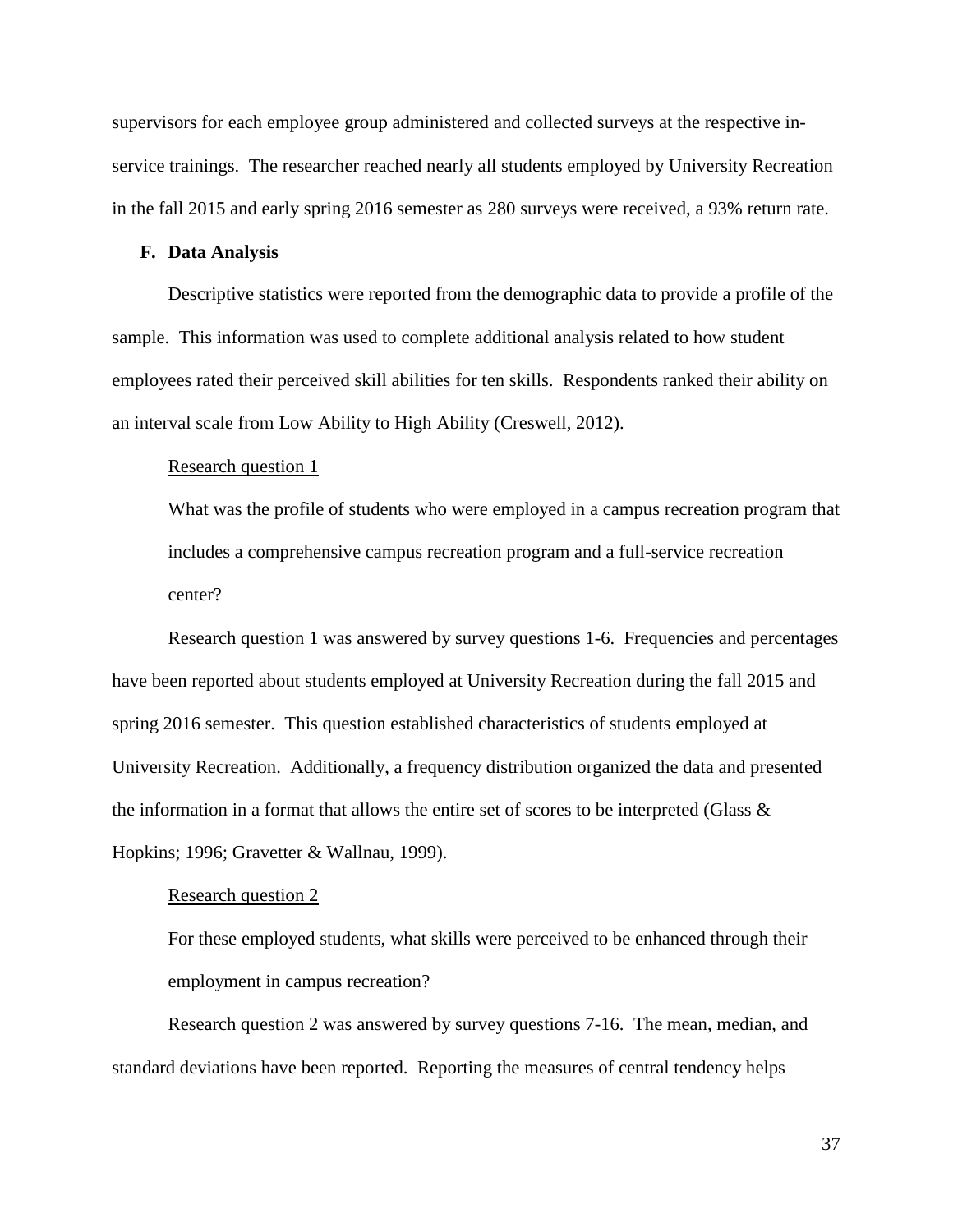supervisors for each employee group administered and collected surveys at the respective in-service trainings. The researcher reached nearly all students employed by University Recreation in the fall 2015 and early spring 2016 semester as 280 surveys were received, a 93% return rate.

### F. Data Analysis

Descriptive statistics were reported from the demographic data to provide a profile of the sample. This information was used to complete additional analysis related to how student employees rated their perceived skill abilities for ten skills. Respondents ranked their ability on an interval scale from Low Ability to High Ability (Creswell, 2012).

<u>Research question 1</u>

> What was the profile of students who were employed in a campus recreation program that includes a comprehensive campus recreation program and a full-service recreation center?

Research question 1 was answered by survey questions 1-6. Frequencies and percentages have been reported about students employed at University Recreation during the fall 2015 and spring 2016 semester. This question established characteristics of students employed at University Recreation. Additionally, a frequency distribution organized the data and presented the information in a format that allows the entire set of scores to be interpreted (Glass & Hopkins; 1996; Gravetter & Wallnau, 1999).

<u>Research question 2</u>

> For these employed students, what skills were perceived to be enhanced through their employment in campus recreation?

Research question 2 was answered by survey questions 7-16. The mean, median, and standard deviations have been reported. Reporting the measures of central tendency helps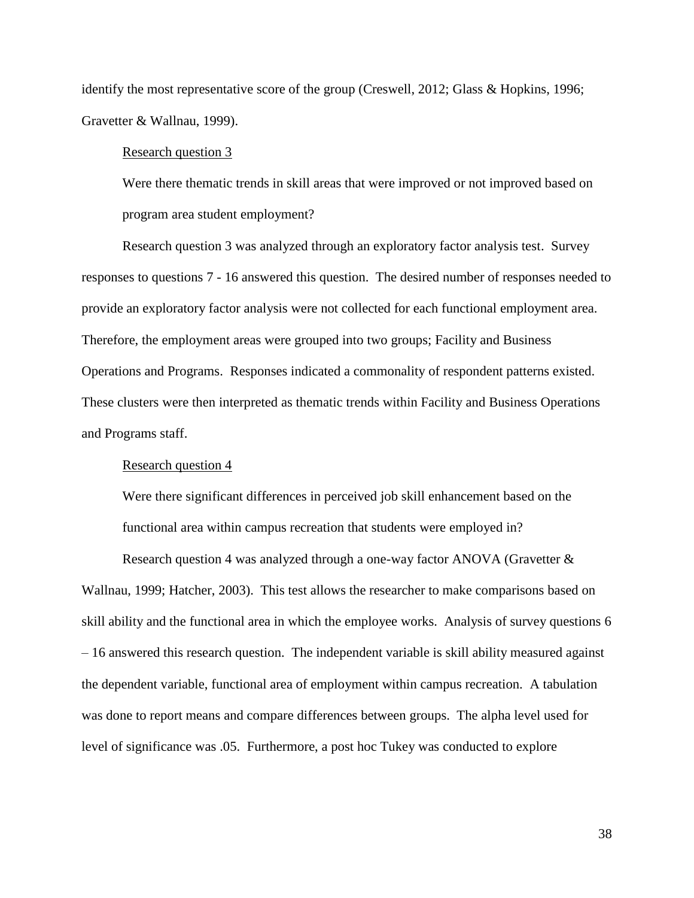identify the most representative score of the group (Creswell, 2012; Glass & Hopkins, 1996; Gravetter & Wallnau, 1999).

<u>Research question 3</u>

Were there thematic trends in skill areas that were improved or not improved based on program area student employment?

Research question 3 was analyzed through an exploratory factor analysis test. Survey responses to questions 7 - 16 answered this question. The desired number of responses needed to provide an exploratory factor analysis were not collected for each functional employment area. Therefore, the employment areas were grouped into two groups; Facility and Business Operations and Programs. Responses indicated a commonality of respondent patterns existed. These clusters were then interpreted as thematic trends within Facility and Business Operations and Programs staff.

<u>Research question 4</u>

Were there significant differences in perceived job skill enhancement based on the functional area within campus recreation that students were employed in?

Research question 4 was analyzed through a one-way factor ANOVA (Gravetter & Wallnau, 1999; Hatcher, 2003). This test allows the researcher to make comparisons based on skill ability and the functional area in which the employee works. Analysis of survey questions 6 – 16 answered this research question. The independent variable is skill ability measured against the dependent variable, functional area of employment within campus recreation. A tabulation was done to report means and compare differences between groups. The alpha level used for level of significance was .05. Furthermore, a post hoc Tukey was conducted to explore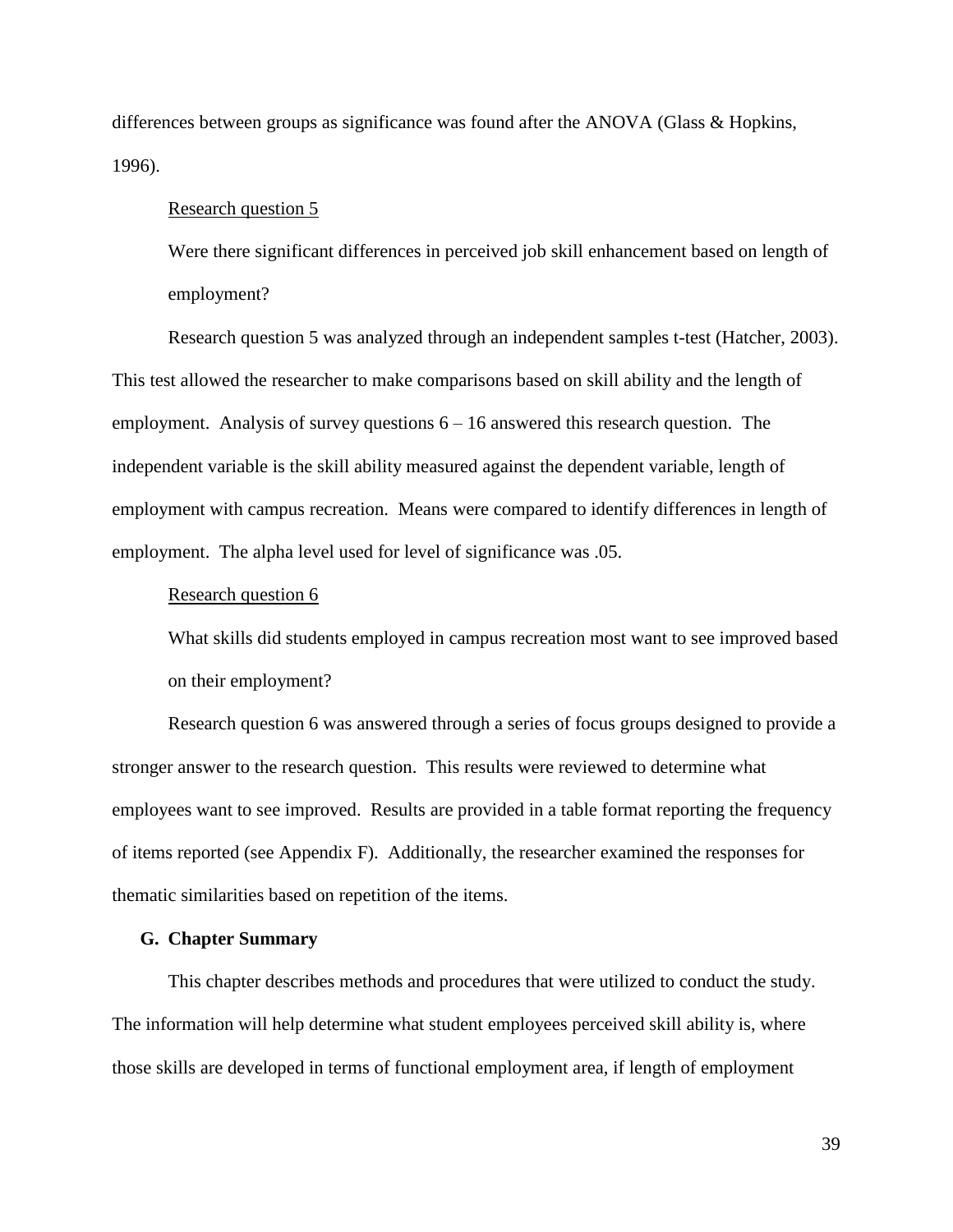differences between groups as significance was found after the ANOVA (Glass & Hopkins, 1996).

Research question 5

> Were there significant differences in perceived job skill enhancement based on length of employment?

Research question 5 was analyzed through an independent samples t-test (Hatcher, 2003). This test allowed the researcher to make comparisons based on skill ability and the length of employment. Analysis of survey questions 6 – 16 answered this research question. The independent variable is the skill ability measured against the dependent variable, length of employment with campus recreation. Means were compared to identify differences in length of employment. The alpha level used for level of significance was .05.

Research question 6

> What skills did students employed in campus recreation most want to see improved based on their employment?

Research question 6 was answered through a series of focus groups designed to provide a stronger answer to the research question. This results were reviewed to determine what employees want to see improved. Results are provided in a table format reporting the frequency of items reported (see Appendix F). Additionally, the researcher examined the responses for thematic similarities based on repetition of the items.

**G. Chapter Summary**

This chapter describes methods and procedures that were utilized to conduct the study. The information will help determine what student employees perceived skill ability is, where those skills are developed in terms of functional employment area, if length of employment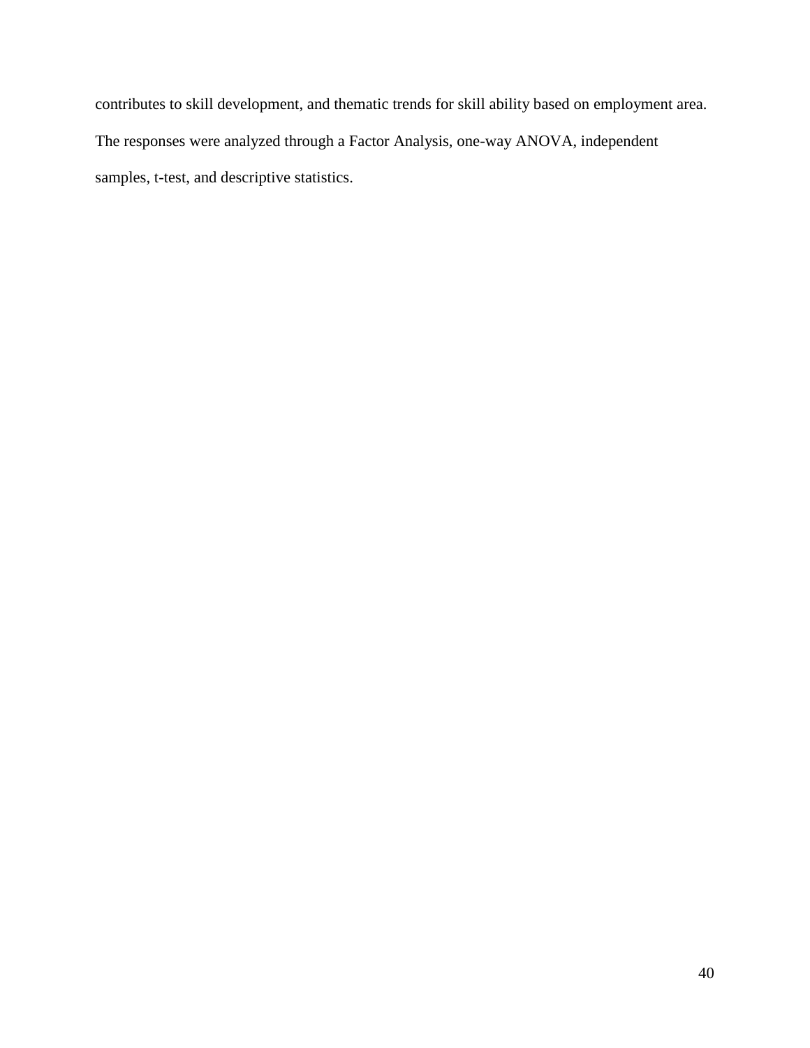contributes to skill development, and thematic trends for skill ability based on employment area. The responses were analyzed through a Factor Analysis, one-way ANOVA, independent samples, t-test, and descriptive statistics.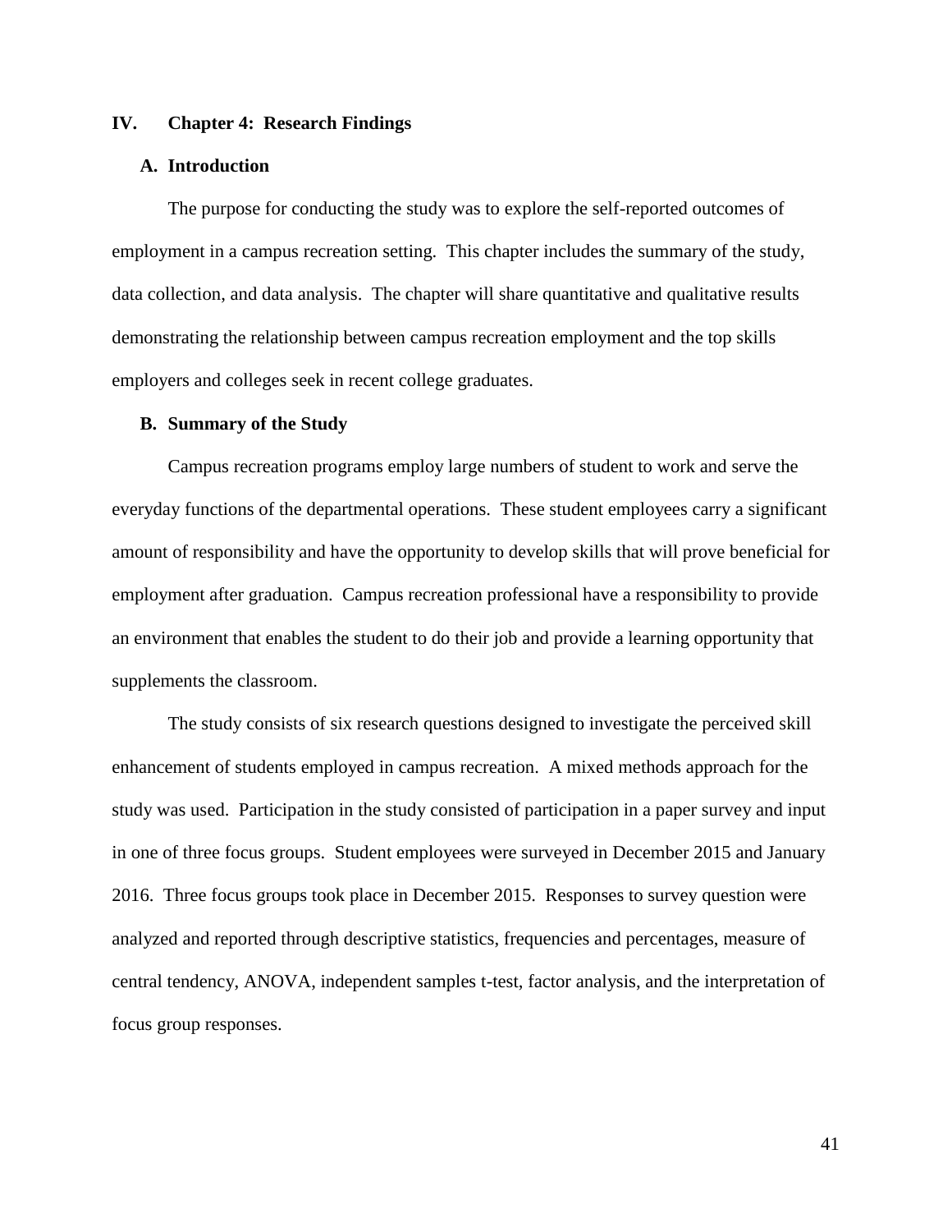# IV. Chapter 4: Research Findings

## A. Introduction

The purpose for conducting the study was to explore the self-reported outcomes of employment in a campus recreation setting. This chapter includes the summary of the study, data collection, and data analysis. The chapter will share quantitative and qualitative results demonstrating the relationship between campus recreation employment and the top skills employers and colleges seek in recent college graduates.

## B. Summary of the Study

Campus recreation programs employ large numbers of student to work and serve the everyday functions of the departmental operations. These student employees carry a significant amount of responsibility and have the opportunity to develop skills that will prove beneficial for employment after graduation. Campus recreation professional have a responsibility to provide an environment that enables the student to do their job and provide a learning opportunity that supplements the classroom.

The study consists of six research questions designed to investigate the perceived skill enhancement of students employed in campus recreation. A mixed methods approach for the study was used. Participation in the study consisted of participation in a paper survey and input in one of three focus groups. Student employees were surveyed in December 2015 and January 2016. Three focus groups took place in December 2015. Responses to survey question were analyzed and reported through descriptive statistics, frequencies and percentages, measure of central tendency, ANOVA, independent samples t-test, factor analysis, and the interpretation of focus group responses.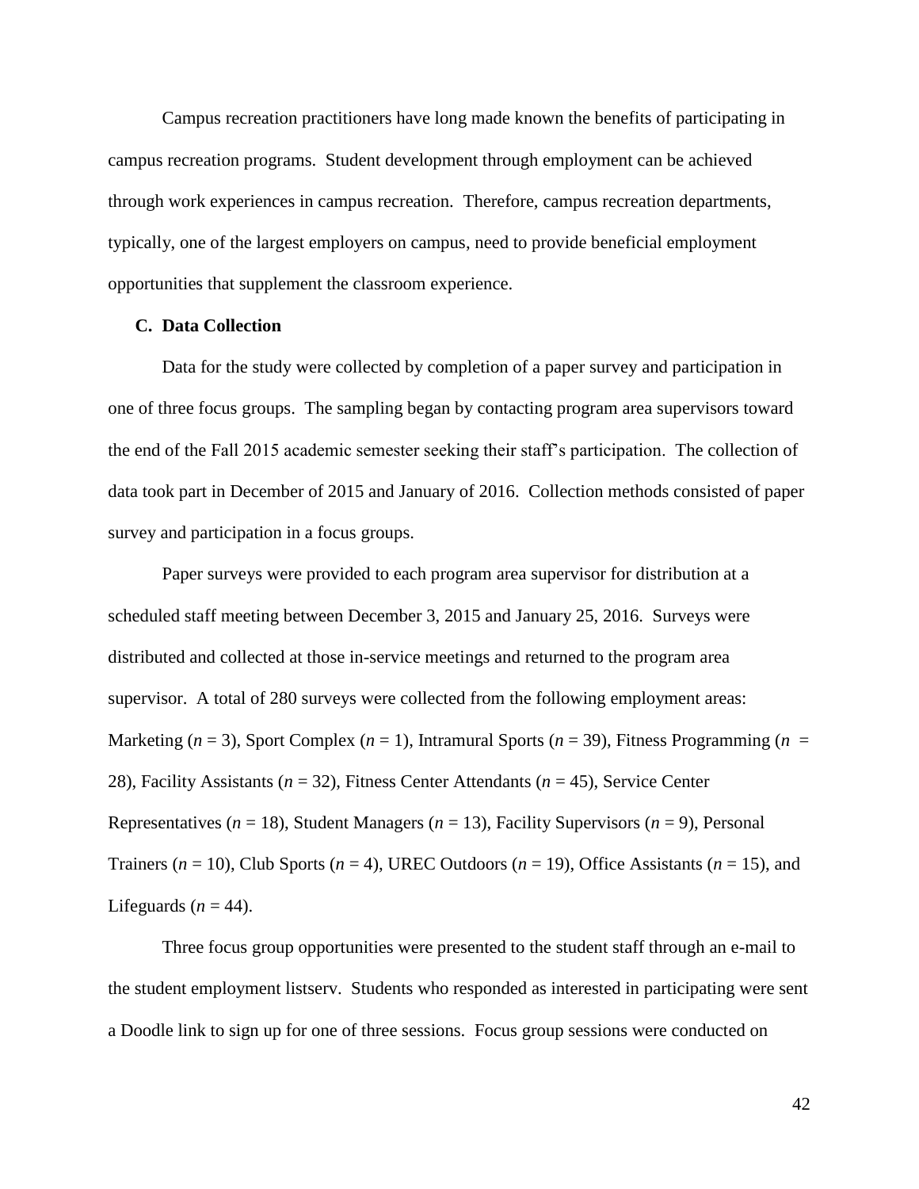Campus recreation practitioners have long made known the benefits of participating in campus recreation programs. Student development through employment can be achieved through work experiences in campus recreation. Therefore, campus recreation departments, typically, one of the largest employers on campus, need to provide beneficial employment opportunities that supplement the classroom experience.

### C. Data Collection

Data for the study were collected by completion of a paper survey and participation in one of three focus groups. The sampling began by contacting program area supervisors toward the end of the Fall 2015 academic semester seeking their staff's participation. The collection of data took part in December of 2015 and January of 2016. Collection methods consisted of paper survey and participation in a focus groups.

Paper surveys were provided to each program area supervisor for distribution at a scheduled staff meeting between December 3, 2015 and January 25, 2016. Surveys were distributed and collected at those in-service meetings and returned to the program area supervisor. A total of 280 surveys were collected from the following employment areas: Marketing ($n$ = 3), Sport Complex ($n$ = 1), Intramural Sports ($n$ = 39), Fitness Programming ($n$ = 28), Facility Assistants ($n$ = 32), Fitness Center Attendants ($n$ = 45), Service Center Representatives ($n$ = 18), Student Managers ($n$ = 13), Facility Supervisors ($n$ = 9), Personal Trainers ($n$ = 10), Club Sports ($n$ = 4), UREC Outdoors ($n$ = 19), Office Assistants ($n$ = 15), and Lifeguards ($n$ = 44).

Three focus group opportunities were presented to the student staff through an e-mail to the student employment listserv. Students who responded as interested in participating were sent a Doodle link to sign up for one of three sessions. Focus group sessions were conducted on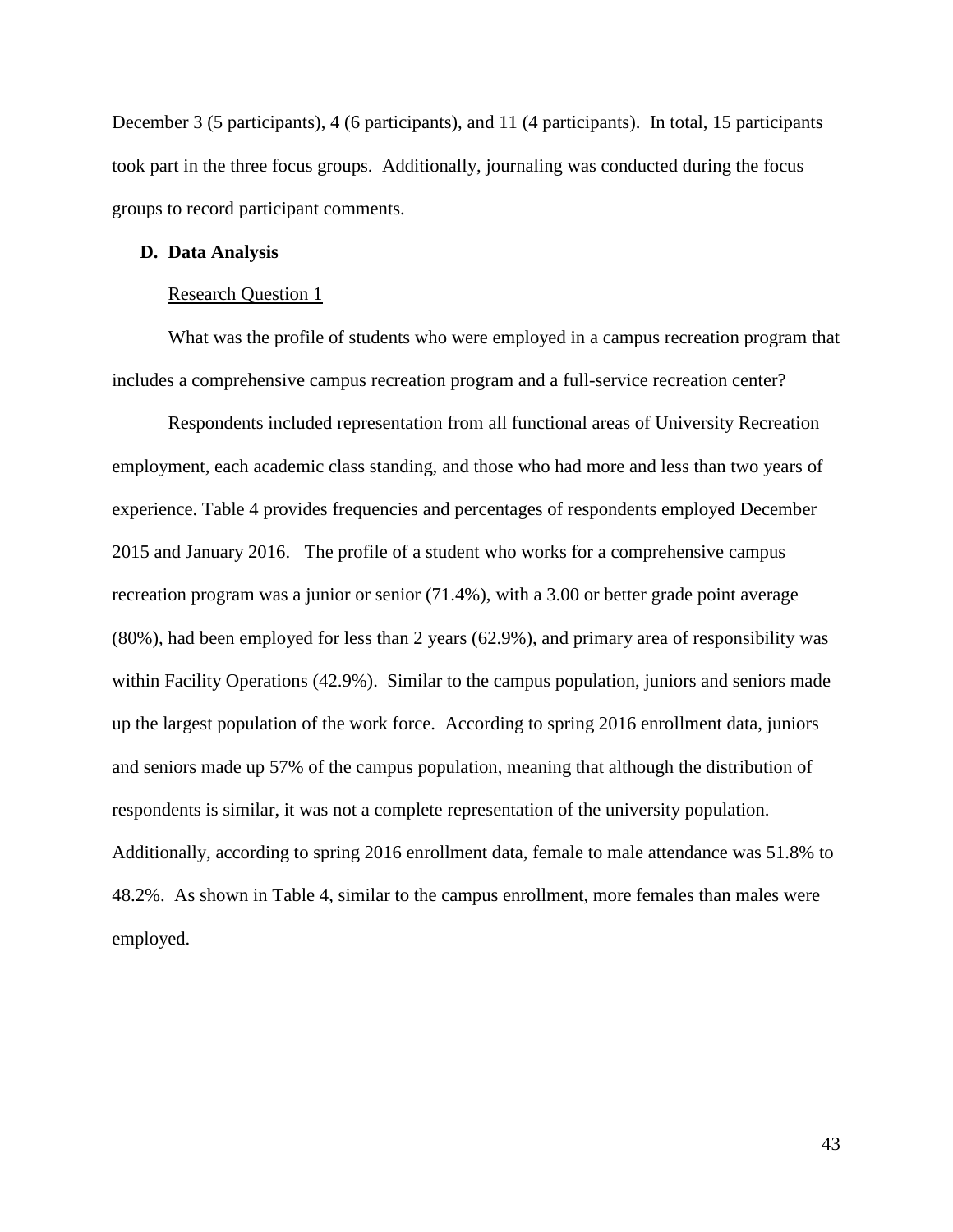December 3 (5 participants), 4 (6 participants), and 11 (4 participants). In total, 15 participants took part in the three focus groups. Additionally, journaling was conducted during the focus groups to record participant comments.

### D. Data Analysis

<u>Research Question 1</u>

What was the profile of students who were employed in a campus recreation program that includes a comprehensive campus recreation program and a full-service recreation center?

Respondents included representation from all functional areas of University Recreation employment, each academic class standing, and those who had more and less than two years of experience. Table 4 provides frequencies and percentages of respondents employed December 2015 and January 2016. The profile of a student who works for a comprehensive campus recreation program was a junior or senior (71.4%), with a 3.00 or better grade point average (80%), had been employed for less than 2 years (62.9%), and primary area of responsibility was within Facility Operations (42.9%). Similar to the campus population, juniors and seniors made up the largest population of the work force. According to spring 2016 enrollment data, juniors and seniors made up 57% of the campus population, meaning that although the distribution of respondents is similar, it was not a complete representation of the university population. Additionally, according to spring 2016 enrollment data, female to male attendance was 51.8% to 48.2%. As shown in Table 4, similar to the campus enrollment, more females than males were employed.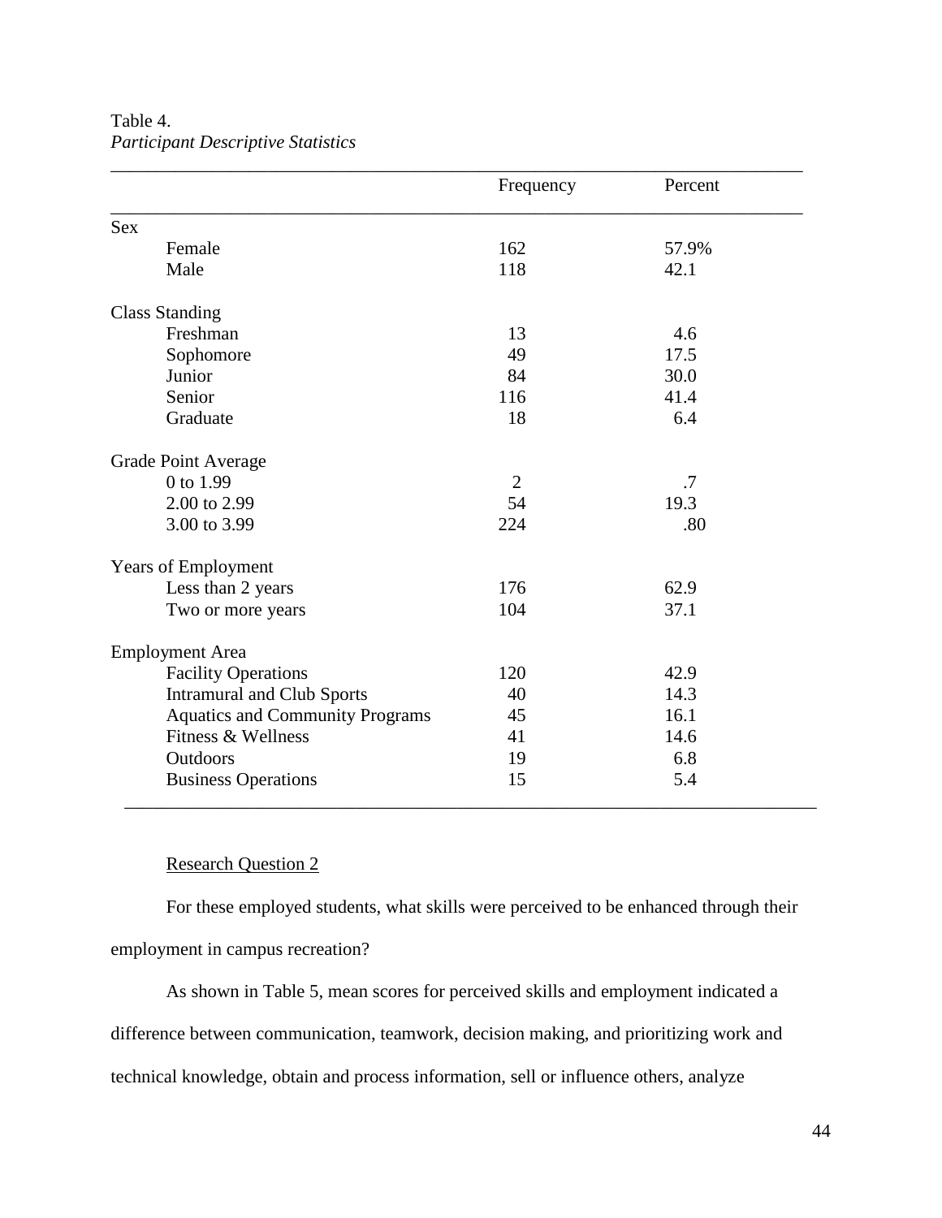Table 4.
*Participant Descriptive Statistics*

| | Frequency | Percent |
|---|---|---|
| Sex | | |
| Female | 162 | 57.9% |
| Male | 118 | 42.1 |
| Class Standing | | |
| Freshman | 13 | 4.6 |
| Sophomore | 49 | 17.5 |
| Junior | 84 | 30.0 |
| Senior | 116 | 41.4 |
| Graduate | 18 | 6.4 |
| Grade Point Average | | |
| 0 to 1.99 | 2 | .7 |
| 2.00 to 2.99 | 54 | 19.3 |
| 3.00 to 3.99 | 224 | .80 |
| Years of Employment | | |
| Less than 2 years | 176 | 62.9 |
| Two or more years | 104 | 37.1 |
| Employment Area | | |
| Facility Operations | 120 | 42.9 |
| Intramural and Club Sports | 40 | 14.3 |
| Aquatics and Community Programs | 45 | 16.1 |
| Fitness & Wellness | 41 | 14.6 |
| Outdoors | 19 | 6.8 |
| Business Operations | 15 | 5.4 |

Research Question 2

For these employed students, what skills were perceived to be enhanced through their employment in campus recreation?

As shown in Table 5, mean scores for perceived skills and employment indicated a difference between communication, teamwork, decision making, and prioritizing work and technical knowledge, obtain and process information, sell or influence others, analyze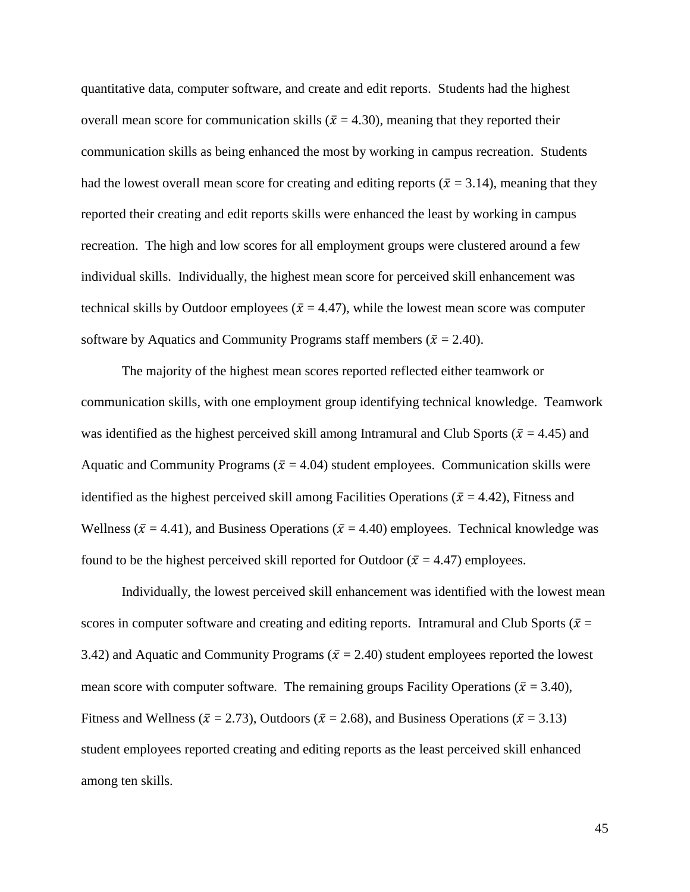quantitative data, computer software, and create and edit reports. Students had the highest overall mean score for communication skills ($\bar{x}$ = 4.30), meaning that they reported their communication skills as being enhanced the most by working in campus recreation. Students had the lowest overall mean score for creating and editing reports ($\bar{x}$ = 3.14), meaning that they reported their creating and edit reports skills were enhanced the least by working in campus recreation. The high and low scores for all employment groups were clustered around a few individual skills. Individually, the highest mean score for perceived skill enhancement was technical skills by Outdoor employees ($\bar{x}$ = 4.47), while the lowest mean score was computer software by Aquatics and Community Programs staff members ($\bar{x}$ = 2.40).

The majority of the highest mean scores reported reflected either teamwork or communication skills, with one employment group identifying technical knowledge. Teamwork was identified as the highest perceived skill among Intramural and Club Sports ($\bar{x}$ = 4.45) and Aquatic and Community Programs ($\bar{x}$ = 4.04) student employees. Communication skills were identified as the highest perceived skill among Facilities Operations ($\bar{x}$ = 4.42), Fitness and Wellness ($\bar{x}$ = 4.41), and Business Operations ($\bar{x}$ = 4.40) employees. Technical knowledge was found to be the highest perceived skill reported for Outdoor ($\bar{x}$ = 4.47) employees.

Individually, the lowest perceived skill enhancement was identified with the lowest mean scores in computer software and creating and editing reports. Intramural and Club Sports ($\bar{x}$ = 3.42) and Aquatic and Community Programs ($\bar{x}$ = 2.40) student employees reported the lowest mean score with computer software. The remaining groups Facility Operations ($\bar{x}$ = 3.40), Fitness and Wellness ($\bar{x}$ = 2.73), Outdoors ($\bar{x}$ = 2.68), and Business Operations ($\bar{x}$ = 3.13) student employees reported creating and editing reports as the least perceived skill enhanced among ten skills.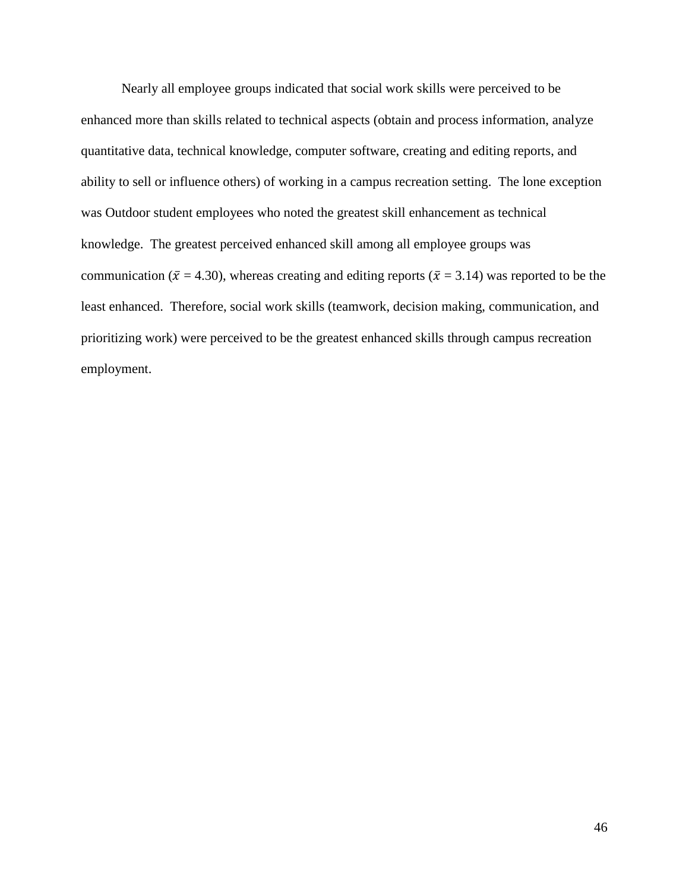Nearly all employee groups indicated that social work skills were perceived to be enhanced more than skills related to technical aspects (obtain and process information, analyze quantitative data, technical knowledge, computer software, creating and editing reports, and ability to sell or influence others) of working in a campus recreation setting. The lone exception was Outdoor student employees who noted the greatest skill enhancement as technical knowledge. The greatest perceived enhanced skill among all employee groups was communication ($\bar{x}$ = 4.30), whereas creating and editing reports ($\bar{x}$ = 3.14) was reported to be the least enhanced. Therefore, social work skills (teamwork, decision making, communication, and prioritizing work) were perceived to be the greatest enhanced skills through campus recreation employment.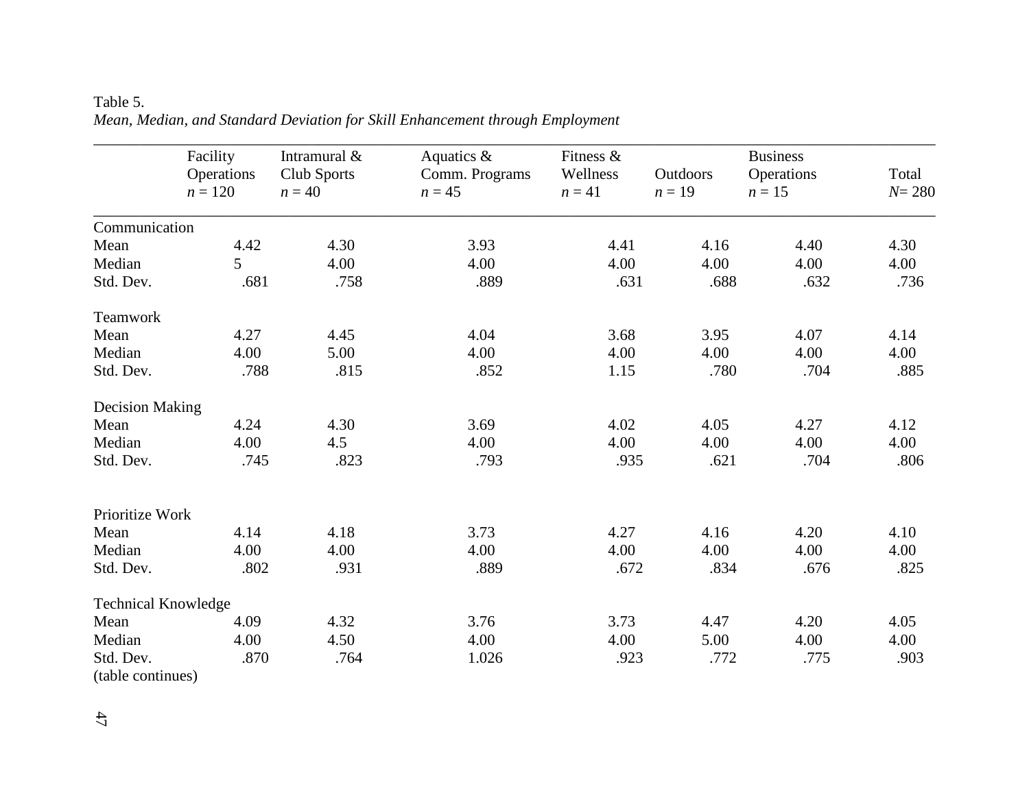Table 5.

*Mean, Median, and Standard Deviation for Skill Enhancement through Employment*

| | Facility Operations *n* = 120 | Intramural & Club Sports *n* = 40 | Aquatics & Comm. Programs *n* = 45 | Fitness & Wellness *n* = 41 | Outdoors *n* = 19 | Business Operations *n* = 15 | Total *N*= 280 |
|---|---|---|---|---|---|---|---|
| Communication | | | | | | | |
| Mean | 4.42 | 4.30 | 3.93 | 4.41 | 4.16 | 4.40 | 4.30 |
| Median | 5 | 4.00 | 4.00 | 4.00 | 4.00 | 4.00 | 4.00 |
| Std. Dev. | .681 | .758 | .889 | .631 | .688 | .632 | .736 |
| Teamwork | | | | | | | |
| Mean | 4.27 | 4.45 | 4.04 | 3.68 | 3.95 | 4.07 | 4.14 |
| Median | 4.00 | 5.00 | 4.00 | 4.00 | 4.00 | 4.00 | 4.00 |
| Std. Dev. | .788 | .815 | .852 | 1.15 | .780 | .704 | .885 |
| Decision Making | | | | | | | |
| Mean | 4.24 | 4.30 | 3.69 | 4.02 | 4.05 | 4.27 | 4.12 |
| Median | 4.00 | 4.5 | 4.00 | 4.00 | 4.00 | 4.00 | 4.00 |
| Std. Dev. | .745 | .823 | .793 | .935 | .621 | .704 | .806 |
| Prioritize Work | | | | | | | |
| Mean | 4.14 | 4.18 | 3.73 | 4.27 | 4.16 | 4.20 | 4.10 |
| Median | 4.00 | 4.00 | 4.00 | 4.00 | 4.00 | 4.00 | 4.00 |
| Std. Dev. | .802 | .931 | .889 | .672 | .834 | .676 | .825 |
| Technical Knowledge | | | | | | | |
| Mean | 4.09 | 4.32 | 3.76 | 3.73 | 4.47 | 4.20 | 4.05 |
| Median | 4.00 | 4.50 | 4.00 | 4.00 | 5.00 | 4.00 | 4.00 |
| Std. Dev. | .870 | .764 | 1.026 | .923 | .772 | .775 | .903 |

(table continues)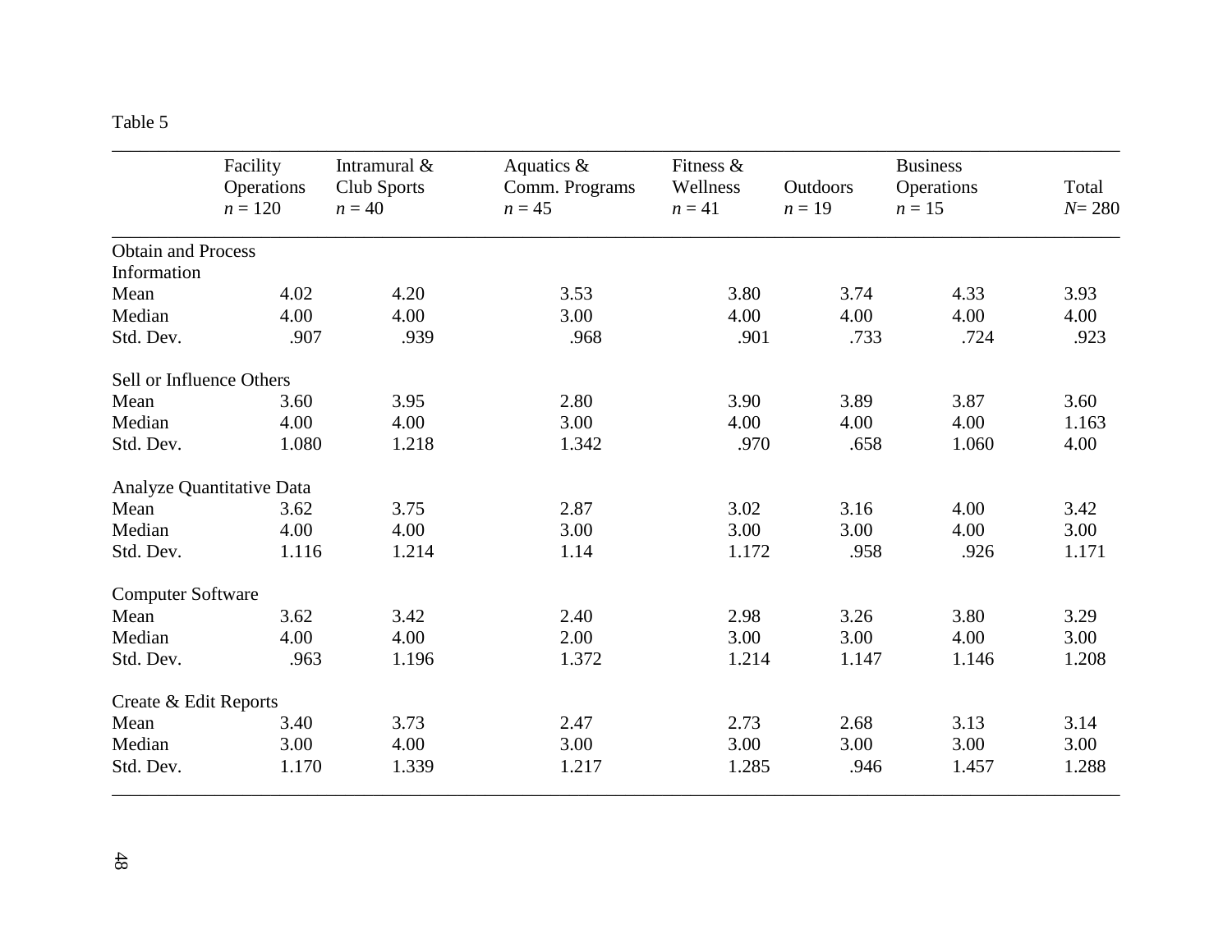Table 5

| | Facility Operations *n* = 120 | Intramural & Club Sports *n* = 40 | Aquatics & Comm. Programs *n* = 45 | Fitness & Wellness *n* = 41 | Outdoors *n* = 19 | Business Operations *n* = 15 | Total *N*= 280 |
|---|---|---|---|---|---|---|---|
| Obtain and Process Information | | | | | | | |
| Mean | 4.02 | 4.20 | 3.53 | 3.80 | 3.74 | 4.33 | 3.93 |
| Median | 4.00 | 4.00 | 3.00 | 4.00 | 4.00 | 4.00 | 4.00 |
| Std. Dev. | .907 | .939 | .968 | .901 | .733 | .724 | .923 |
| Sell or Influence Others | | | | | | | |
| Mean | 3.60 | 3.95 | 2.80 | 3.90 | 3.89 | 3.87 | 3.60 |
| Median | 4.00 | 4.00 | 3.00 | 4.00 | 4.00 | 4.00 | 1.163 |
| Std. Dev. | 1.080 | 1.218 | 1.342 | .970 | .658 | 1.060 | 4.00 |
| Analyze Quantitative Data | | | | | | | |
| Mean | 3.62 | 3.75 | 2.87 | 3.02 | 3.16 | 4.00 | 3.42 |
| Median | 4.00 | 4.00 | 3.00 | 3.00 | 3.00 | 4.00 | 3.00 |
| Std. Dev. | 1.116 | 1.214 | 1.14 | 1.172 | .958 | .926 | 1.171 |
| Computer Software | | | | | | | |
| Mean | 3.62 | 3.42 | 2.40 | 2.98 | 3.26 | 3.80 | 3.29 |
| Median | 4.00 | 4.00 | 2.00 | 3.00 | 3.00 | 4.00 | 3.00 |
| Std. Dev. | .963 | 1.196 | 1.372 | 1.214 | 1.147 | 1.146 | 1.208 |
| Create & Edit Reports | | | | | | | |
| Mean | 3.40 | 3.73 | 2.47 | 2.73 | 2.68 | 3.13 | 3.14 |
| Median | 3.00 | 4.00 | 3.00 | 3.00 | 3.00 | 3.00 | 3.00 |
| Std. Dev. | 1.170 | 1.339 | 1.217 | 1.285 | .946 | 1.457 | 1.288 |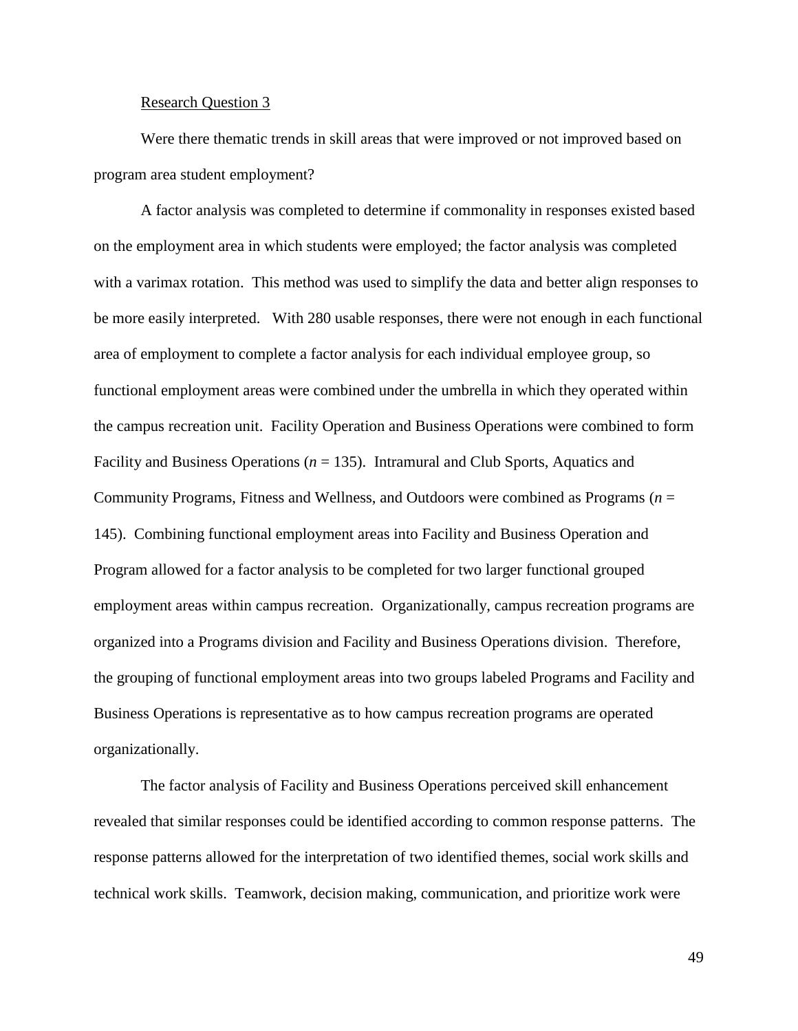Research Question 3

Were there thematic trends in skill areas that were improved or not improved based on program area student employment?

A factor analysis was completed to determine if commonality in responses existed based on the employment area in which students were employed; the factor analysis was completed with a varimax rotation. This method was used to simplify the data and better align responses to be more easily interpreted. With 280 usable responses, there were not enough in each functional area of employment to complete a factor analysis for each individual employee group, so functional employment areas were combined under the umbrella in which they operated within the campus recreation unit. Facility Operation and Business Operations were combined to form Facility and Business Operations (*n* = 135). Intramural and Club Sports, Aquatics and Community Programs, Fitness and Wellness, and Outdoors were combined as Programs (*n* = 145). Combining functional employment areas into Facility and Business Operation and Program allowed for a factor analysis to be completed for two larger functional grouped employment areas within campus recreation. Organizationally, campus recreation programs are organized into a Programs division and Facility and Business Operations division. Therefore, the grouping of functional employment areas into two groups labeled Programs and Facility and Business Operations is representative as to how campus recreation programs are operated organizationally.

The factor analysis of Facility and Business Operations perceived skill enhancement revealed that similar responses could be identified according to common response patterns. The response patterns allowed for the interpretation of two identified themes, social work skills and technical work skills. Teamwork, decision making, communication, and prioritize work were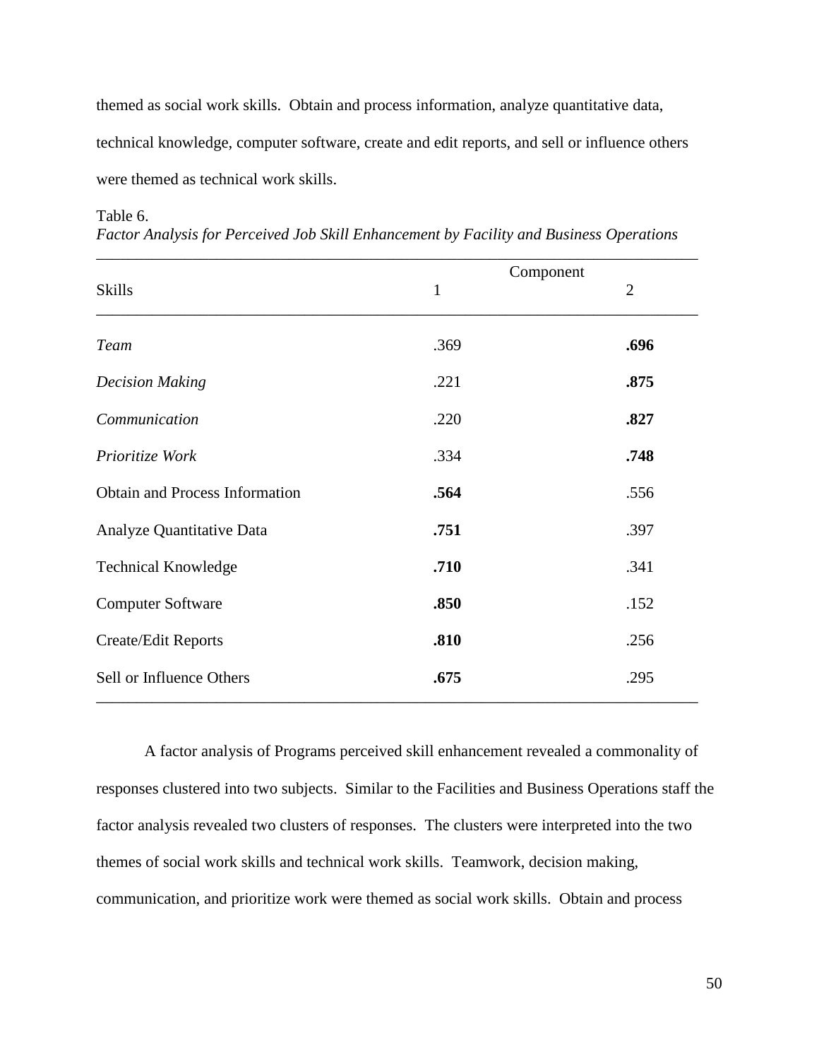themed as social work skills. Obtain and process information, analyze quantitative data, technical knowledge, computer software, create and edit reports, and sell or influence others were themed as technical work skills.

Table 6.
*Factor Analysis for Perceived Job Skill Enhancement by Facility and Business Operations*

| Skills | Component 1 | Component 2 |
|---|---|---|
| *Team* | .369 | **.696** |
| *Decision Making* | .221 | **.875** |
| *Communication* | .220 | **.827** |
| *Prioritize Work* | .334 | **.748** |
| Obtain and Process Information | **.564** | .556 |
| Analyze Quantitative Data | **.751** | .397 |
| Technical Knowledge | **.710** | .341 |
| Computer Software | **.850** | .152 |
| Create/Edit Reports | **.810** | .256 |
| Sell or Influence Others | **.675** | .295 |

A factor analysis of Programs perceived skill enhancement revealed a commonality of responses clustered into two subjects. Similar to the Facilities and Business Operations staff the factor analysis revealed two clusters of responses. The clusters were interpreted into the two themes of social work skills and technical work skills. Teamwork, decision making, communication, and prioritize work were themed as social work skills. Obtain and process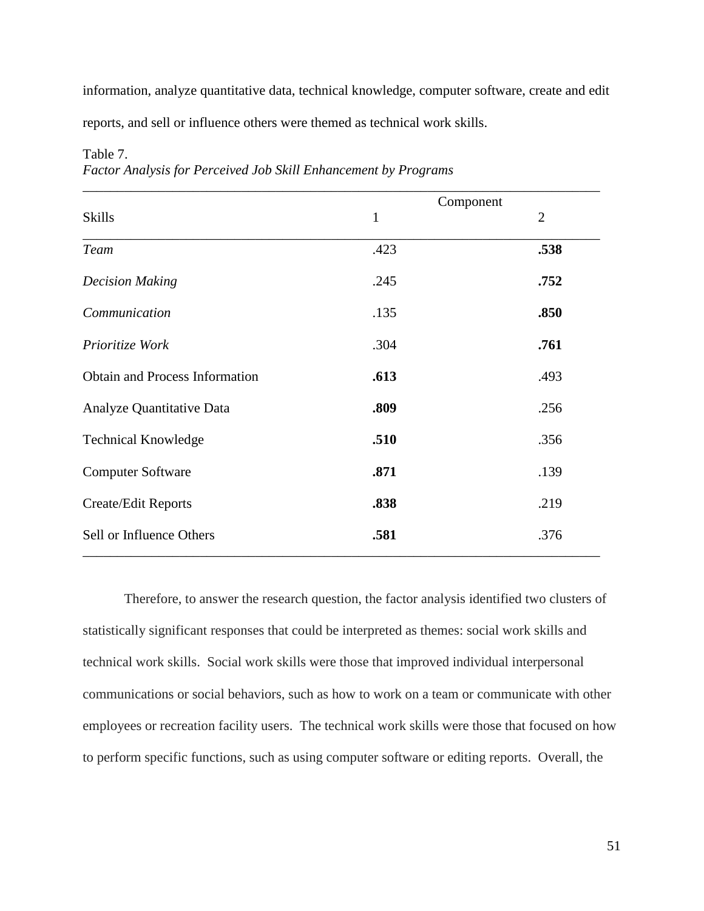information, analyze quantitative data, technical knowledge, computer software, create and edit reports, and sell or influence others were themed as technical work skills.

Table 7.
*Factor Analysis for Perceived Job Skill Enhancement by Programs*

| Skills | Component 1 | Component 2 |
|---|---|---|
| *Team* | .423 | **.538** |
| *Decision Making* | .245 | **.752** |
| *Communication* | .135 | **.850** |
| *Prioritize Work* | .304 | **.761** |
| Obtain and Process Information | **.613** | .493 |
| Analyze Quantitative Data | **.809** | .256 |
| Technical Knowledge | **.510** | .356 |
| Computer Software | **.871** | .139 |
| Create/Edit Reports | **.838** | .219 |
| Sell or Influence Others | **.581** | .376 |

Therefore, to answer the research question, the factor analysis identified two clusters of statistically significant responses that could be interpreted as themes: social work skills and technical work skills. Social work skills were those that improved individual interpersonal communications or social behaviors, such as how to work on a team or communicate with other employees or recreation facility users. The technical work skills were those that focused on how to perform specific functions, such as using computer software or editing reports. Overall, the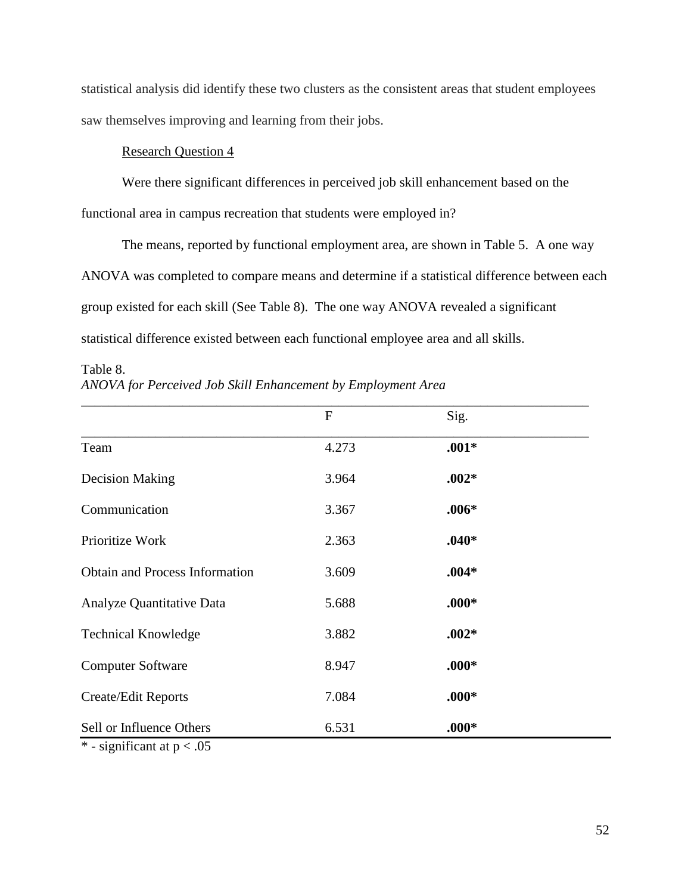statistical analysis did identify these two clusters as the consistent areas that student employees saw themselves improving and learning from their jobs.

Research Question 4

Were there significant differences in perceived job skill enhancement based on the functional area in campus recreation that students were employed in?

The means, reported by functional employment area, are shown in Table 5. A one way ANOVA was completed to compare means and determine if a statistical difference between each group existed for each skill (See Table 8). The one way ANOVA revealed a significant statistical difference existed between each functional employee area and all skills.

Table 8.
*ANOVA for Perceived Job Skill Enhancement by Employment Area*

| | F | Sig. |
|---|---|---|
| Team | 4.273 | **.001*** |
| Decision Making | 3.964 | **.002*** |
| Communication | 3.367 | **.006*** |
| Prioritize Work | 2.363 | **.040*** |
| Obtain and Process Information | 3.609 | **.004*** |
| Analyze Quantitative Data | 5.688 | **.000*** |
| Technical Knowledge | 3.882 | **.002*** |
| Computer Software | 8.947 | **.000*** |
| Create/Edit Reports | 7.084 | **.000*** |
| Sell or Influence Others | 6.531 | **.000*** |

\* - significant at $p < .05$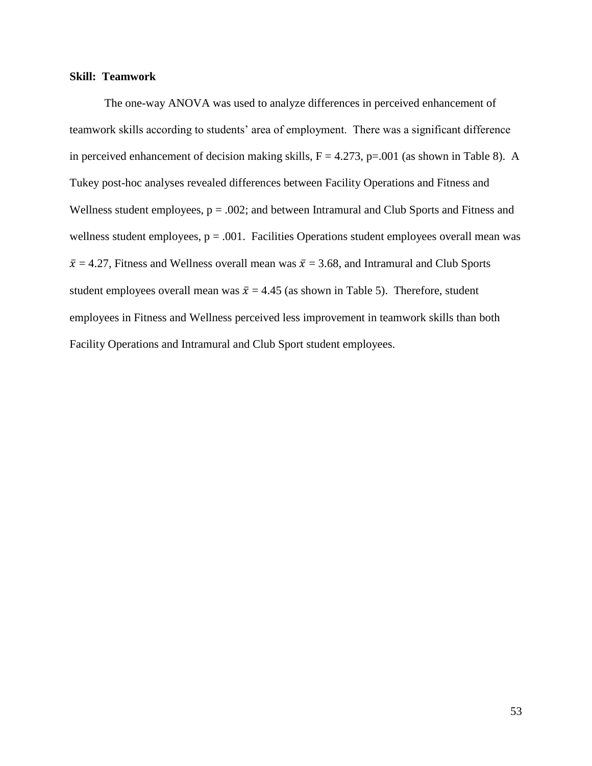**Skill: Teamwork**

The one-way ANOVA was used to analyze differences in perceived enhancement of teamwork skills according to students' area of employment. There was a significant difference in perceived enhancement of decision making skills, $F = 4.273$, $p=.001$ (as shown in Table 8). A Tukey post-hoc analyses revealed differences between Facility Operations and Fitness and Wellness student employees, $p = .002$; and between Intramural and Club Sports and Fitness and wellness student employees, $p = .001$. Facilities Operations student employees overall mean was $\bar{x} = 4.27$, Fitness and Wellness overall mean was $\bar{x} = 3.68$, and Intramural and Club Sports student employees overall mean was $\bar{x} = 4.45$ (as shown in Table 5). Therefore, student employees in Fitness and Wellness perceived less improvement in teamwork skills than both Facility Operations and Intramural and Club Sport student employees.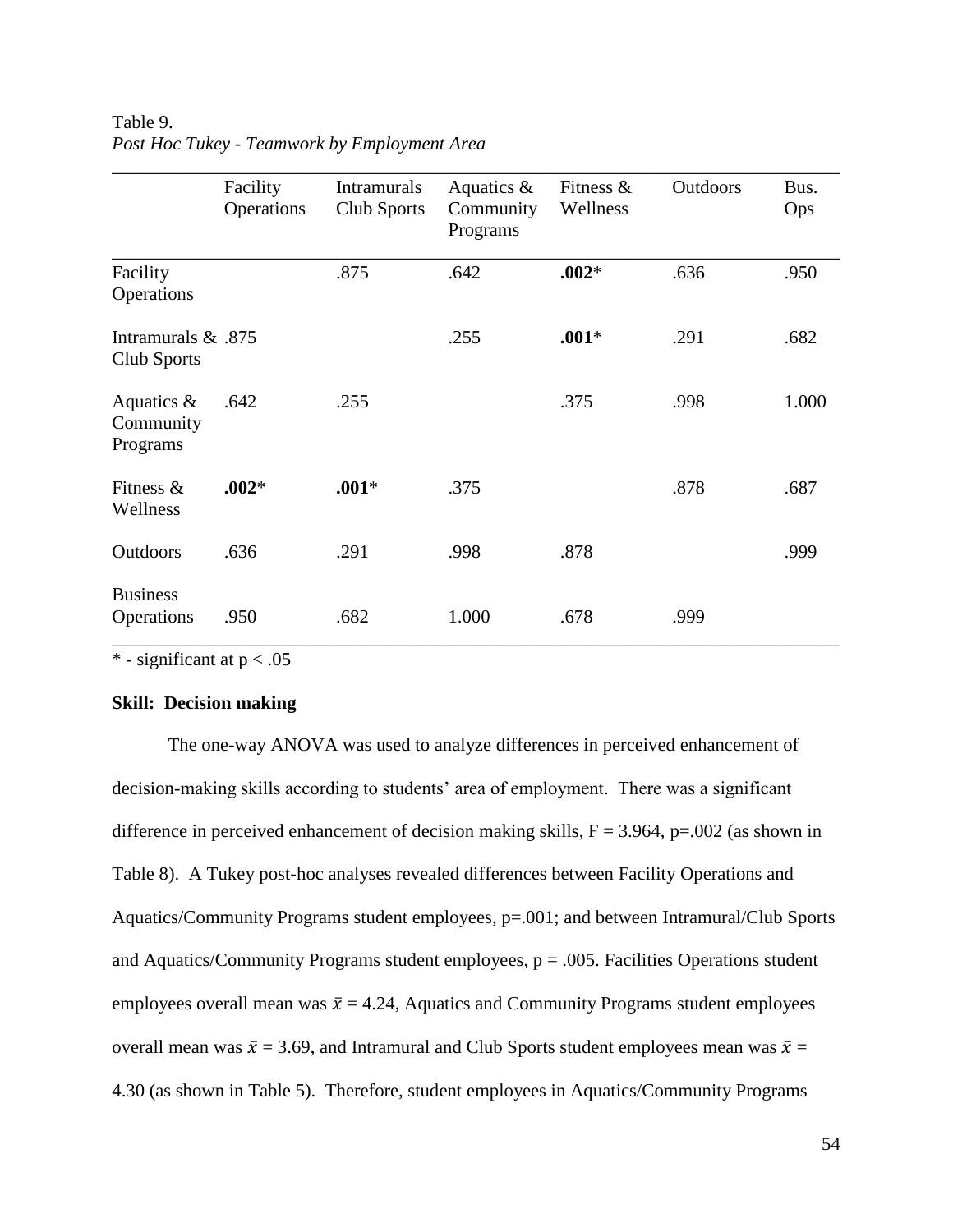Table 9.
*Post Hoc Tukey - Teamwork by Employment Area*

| | Facility Operations | Intramurals Club Sports | Aquatics & Community Programs | Fitness & Wellness | Outdoors | Bus. Ops |
|---|---|---|---|---|---|---|
| Facility Operations | | .875 | .642 | **.002*** | .636 | .950 |
| Intramurals & Club Sports | .875 | | .255 | **.001*** | .291 | .682 |
| Aquatics & Community Programs | .642 | .255 | | .375 | .998 | 1.000 |
| Fitness & Wellness | **.002*** | **.001*** | .375 | | .878 | .687 |
| Outdoors | .636 | .291 | .998 | .878 | | .999 |
| Business Operations | .950 | .682 | 1.000 | .678 | .999 | |

* - significant at $p < .05$

**Skill: Decision making**

The one-way ANOVA was used to analyze differences in perceived enhancement of decision-making skills according to students' area of employment. There was a significant difference in perceived enhancement of decision making skills, $F = 3.964$, $p=.002$ (as shown in Table 8). A Tukey post-hoc analyses revealed differences between Facility Operations and Aquatics/Community Programs student employees, $p=.001$; and between Intramural/Club Sports and Aquatics/Community Programs student employees, $p = .005$. Facilities Operations student employees overall mean was $\bar{x} = 4.24$, Aquatics and Community Programs student employees overall mean was $\bar{x} = 3.69$, and Intramural and Club Sports student employees mean was $\bar{x} = 4.30$ (as shown in Table 5). Therefore, student employees in Aquatics/Community Programs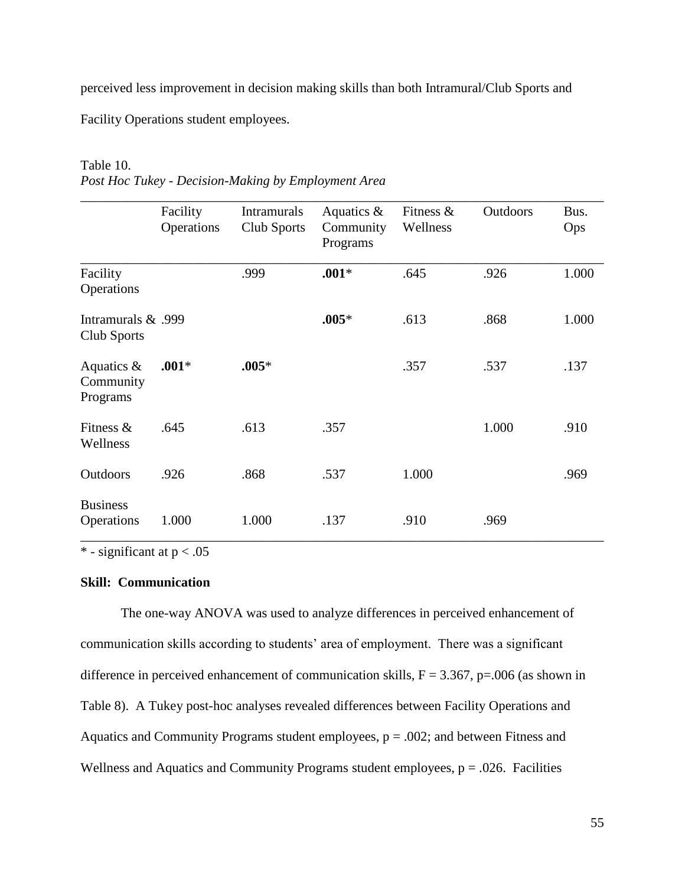perceived less improvement in decision making skills than both Intramural/Club Sports and Facility Operations student employees.

Table 10.
*Post Hoc Tukey - Decision-Making by Employment Area*

| | Facility Operations | Intramurals Club Sports | Aquatics & Community Programs | Fitness & Wellness | Outdoors | Bus. Ops |
|---|---|---|---|---|---|---|
| Facility Operations | | .999 | **.001*** | .645 | .926 | 1.000 |
| Intramurals & Club Sports | .999 | | **.005*** | .613 | .868 | 1.000 |
| Aquatics & Community Programs | **.001*** | **.005*** | | .357 | .537 | .137 |
| Fitness & Wellness | .645 | .613 | .357 | | 1.000 | .910 |
| Outdoors | .926 | .868 | .537 | 1.000 | | .969 |
| Business Operations | 1.000 | 1.000 | .137 | .910 | .969 | |

* - significant at $p < .05$

**Skill: Communication**

The one-way ANOVA was used to analyze differences in perceived enhancement of communication skills according to students' area of employment. There was a significant difference in perceived enhancement of communication skills, $F = 3.367$, $p=.006$ (as shown in Table 8). A Tukey post-hoc analyses revealed differences between Facility Operations and Aquatics and Community Programs student employees, $p = .002$; and between Fitness and Wellness and Aquatics and Community Programs student employees, $p = .026$. Facilities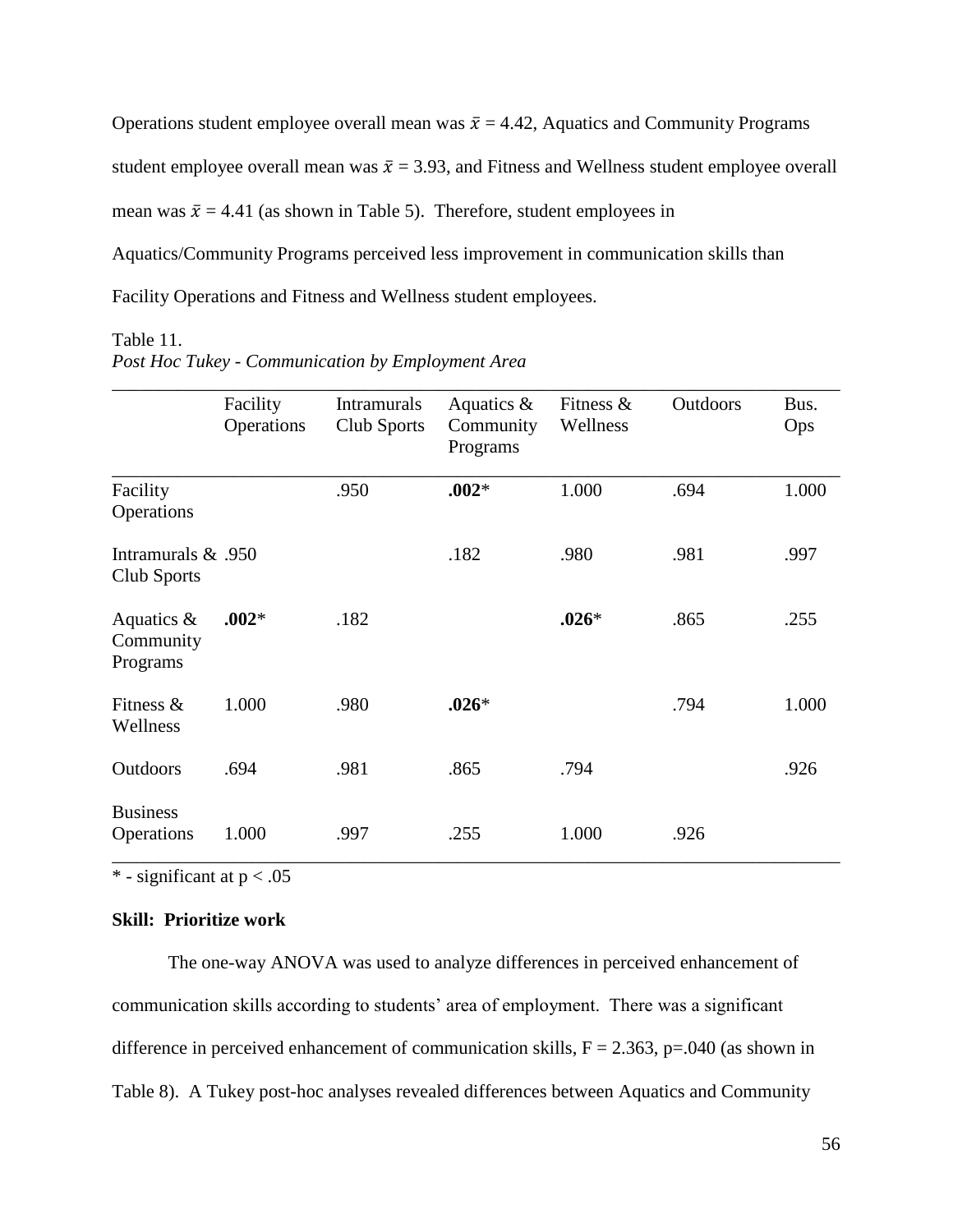Operations student employee overall mean was $\bar{x}$ = 4.42, Aquatics and Community Programs student employee overall mean was $\bar{x}$ = 3.93, and Fitness and Wellness student employee overall mean was $\bar{x}$ = 4.41 (as shown in Table 5). Therefore, student employees in Aquatics/Community Programs perceived less improvement in communication skills than Facility Operations and Fitness and Wellness student employees.

Table 11.
*Post Hoc Tukey - Communication by Employment Area*

| | Facility Operations | Intramurals Club Sports | Aquatics & Community Programs | Fitness & Wellness | Outdoors | Bus. Ops |
|---|---|---|---|---|---|---|
| Facility Operations | | .950 | **.002**\* | 1.000 | .694 | 1.000 |
| Intramurals & Club Sports | .950 | | .182 | .980 | .981 | .997 |
| Aquatics & Community Programs | **.002**\* | .182 | | **.026**\* | .865 | .255 |
| Fitness & Wellness | 1.000 | .980 | **.026**\* | | .794 | 1.000 |
| Outdoors | .694 | .981 | .865 | .794 | | .926 |
| Business Operations | 1.000 | .997 | .255 | 1.000 | .926 | |

\* - significant at $p < .05$

**Skill: Prioritize work**

The one-way ANOVA was used to analyze differences in perceived enhancement of communication skills according to students' area of employment. There was a significant difference in perceived enhancement of communication skills, $F = 2.363$, $p=.040$ (as shown in Table 8). A Tukey post-hoc analyses revealed differences between Aquatics and Community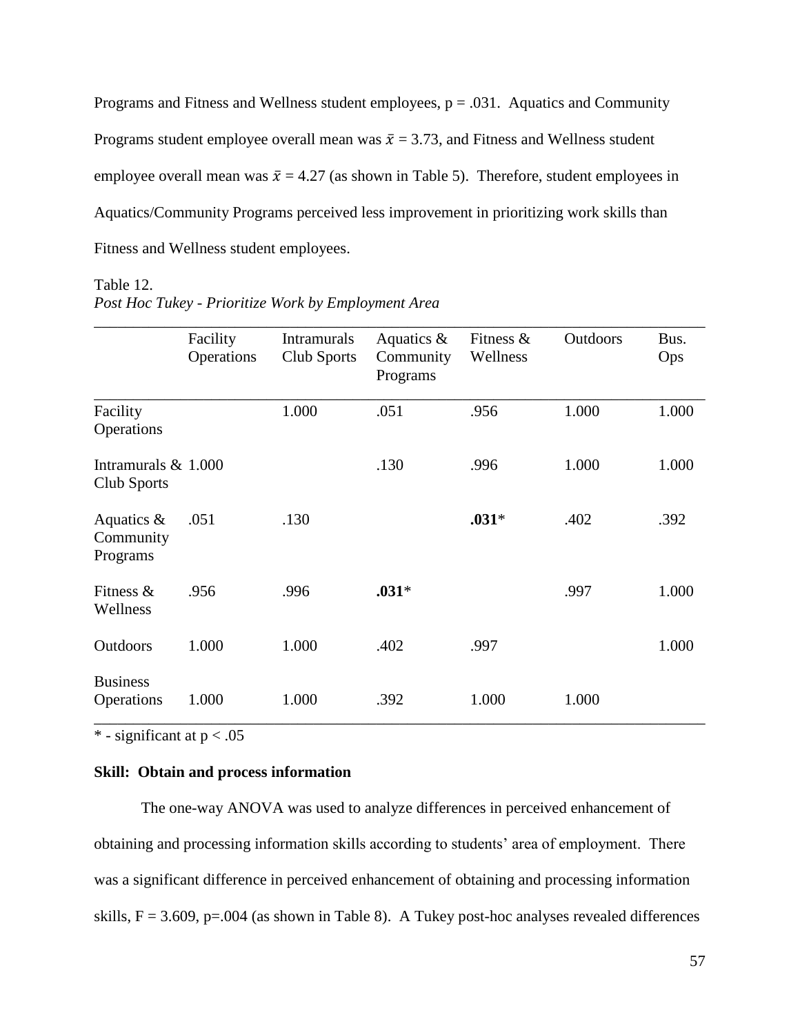Programs and Fitness and Wellness student employees, $p = .031$. Aquatics and Community Programs student employee overall mean was $\bar{x} = 3.73$, and Fitness and Wellness student employee overall mean was $\bar{x} = 4.27$ (as shown in Table 5). Therefore, student employees in Aquatics/Community Programs perceived less improvement in prioritizing work skills than Fitness and Wellness student employees.

Table 12.
*Post Hoc Tukey - Prioritize Work by Employment Area*

| | Facility Operations | Intramurals Club Sports | Aquatics & Community Programs | Fitness & Wellness | Outdoors | Bus. Ops |
|---|---|---|---|---|---|---|
| Facility Operations | | 1.000 | .051 | .956 | 1.000 | 1.000 |
| Intramurals & Club Sports | 1.000 | | .130 | .996 | 1.000 | 1.000 |
| Aquatics & Community Programs | .051 | .130 | | **.031*** | .402 | .392 |
| Fitness & Wellness | .956 | .996 | **.031*** | | .997 | 1.000 |
| Outdoors | 1.000 | 1.000 | .402 | .997 | | 1.000 |
| Business Operations | 1.000 | 1.000 | .392 | 1.000 | 1.000 | |

\* - significant at $p < .05$

**Skill: Obtain and process information**

The one-way ANOVA was used to analyze differences in perceived enhancement of obtaining and processing information skills according to students' area of employment. There was a significant difference in perceived enhancement of obtaining and processing information skills, $F = 3.609$, $p=.004$ (as shown in Table 8). A Tukey post-hoc analyses revealed differences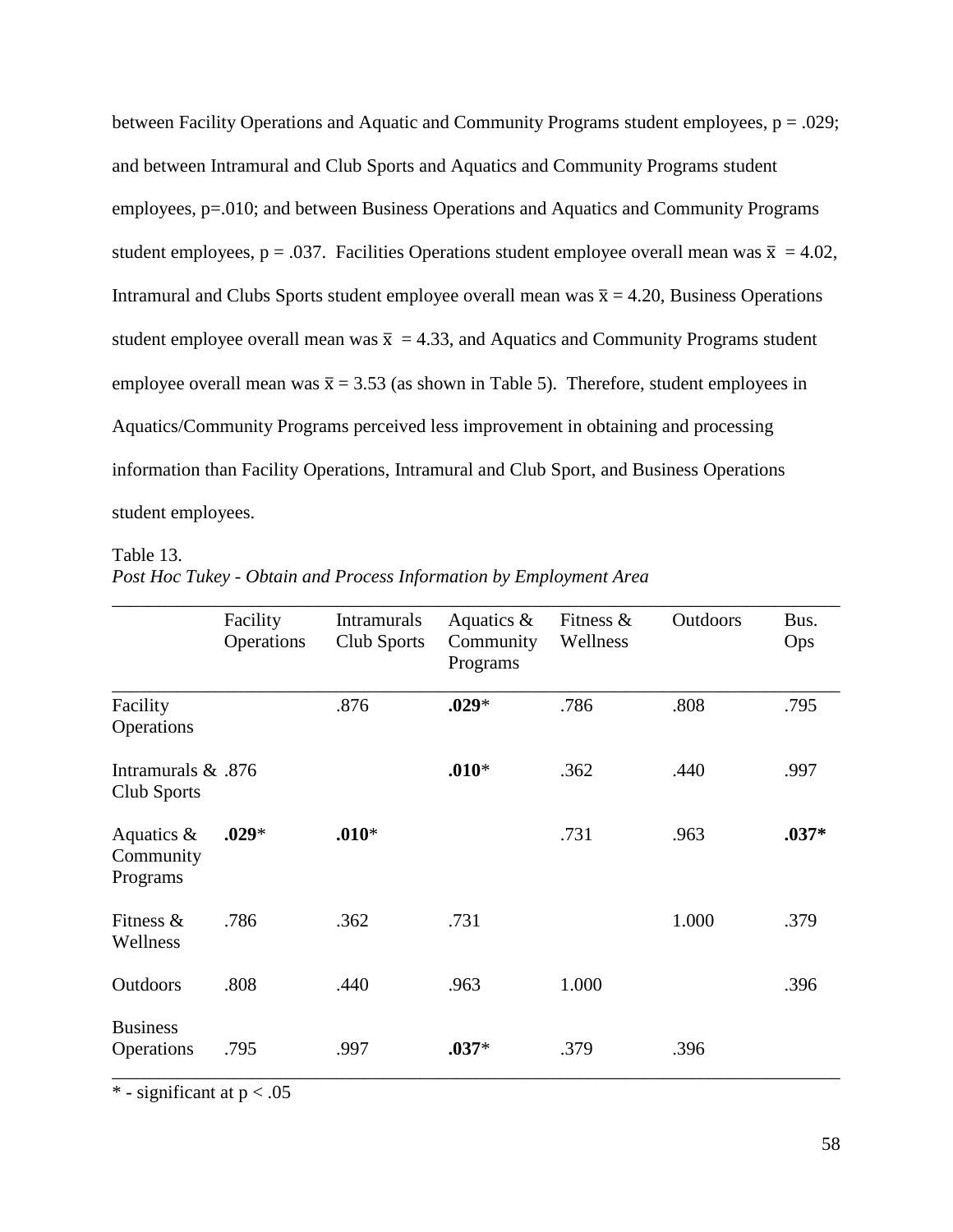between Facility Operations and Aquatic and Community Programs student employees, $p = .029$; and between Intramural and Club Sports and Aquatics and Community Programs student employees, $p=.010$; and between Business Operations and Aquatics and Community Programs student employees, $p = .037$. Facilities Operations student employee overall mean was $\bar{x} = 4.02$, Intramural and Clubs Sports student employee overall mean was $\bar{x} = 4.20$, Business Operations student employee overall mean was $\bar{x} = 4.33$, and Aquatics and Community Programs student employee overall mean was $\bar{x} = 3.53$ (as shown in Table 5). Therefore, student employees in Aquatics/Community Programs perceived less improvement in obtaining and processing information than Facility Operations, Intramural and Club Sport, and Business Operations student employees.

Table 13.
*Post Hoc Tukey - Obtain and Process Information by Employment Area*

| | Facility Operations | Intramurals Club Sports | Aquatics & Community Programs | Fitness & Wellness | Outdoors | Bus. Ops |
|---|---|---|---|---|---|---|
| Facility Operations | | .876 | **.029*** | .786 | .808 | .795 |
| Intramurals & Club Sports | .876 | | **.010*** | .362 | .440 | .997 |
| Aquatics & Community Programs | **.029*** | **.010*** | | .731 | .963 | **.037*** |
| Fitness & Wellness | .786 | .362 | .731 | | 1.000 | .379 |
| Outdoors | .808 | .440 | .963 | 1.000 | | .396 |
| Business Operations | .795 | .997 | **.037*** | .379 | .396 | |

\* - significant at $p < .05$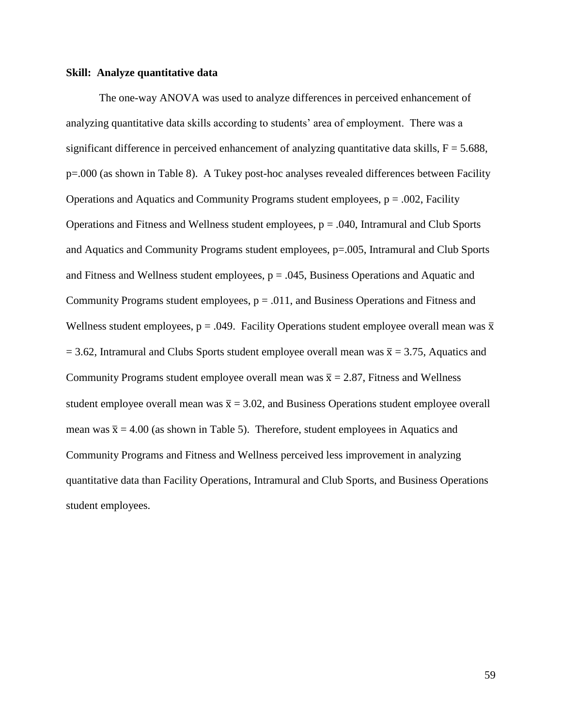**Skill: Analyze quantitative data**

The one-way ANOVA was used to analyze differences in perceived enhancement of analyzing quantitative data skills according to students' area of employment. There was a significant difference in perceived enhancement of analyzing quantitative data skills, $F = 5.688$, $p=.000$ (as shown in Table 8). A Tukey post-hoc analyses revealed differences between Facility Operations and Aquatics and Community Programs student employees, $p = .002$, Facility Operations and Fitness and Wellness student employees, $p = .040$, Intramural and Club Sports and Aquatics and Community Programs student employees, $p=.005$, Intramural and Club Sports and Fitness and Wellness student employees, $p = .045$, Business Operations and Aquatic and Community Programs student employees, $p = .011$, and Business Operations and Fitness and Wellness student employees, $p = .049$. Facility Operations student employee overall mean was $\bar{x} = 3.62$, Intramural and Clubs Sports student employee overall mean was $\bar{x} = 3.75$, Aquatics and Community Programs student employee overall mean was $\bar{x} = 2.87$, Fitness and Wellness student employee overall mean was $\bar{x} = 3.02$, and Business Operations student employee overall mean was $\bar{x} = 4.00$ (as shown in Table 5). Therefore, student employees in Aquatics and Community Programs and Fitness and Wellness perceived less improvement in analyzing quantitative data than Facility Operations, Intramural and Club Sports, and Business Operations student employees.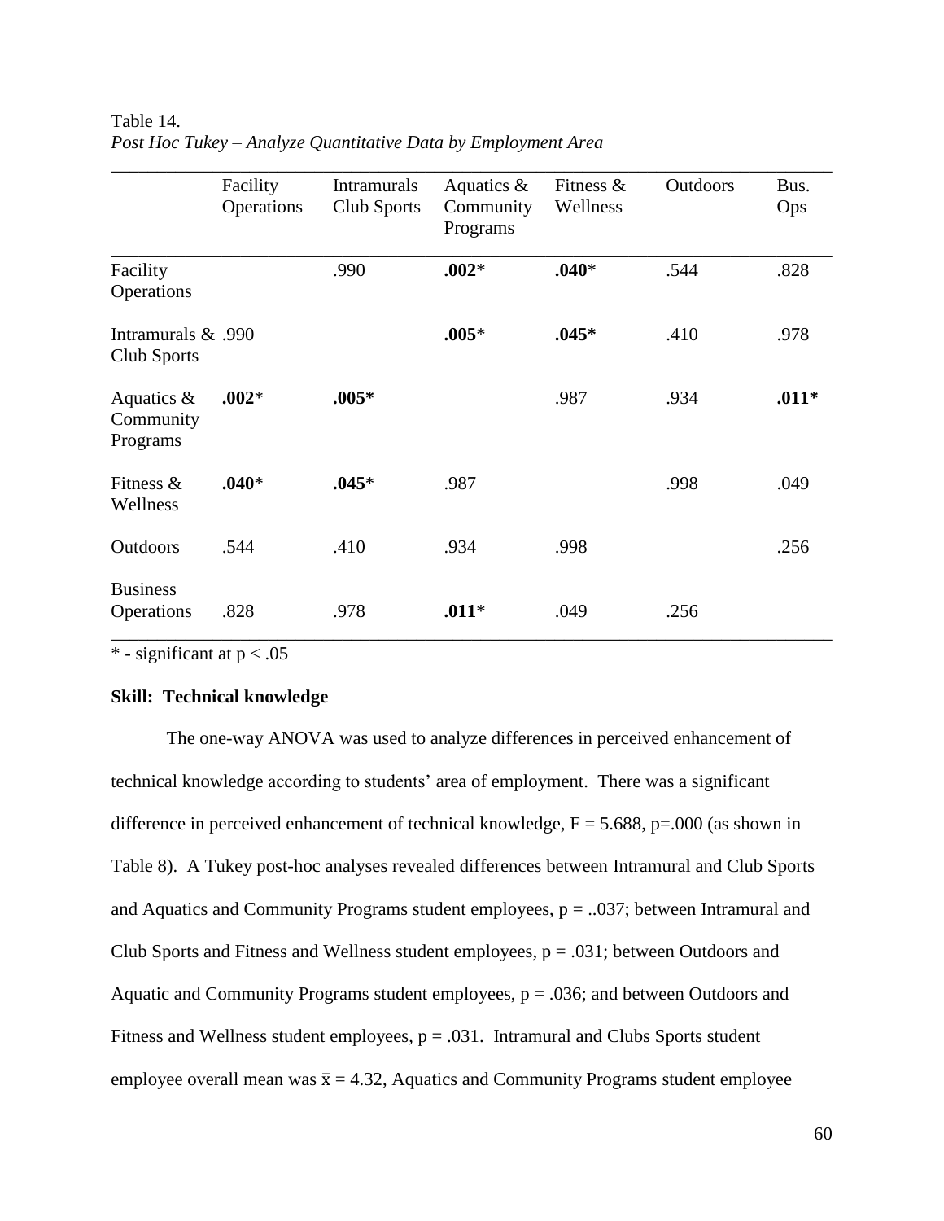Table 14.
*Post Hoc Tukey – Analyze Quantitative Data by Employment Area*

| | Facility Operations | Intramurals Club Sports | Aquatics & Community Programs | Fitness & Wellness | Outdoors | Bus. Ops |
|---|---|---|---|---|---|---|
| Facility Operations | | .990 | **.002*** | **.040*** | .544 | .828 |
| Intramurals & Club Sports | .990 | | **.005*** | **.045*** | .410 | .978 |
| Aquatics & Community Programs | **.002*** | **.005*** | | .987 | .934 | **.011*** |
| Fitness & Wellness | **.040*** | **.045*** | .987 | | .998 | .049 |
| Outdoors | .544 | .410 | .934 | .998 | | .256 |
| Business Operations | .828 | .978 | **.011*** | .049 | .256 | |

* - significant at $p < .05$

**Skill: Technical knowledge**

The one-way ANOVA was used to analyze differences in perceived enhancement of technical knowledge according to students' area of employment. There was a significant difference in perceived enhancement of technical knowledge, $F = 5.688$, $p=.000$ (as shown in Table 8). A Tukey post-hoc analyses revealed differences between Intramural and Club Sports and Aquatics and Community Programs student employees, p = ..037; between Intramural and Club Sports and Fitness and Wellness student employees, $p = .031$; between Outdoors and Aquatic and Community Programs student employees, $p = .036$; and between Outdoors and Fitness and Wellness student employees, $p = .031$. Intramural and Clubs Sports student employee overall mean was $\bar{x} = 4.32$, Aquatics and Community Programs student employee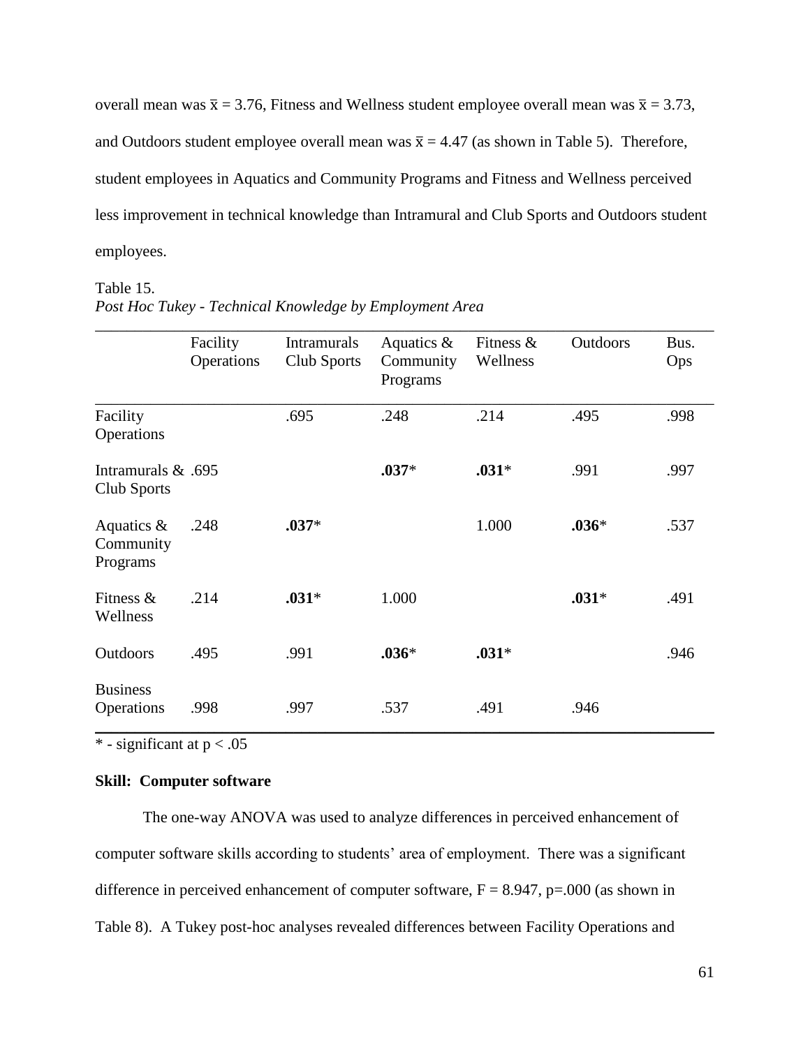overall mean was $\bar{x} = 3.76$, Fitness and Wellness student employee overall mean was $\bar{x} = 3.73$, and Outdoors student employee overall mean was $\bar{x} = 4.47$ (as shown in Table 5). Therefore, student employees in Aquatics and Community Programs and Fitness and Wellness perceived less improvement in technical knowledge than Intramural and Club Sports and Outdoors student employees.

Table 15.
*Post Hoc Tukey - Technical Knowledge by Employment Area*

| | Facility Operations | Intramurals Club Sports | Aquatics & Community Programs | Fitness & Wellness | Outdoors | Bus. Ops |
|---|---|---|---|---|---|---|
| Facility Operations | | .695 | .248 | .214 | .495 | .998 |
| Intramurals & Club Sports | .695 | | **.037*** | **.031*** | .991 | .997 |
| Aquatics & Community Programs | .248 | **.037*** | | 1.000 | **.036*** | .537 |
| Fitness & Wellness | .214 | **.031*** | 1.000 | | **.031*** | .491 |
| Outdoors | .495 | .991 | **.036*** | **.031*** | | .946 |
| Business Operations | .998 | .997 | .537 | .491 | .946 | |

\* - significant at $p < .05$

**Skill: Computer software**

The one-way ANOVA was used to analyze differences in perceived enhancement of computer software skills according to students' area of employment. There was a significant difference in perceived enhancement of computer software, $F = 8.947$, $p=.000$ (as shown in Table 8). A Tukey post-hoc analyses revealed differences between Facility Operations and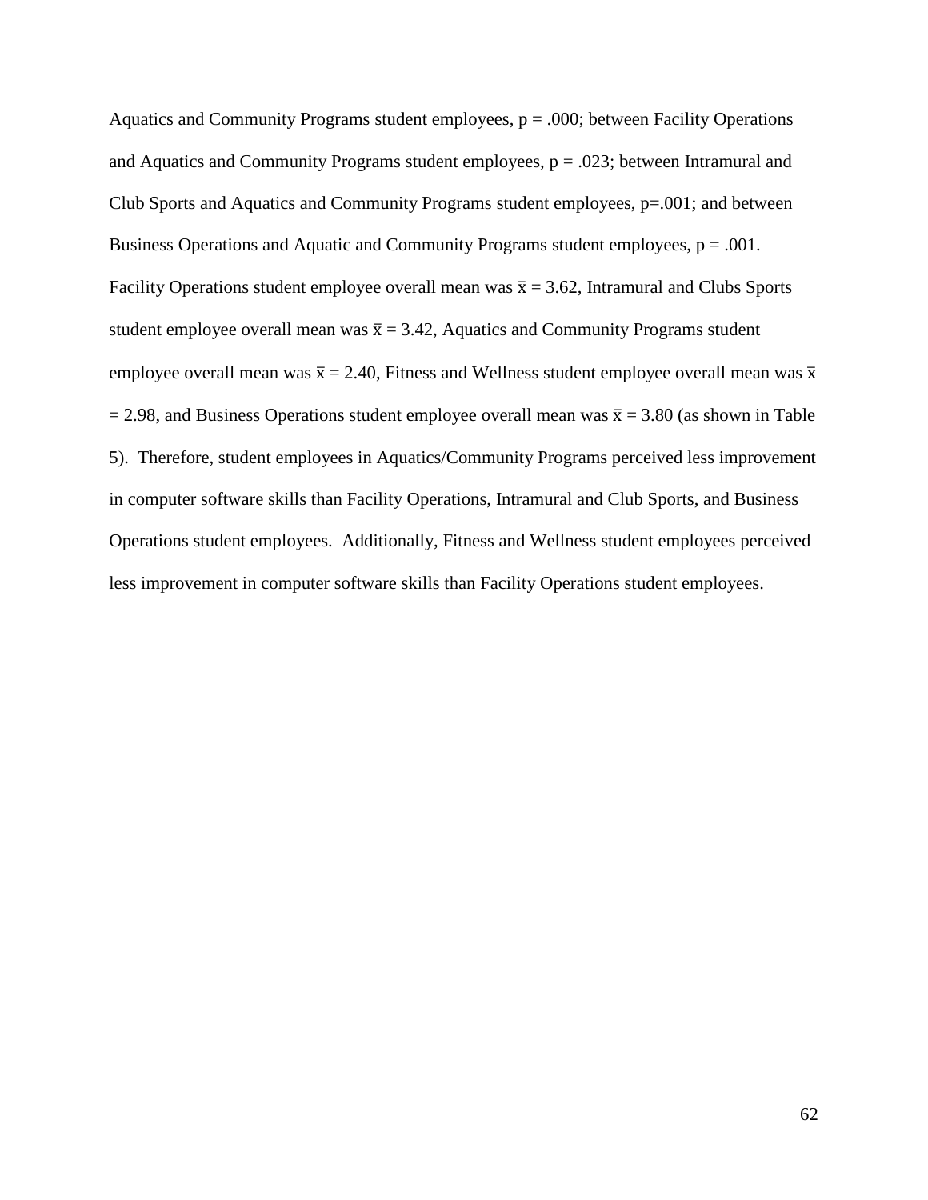Aquatics and Community Programs student employees, $p = .000$; between Facility Operations and Aquatics and Community Programs student employees, $p = .023$; between Intramural and Club Sports and Aquatics and Community Programs student employees, $p=.001$; and between Business Operations and Aquatic and Community Programs student employees, $p = .001$. Facility Operations student employee overall mean was $\bar{x} = 3.62$, Intramural and Clubs Sports student employee overall mean was $\bar{x} = 3.42$, Aquatics and Community Programs student employee overall mean was $\bar{x} = 2.40$, Fitness and Wellness student employee overall mean was $\bar{x} = 2.98$, and Business Operations student employee overall mean was $\bar{x} = 3.80$ (as shown in Table 5). Therefore, student employees in Aquatics/Community Programs perceived less improvement in computer software skills than Facility Operations, Intramural and Club Sports, and Business Operations student employees. Additionally, Fitness and Wellness student employees perceived less improvement in computer software skills than Facility Operations student employees.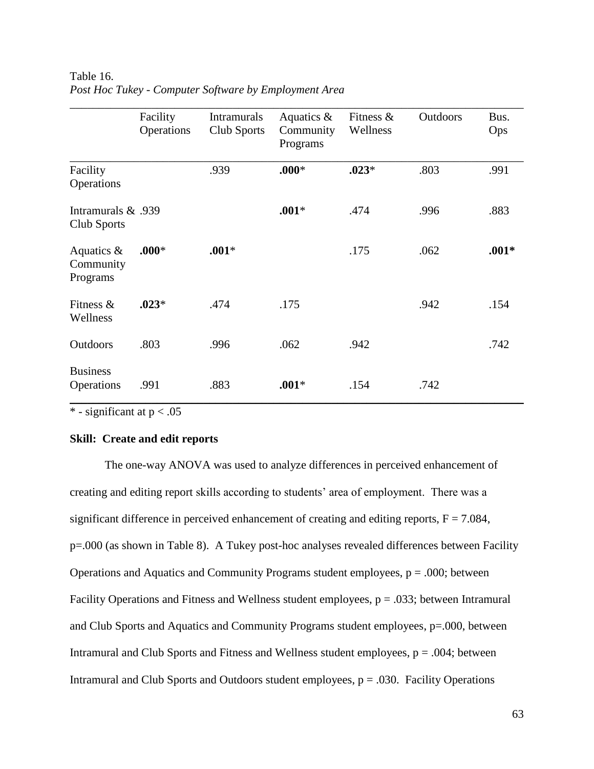Table 16.
*Post Hoc Tukey - Computer Software by Employment Area*

| | Facility Operations | Intramurals Club Sports | Aquatics & Community Programs | Fitness & Wellness | Outdoors | Bus. Ops |
|---|---|---|---|---|---|---|
| Facility Operations | | .939 | **.000*** | **.023*** | .803 | .991 |
| Intramurals & Club Sports | .939 | | **.001*** | .474 | .996 | .883 |
| Aquatics & Community Programs | **.000*** | **.001*** | | .175 | .062 | **.001*** |
| Fitness & Wellness | **.023*** | .474 | .175 | | .942 | .154 |
| Outdoors | .803 | .996 | .062 | .942 | | .742 |
| Business Operations | .991 | .883 | **.001*** | .154 | .742 | |

* - significant at $p < .05$

**Skill: Create and edit reports**

The one-way ANOVA was used to analyze differences in perceived enhancement of creating and editing report skills according to students' area of employment. There was a significant difference in perceived enhancement of creating and editing reports, $F = 7.084$, $p=.000$ (as shown in Table 8). A Tukey post-hoc analyses revealed differences between Facility Operations and Aquatics and Community Programs student employees, $p = .000$; between Facility Operations and Fitness and Wellness student employees, $p = .033$; between Intramural and Club Sports and Aquatics and Community Programs student employees, $p=.000$, between Intramural and Club Sports and Fitness and Wellness student employees, $p = .004$; between Intramural and Club Sports and Outdoors student employees, $p = .030$. Facility Operations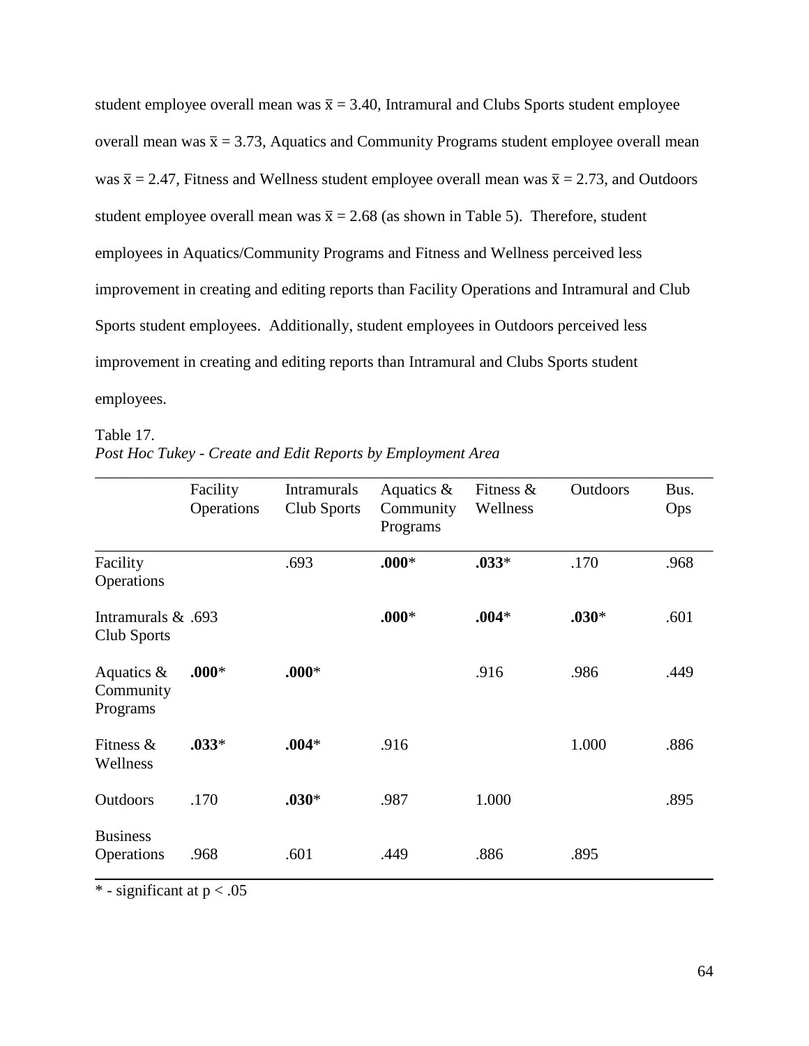student employee overall mean was $\bar{x} = 3.40$, Intramural and Clubs Sports student employee overall mean was $\bar{x} = 3.73$, Aquatics and Community Programs student employee overall mean was $\bar{x} = 2.47$, Fitness and Wellness student employee overall mean was $\bar{x} = 2.73$, and Outdoors student employee overall mean was $\bar{x} = 2.68$ (as shown in Table 5). Therefore, student employees in Aquatics/Community Programs and Fitness and Wellness perceived less improvement in creating and editing reports than Facility Operations and Intramural and Club Sports student employees. Additionally, student employees in Outdoors perceived less improvement in creating and editing reports than Intramural and Clubs Sports student employees.

Table 17.
*Post Hoc Tukey - Create and Edit Reports by Employment Area*

| | Facility Operations | Intramurals Club Sports | Aquatics & Community Programs | Fitness & Wellness | Outdoors | Bus. Ops |
|---|---|---|---|---|---|---|
| Facility Operations | | .693 | **.000*** | **.033*** | .170 | .968 |
| Intramurals & Club Sports | .693 | | **.000*** | **.004*** | **.030*** | .601 |
| Aquatics & Community Programs | **.000*** | **.000*** | | .916 | .986 | .449 |
| Fitness & Wellness | **.033*** | **.004*** | .916 | | 1.000 | .886 |
| Outdoors | .170 | **.030*** | .987 | 1.000 | | .895 |
| Business Operations | .968 | .601 | .449 | .886 | .895 | |

\* - significant at $p < .05$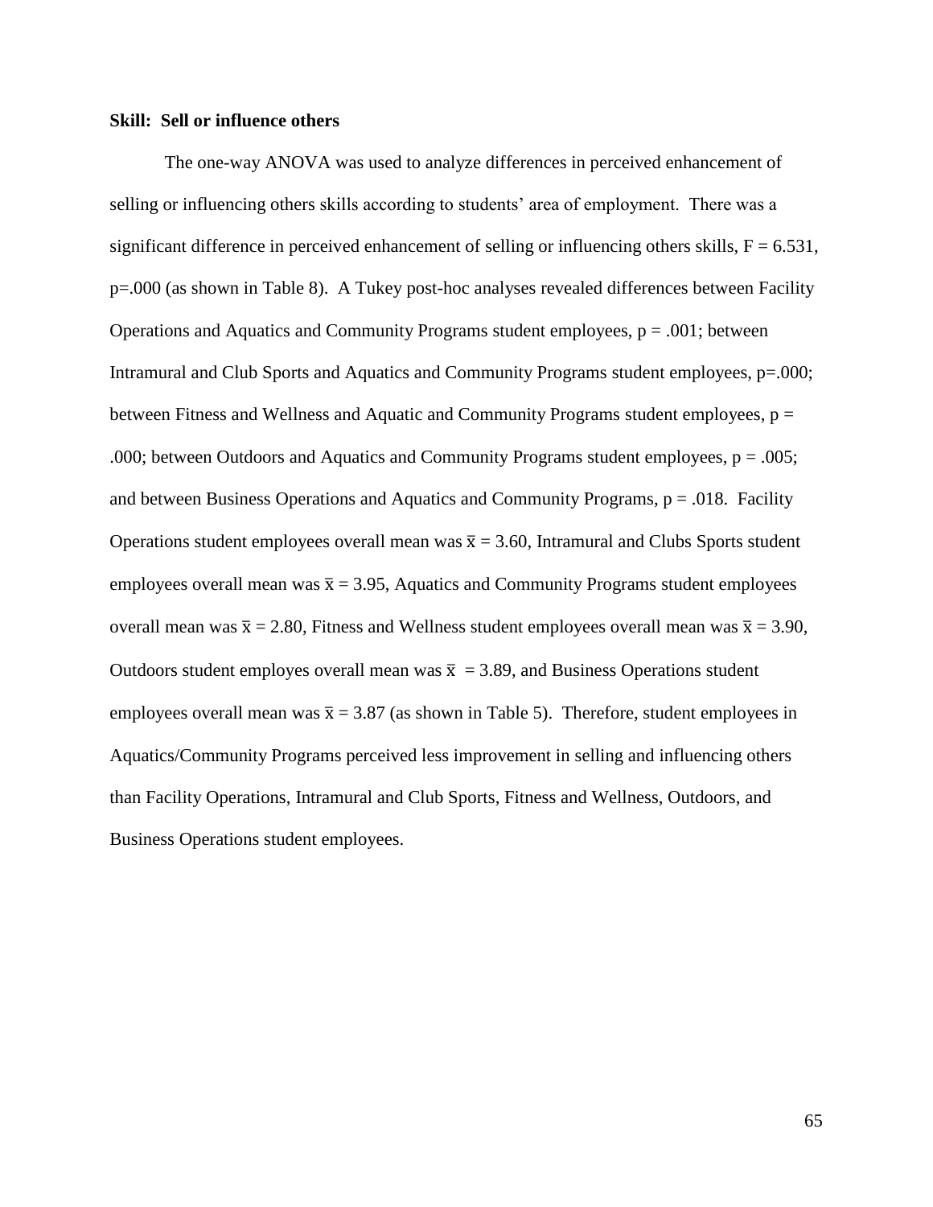**Skill: Sell or influence others**

The one-way ANOVA was used to analyze differences in perceived enhancement of selling or influencing others skills according to students' area of employment. There was a significant difference in perceived enhancement of selling or influencing others skills, $F = 6.531$, $p=.000$ (as shown in Table 8). A Tukey post-hoc analyses revealed differences between Facility Operations and Aquatics and Community Programs student employees, $p = .001$; between Intramural and Club Sports and Aquatics and Community Programs student employees, $p=.000$; between Fitness and Wellness and Aquatic and Community Programs student employees, $p = .000$; between Outdoors and Aquatics and Community Programs student employees, $p = .005$; and between Business Operations and Aquatics and Community Programs, $p = .018$. Facility Operations student employees overall mean was $\bar{x} = 3.60$, Intramural and Clubs Sports student employees overall mean was $\bar{x} = 3.95$, Aquatics and Community Programs student employees overall mean was $\bar{x} = 2.80$, Fitness and Wellness student employees overall mean was $\bar{x} = 3.90$, Outdoors student employes overall mean was $\bar{x} = 3.89$, and Business Operations student employees overall mean was $\bar{x} = 3.87$ (as shown in Table 5). Therefore, student employees in Aquatics/Community Programs perceived less improvement in selling and influencing others than Facility Operations, Intramural and Club Sports, Fitness and Wellness, Outdoors, and Business Operations student employees.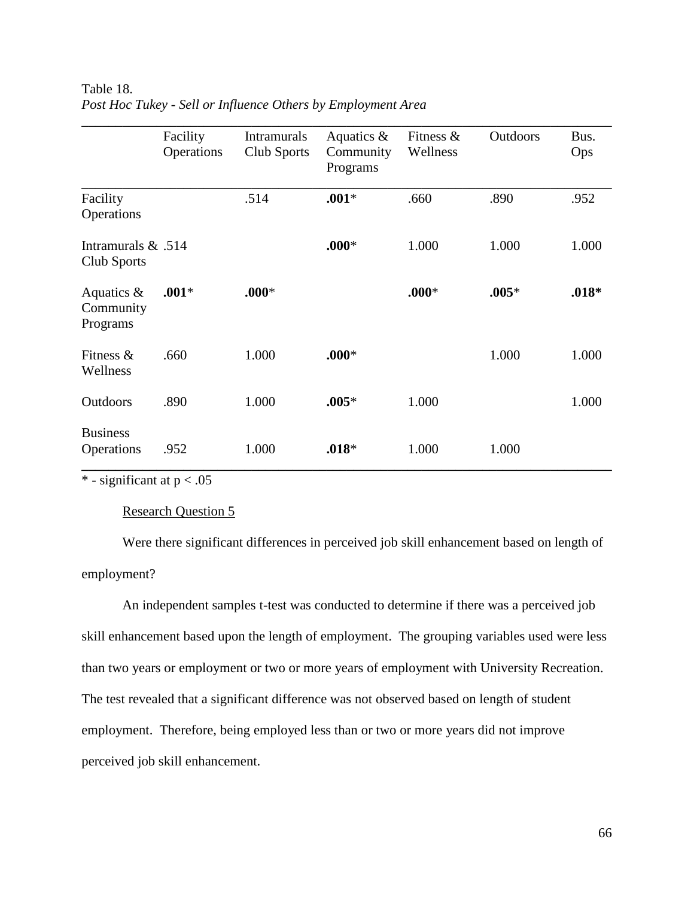Table 18.
*Post Hoc Tukey - Sell or Influence Others by Employment Area*

| | Facility Operations | Intramurals Club Sports | Aquatics & Community Programs | Fitness & Wellness | Outdoors | Bus. Ops |
|---|---|---|---|---|---|---|
| Facility Operations | | .514 | **.001*** | .660 | .890 | .952 |
| Intramurals & Club Sports | .514 | | **.000*** | 1.000 | 1.000 | 1.000 |
| Aquatics & Community Programs | **.001*** | **.000*** | | **.000*** | **.005*** | **.018*** |
| Fitness & Wellness | .660 | 1.000 | **.000*** | | 1.000 | 1.000 |
| Outdoors | .890 | 1.000 | **.005*** | 1.000 | | 1.000 |
| Business Operations | .952 | 1.000 | **.018*** | 1.000 | 1.000 | |

* - significant at $p < .05$

Research Question 5

Were there significant differences in perceived job skill enhancement based on length of employment?

An independent samples t-test was conducted to determine if there was a perceived job skill enhancement based upon the length of employment. The grouping variables used were less than two years or employment or two or more years of employment with University Recreation. The test revealed that a significant difference was not observed based on length of student employment. Therefore, being employed less than or two or more years did not improve perceived job skill enhancement.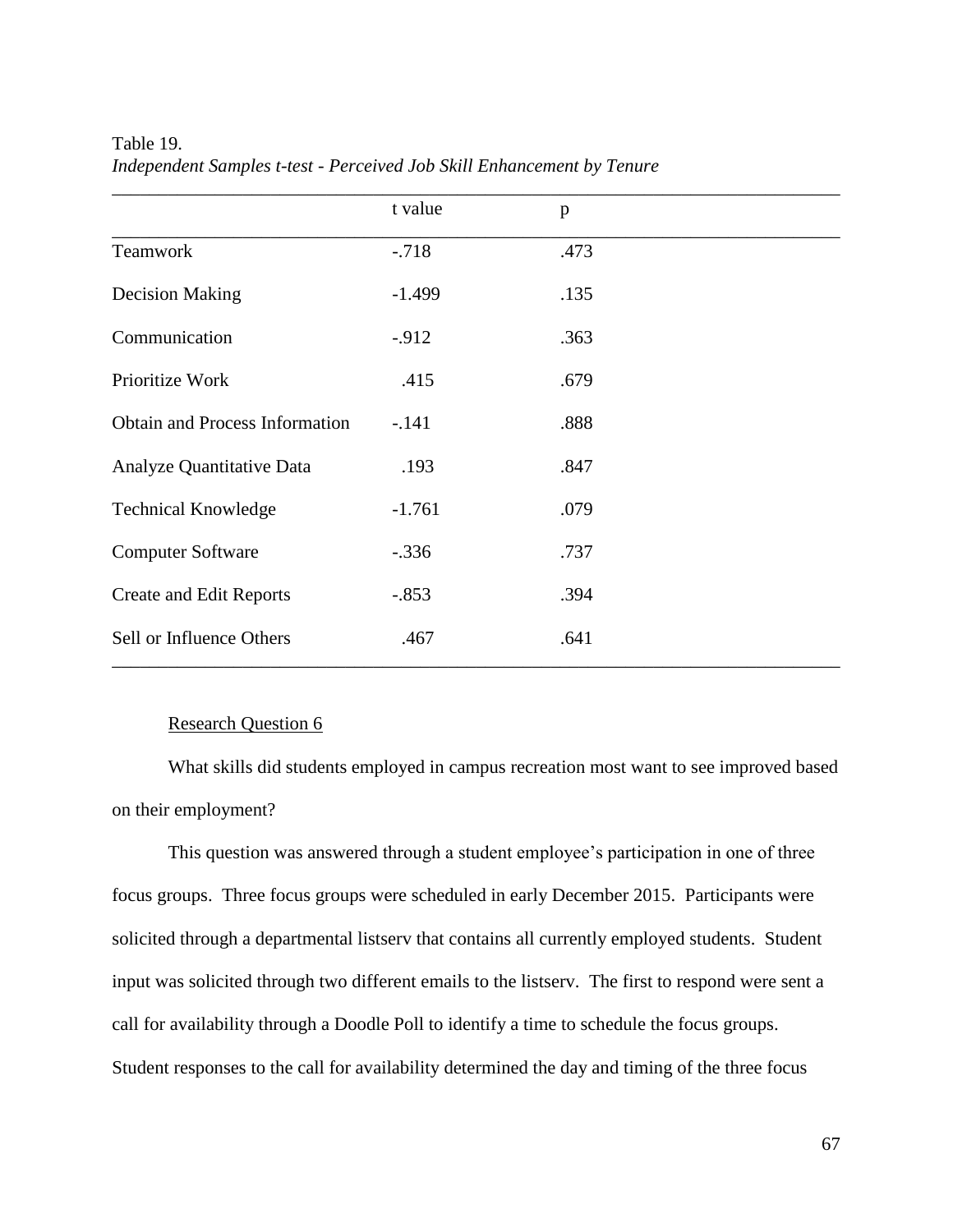Table 19.
*Independent Samples t-test - Perceived Job Skill Enhancement by Tenure*

| | t value | p |
|---|---|---|
| Teamwork | -.718 | .473 |
| Decision Making | -1.499 | .135 |
| Communication | -.912 | .363 |
| Prioritize Work | .415 | .679 |
| Obtain and Process Information | -.141 | .888 |
| Analyze Quantitative Data | .193 | .847 |
| Technical Knowledge | -1.761 | .079 |
| Computer Software | -.336 | .737 |
| Create and Edit Reports | -.853 | .394 |
| Sell or Influence Others | .467 | .641 |

Research Question 6

What skills did students employed in campus recreation most want to see improved based on their employment?

This question was answered through a student employee's participation in one of three focus groups. Three focus groups were scheduled in early December 2015. Participants were solicited through a departmental listserv that contains all currently employed students. Student input was solicited through two different emails to the listserv. The first to respond were sent a call for availability through a Doodle Poll to identify a time to schedule the focus groups. Student responses to the call for availability determined the day and timing of the three focus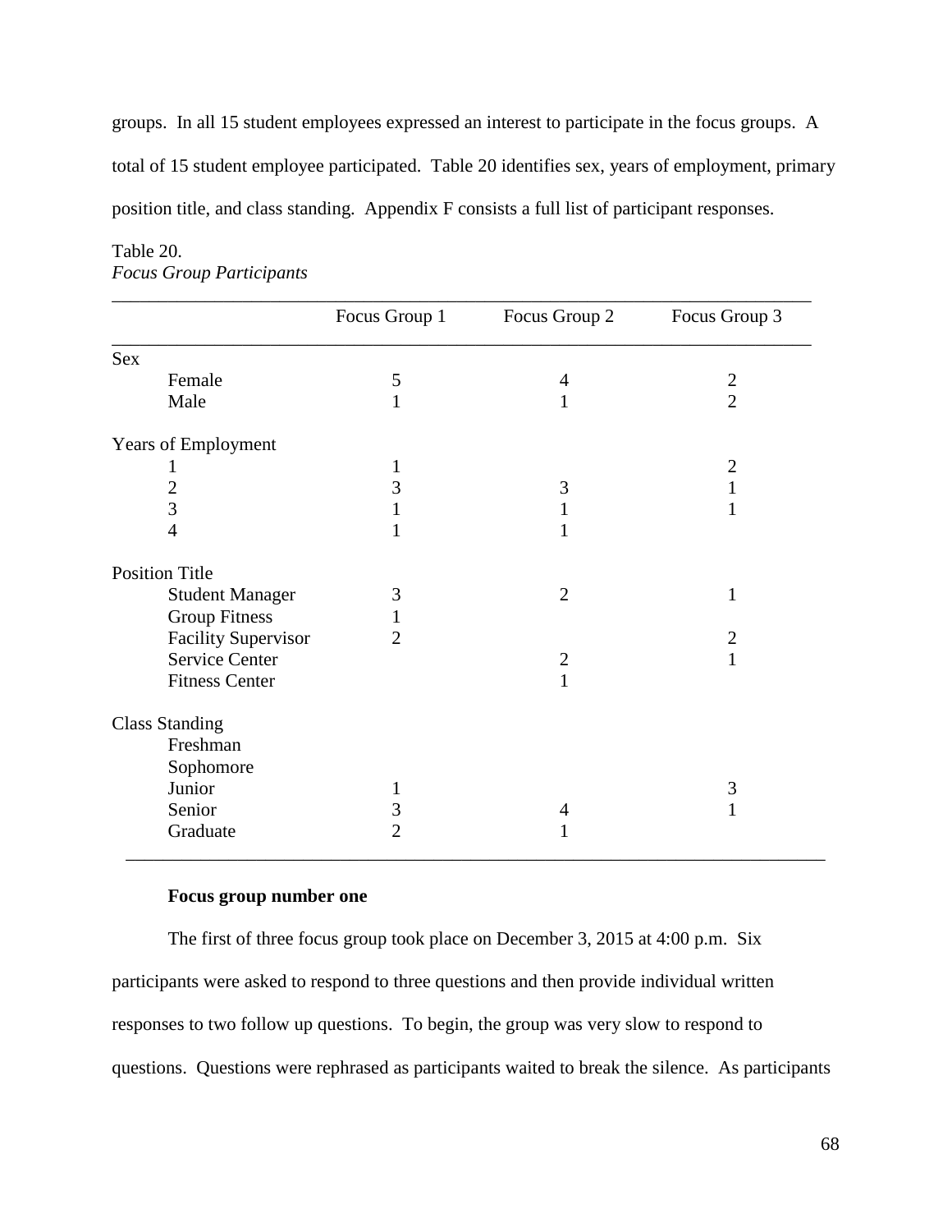groups. In all 15 student employees expressed an interest to participate in the focus groups. A total of 15 student employee participated. Table 20 identifies sex, years of employment, primary position title, and class standing. Appendix F consists a full list of participant responses.

Table 20.
*Focus Group Participants*

| | Focus Group 1 | Focus Group 2 | Focus Group 3 |
|---|---|---|---|
| Sex | | | |
| Female | 5 | 4 | 2 |
| Male | 1 | 1 | 2 |
| Years of Employment | | | |
| 1 | 1 | | 2 |
| 2 | 3 | 3 | 1 |
| 3 | 1 | 1 | 1 |
| 4 | 1 | 1 | |
| Position Title | | | |
| Student Manager | 3 | 2 | 1 |
| Group Fitness | 1 | | |
| Facility Supervisor | 2 | | 2 |
| Service Center | | 2 | 1 |
| Fitness Center | | 1 | |
| Class Standing | | | |
| Freshman | | | |
| Sophomore | | | |
| Junior | 1 | | 3 |
| Senior | 3 | 4 | 1 |
| Graduate | 2 | 1 | |

**Focus group number one**

The first of three focus group took place on December 3, 2015 at 4:00 p.m. Six participants were asked to respond to three questions and then provide individual written responses to two follow up questions. To begin, the group was very slow to respond to questions. Questions were rephrased as participants waited to break the silence. As participants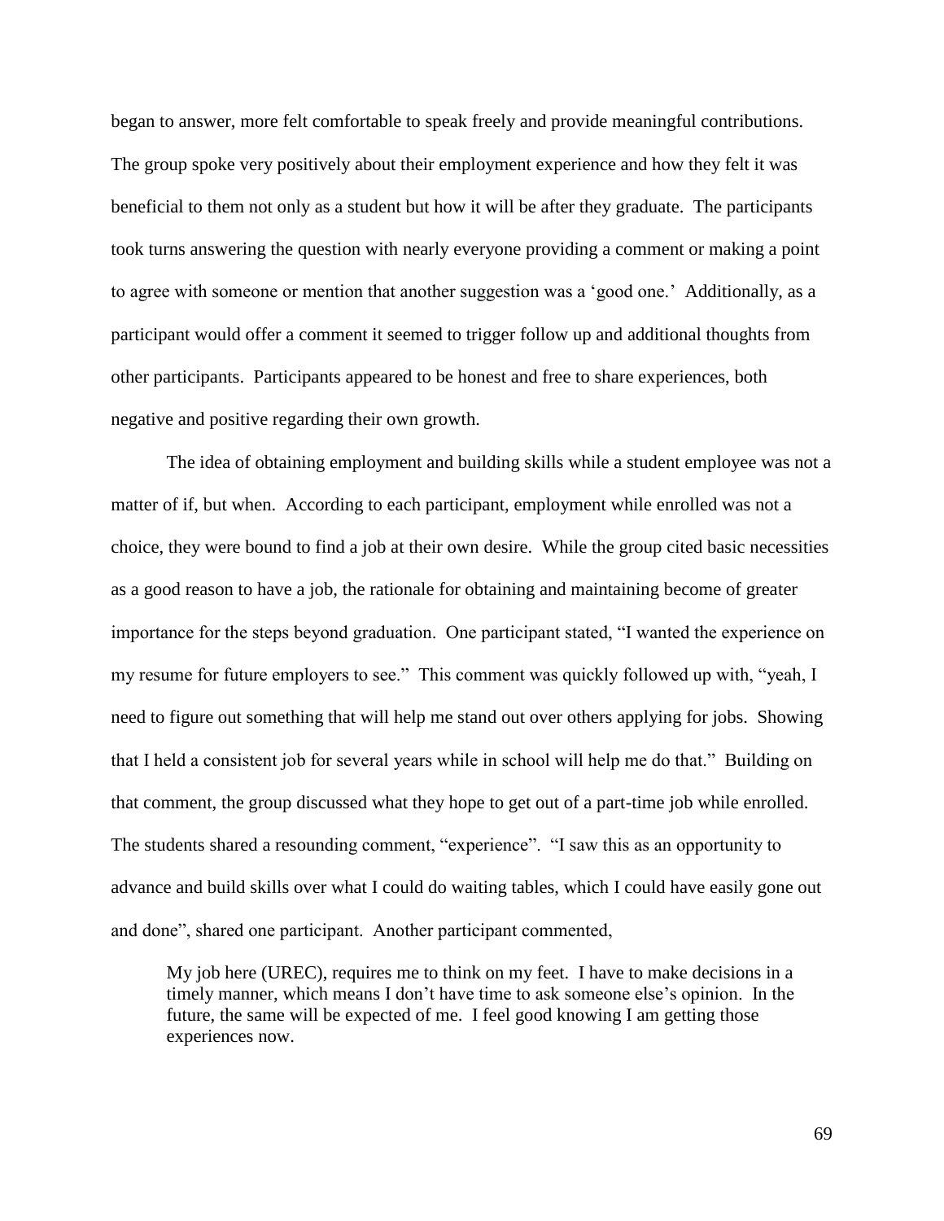began to answer, more felt comfortable to speak freely and provide meaningful contributions. The group spoke very positively about their employment experience and how they felt it was beneficial to them not only as a student but how it will be after they graduate. The participants took turns answering the question with nearly everyone providing a comment or making a point to agree with someone or mention that another suggestion was a 'good one.' Additionally, as a participant would offer a comment it seemed to trigger follow up and additional thoughts from other participants. Participants appeared to be honest and free to share experiences, both negative and positive regarding their own growth.

The idea of obtaining employment and building skills while a student employee was not a matter of if, but when. According to each participant, employment while enrolled was not a choice, they were bound to find a job at their own desire. While the group cited basic necessities as a good reason to have a job, the rationale for obtaining and maintaining become of greater importance for the steps beyond graduation. One participant stated, "I wanted the experience on my resume for future employers to see." This comment was quickly followed up with, "yeah, I need to figure out something that will help me stand out over others applying for jobs. Showing that I held a consistent job for several years while in school will help me do that." Building on that comment, the group discussed what they hope to get out of a part-time job while enrolled. The students shared a resounding comment, "experience". "I saw this as an opportunity to advance and build skills over what I could do waiting tables, which I could have easily gone out and done", shared one participant. Another participant commented,

> My job here (UREC), requires me to think on my feet. I have to make decisions in a timely manner, which means I don't have time to ask someone else's opinion. In the future, the same will be expected of me. I feel good knowing I am getting those experiences now.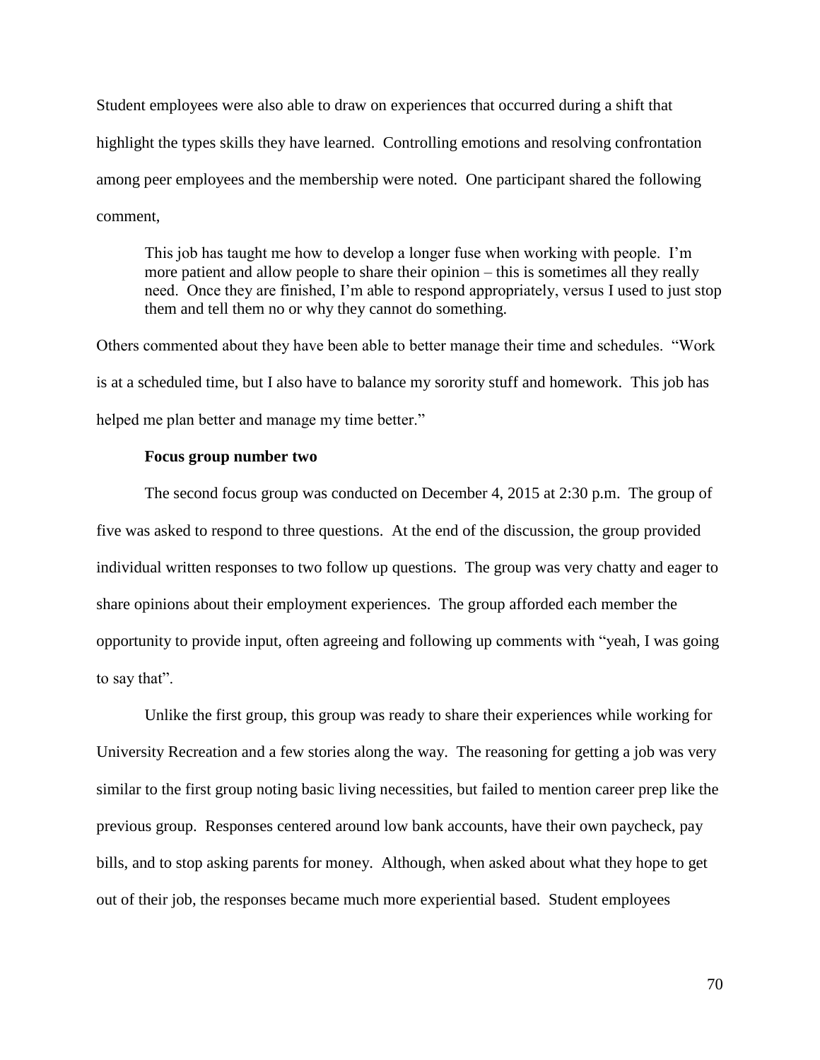Student employees were also able to draw on experiences that occurred during a shift that highlight the types skills they have learned. Controlling emotions and resolving confrontation among peer employees and the membership were noted. One participant shared the following comment,

> This job has taught me how to develop a longer fuse when working with people. I'm more patient and allow people to share their opinion – this is sometimes all they really need. Once they are finished, I'm able to respond appropriately, versus I used to just stop them and tell them no or why they cannot do something.

Others commented about they have been able to better manage their time and schedules. "Work is at a scheduled time, but I also have to balance my sorority stuff and homework. This job has helped me plan better and manage my time better."

**Focus group number two**

The second focus group was conducted on December 4, 2015 at 2:30 p.m. The group of five was asked to respond to three questions. At the end of the discussion, the group provided individual written responses to two follow up questions. The group was very chatty and eager to share opinions about their employment experiences. The group afforded each member the opportunity to provide input, often agreeing and following up comments with "yeah, I was going to say that".

Unlike the first group, this group was ready to share their experiences while working for University Recreation and a few stories along the way. The reasoning for getting a job was very similar to the first group noting basic living necessities, but failed to mention career prep like the previous group. Responses centered around low bank accounts, have their own paycheck, pay bills, and to stop asking parents for money. Although, when asked about what they hope to get out of their job, the responses became much more experiential based. Student employees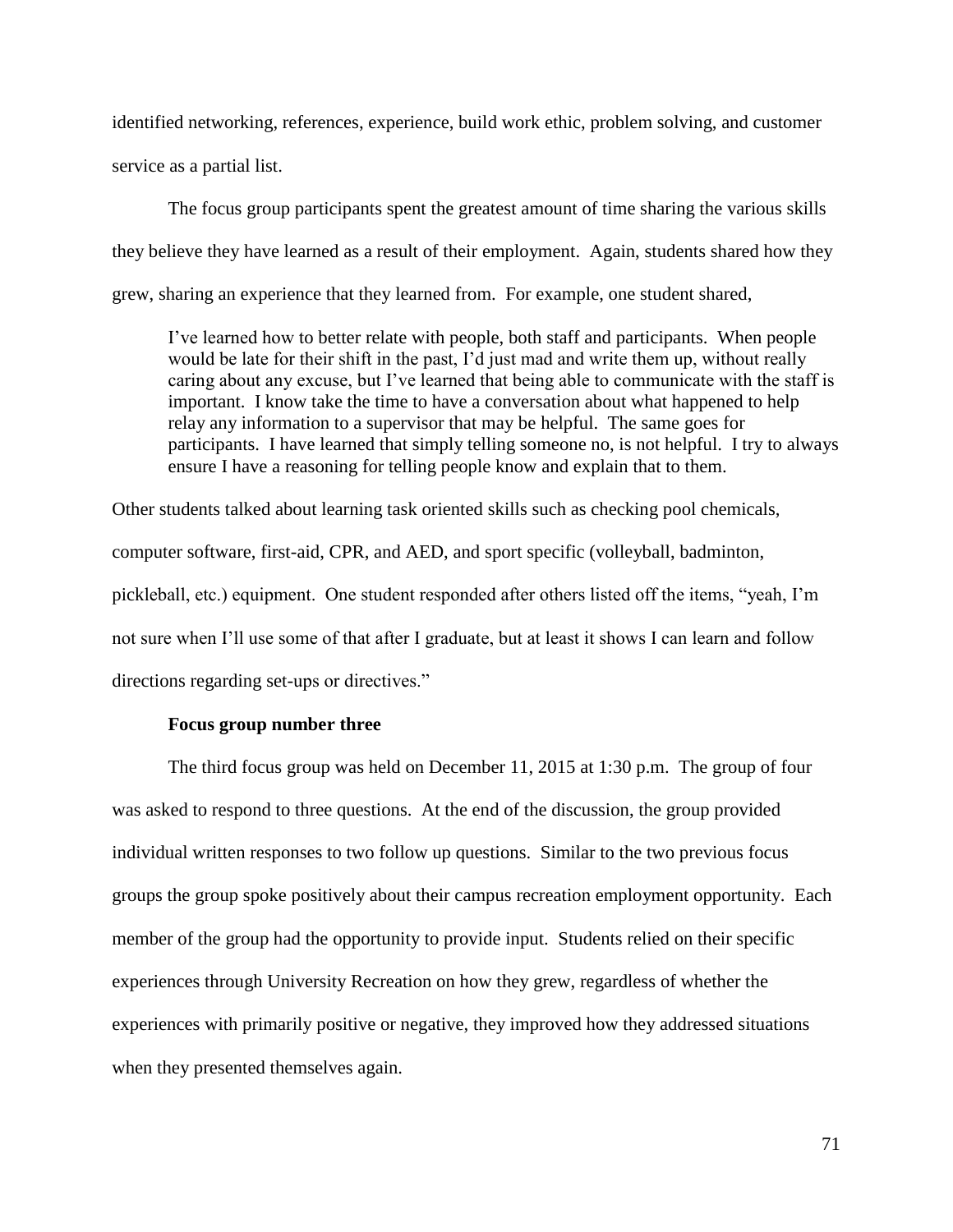identified networking, references, experience, build work ethic, problem solving, and customer service as a partial list.

The focus group participants spent the greatest amount of time sharing the various skills they believe they have learned as a result of their employment. Again, students shared how they grew, sharing an experience that they learned from. For example, one student shared,

> I've learned how to better relate with people, both staff and participants. When people would be late for their shift in the past, I'd just mad and write them up, without really caring about any excuse, but I've learned that being able to communicate with the staff is important. I know take the time to have a conversation about what happened to help relay any information to a supervisor that may be helpful. The same goes for participants. I have learned that simply telling someone no, is not helpful. I try to always ensure I have a reasoning for telling people know and explain that to them.

Other students talked about learning task oriented skills such as checking pool chemicals, computer software, first-aid, CPR, and AED, and sport specific (volleyball, badminton, pickleball, etc.) equipment. One student responded after others listed off the items, "yeah, I'm not sure when I'll use some of that after I graduate, but at least it shows I can learn and follow directions regarding set-ups or directives."

**Focus group number three**

The third focus group was held on December 11, 2015 at 1:30 p.m. The group of four was asked to respond to three questions. At the end of the discussion, the group provided individual written responses to two follow up questions. Similar to the two previous focus groups the group spoke positively about their campus recreation employment opportunity. Each member of the group had the opportunity to provide input. Students relied on their specific experiences through University Recreation on how they grew, regardless of whether the experiences with primarily positive or negative, they improved how they addressed situations when they presented themselves again.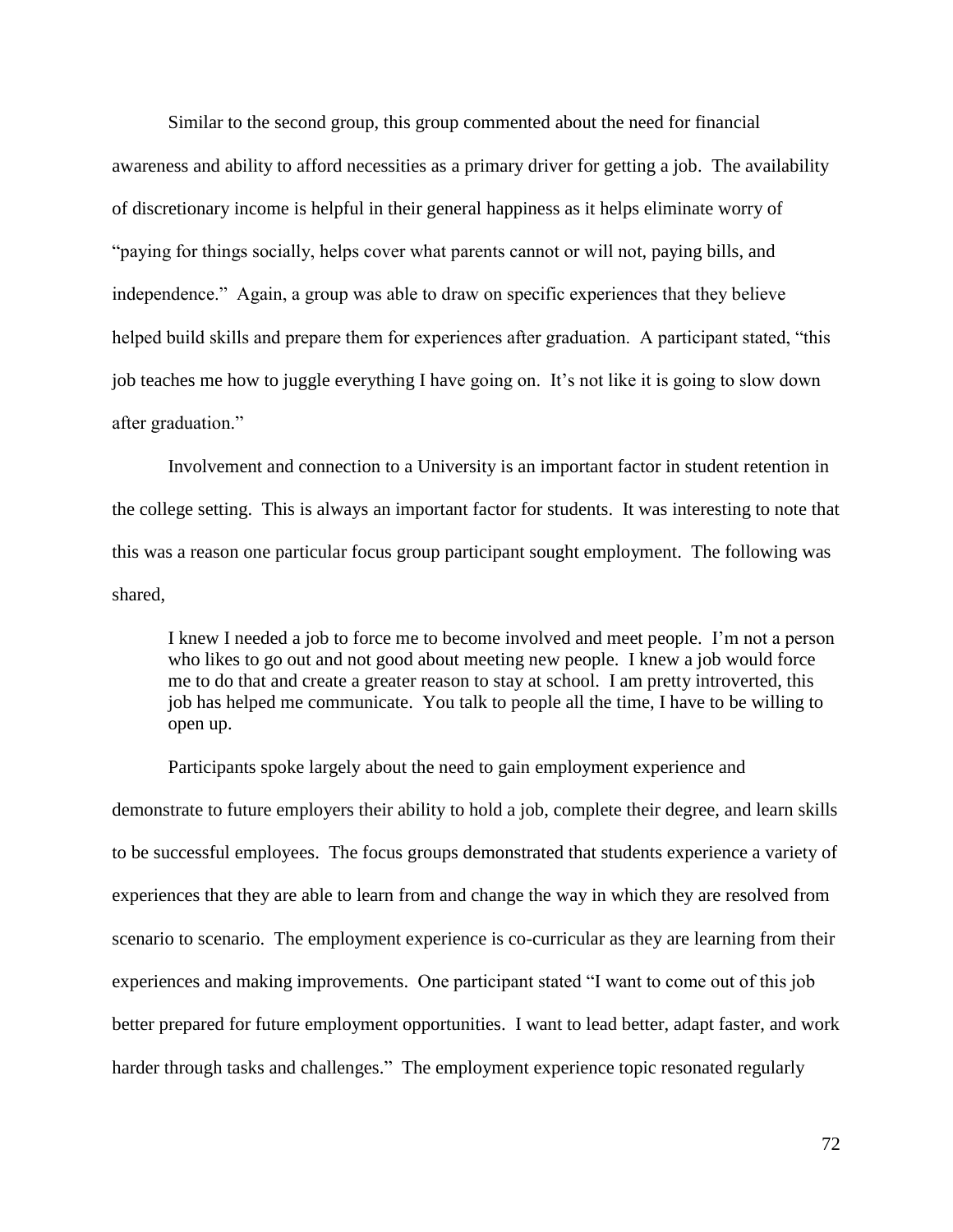Similar to the second group, this group commented about the need for financial awareness and ability to afford necessities as a primary driver for getting a job. The availability of discretionary income is helpful in their general happiness as it helps eliminate worry of "paying for things socially, helps cover what parents cannot or will not, paying bills, and independence." Again, a group was able to draw on specific experiences that they believe helped build skills and prepare them for experiences after graduation. A participant stated, "this job teaches me how to juggle everything I have going on. It's not like it is going to slow down after graduation."

Involvement and connection to a University is an important factor in student retention in the college setting. This is always an important factor for students. It was interesting to note that this was a reason one particular focus group participant sought employment. The following was shared,

> I knew I needed a job to force me to become involved and meet people. I'm not a person who likes to go out and not good about meeting new people. I knew a job would force me to do that and create a greater reason to stay at school. I am pretty introverted, this job has helped me communicate. You talk to people all the time, I have to be willing to open up.

Participants spoke largely about the need to gain employment experience and demonstrate to future employers their ability to hold a job, complete their degree, and learn skills to be successful employees. The focus groups demonstrated that students experience a variety of experiences that they are able to learn from and change the way in which they are resolved from scenario to scenario. The employment experience is co-curricular as they are learning from their experiences and making improvements. One participant stated "I want to come out of this job better prepared for future employment opportunities. I want to lead better, adapt faster, and work harder through tasks and challenges." The employment experience topic resonated regularly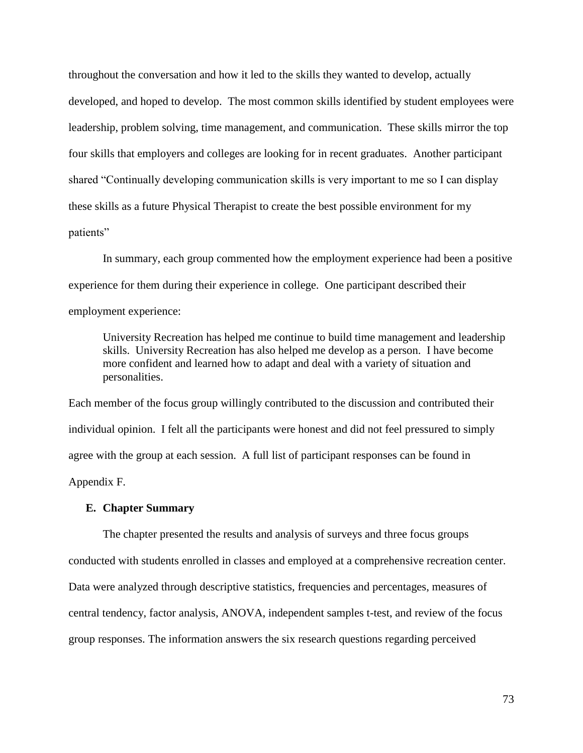throughout the conversation and how it led to the skills they wanted to develop, actually developed, and hoped to develop. The most common skills identified by student employees were leadership, problem solving, time management, and communication. These skills mirror the top four skills that employers and colleges are looking for in recent graduates. Another participant shared "Continually developing communication skills is very important to me so I can display these skills as a future Physical Therapist to create the best possible environment for my patients"

In summary, each group commented how the employment experience had been a positive experience for them during their experience in college. One participant described their employment experience:

> University Recreation has helped me continue to build time management and leadership skills. University Recreation has also helped me develop as a person. I have become more confident and learned how to adapt and deal with a variety of situation and personalities.

Each member of the focus group willingly contributed to the discussion and contributed their individual opinion. I felt all the participants were honest and did not feel pressured to simply agree with the group at each session. A full list of participant responses can be found in Appendix F.

### E. Chapter Summary

The chapter presented the results and analysis of surveys and three focus groups conducted with students enrolled in classes and employed at a comprehensive recreation center. Data were analyzed through descriptive statistics, frequencies and percentages, measures of central tendency, factor analysis, ANOVA, independent samples t-test, and review of the focus group responses. The information answers the six research questions regarding perceived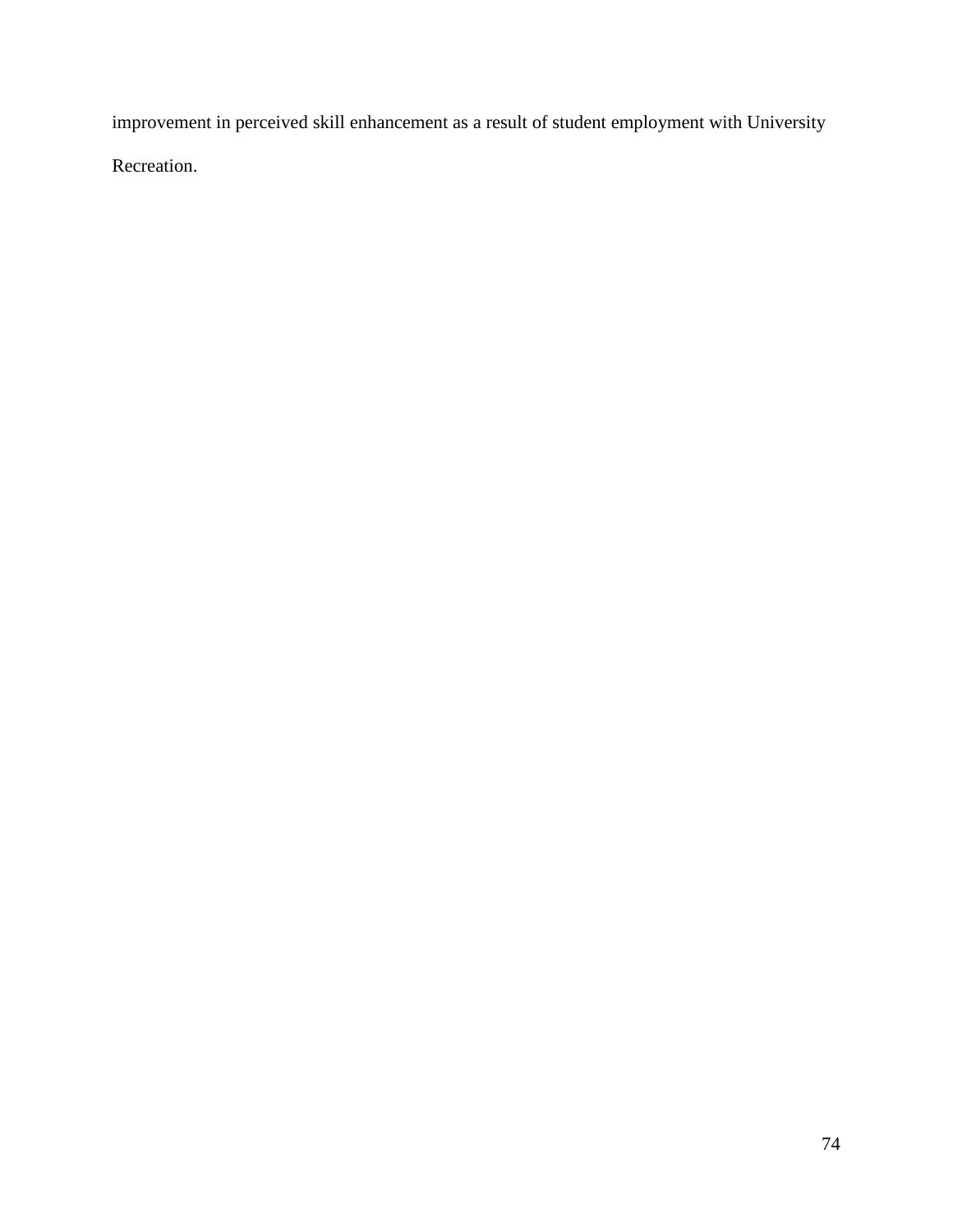improvement in perceived skill enhancement as a result of student employment with University Recreation.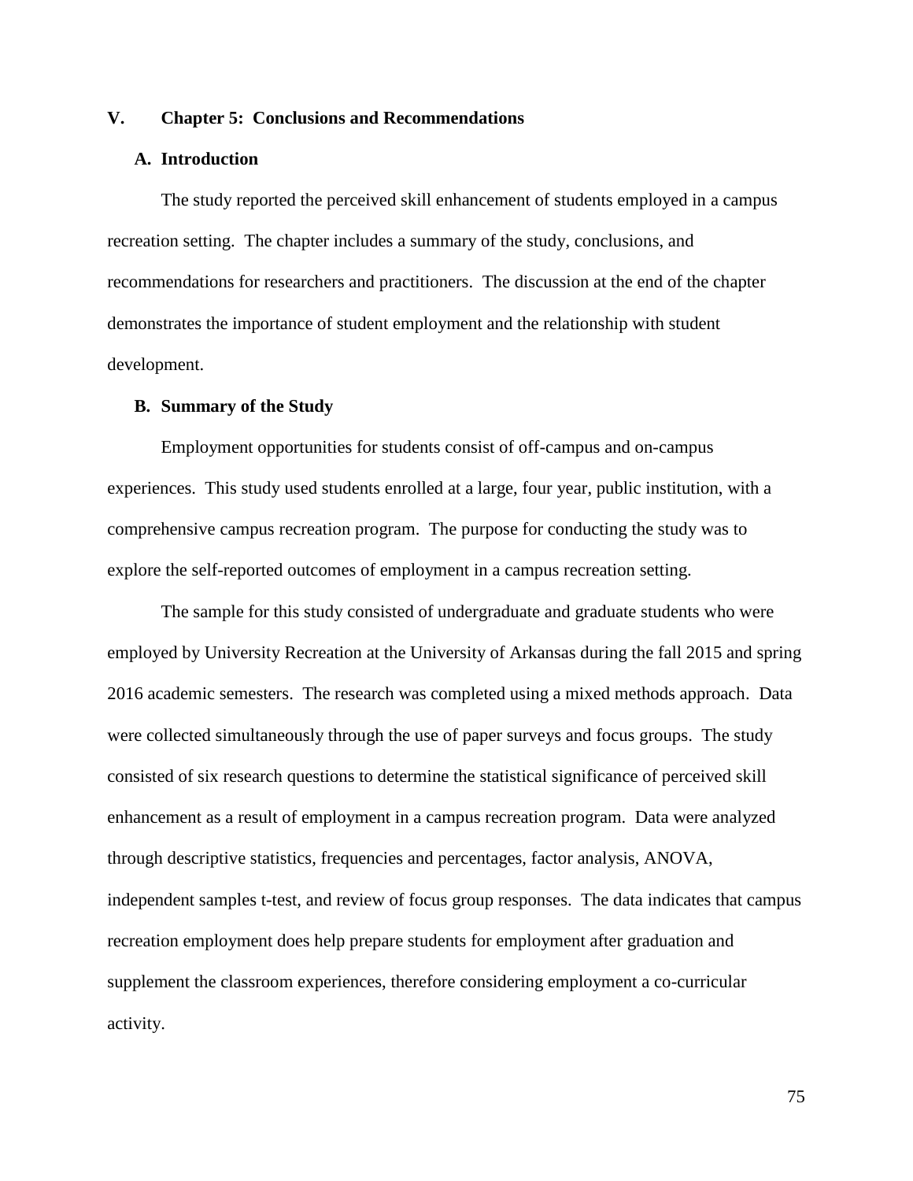# V. Chapter 5: Conclusions and Recommendations

## A. Introduction

The study reported the perceived skill enhancement of students employed in a campus recreation setting. The chapter includes a summary of the study, conclusions, and recommendations for researchers and practitioners. The discussion at the end of the chapter demonstrates the importance of student employment and the relationship with student development.

## B. Summary of the Study

Employment opportunities for students consist of off-campus and on-campus experiences. This study used students enrolled at a large, four year, public institution, with a comprehensive campus recreation program. The purpose for conducting the study was to explore the self-reported outcomes of employment in a campus recreation setting.

The sample for this study consisted of undergraduate and graduate students who were employed by University Recreation at the University of Arkansas during the fall 2015 and spring 2016 academic semesters. The research was completed using a mixed methods approach. Data were collected simultaneously through the use of paper surveys and focus groups. The study consisted of six research questions to determine the statistical significance of perceived skill enhancement as a result of employment in a campus recreation program. Data were analyzed through descriptive statistics, frequencies and percentages, factor analysis, ANOVA, independent samples t-test, and review of focus group responses. The data indicates that campus recreation employment does help prepare students for employment after graduation and supplement the classroom experiences, therefore considering employment a co-curricular activity.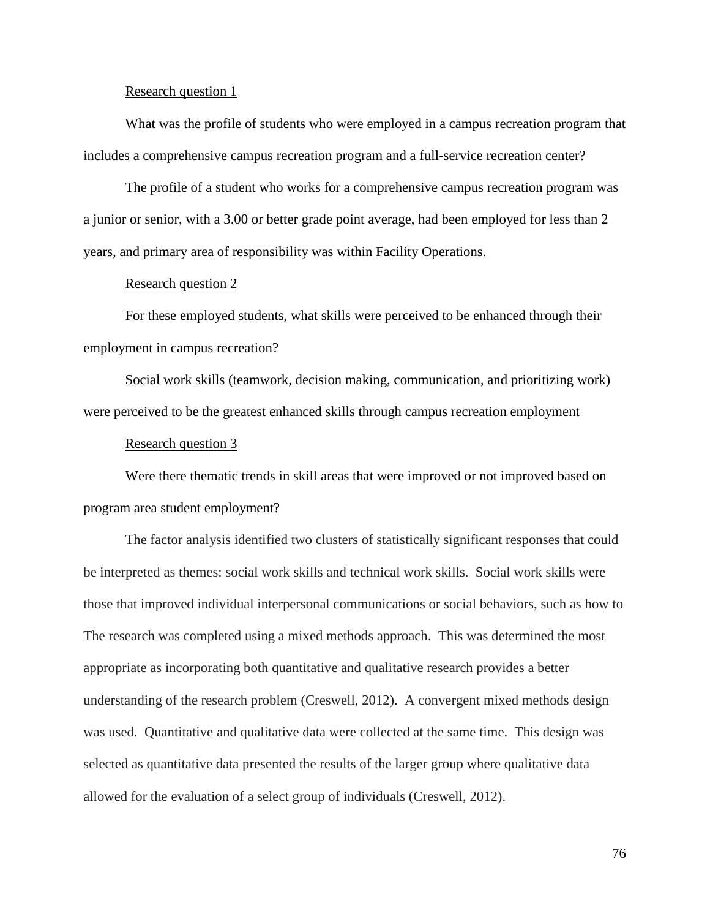Research question 1

What was the profile of students who were employed in a campus recreation program that includes a comprehensive campus recreation program and a full-service recreation center?

The profile of a student who works for a comprehensive campus recreation program was a junior or senior, with a 3.00 or better grade point average, had been employed for less than 2 years, and primary area of responsibility was within Facility Operations.

Research question 2

For these employed students, what skills were perceived to be enhanced through their employment in campus recreation?

Social work skills (teamwork, decision making, communication, and prioritizing work) were perceived to be the greatest enhanced skills through campus recreation employment

Research question 3

Were there thematic trends in skill areas that were improved or not improved based on program area student employment?

The factor analysis identified two clusters of statistically significant responses that could be interpreted as themes: social work skills and technical work skills. Social work skills were those that improved individual interpersonal communications or social behaviors, such as how to The research was completed using a mixed methods approach. This was determined the most appropriate as incorporating both quantitative and qualitative research provides a better understanding of the research problem (Creswell, 2012). A convergent mixed methods design was used. Quantitative and qualitative data were collected at the same time. This design was selected as quantitative data presented the results of the larger group where qualitative data allowed for the evaluation of a select group of individuals (Creswell, 2012).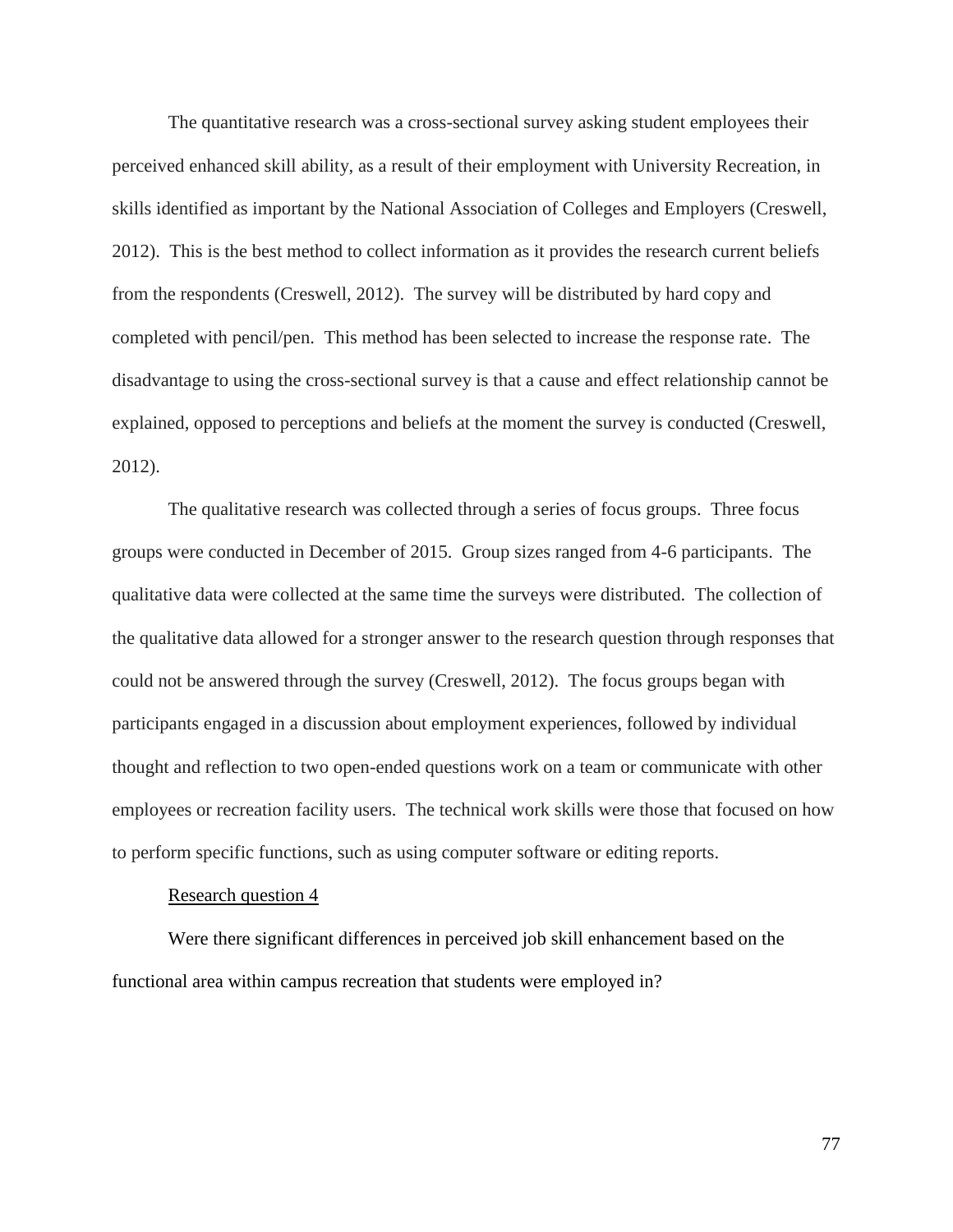The quantitative research was a cross-sectional survey asking student employees their perceived enhanced skill ability, as a result of their employment with University Recreation, in skills identified as important by the National Association of Colleges and Employers (Creswell, 2012). This is the best method to collect information as it provides the research current beliefs from the respondents (Creswell, 2012). The survey will be distributed by hard copy and completed with pencil/pen. This method has been selected to increase the response rate. The disadvantage to using the cross-sectional survey is that a cause and effect relationship cannot be explained, opposed to perceptions and beliefs at the moment the survey is conducted (Creswell, 2012).

The qualitative research was collected through a series of focus groups. Three focus groups were conducted in December of 2015. Group sizes ranged from 4-6 participants. The qualitative data were collected at the same time the surveys were distributed. The collection of the qualitative data allowed for a stronger answer to the research question through responses that could not be answered through the survey (Creswell, 2012). The focus groups began with participants engaged in a discussion about employment experiences, followed by individual thought and reflection to two open-ended questions work on a team or communicate with other employees or recreation facility users. The technical work skills were those that focused on how to perform specific functions, such as using computer software or editing reports.

<u>Research question 4</u>

Were there significant differences in perceived job skill enhancement based on the functional area within campus recreation that students were employed in?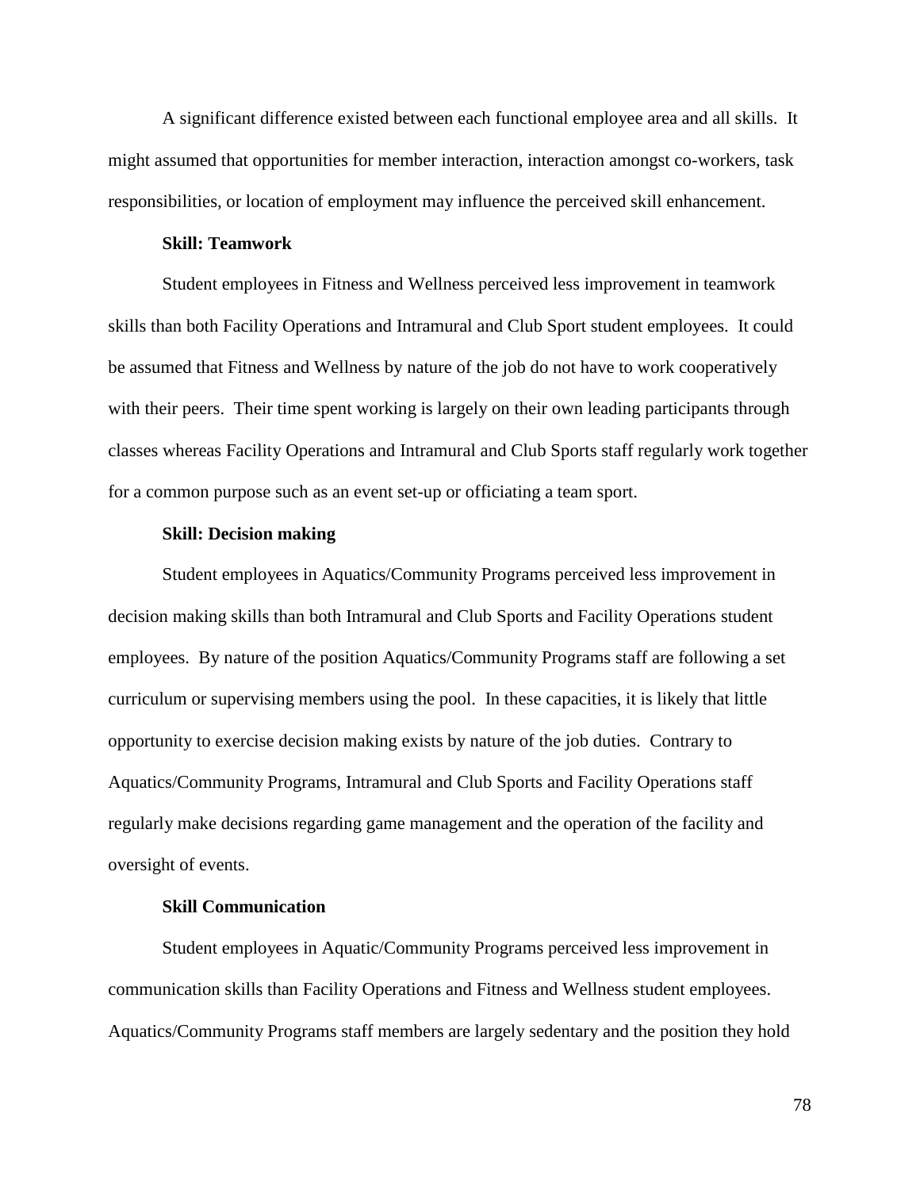A significant difference existed between each functional employee area and all skills. It might assumed that opportunities for member interaction, interaction amongst co-workers, task responsibilities, or location of employment may influence the perceived skill enhancement.

### Skill: Teamwork

Student employees in Fitness and Wellness perceived less improvement in teamwork skills than both Facility Operations and Intramural and Club Sport student employees. It could be assumed that Fitness and Wellness by nature of the job do not have to work cooperatively with their peers. Their time spent working is largely on their own leading participants through classes whereas Facility Operations and Intramural and Club Sports staff regularly work together for a common purpose such as an event set-up or officiating a team sport.

### Skill: Decision making

Student employees in Aquatics/Community Programs perceived less improvement in decision making skills than both Intramural and Club Sports and Facility Operations student employees. By nature of the position Aquatics/Community Programs staff are following a set curriculum or supervising members using the pool. In these capacities, it is likely that little opportunity to exercise decision making exists by nature of the job duties. Contrary to Aquatics/Community Programs, Intramural and Club Sports and Facility Operations staff regularly make decisions regarding game management and the operation of the facility and oversight of events.

### Skill Communication

Student employees in Aquatic/Community Programs perceived less improvement in communication skills than Facility Operations and Fitness and Wellness student employees. Aquatics/Community Programs staff members are largely sedentary and the position they hold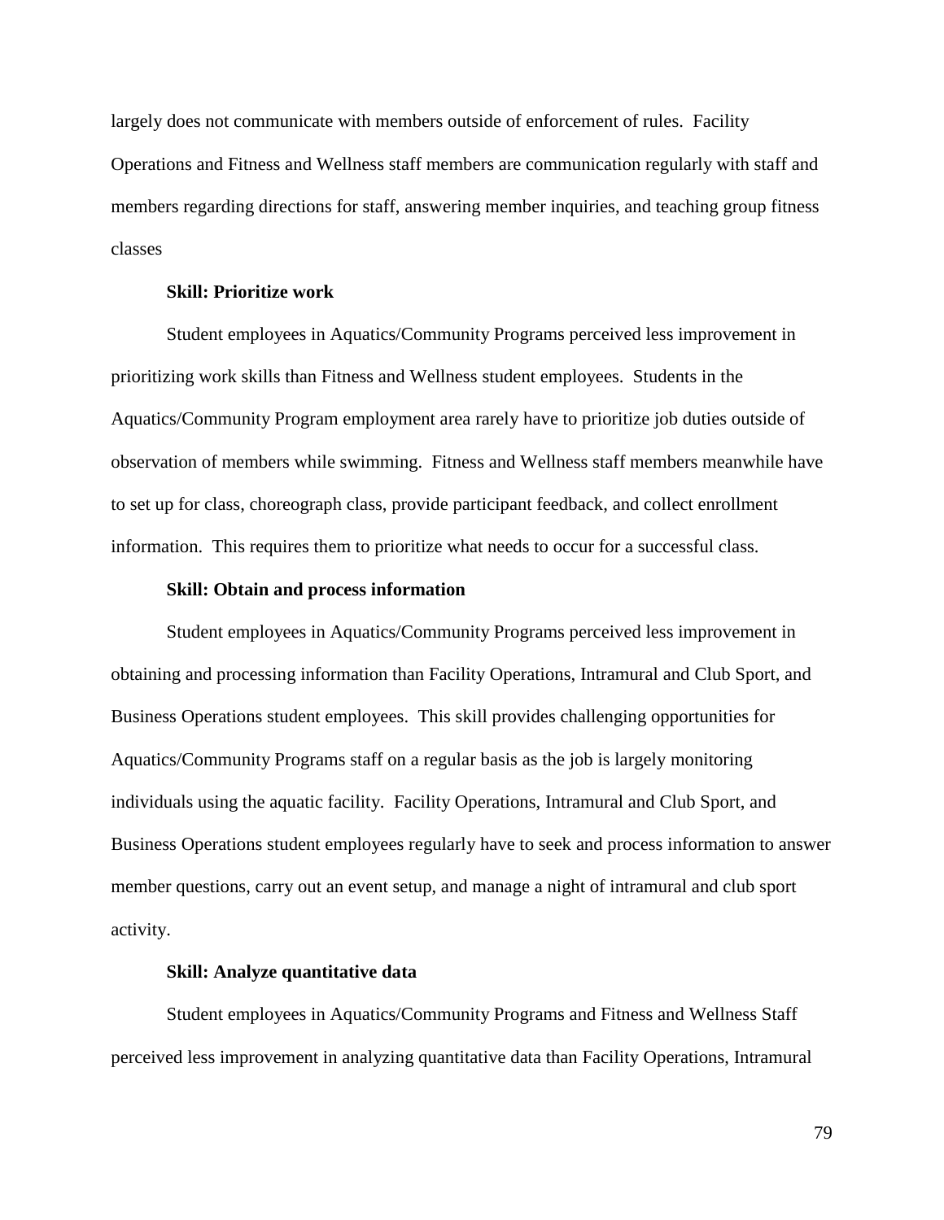largely does not communicate with members outside of enforcement of rules. Facility Operations and Fitness and Wellness staff members are communication regularly with staff and members regarding directions for staff, answering member inquiries, and teaching group fitness classes

**Skill: Prioritize work**

Student employees in Aquatics/Community Programs perceived less improvement in prioritizing work skills than Fitness and Wellness student employees. Students in the Aquatics/Community Program employment area rarely have to prioritize job duties outside of observation of members while swimming. Fitness and Wellness staff members meanwhile have to set up for class, choreograph class, provide participant feedback, and collect enrollment information. This requires them to prioritize what needs to occur for a successful class.

**Skill: Obtain and process information**

Student employees in Aquatics/Community Programs perceived less improvement in obtaining and processing information than Facility Operations, Intramural and Club Sport, and Business Operations student employees. This skill provides challenging opportunities for Aquatics/Community Programs staff on a regular basis as the job is largely monitoring individuals using the aquatic facility. Facility Operations, Intramural and Club Sport, and Business Operations student employees regularly have to seek and process information to answer member questions, carry out an event setup, and manage a night of intramural and club sport activity.

**Skill: Analyze quantitative data**

Student employees in Aquatics/Community Programs and Fitness and Wellness Staff perceived less improvement in analyzing quantitative data than Facility Operations, Intramural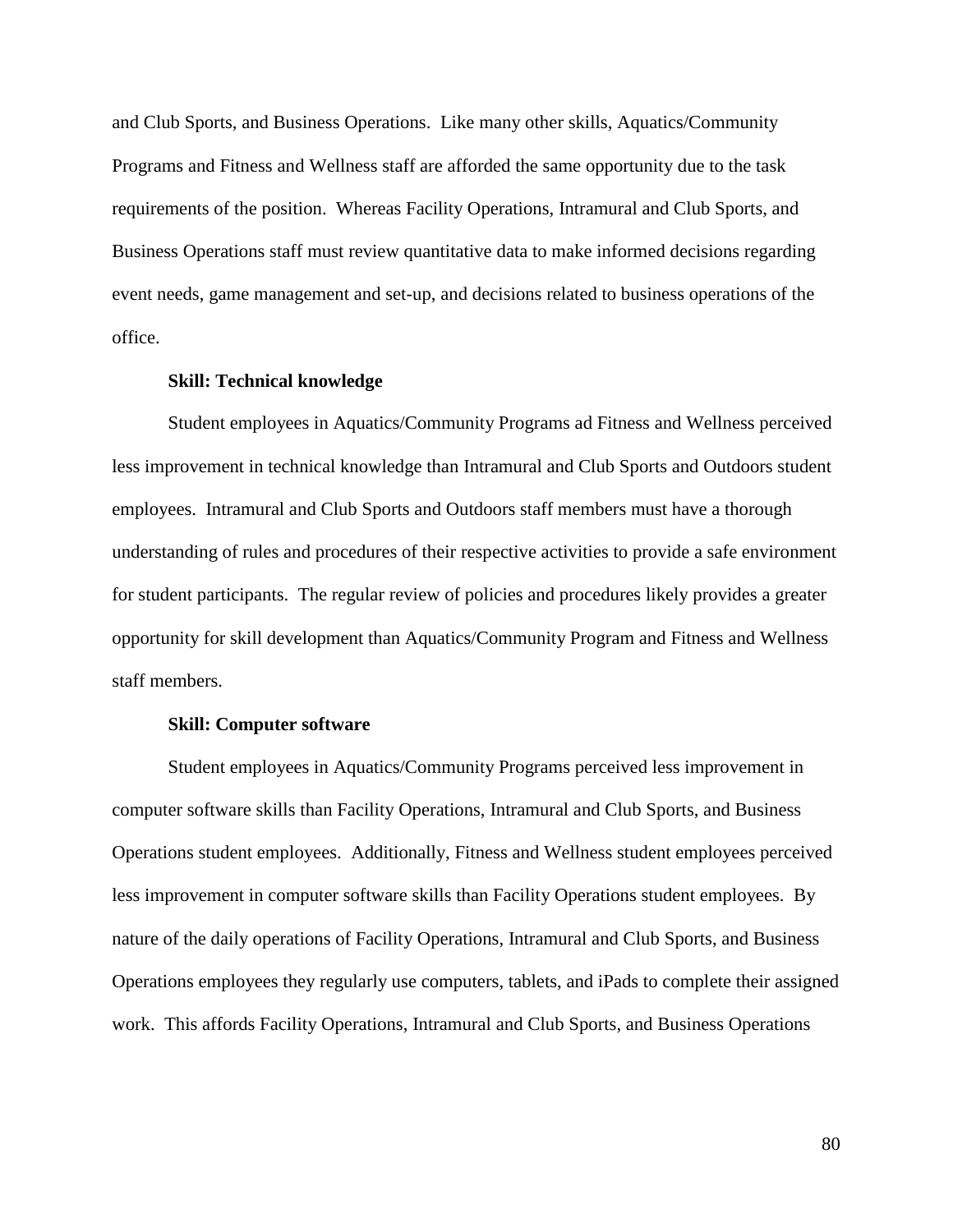and Club Sports, and Business Operations. Like many other skills, Aquatics/Community Programs and Fitness and Wellness staff are afforded the same opportunity due to the task requirements of the position. Whereas Facility Operations, Intramural and Club Sports, and Business Operations staff must review quantitative data to make informed decisions regarding event needs, game management and set-up, and decisions related to business operations of the office.

**Skill: Technical knowledge**

Student employees in Aquatics/Community Programs ad Fitness and Wellness perceived less improvement in technical knowledge than Intramural and Club Sports and Outdoors student employees. Intramural and Club Sports and Outdoors staff members must have a thorough understanding of rules and procedures of their respective activities to provide a safe environment for student participants. The regular review of policies and procedures likely provides a greater opportunity for skill development than Aquatics/Community Program and Fitness and Wellness staff members.

**Skill: Computer software**

Student employees in Aquatics/Community Programs perceived less improvement in computer software skills than Facility Operations, Intramural and Club Sports, and Business Operations student employees. Additionally, Fitness and Wellness student employees perceived less improvement in computer software skills than Facility Operations student employees. By nature of the daily operations of Facility Operations, Intramural and Club Sports, and Business Operations employees they regularly use computers, tablets, and iPads to complete their assigned work. This affords Facility Operations, Intramural and Club Sports, and Business Operations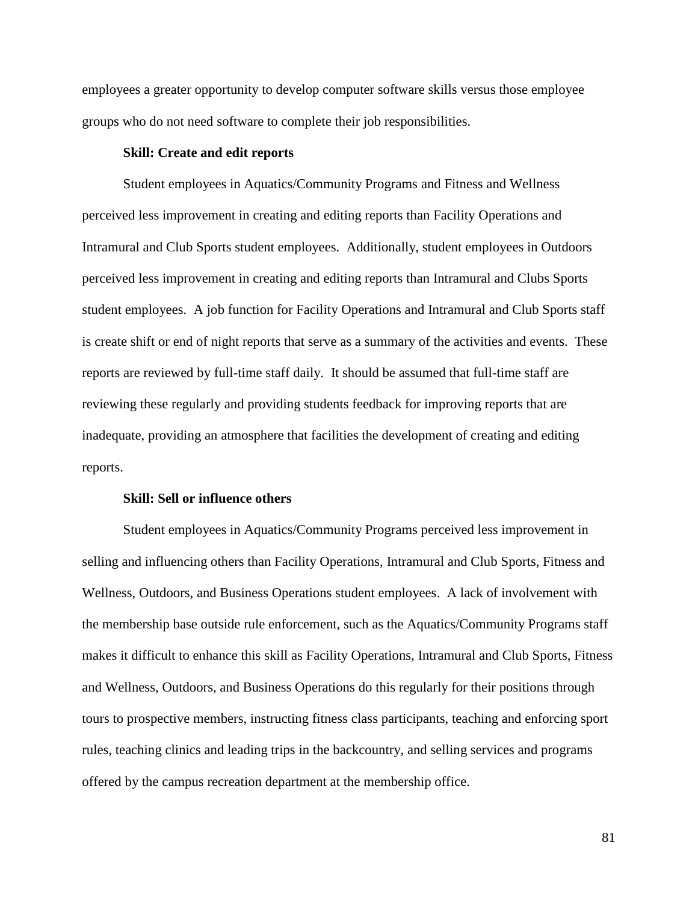employees a greater opportunity to develop computer software skills versus those employee groups who do not need software to complete their job responsibilities.

**Skill: Create and edit reports**

Student employees in Aquatics/Community Programs and Fitness and Wellness perceived less improvement in creating and editing reports than Facility Operations and Intramural and Club Sports student employees. Additionally, student employees in Outdoors perceived less improvement in creating and editing reports than Intramural and Clubs Sports student employees. A job function for Facility Operations and Intramural and Club Sports staff is create shift or end of night reports that serve as a summary of the activities and events. These reports are reviewed by full-time staff daily. It should be assumed that full-time staff are reviewing these regularly and providing students feedback for improving reports that are inadequate, providing an atmosphere that facilities the development of creating and editing reports.

**Skill: Sell or influence others**

Student employees in Aquatics/Community Programs perceived less improvement in selling and influencing others than Facility Operations, Intramural and Club Sports, Fitness and Wellness, Outdoors, and Business Operations student employees. A lack of involvement with the membership base outside rule enforcement, such as the Aquatics/Community Programs staff makes it difficult to enhance this skill as Facility Operations, Intramural and Club Sports, Fitness and Wellness, Outdoors, and Business Operations do this regularly for their positions through tours to prospective members, instructing fitness class participants, teaching and enforcing sport rules, teaching clinics and leading trips in the backcountry, and selling services and programs offered by the campus recreation department at the membership office.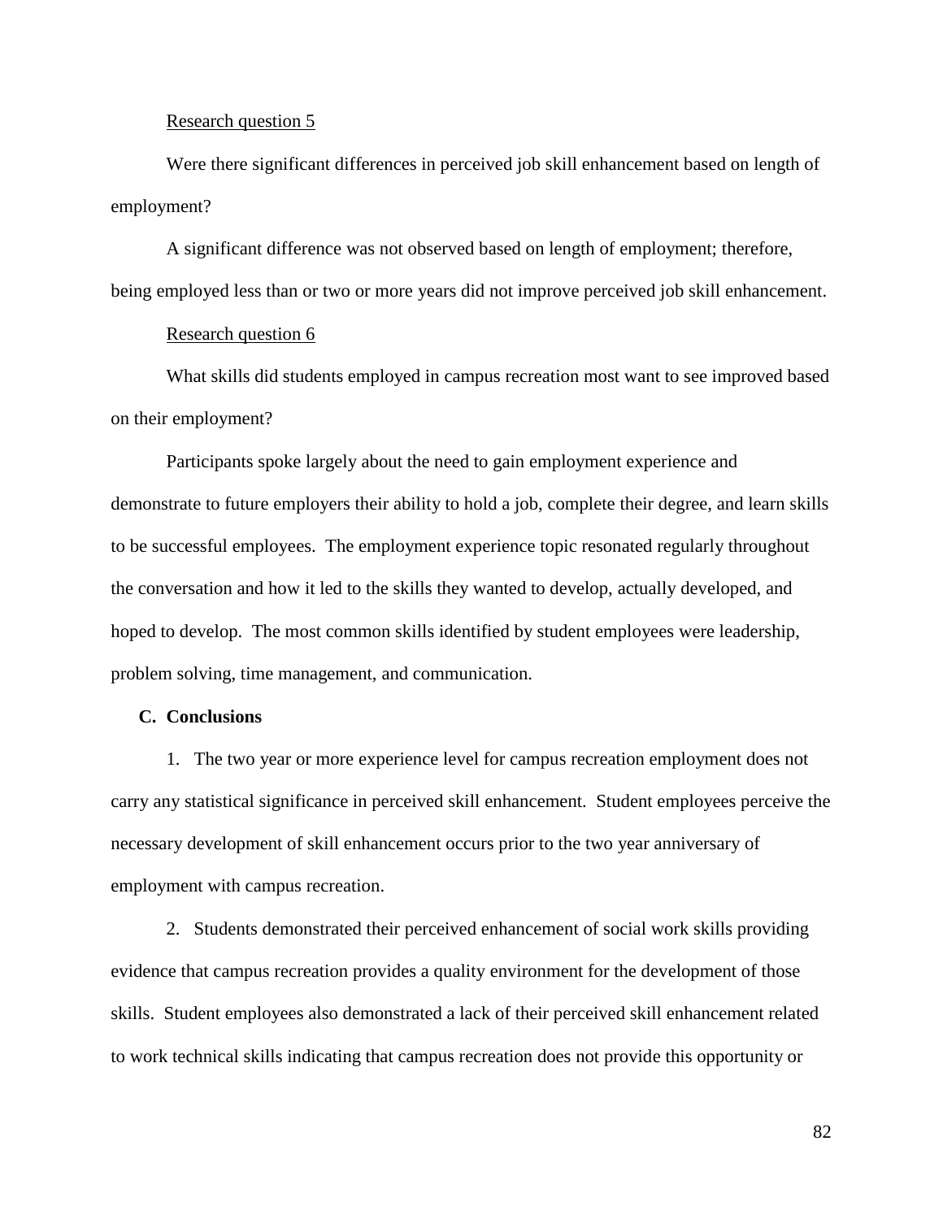Research question 5

Were there significant differences in perceived job skill enhancement based on length of employment?

A significant difference was not observed based on length of employment; therefore, being employed less than or two or more years did not improve perceived job skill enhancement.

Research question 6

What skills did students employed in campus recreation most want to see improved based on their employment?

Participants spoke largely about the need to gain employment experience and demonstrate to future employers their ability to hold a job, complete their degree, and learn skills to be successful employees. The employment experience topic resonated regularly throughout the conversation and how it led to the skills they wanted to develop, actually developed, and hoped to develop. The most common skills identified by student employees were leadership, problem solving, time management, and communication.

## C. Conclusions

1. The two year or more experience level for campus recreation employment does not carry any statistical significance in perceived skill enhancement. Student employees perceive the necessary development of skill enhancement occurs prior to the two year anniversary of employment with campus recreation.

2. Students demonstrated their perceived enhancement of social work skills providing evidence that campus recreation provides a quality environment for the development of those skills. Student employees also demonstrated a lack of their perceived skill enhancement related to work technical skills indicating that campus recreation does not provide this opportunity or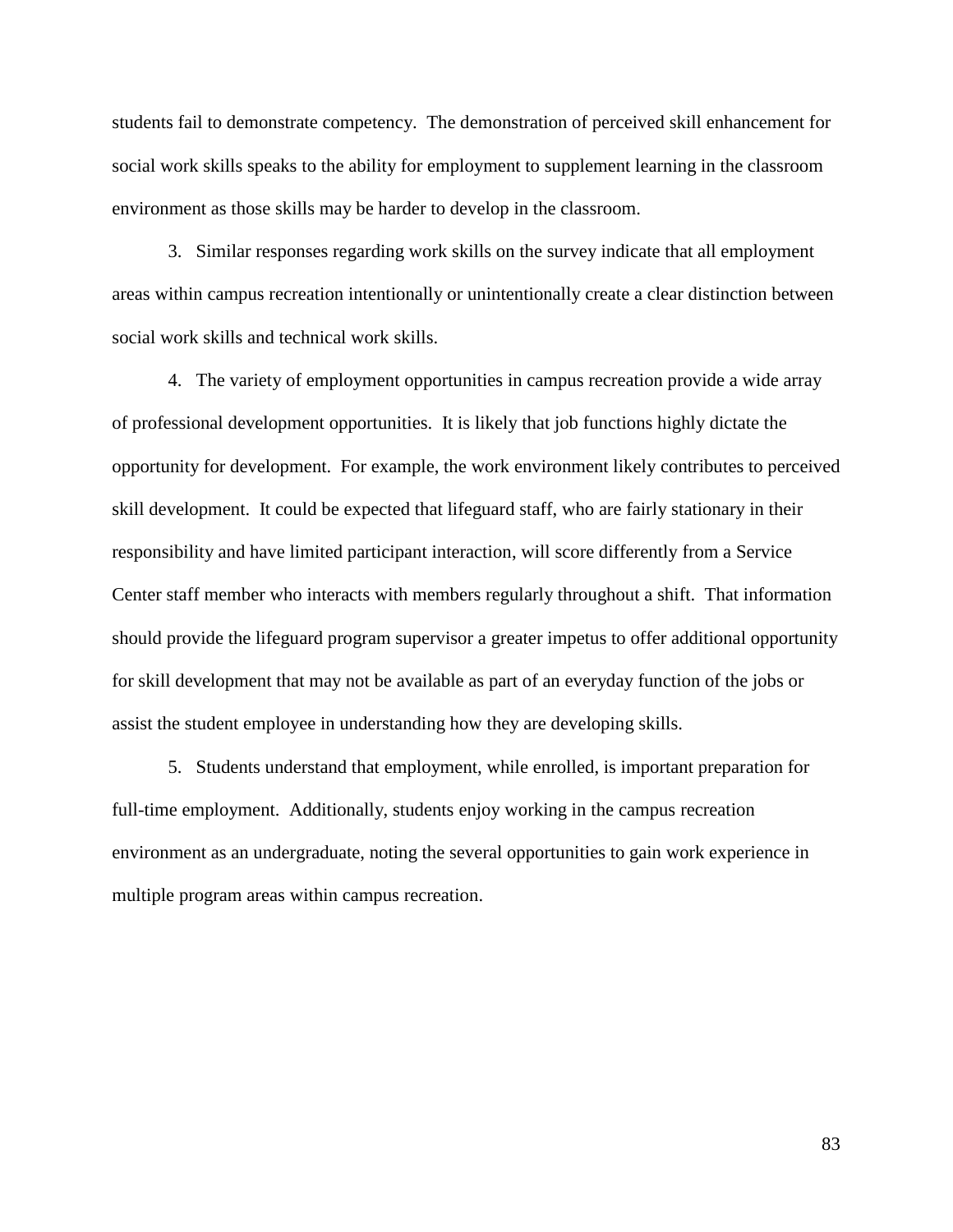students fail to demonstrate competency. The demonstration of perceived skill enhancement for social work skills speaks to the ability for employment to supplement learning in the classroom environment as those skills may be harder to develop in the classroom.

3. Similar responses regarding work skills on the survey indicate that all employment areas within campus recreation intentionally or unintentionally create a clear distinction between social work skills and technical work skills.

4. The variety of employment opportunities in campus recreation provide a wide array of professional development opportunities. It is likely that job functions highly dictate the opportunity for development. For example, the work environment likely contributes to perceived skill development. It could be expected that lifeguard staff, who are fairly stationary in their responsibility and have limited participant interaction, will score differently from a Service Center staff member who interacts with members regularly throughout a shift. That information should provide the lifeguard program supervisor a greater impetus to offer additional opportunity for skill development that may not be available as part of an everyday function of the jobs or assist the student employee in understanding how they are developing skills.

5. Students understand that employment, while enrolled, is important preparation for full-time employment. Additionally, students enjoy working in the campus recreation environment as an undergraduate, noting the several opportunities to gain work experience in multiple program areas within campus recreation.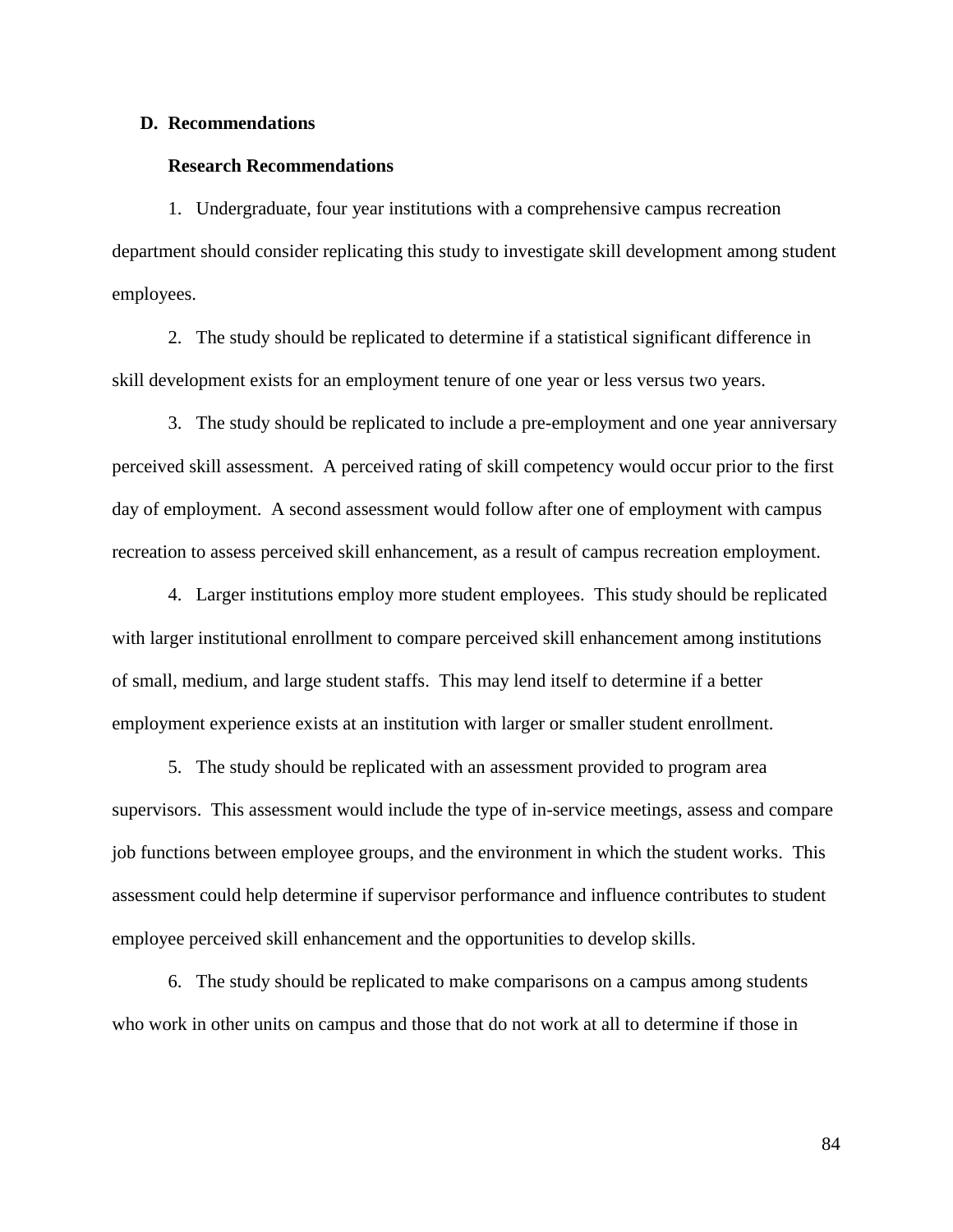## D. Recommendations

### Research Recommendations

1. Undergraduate, four year institutions with a comprehensive campus recreation department should consider replicating this study to investigate skill development among student employees.

2. The study should be replicated to determine if a statistical significant difference in skill development exists for an employment tenure of one year or less versus two years.

3. The study should be replicated to include a pre-employment and one year anniversary perceived skill assessment. A perceived rating of skill competency would occur prior to the first day of employment. A second assessment would follow after one of employment with campus recreation to assess perceived skill enhancement, as a result of campus recreation employment.

4. Larger institutions employ more student employees. This study should be replicated with larger institutional enrollment to compare perceived skill enhancement among institutions of small, medium, and large student staffs. This may lend itself to determine if a better employment experience exists at an institution with larger or smaller student enrollment.

5. The study should be replicated with an assessment provided to program area supervisors. This assessment would include the type of in-service meetings, assess and compare job functions between employee groups, and the environment in which the student works. This assessment could help determine if supervisor performance and influence contributes to student employee perceived skill enhancement and the opportunities to develop skills.

6. The study should be replicated to make comparisons on a campus among students who work in other units on campus and those that do not work at all to determine if those in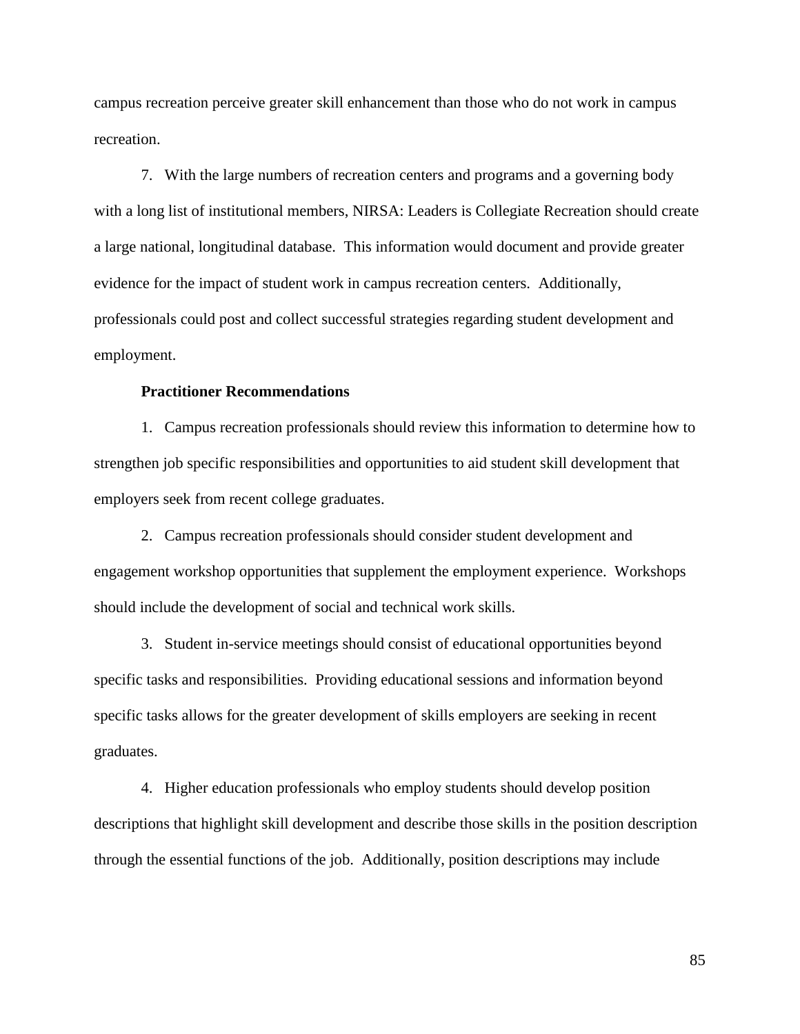campus recreation perceive greater skill enhancement than those who do not work in campus recreation.

7. With the large numbers of recreation centers and programs and a governing body with a long list of institutional members, NIRSA: Leaders is Collegiate Recreation should create a large national, longitudinal database. This information would document and provide greater evidence for the impact of student work in campus recreation centers. Additionally, professionals could post and collect successful strategies regarding student development and employment.

**Practitioner Recommendations**

1. Campus recreation professionals should review this information to determine how to strengthen job specific responsibilities and opportunities to aid student skill development that employers seek from recent college graduates.

2. Campus recreation professionals should consider student development and engagement workshop opportunities that supplement the employment experience. Workshops should include the development of social and technical work skills.

3. Student in-service meetings should consist of educational opportunities beyond specific tasks and responsibilities. Providing educational sessions and information beyond specific tasks allows for the greater development of skills employers are seeking in recent graduates.

4. Higher education professionals who employ students should develop position descriptions that highlight skill development and describe those skills in the position description through the essential functions of the job. Additionally, position descriptions may include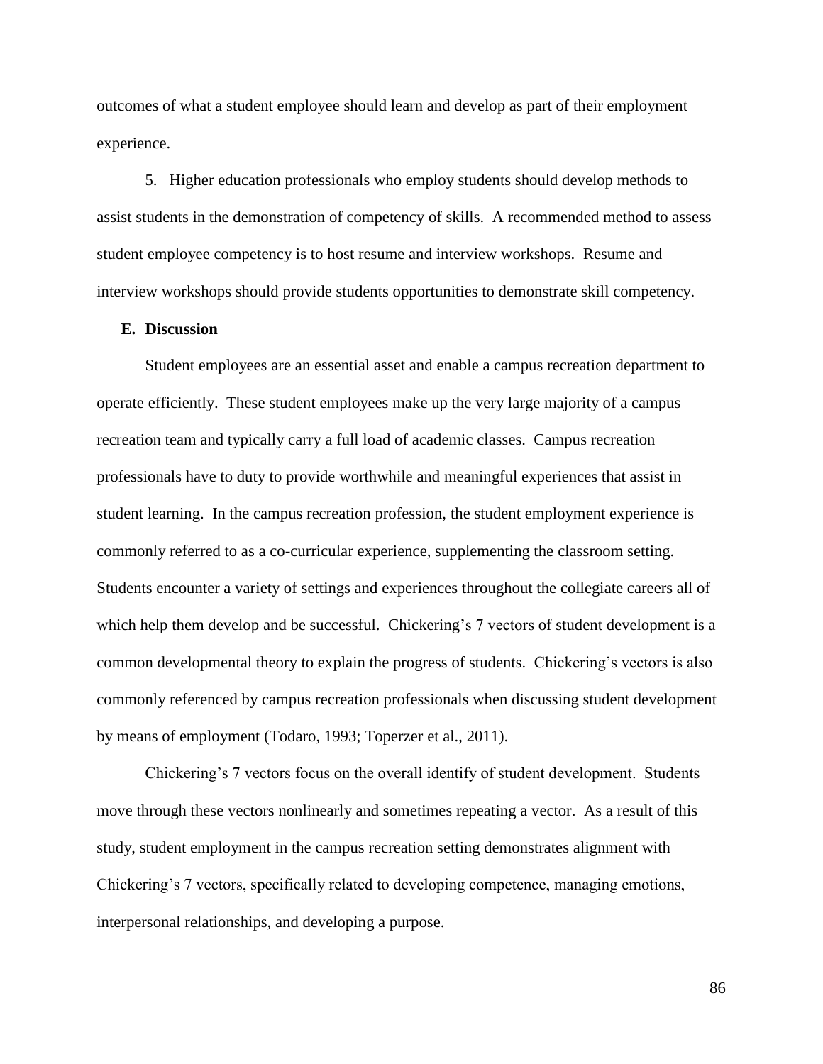outcomes of what a student employee should learn and develop as part of their employment experience.

5. Higher education professionals who employ students should develop methods to assist students in the demonstration of competency of skills. A recommended method to assess student employee competency is to host resume and interview workshops. Resume and interview workshops should provide students opportunities to demonstrate skill competency.

### E. Discussion

Student employees are an essential asset and enable a campus recreation department to operate efficiently. These student employees make up the very large majority of a campus recreation team and typically carry a full load of academic classes. Campus recreation professionals have to duty to provide worthwhile and meaningful experiences that assist in student learning. In the campus recreation profession, the student employment experience is commonly referred to as a co-curricular experience, supplementing the classroom setting. Students encounter a variety of settings and experiences throughout the collegiate careers all of which help them develop and be successful. Chickering's 7 vectors of student development is a common developmental theory to explain the progress of students. Chickering's vectors is also commonly referenced by campus recreation professionals when discussing student development by means of employment (Todaro, 1993; Toperzer et al., 2011).

Chickering's 7 vectors focus on the overall identify of student development. Students move through these vectors nonlinearly and sometimes repeating a vector. As a result of this study, student employment in the campus recreation setting demonstrates alignment with Chickering's 7 vectors, specifically related to developing competence, managing emotions, interpersonal relationships, and developing a purpose.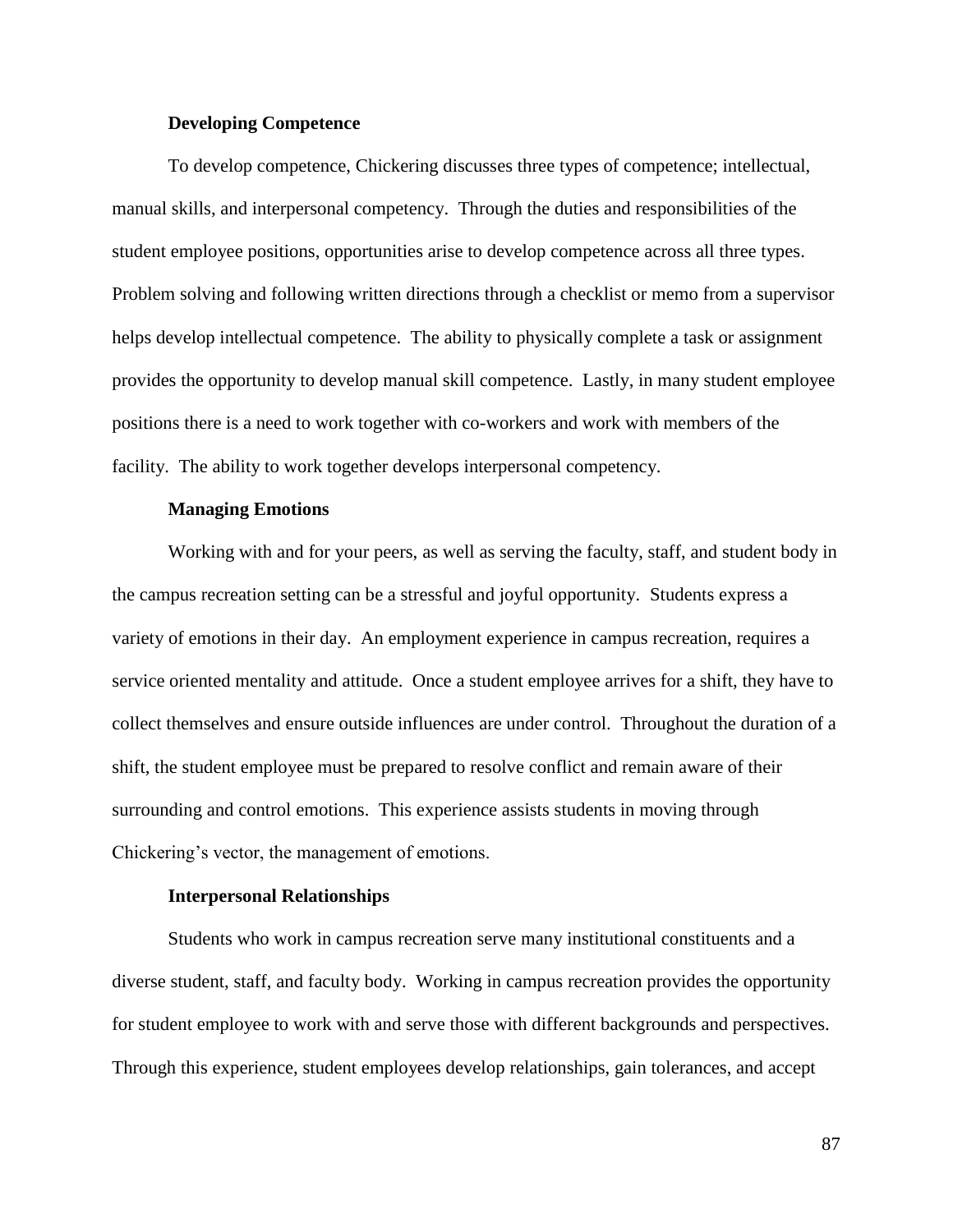### Developing Competence

To develop competence, Chickering discusses three types of competence; intellectual, manual skills, and interpersonal competency. Through the duties and responsibilities of the student employee positions, opportunities arise to develop competence across all three types. Problem solving and following written directions through a checklist or memo from a supervisor helps develop intellectual competence. The ability to physically complete a task or assignment provides the opportunity to develop manual skill competence. Lastly, in many student employee positions there is a need to work together with co-workers and work with members of the facility. The ability to work together develops interpersonal competency.

### Managing Emotions

Working with and for your peers, as well as serving the faculty, staff, and student body in the campus recreation setting can be a stressful and joyful opportunity. Students express a variety of emotions in their day. An employment experience in campus recreation, requires a service oriented mentality and attitude. Once a student employee arrives for a shift, they have to collect themselves and ensure outside influences are under control. Throughout the duration of a shift, the student employee must be prepared to resolve conflict and remain aware of their surrounding and control emotions. This experience assists students in moving through Chickering's vector, the management of emotions.

### Interpersonal Relationships

Students who work in campus recreation serve many institutional constituents and a diverse student, staff, and faculty body. Working in campus recreation provides the opportunity for student employee to work with and serve those with different backgrounds and perspectives. Through this experience, student employees develop relationships, gain tolerances, and accept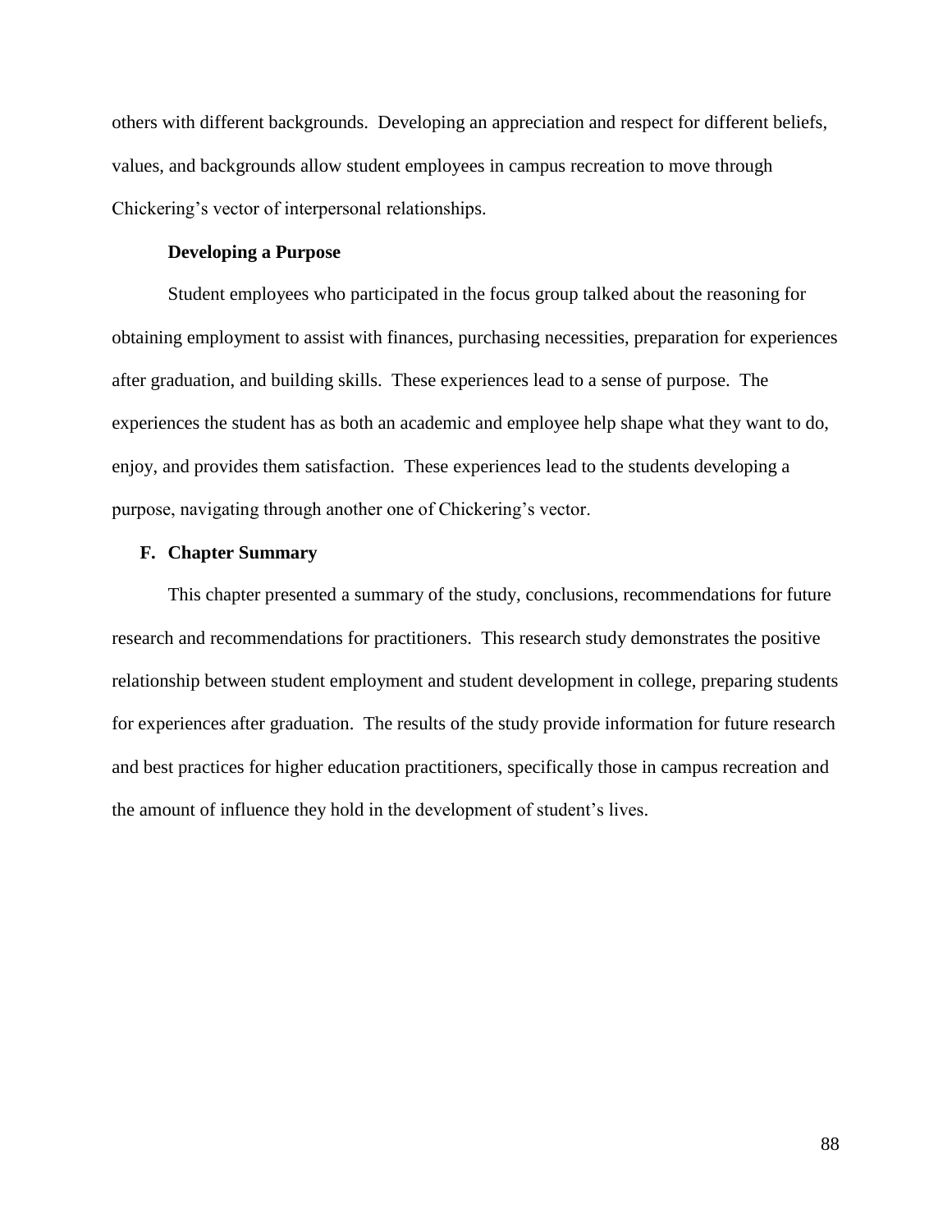others with different backgrounds. Developing an appreciation and respect for different beliefs, values, and backgrounds allow student employees in campus recreation to move through Chickering's vector of interpersonal relationships.

### Developing a Purpose

Student employees who participated in the focus group talked about the reasoning for obtaining employment to assist with finances, purchasing necessities, preparation for experiences after graduation, and building skills. These experiences lead to a sense of purpose. The experiences the student has as both an academic and employee help shape what they want to do, enjoy, and provides them satisfaction. These experiences lead to the students developing a purpose, navigating through another one of Chickering's vector.

## F. Chapter Summary

This chapter presented a summary of the study, conclusions, recommendations for future research and recommendations for practitioners. This research study demonstrates the positive relationship between student employment and student development in college, preparing students for experiences after graduation. The results of the study provide information for future research and best practices for higher education practitioners, specifically those in campus recreation and the amount of influence they hold in the development of student's lives.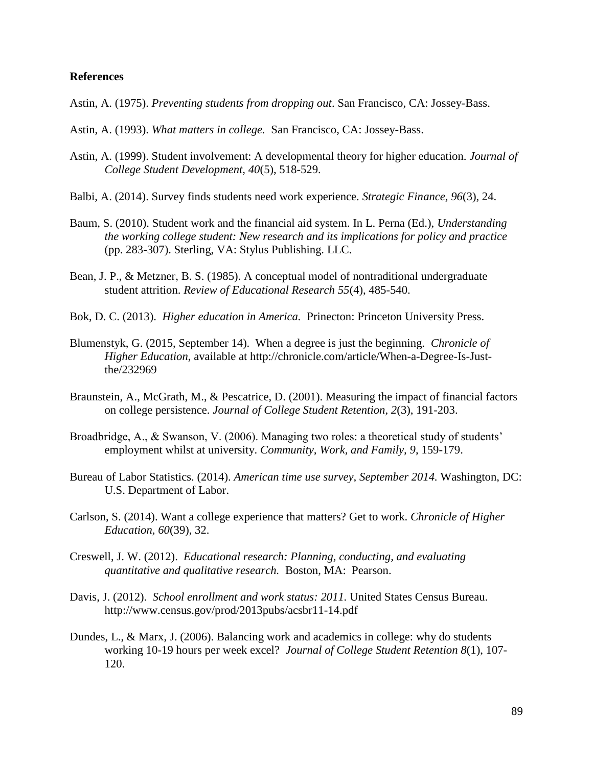**References**

Astin, A. (1975). *Preventing students from dropping out*. San Francisco, CA: Jossey-Bass.

Astin, A. (1993). *What matters in college.* San Francisco, CA: Jossey-Bass.

Astin, A. (1999). Student involvement: A developmental theory for higher education. *Journal of College Student Development, 40*(5), 518-529.

Balbi, A. (2014). Survey finds students need work experience. *Strategic Finance, 96*(3), 24.

Baum, S. (2010). Student work and the financial aid system. In L. Perna (Ed.), *Understanding the working college student: New research and its implications for policy and practice* (pp. 283-307). Sterling, VA: Stylus Publishing. LLC.

Bean, J. P., & Metzner, B. S. (1985). A conceptual model of nontraditional undergraduate student attrition. *Review of Educational Research 55*(4), 485-540.

Bok, D. C. (2013). *Higher education in America.* Prinecton: Princeton University Press.

Blumenstyk, G. (2015, September 14). When a degree is just the beginning. *Chronicle of Higher Education*, available at http://chronicle.com/article/When-a-Degree-Is-Just-the/232969

Braunstein, A., McGrath, M., & Pescatrice, D. (2001). Measuring the impact of financial factors on college persistence. *Journal of College Student Retention, 2*(3), 191-203.

Broadbridge, A., & Swanson, V. (2006). Managing two roles: a theoretical study of students' employment whilst at university. *Community, Work, and Family, 9*, 159-179.

Bureau of Labor Statistics. (2014). *American time use survey, September 2014.* Washington, DC: U.S. Department of Labor.

Carlson, S. (2014). Want a college experience that matters? Get to work. *Chronicle of Higher Education, 60*(39), 32.

Creswell, J. W. (2012). *Educational research: Planning, conducting, and evaluating quantitative and qualitative research.* Boston, MA: Pearson.

Davis, J. (2012). *School enrollment and work status: 2011.* United States Census Bureau. http://www.census.gov/prod/2013pubs/acsbr11-14.pdf

Dundes, L., & Marx, J. (2006). Balancing work and academics in college: why do students working 10-19 hours per week excel? *Journal of College Student Retention 8*(1), 107-120.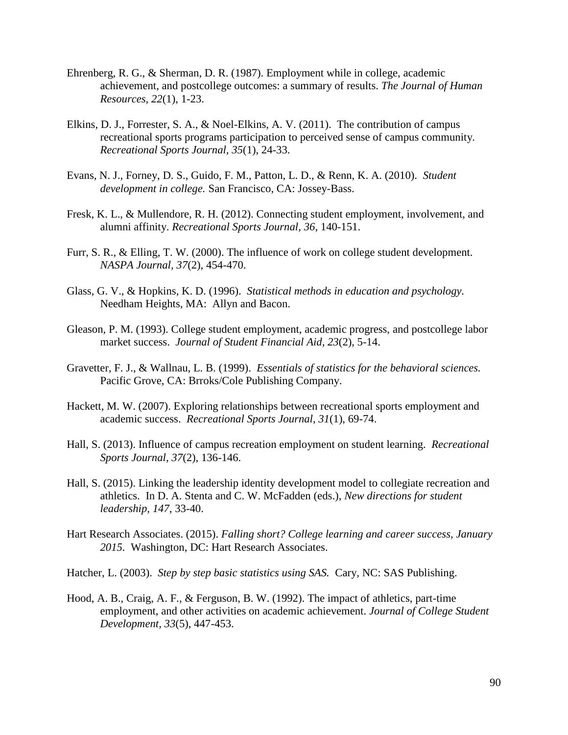Ehrenberg, R. G., & Sherman, D. R. (1987). Employment while in college, academic achievement, and postcollege outcomes: a summary of results. *The Journal of Human Resources, 22*(1), 1-23.

Elkins, D. J., Forrester, S. A., & Noel-Elkins, A. V. (2011). The contribution of campus recreational sports programs participation to perceived sense of campus community. *Recreational Sports Journal, 35*(1), 24-33.

Evans, N. J., Forney, D. S., Guido, F. M., Patton, L. D., & Renn, K. A. (2010). *Student development in college.* San Francisco, CA: Jossey-Bass.

Fresk, K. L., & Mullendore, R. H. (2012). Connecting student employment, involvement, and alumni affinity. *Recreational Sports Journal, 36*, 140-151.

Furr, S. R., & Elling, T. W. (2000). The influence of work on college student development. *NASPA Journal, 37*(2), 454-470.

Glass, G. V., & Hopkins, K. D. (1996). *Statistical methods in education and psychology.* Needham Heights, MA: Allyn and Bacon.

Gleason, P. M. (1993). College student employment, academic progress, and postcollege labor market success. *Journal of Student Financial Aid, 23*(2), 5-14.

Gravetter, F. J., & Wallnau, L. B. (1999). *Essentials of statistics for the behavioral sciences.* Pacific Grove, CA: Brroks/Cole Publishing Company.

Hackett, M. W. (2007). Exploring relationships between recreational sports employment and academic success. *Recreational Sports Journal, 31*(1), 69-74.

Hall, S. (2013). Influence of campus recreation employment on student learning. *Recreational Sports Journal, 37*(2), 136-146.

Hall, S. (2015). Linking the leadership identity development model to collegiate recreation and athletics. In D. A. Stenta and C. W. McFadden (eds.), *New directions for student leadership, 147*, 33-40.

Hart Research Associates. (2015). *Falling short? College learning and career success, January 2015.* Washington, DC: Hart Research Associates.

Hatcher, L. (2003). *Step by step basic statistics using SAS.* Cary, NC: SAS Publishing.

Hood, A. B., Craig, A. F., & Ferguson, B. W. (1992). The impact of athletics, part-time employment, and other activities on academic achievement. *Journal of College Student Development, 33*(5), 447-453.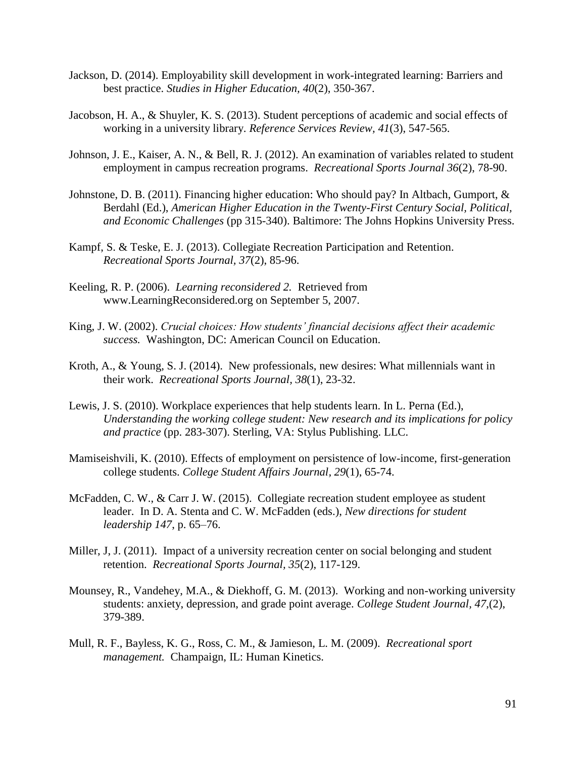Jackson, D. (2014). Employability skill development in work-integrated learning: Barriers and best practice. *Studies in Higher Education, 40*(2), 350-367.

Jacobson, H. A., & Shuyler, K. S. (2013). Student perceptions of academic and social effects of working in a university library. *Reference Services Review, 41*(3), 547-565.

Johnson, J. E., Kaiser, A. N., & Bell, R. J. (2012). An examination of variables related to student employment in campus recreation programs. *Recreational Sports Journal 36*(2), 78-90.

Johnstone, D. B. (2011). Financing higher education: Who should pay? In Altbach, Gumport, & Berdahl (Ed.), *American Higher Education in the Twenty-First Century Social, Political, and Economic Challenges* (pp 315-340). Baltimore: The Johns Hopkins University Press.

Kampf, S. & Teske, E. J. (2013). Collegiate Recreation Participation and Retention. *Recreational Sports Journal, 37*(2), 85-96.

Keeling, R. P. (2006). *Learning reconsidered 2.* Retrieved from www.LearningReconsidered.org on September 5, 2007.

King, J. W. (2002). *Crucial choices: How students' financial decisions affect their academic success.* Washington, DC: American Council on Education.

Kroth, A., & Young, S. J. (2014). New professionals, new desires: What millennials want in their work. *Recreational Sports Journal, 38*(1), 23-32.

Lewis, J. S. (2010). Workplace experiences that help students learn. In L. Perna (Ed.), *Understanding the working college student: New research and its implications for policy and practice* (pp. 283-307). Sterling, VA: Stylus Publishing. LLC.

Mamiseishvili, K. (2010). Effects of employment on persistence of low-income, first-generation college students. *College Student Affairs Journal, 29*(1), 65-74.

McFadden, C. W., & Carr J. W. (2015). Collegiate recreation student employee as student leader. In D. A. Stenta and C. W. McFadden (eds.), *New directions for student leadership 147*, p. 65–76.

Miller, J, J. (2011). Impact of a university recreation center on social belonging and student retention. *Recreational Sports Journal, 35*(2), 117-129.

Mounsey, R., Vandehey, M.A., & Diekhoff, G. M. (2013). Working and non-working university students: anxiety, depression, and grade point average. *College Student Journal, 47,*(2), 379-389.

Mull, R. F., Bayless, K. G., Ross, C. M., & Jamieson, L. M. (2009). *Recreational sport management.* Champaign, IL: Human Kinetics.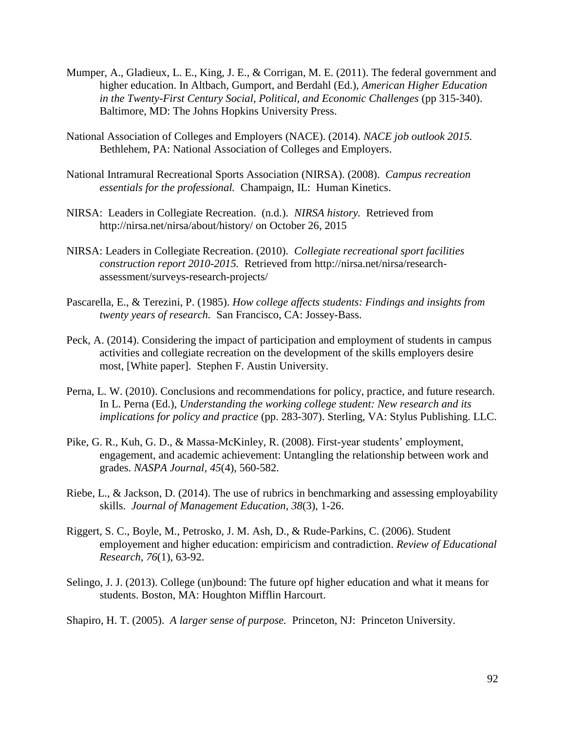Mumper, A., Gladieux, L. E., King, J. E., & Corrigan, M. E. (2011). The federal government and higher education. In Altbach, Gumport, and Berdahl (Ed.), *American Higher Education in the Twenty-First Century Social, Political, and Economic Challenges* (pp 315-340). Baltimore, MD: The Johns Hopkins University Press.

National Association of Colleges and Employers (NACE). (2014). *NACE job outlook 2015.* Bethlehem, PA: National Association of Colleges and Employers.

National Intramural Recreational Sports Association (NIRSA). (2008). *Campus recreation essentials for the professional.* Champaign, IL: Human Kinetics.

NIRSA: Leaders in Collegiate Recreation. (n.d.). *NIRSA history.* Retrieved from http://nirsa.net/nirsa/about/history/ on October 26, 2015

NIRSA: Leaders in Collegiate Recreation. (2010). *Collegiate recreational sport facilities construction report 2010-2015.* Retrieved from http://nirsa.net/nirsa/research-assessment/surveys-research-projects/

Pascarella, E., & Terezini, P. (1985). *How college affects students: Findings and insights from twenty years of research.* San Francisco, CA: Jossey-Bass.

Peck, A. (2014). Considering the impact of participation and employment of students in campus activities and collegiate recreation on the development of the skills employers desire most, [White paper]. Stephen F. Austin University.

Perna, L. W. (2010). Conclusions and recommendations for policy, practice, and future research. In L. Perna (Ed.), *Understanding the working college student: New research and its implications for policy and practice* (pp. 283-307). Sterling, VA: Stylus Publishing. LLC.

Pike, G. R., Kuh, G. D., & Massa-McKinley, R. (2008). First-year students' employment, engagement, and academic achievement: Untangling the relationship between work and grades. *NASPA Journal*, *45*(4), 560-582.

Riebe, L., & Jackson, D. (2014). The use of rubrics in benchmarking and assessing employability skills. *Journal of Management Education, 38*(3), 1-26.

Riggert, S. C., Boyle, M., Petrosko, J. M. Ash, D., & Rude-Parkins, C. (2006). Student employement and higher education: empiricism and contradiction. *Review of Educational Research*, *76*(1), 63-92.

Selingo, J. J. (2013). College (un)bound: The future opf higher education and what it means for students. Boston, MA: Houghton Mifflin Harcourt.

Shapiro, H. T. (2005). *A larger sense of purpose.* Princeton, NJ: Princeton University.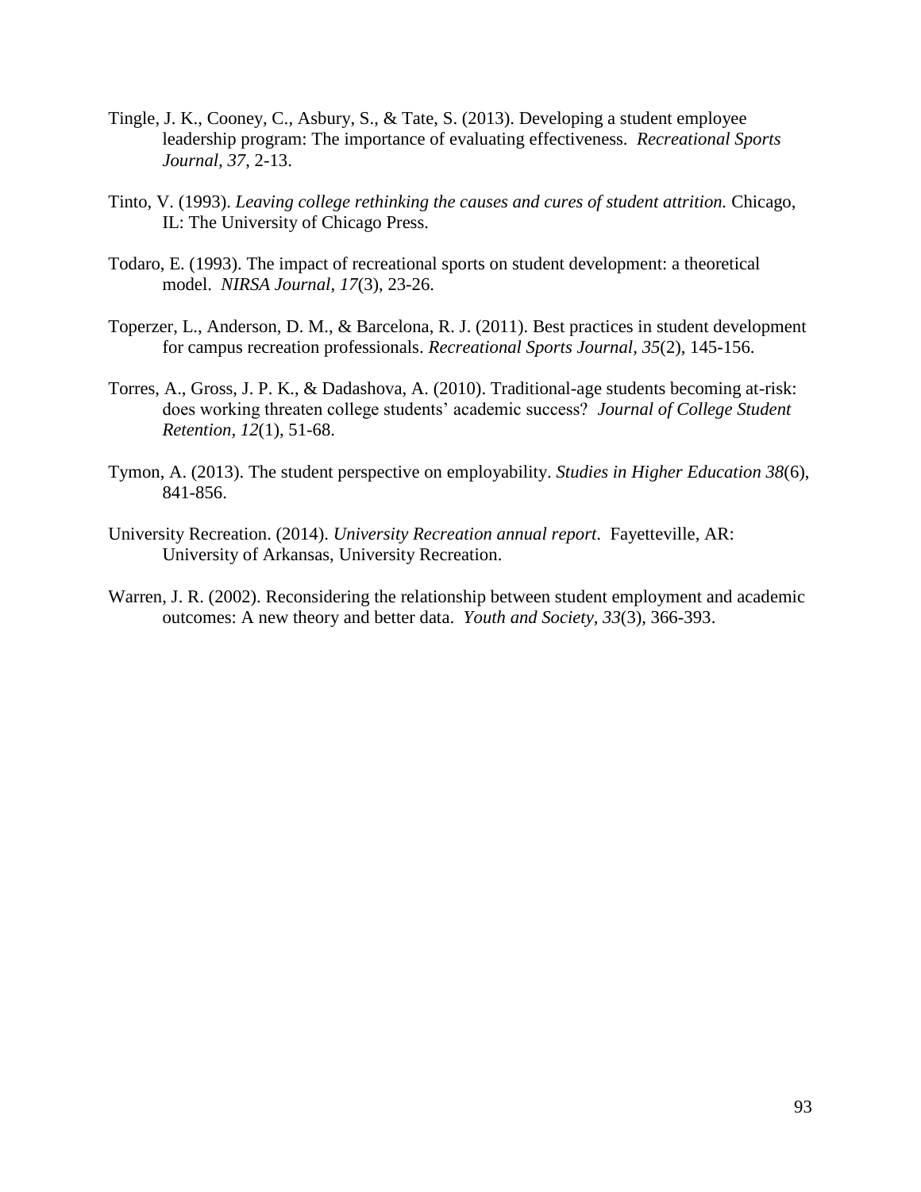Tingle, J. K., Cooney, C., Asbury, S., & Tate, S. (2013). Developing a student employee leadership program: The importance of evaluating effectiveness. *Recreational Sports Journal, 37*, 2-13.

Tinto, V. (1993). *Leaving college rethinking the causes and cures of student attrition.* Chicago, IL: The University of Chicago Press.

Todaro, E. (1993). The impact of recreational sports on student development: a theoretical model. *NIRSA Journal, 17*(3), 23-26.

Toperzer, L., Anderson, D. M., & Barcelona, R. J. (2011). Best practices in student development for campus recreation professionals. *Recreational Sports Journal, 35*(2), 145-156.

Torres, A., Gross, J. P. K., & Dadashova, A. (2010). Traditional-age students becoming at-risk: does working threaten college students' academic success? *Journal of College Student Retention, 12*(1), 51-68.

Tymon, A. (2013). The student perspective on employability. *Studies in Higher Education 38*(6), 841-856.

University Recreation. (2014). *University Recreation annual report*. Fayetteville, AR: University of Arkansas, University Recreation.

Warren, J. R. (2002). Reconsidering the relationship between student employment and academic outcomes: A new theory and better data. *Youth and Society, 33*(3), 366-393.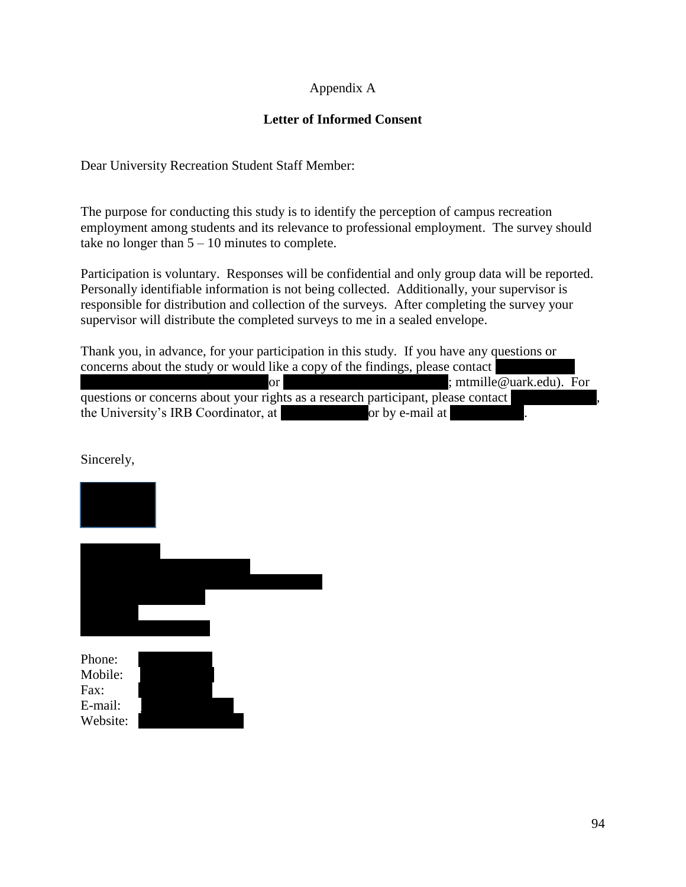Appendix A

**Letter of Informed Consent**

Dear University Recreation Student Staff Member:

The purpose for conducting this study is to identify the perception of campus recreation employment among students and its relevance to professional employment. The survey should take no longer than 5 – 10 minutes to complete.

Participation is voluntary. Responses will be confidential and only group data will be reported. Personally identifiable information is not being collected. Additionally, your supervisor is responsible for distribution and collection of the surveys. After completing the survey your supervisor will distribute the completed surveys to me in a sealed envelope.

Thank you, in advance, for your participation in this study. If you have any questions or concerns about the study or would like a copy of the findings, please contact or ; mtmille@uark.edu). For questions or concerns about your rights as a research participant, please contact , the University's IRB Coordinator, at or by e-mail at .

Sincerely,

Phone:
Mobile:
Fax:
E-mail:
Website: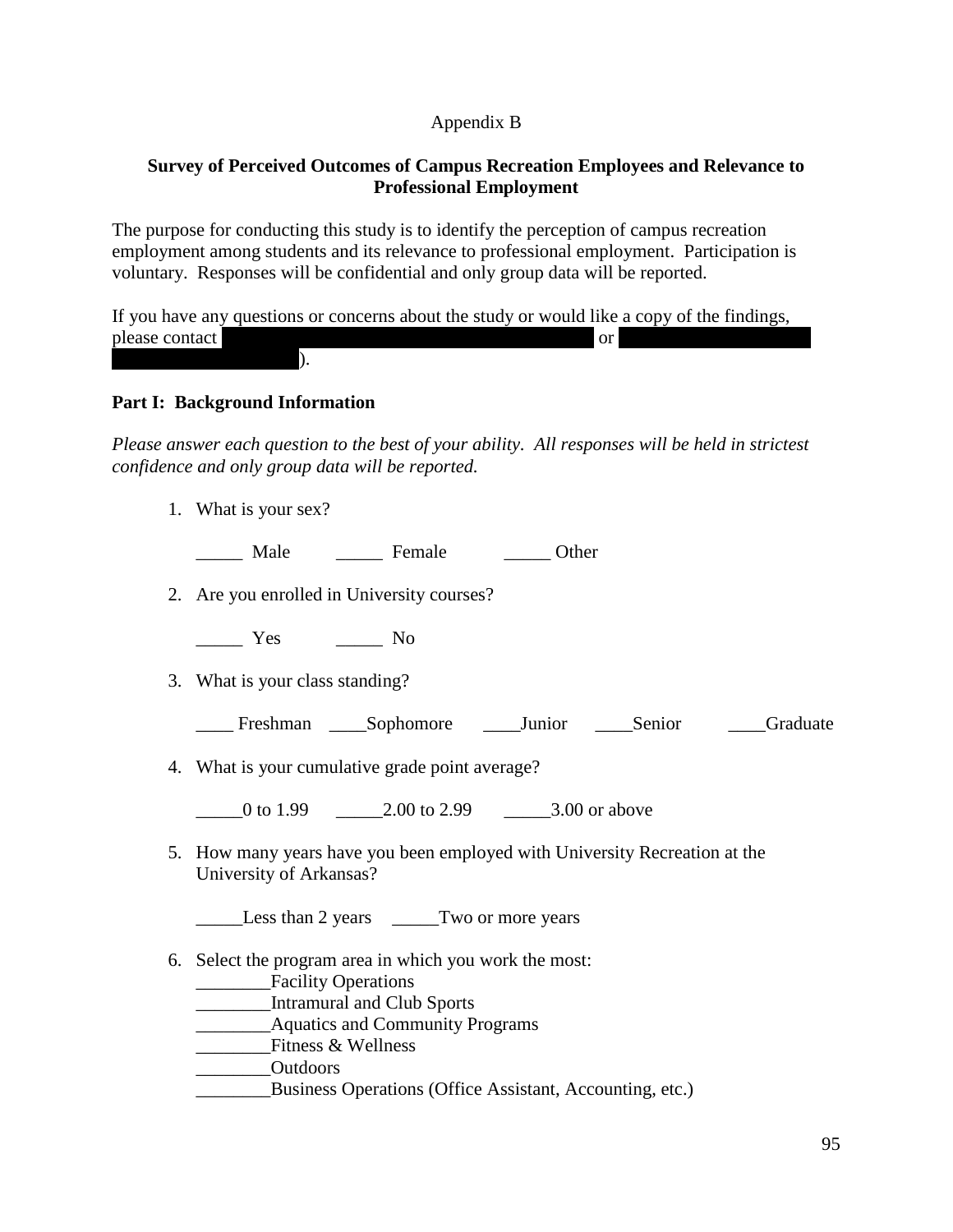Appendix B

**Survey of Perceived Outcomes of Campus Recreation Employees and Relevance to Professional Employment**

The purpose for conducting this study is to identify the perception of campus recreation employment among students and its relevance to professional employment. Participation is voluntary. Responses will be confidential and only group data will be reported.

If you have any questions or concerns about the study or would like a copy of the findings, please contact [redacted] or [redacted]).

**Part I: Background Information**

*Please answer each question to the best of your ability. All responses will be held in strictest confidence and only group data will be reported.*

1. What is your sex?

   _____ Male _____ Female _____ Other

2. Are you enrolled in University courses?

   _____ Yes _____ No

3. What is your class standing?

   ____ Freshman ____Sophomore ____Junior ____Senior ____Graduate

4. What is your cumulative grade point average?

   _____0 to 1.99 _____2.00 to 2.99 _____3.00 or above

5. How many years have you been employed with University Recreation at the University of Arkansas?

   _____Less than 2 years _____Two or more years

6. Select the program area in which you work the most:
   ________Facility Operations
   ________Intramural and Club Sports
   ________Aquatics and Community Programs
   ________Fitness & Wellness
   ________Outdoors
   ________Business Operations (Office Assistant, Accounting, etc.)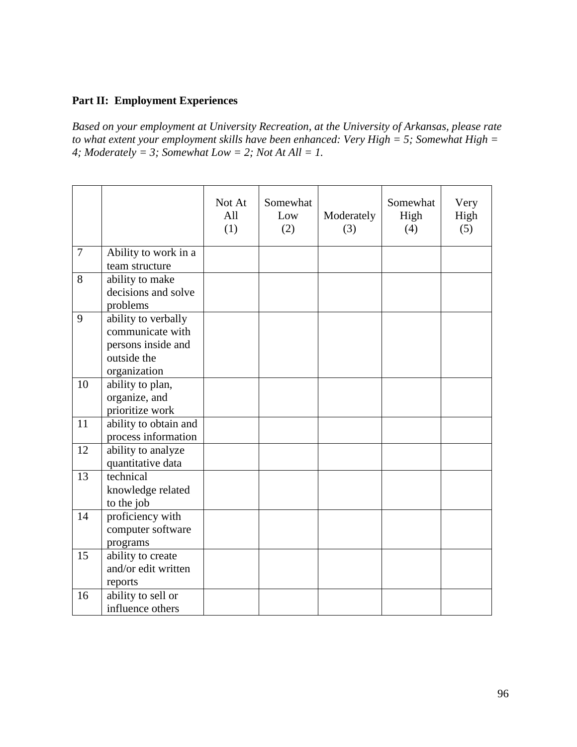**Part II: Employment Experiences**

*Based on your employment at University Recreation, at the University of Arkansas, please rate to what extent your employment skills have been enhanced: Very High = 5; Somewhat High = 4; Moderately = 3; Somewhat Low = 2; Not At All = 1.*

| | | Not At All (1) | Somewhat Low (2) | Moderately (3) | Somewhat High (4) | Very High (5) |
|---|---|---|---|---|---|---|
| 7 | Ability to work in a team structure | | | | | |
| 8 | ability to make decisions and solve problems | | | | | |
| 9 | ability to verbally communicate with persons inside and outside the organization | | | | | |
| 10 | ability to plan, organize, and prioritize work | | | | | |
| 11 | ability to obtain and process information | | | | | |
| 12 | ability to analyze quantitative data | | | | | |
| 13 | technical knowledge related to the job | | | | | |
| 14 | proficiency with computer software programs | | | | | |
| 15 | ability to create and/or edit written reports | | | | | |
| 16 | ability to sell or influence others | | | | | |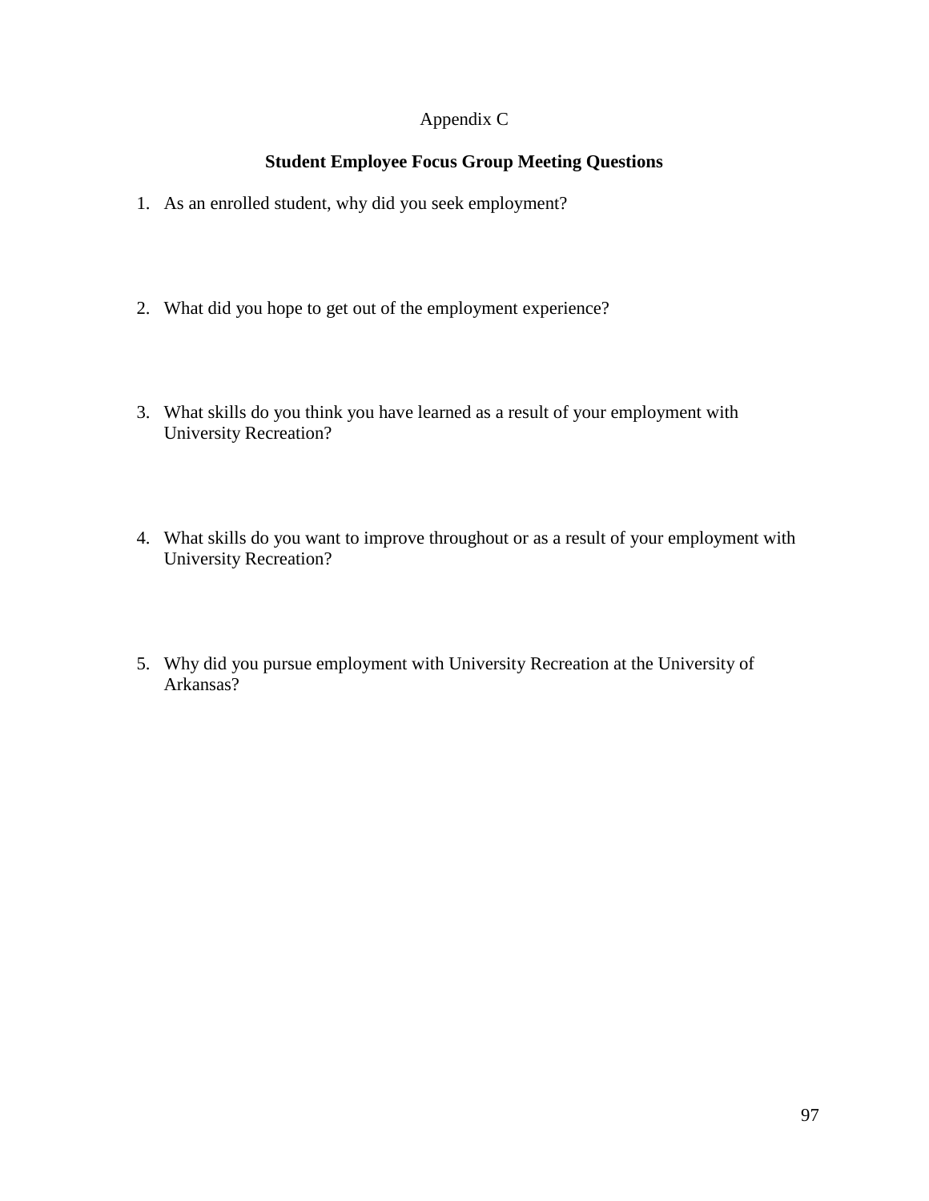Appendix C

## Student Employee Focus Group Meeting Questions

1. As an enrolled student, why did you seek employment?

2. What did you hope to get out of the employment experience?

3. What skills do you think you have learned as a result of your employment with University Recreation?

4. What skills do you want to improve throughout or as a result of your employment with University Recreation?

5. Why did you pursue employment with University Recreation at the University of Arkansas?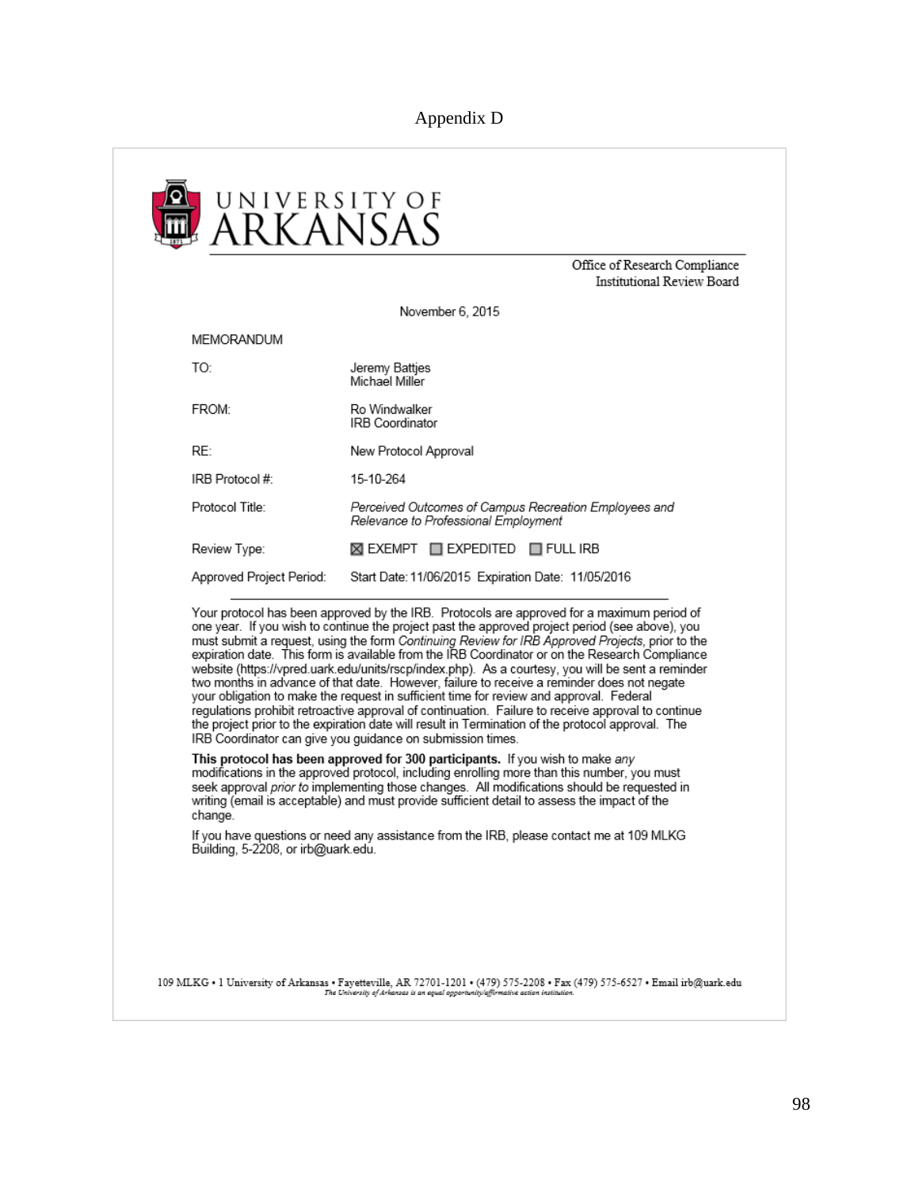# Appendix D

UNIVERSITY OF ARKANSAS

Office of Research Compliance
Institutional Review Board

November 6, 2015

MEMORANDUM

| | |
|---|---|
| TO: | Jeremy Battjes<br>Michael Miller |
| FROM: | Ro Windwalker<br>IRB Coordinator |
| RE: | New Protocol Approval |
| IRB Protocol #: | 15-10-264 |
| Protocol Title: | *Perceived Outcomes of Campus Recreation Employees and Relevance to Professional Employment* |
| Review Type: | ☒ EXEMPT ☐ EXPEDITED ☐ FULL IRB |
| Approved Project Period: | Start Date: 11/06/2015 Expiration Date: 11/05/2016 |

Your protocol has been approved by the IRB. Protocols are approved for a maximum period of one year. If you wish to continue the project past the approved project period (see above), you must submit a request, using the form *Continuing Review for IRB Approved Projects*, prior to the expiration date. This form is available from the IRB Coordinator or on the Research Compliance website (https://vpred.uark.edu/units/rscp/index.php). As a courtesy, you will be sent a reminder two months in advance of that date. However, failure to receive a reminder does not negate your obligation to make the request in sufficient time for review and approval. Federal regulations prohibit retroactive approval of continuation. Failure to receive approval to continue the project prior to the expiration date will result in Termination of the protocol approval. The IRB Coordinator can give you guidance on submission times.

**This protocol has been approved for 300 participants.** If you wish to make *any* modifications in the approved protocol, including enrolling more than this number, you must seek approval *prior to* implementing those changes. All modifications should be requested in writing (email is acceptable) and must provide sufficient detail to assess the impact of the change.

If you have questions or need any assistance from the IRB, please contact me at 109 MLKG Building, 5-2208, or irb@uark.edu.

109 MLKG • 1 University of Arkansas • Fayetteville, AR 72701-1201 • (479) 575-2208 • Fax (479) 575-6527 • Email irb@uark.edu

*The University of Arkansas is an equal opportunity/affirmative action institution.*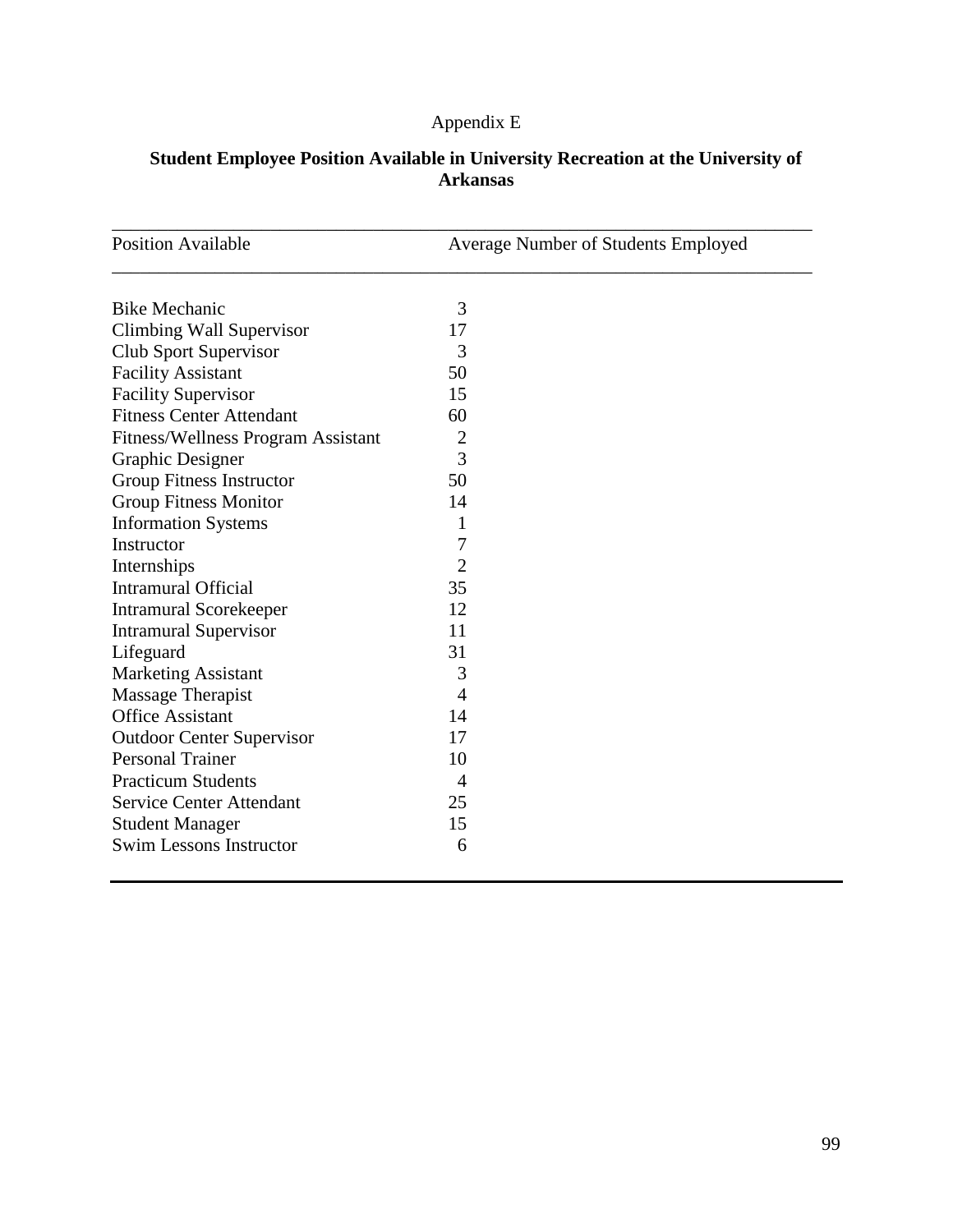Appendix E

**Student Employee Position Available in University Recreation at the University of Arkansas**

| Position Available | Average Number of Students Employed |
|---|---|
| Bike Mechanic | 3 |
| Climbing Wall Supervisor | 17 |
| Club Sport Supervisor | 3 |
| Facility Assistant | 50 |
| Facility Supervisor | 15 |
| Fitness Center Attendant | 60 |
| Fitness/Wellness Program Assistant | 2 |
| Graphic Designer | 3 |
| Group Fitness Instructor | 50 |
| Group Fitness Monitor | 14 |
| Information Systems | 1 |
| Instructor | 7 |
| Internships | 2 |
| Intramural Official | 35 |
| Intramural Scorekeeper | 12 |
| Intramural Supervisor | 11 |
| Lifeguard | 31 |
| Marketing Assistant | 3 |
| Massage Therapist | 4 |
| Office Assistant | 14 |
| Outdoor Center Supervisor | 17 |
| Personal Trainer | 10 |
| Practicum Students | 4 |
| Service Center Attendant | 25 |
| Student Manager | 15 |
| Swim Lessons Instructor | 6 |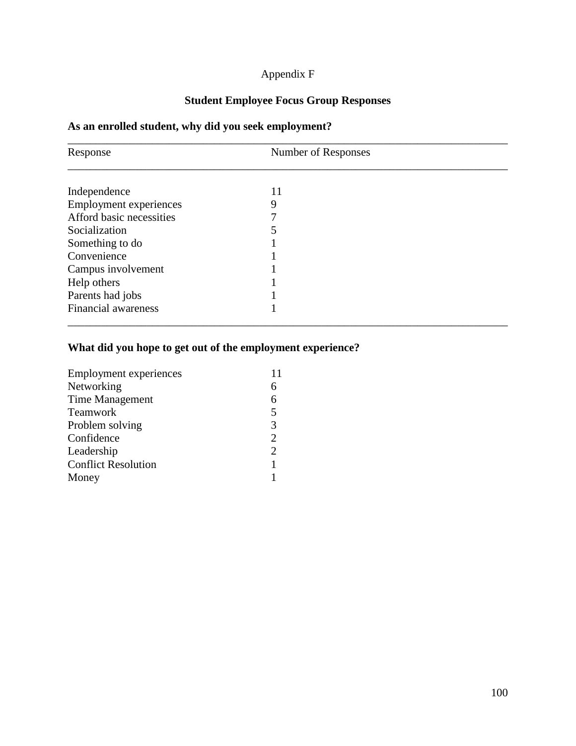Appendix F

## Student Employee Focus Group Responses

### As an enrolled student, why did you seek employment?

| Response | Number of Responses |
|---|---|
| Independence | 11 |
| Employment experiences | 9 |
| Afford basic necessities | 7 |
| Socialization | 5 |
| Something to do | 1 |
| Convenience | 1 |
| Campus involvement | 1 |
| Help others | 1 |
| Parents had jobs | 1 |
| Financial awareness | 1 |

### What did you hope to get out of the employment experience?

| Response | Number of Responses |
|---|---|
| Employment experiences | 11 |
| Networking | 6 |
| Time Management | 6 |
| Teamwork | 5 |
| Problem solving | 3 |
| Confidence | 2 |
| Leadership | 2 |
| Conflict Resolution | 1 |
| Money | 1 |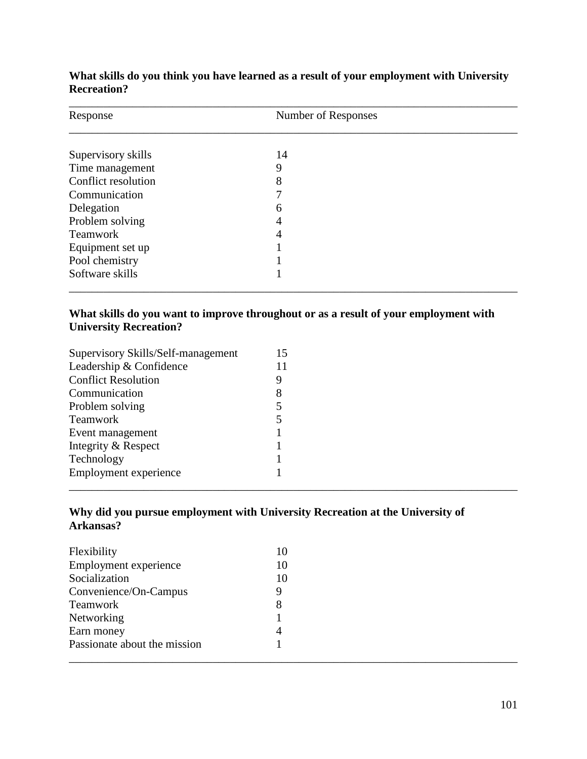**What skills do you think you have learned as a result of your employment with University Recreation?**

| Response | Number of Responses |
|---|---|
| Supervisory skills | 14 |
| Time management | 9 |
| Conflict resolution | 8 |
| Communication | 7 |
| Delegation | 6 |
| Problem solving | 4 |
| Teamwork | 4 |
| Equipment set up | 1 |
| Pool chemistry | 1 |
| Software skills | 1 |

**What skills do you want to improve throughout or as a result of your employment with University Recreation?**

| | |
|---|---|
| Supervisory Skills/Self-management | 15 |
| Leadership & Confidence | 11 |
| Conflict Resolution | 9 |
| Communication | 8 |
| Problem solving | 5 |
| Teamwork | 5 |
| Event management | 1 |
| Integrity & Respect | 1 |
| Technology | 1 |
| Employment experience | 1 |

**Why did you pursue employment with University Recreation at the University of Arkansas?**

| | |
|---|---|
| Flexibility | 10 |
| Employment experience | 10 |
| Socialization | 10 |
| Convenience/On-Campus | 9 |
| Teamwork | 8 |
| Networking | 1 |
| Earn money | 4 |
| Passionate about the mission | 1 |